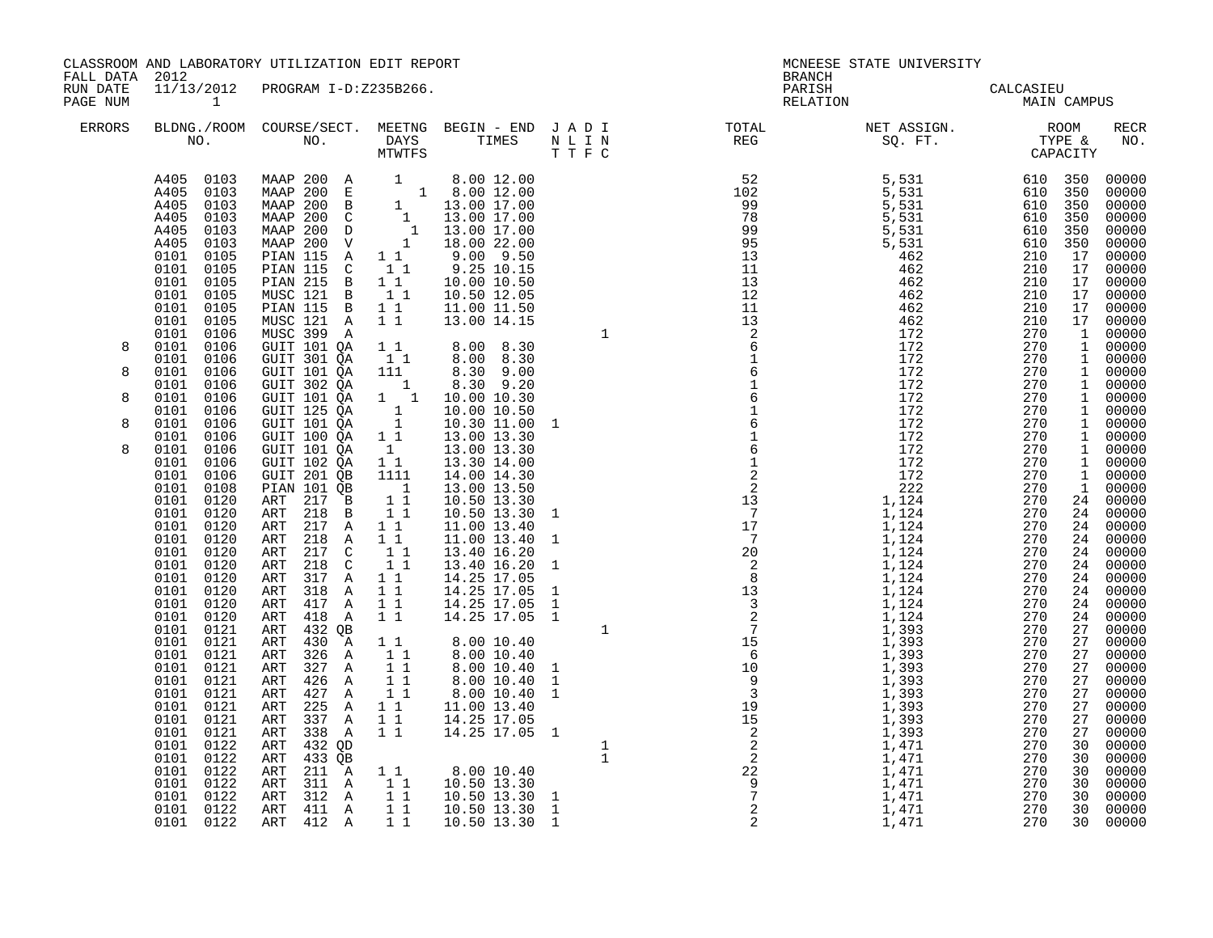CLASSROOM AND LABORATORY UTILIZATION EDIT REPORT
FALL DATA 2012
RUN DATE 11/13/2012 PROGRAM I-D:Z235B266.

MCNEESE STATE UNIVERSITY
BRANCH
PARISH CALCASIEU
RELATION MAIN CAMPUS

| ERRORS | BLDG. NO. | ROOM NO. | COURSE/SECT. NO. | M | T | W | T | F | S | BEGIN TIME | END TIME | J N T | A L T | D I F | I N C | TOTAL REG | NET ASSIGN. SQ. FT. | ROOM TYPE | CAPACITY | RECR NO. |
|---|---|---|---|---|---|---|---|---|---|---|---|---|---|---|---|---|---|---|---|---|
| | A405 | 0103 | MAAP 200 A | | | 1 | | | | 8.00 | 12.00 | | | | | 52 | 5,531 | 610 | 350 | 00000 |
| | A405 | 0103 | MAAP 200 E | | | | | | 1 | 8.00 | 12.00 | | | | | 102 | 5,531 | 610 | 350 | 00000 |
| | A405 | 0103 | MAAP 200 B | | 1 | | | | | 13.00 | 17.00 | | | | | 99 | 5,531 | 610 | 350 | 00000 |
| | A405 | 0103 | MAAP 200 C | | | | 1 | | | 13.00 | 17.00 | | | | | 78 | 5,531 | 610 | 350 | 00000 |
| | A405 | 0103 | MAAP 200 D | | | | | 1 | | 13.00 | 17.00 | | | | | 99 | 5,531 | 610 | 350 | 00000 |
| | A405 | 0103 | MAAP 200 V | | | | 1 | | | 18.00 | 22.00 | | | | | 95 | 5,531 | 610 | 350 | 00000 |
| | 0101 | 0105 | PIAN 115 A | 1 | | 1 | | | | 9.00 | 9.50 | | | | | 13 | 462 | 210 | 17 | 00000 |
| | 0101 | 0105 | PIAN 115 C | | 1 | | 1 | | | 9.25 | 10.15 | | | | | 11 | 462 | 210 | 17 | 00000 |
| | 0101 | 0105 | PIAN 215 B | 1 | | 1 | | | | 10.00 | 10.50 | | | | | 13 | 462 | 210 | 17 | 00000 |
| | 0101 | 0105 | MUSC 121 B | | 1 | | 1 | | | 10.50 | 12.05 | | | | | 12 | 462 | 210 | 17 | 00000 |
| | 0101 | 0105 | PIAN 115 B | 1 | | 1 | | | | 11.00 | 11.50 | | | | | 11 | 462 | 210 | 17 | 00000 |
| | 0101 | 0105 | MUSC 121 A | 1 | | 1 | | | | 13.00 | 14.15 | | | | | 13 | 462 | 210 | 17 | 00000 |
| | 0101 | 0106 | MUSC 399 A | | | | | | | | | | | | 1 | 2 | 172 | 270 | 1 | 00000 |
| 8 | 0101 | 0106 | GUIT 101 QA | 1 | | 1 | | | | 8.00 | 8.30 | | | | | 6 | 172 | 270 | 1 | 00000 |
| | 0101 | 0106 | GUIT 301 QA | | 1 | | 1 | | | 8.00 | 8.30 | | | | | 1 | 172 | 270 | 1 | 00000 |
| 8 | 0101 | 0106 | GUIT 101 QA | 1 | 1 | 1 | | | | 8.30 | 9.00 | | | | | 6 | 172 | 270 | 1 | 00000 |
| | 0101 | 0106 | GUIT 302 QA | | | | 1 | | | 8.30 | 9.20 | | | | | 1 | 172 | 270 | 1 | 00000 |
| 8 | 0101 | 0106 | GUIT 101 QA | 1 | | | | 1 | | 10.00 | 10.30 | | | | | 6 | 172 | 270 | 1 | 00000 |
| | 0101 | 0106 | GUIT 125 QA | | | 1 | | | | 10.00 | 10.50 | | | | | 1 | 172 | 270 | 1 | 00000 |
| 8 | 0101 | 0106 | GUIT 101 QA | | | 1 | | | | 10.30 | 11.00 | 1 | | | | 6 | 172 | 270 | 1 | 00000 |
| | 0101 | 0106 | GUIT 100 QA | 1 | | 1 | | | | 13.00 | 13.30 | | | | | 1 | 172 | 270 | 1 | 00000 |
| 8 | 0101 | 0106 | GUIT 101 QA | | 1 | | | | | 13.00 | 13.30 | | | | | 6 | 172 | 270 | 1 | 00000 |
| | 0101 | 0106 | GUIT 102 QA | 1 | | 1 | | | | 13.30 | 14.00 | | | | | 1 | 172 | 270 | 1 | 00000 |
| | 0101 | 0106 | GUIT 201 QB | 1 | 1 | 1 | 1 | | | 14.00 | 14.30 | | | | | 2 | 172 | 270 | 1 | 00000 |
| | 0101 | 0108 | PIAN 101 QB | | | | 1 | | | 13.00 | 13.50 | | | | | 2 | 222 | 270 | 1 | 00000 |
| | 0101 | 0120 | ART 217 B | | 1 | | 1 | | | 10.50 | 13.30 | | | | | 13 | 1,124 | 270 | 24 | 00000 |
| | 0101 | 0120 | ART 218 B | | 1 | | 1 | | | 10.50 | 13.30 | 1 | | | | 7 | 1,124 | 270 | 24 | 00000 |
| | 0101 | 0120 | ART 217 A | 1 | | 1 | | | | 11.00 | 13.40 | | | | | 17 | 1,124 | 270 | 24 | 00000 |
| | 0101 | 0120 | ART 218 A | 1 | | 1 | | | | 11.00 | 13.40 | 1 | | | | 7 | 1,124 | 270 | 24 | 00000 |
| | 0101 | 0120 | ART 217 C | | 1 | | 1 | | | 13.40 | 16.20 | | | | | 20 | 1,124 | 270 | 24 | 00000 |
| | 0101 | 0120 | ART 218 C | | 1 | | 1 | | | 13.40 | 16.20 | 1 | | | | 2 | 1,124 | 270 | 24 | 00000 |
| | 0101 | 0120 | ART 317 A | 1 | | 1 | | | | 14.25 | 17.05 | | | | | 8 | 1,124 | 270 | 24 | 00000 |
| | 0101 | 0120 | ART 318 A | 1 | | 1 | | | | 14.25 | 17.05 | 1 | | | | 13 | 1,124 | 270 | 24 | 00000 |
| | 0101 | 0120 | ART 417 A | 1 | | 1 | | | | 14.25 | 17.05 | 1 | | | | 3 | 1,124 | 270 | 24 | 00000 |
| | 0101 | 0120 | ART 418 A | 1 | | 1 | | | | 14.25 | 17.05 | 1 | | | | 2 | 1,124 | 270 | 24 | 00000 |
| | 0101 | 0121 | ART 432 QB | | | | | | | | | | | | 1 | 7 | 1,393 | 270 | 27 | 00000 |
| | 0101 | 0121 | ART 430 A | 1 | | 1 | | | | 8.00 | 10.40 | | | | | 15 | 1,393 | 270 | 27 | 00000 |
| | 0101 | 0121 | ART 326 A | | 1 | | 1 | | | 8.00 | 10.40 | | | | | 6 | 1,393 | 270 | 27 | 00000 |
| | 0101 | 0121 | ART 327 A | | 1 | | 1 | | | 8.00 | 10.40 | 1 | | | | 10 | 1,393 | 270 | 27 | 00000 |
| | 0101 | 0121 | ART 426 A | | 1 | | 1 | | | 8.00 | 10.40 | 1 | | | | 9 | 1,393 | 270 | 27 | 00000 |
| | 0101 | 0121 | ART 427 A | | 1 | | 1 | | | 8.00 | 10.40 | 1 | | | | 3 | 1,393 | 270 | 27 | 00000 |
| | 0101 | 0121 | ART 225 A | 1 | | 1 | | | | 11.00 | 13.40 | | | | | 19 | 1,393 | 270 | 27 | 00000 |
| | 0101 | 0121 | ART 337 A | 1 | | 1 | | | | 14.25 | 17.05 | | | | | 15 | 1,393 | 270 | 27 | 00000 |
| | 0101 | 0121 | ART 338 A | 1 | | 1 | | | | 14.25 | 17.05 | 1 | | | | 2 | 1,393 | 270 | 27 | 00000 |
| | 0101 | 0122 | ART 432 QD | | | | | | | | | | | | 1 | 2 | 1,471 | 270 | 30 | 00000 |
| | 0101 | 0122 | ART 433 QB | | | | | | | | | | | | 1 | 2 | 1,471 | 270 | 30 | 00000 |
| | 0101 | 0122 | ART 211 A | 1 | | 1 | | | | 8.00 | 10.40 | | | | | 22 | 1,471 | 270 | 30 | 00000 |
| | 0101 | 0122 | ART 311 A | | 1 | | 1 | | | 10.50 | 13.30 | 1 | | | | 9 | 1,471 | 270 | 30 | 00000 |
| | 0101 | 0122 | ART 312 A | | 1 | | 1 | | | 10.50 | 13.30 | 1 | | | | 7 | 1,471 | 270 | 30 | 00000 |
| | 0101 | 0122 | ART 411 A | | 1 | | 1 | | | 10.50 | 13.30 | 1 | | | | 2 | 1,471 | 270 | 30 | 00000 |
| | 0101 | 0122 | ART 412 A | | 1 | | 1 | | | 10.50 | 13.30 | 1 | | | | 2 | 1,471 | 270 | 30 | 00000 |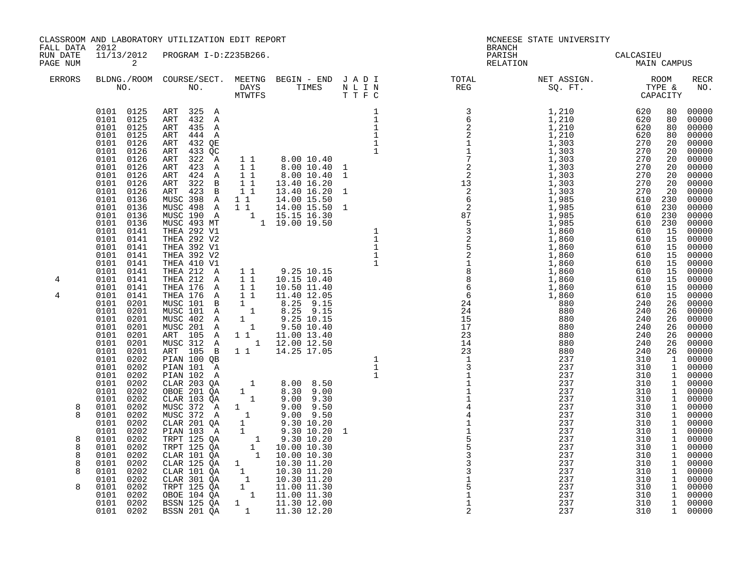CLASSROOM AND LABORATORY UTILIZATION EDIT REPORT
FALL DATA 2012
RUN DATE 11/13/2012 PROGRAM I-D:Z235B266.
PAGE NUM 2

MCNEESE STATE UNIVERSITY
BRANCH
PARISH CALCASIEU
RELATION MAIN CAMPUS

| ERRORS | BLDNG./ROOM NO. | COURSE/SECT. NO. | MEETNG DAYS MTWTFS | BEGIN - END TIMES | J A D I N L I N T T F C | TOTAL REG | NET ASSIGN. SQ. FT. | ROOM TYPE & CAPACITY | RECR NO. |
|---|---|---|---|---|---|---|---|---|---|
| | 0101 0125 | ART 325 A | | | 1 | 3 | 1,210 | 620 80 | 00000 |
| | 0101 0125 | ART 432 A | | | 1 | 6 | 1,210 | 620 80 | 00000 |
| | 0101 0125 | ART 435 A | | | 1 | 2 | 1,210 | 620 80 | 00000 |
| | 0101 0125 | ART 444 A | | | 1 | 2 | 1,210 | 620 80 | 00000 |
| | 0101 0126 | ART 432 QE | | | 1 | 1 | 1,303 | 270 20 | 00000 |
| | 0101 0126 | ART 433 QC | | | 1 | 1 | 1,303 | 270 20 | 00000 |
| | 0101 0126 | ART 322 A | 1 1 | 8.00 10.40 | | 7 | 1,303 | 270 20 | 00000 |
| | 0101 0126 | ART 423 A | 1 1 | 8.00 10.40 | 1 | 2 | 1,303 | 270 20 | 00000 |
| | 0101 0126 | ART 424 A | 1 1 | 8.00 10.40 | 1 | 2 | 1,303 | 270 20 | 00000 |
| | 0101 0126 | ART 322 B | 1 1 | 13.40 16.20 | | 13 | 1,303 | 270 20 | 00000 |
| | 0101 0126 | ART 423 B | 1 1 | 13.40 16.20 | 1 | 2 | 1,303 | 270 20 | 00000 |
| | 0101 0136 | MUSC 398 A | 1 1 | 14.00 15.50 | | 6 | 1,985 | 610 230 | 00000 |
| | 0101 0136 | MUSC 498 A | 1 1 | 14.00 15.50 | 1 | 2 | 1,985 | 610 230 | 00000 |
| | 0101 0136 | MUSC 190 A | 1 | 15.15 16.30 | | 87 | 1,985 | 610 230 | 00000 |
| | 0101 0136 | MUSC 493 MT | 1 | 19.00 19.50 | | 5 | 1,985 | 610 230 | 00000 |
| | 0101 0141 | THEA 292 V1 | | | 1 | 3 | 1,860 | 610 15 | 00000 |
| | 0101 0141 | THEA 292 V2 | | | 1 | 2 | 1,860 | 610 15 | 00000 |
| | 0101 0141 | THEA 392 V1 | | | 1 | 5 | 1,860 | 610 15 | 00000 |
| | 0101 0141 | THEA 392 V2 | | | 1 | 2 | 1,860 | 610 15 | 00000 |
| | 0101 0141 | THEA 410 V1 | | | 1 | 1 | 1,860 | 610 15 | 00000 |
| | 0101 0141 | THEA 212 A | 1 1 | 9.25 10.15 | | 8 | 1,860 | 610 15 | 00000 |
| 4 | 0101 0141 | THEA 212 A | 1 1 | 10.15 10.40 | | 8 | 1,860 | 610 15 | 00000 |
| | 0101 0141 | THEA 176 A | 1 1 | 10.50 11.40 | | 6 | 1,860 | 610 15 | 00000 |
| 4 | 0101 0141 | THEA 176 A | 1 1 | 11.40 12.05 | | 6 | 1,860 | 610 15 | 00000 |
| | 0101 0201 | MUSC 101 B | 1 | 8.25 9.15 | | 24 | 880 | 240 26 | 00000 |
| | 0101 0201 | MUSC 101 A | 1 | 8.25 9.15 | | 24 | 880 | 240 26 | 00000 |
| | 0101 0201 | MUSC 402 A | 1 | 9.25 10.15 | | 15 | 880 | 240 26 | 00000 |
| | 0101 0201 | MUSC 201 A | 1 | 9.50 10.40 | | 17 | 880 | 240 26 | 00000 |
| | 0101 0201 | ART 105 A | 1 1 | 11.00 13.40 | | 23 | 880 | 240 26 | 00000 |
| | 0101 0201 | MUSC 312 A | 1 | 12.00 12.50 | | 14 | 880 | 240 26 | 00000 |
| | 0101 0201 | ART 105 B | 1 1 | 14.25 17.05 | | 23 | 880 | 240 26 | 00000 |
| | 0101 0202 | PIAN 100 QB | | | 1 | 1 | 237 | 310 1 | 00000 |
| | 0101 0202 | PIAN 101 A | | | 1 | 3 | 237 | 310 1 | 00000 |
| | 0101 0202 | PIAN 102 A | | | 1 | 1 | 237 | 310 1 | 00000 |
| | 0101 0202 | CLAR 203 QA | 1 | 8.00 8.50 | | 1 | 237 | 310 1 | 00000 |
| | 0101 0202 | OBOE 201 QA | 1 | 8.30 9.00 | | 1 | 237 | 310 1 | 00000 |
| | 0101 0202 | CLAR 103 QA | 1 | 9.00 9.30 | | 1 | 237 | 310 1 | 00000 |
| 8 | 0101 0202 | MUSC 372 A | 1 | 9.00 9.50 | | 4 | 237 | 310 1 | 00000 |
| 8 | 0101 0202 | MUSC 372 A | 1 | 9.00 9.50 | | 4 | 237 | 310 1 | 00000 |
| | 0101 0202 | CLAR 201 QA | 1 | 9.30 10.20 | | 1 | 237 | 310 1 | 00000 |
| | 0101 0202 | PIAN 103 A | 1 | 9.30 10.20 | 1 | 1 | 237 | 310 1 | 00000 |
| 8 | 0101 0202 | TRPT 125 QA | 1 | 9.30 10.20 | | 5 | 237 | 310 1 | 00000 |
| 8 | 0101 0202 | TRPT 125 QA | 1 | 10.00 10.30 | | 5 | 237 | 310 1 | 00000 |
| 8 | 0101 0202 | CLAR 101 QA | 1 | 10.00 10.30 | | 3 | 237 | 310 1 | 00000 |
| 8 | 0101 0202 | CLAR 125 QA | 1 | 10.30 11.20 | | 3 | 237 | 310 1 | 00000 |
| 8 | 0101 0202 | CLAR 101 QA | 1 | 10.30 11.20 | | 3 | 237 | 310 1 | 00000 |
| | 0101 0202 | CLAR 301 QA | 1 | 10.30 11.20 | | 1 | 237 | 310 1 | 00000 |
| 8 | 0101 0202 | TRPT 125 QA | 1 | 11.00 11.30 | | 5 | 237 | 310 1 | 00000 |
| | 0101 0202 | OBOE 104 QA | 1 | 11.00 11.30 | | 1 | 237 | 310 1 | 00000 |
| | 0101 0202 | BSSN 125 QA | 1 | 11.30 12.00 | | 1 | 237 | 310 1 | 00000 |
| | 0101 0202 | BSSN 201 QA | 1 | 11.30 12.20 | | 2 | 237 | 310 1 | 00000 |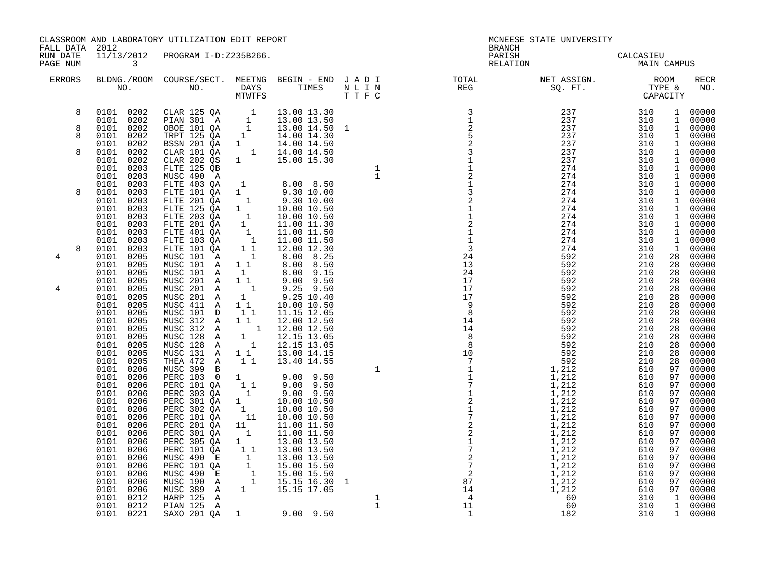CLASSROOM AND LABORATORY UTILIZATION EDIT REPORT
FALL DATA 2012
RUN DATE 11/13/2012 PROGRAM I-D:Z235B266.

MCNEESE STATE UNIVERSITY
BRANCH
PARISH CALCASIEU
RELATION MAIN CAMPUS

| ERRORS | BLDNG./ROOM NO. | COURSE/SECT. NO. | MEETNG DAYS MTWTFS | BEGIN - END TIMES | J A D I N L I N T T F C | TOTAL REG | NET ASSIGN. SQ. FT. | ROOM TYPE & CAPACITY | RECR NO. |
|---|---|---|---|---|---|---|---|---|---|
| 8 | 0101 0202 | CLAR 125 QA | 1 | 13.00 13.30 | | 3 | 237 | 310 1 | 00000 |
| | 0101 0202 | PIAN 301 A | 1 | 13.00 13.50 | | 1 | 237 | 310 1 | 00000 |
| 8 | 0101 0202 | OBOE 101 QA | 1 | 13.00 14.50 | 1 | 2 | 237 | 310 1 | 00000 |
| 8 | 0101 0202 | TRPT 125 QA | 1 | 14.00 14.30 | | 5 | 237 | 310 1 | 00000 |
| | 0101 0202 | BSSN 201 QA | 1 | 14.00 14.50 | | 2 | 237 | 310 1 | 00000 |
| 8 | 0101 0202 | CLAR 101 QA | 1 | 14.00 14.50 | | 3 | 237 | 310 1 | 00000 |
| | 0101 0202 | CLAR 202 QS | 1 | 15.00 15.30 | | 1 | 237 | 310 1 | 00000 |
| | 0101 0203 | FLTE 125 QB | | | 1 | 1 | 274 | 310 1 | 00000 |
| | 0101 0203 | MUSC 490 A | | | 1 | 2 | 274 | 310 1 | 00000 |
| | 0101 0203 | FLTE 403 QA | 1 | 8.00 8.50 | | 1 | 274 | 310 1 | 00000 |
| 8 | 0101 0203 | FLTE 101 QA | 1 | 9.30 10.00 | | 3 | 274 | 310 1 | 00000 |
| | 0101 0203 | FLTE 201 QA | 1 | 9.30 10.00 | | 2 | 274 | 310 1 | 00000 |
| | 0101 0203 | FLTE 125 QA | 1 | 10.00 10.50 | | 1 | 274 | 310 1 | 00000 |
| | 0101 0203 | FLTE 203 QA | 1 | 10.00 10.50 | | 1 | 274 | 310 1 | 00000 |
| | 0101 0203 | FLTE 201 QA | 1 | 11.00 11.30 | | 2 | 274 | 310 1 | 00000 |
| | 0101 0203 | FLTE 401 QA | 1 | 11.00 11.50 | | 1 | 274 | 310 1 | 00000 |
| | 0101 0203 | FLTE 103 QA | 1 | 11.00 11.50 | | 1 | 274 | 310 1 | 00000 |
| 8 | 0101 0203 | FLTE 101 QA | 1 1 | 12.00 12.30 | | 3 | 274 | 310 1 | 00000 |
| 4 | 0101 0205 | MUSC 101 A | 1 | 8.00 8.25 | | 24 | 592 | 210 28 | 00000 |
| | 0101 0205 | MUSC 101 A | 1 1 | 8.00 8.50 | | 13 | 592 | 210 28 | 00000 |
| | 0101 0205 | MUSC 101 A | 1 | 8.00 9.15 | | 24 | 592 | 210 28 | 00000 |
| | 0101 0205 | MUSC 201 A | 1 1 | 9.00 9.50 | | 17 | 592 | 210 28 | 00000 |
| 4 | 0101 0205 | MUSC 201 A | 1 | 9.25 9.50 | | 17 | 592 | 210 28 | 00000 |
| | 0101 0205 | MUSC 201 A | 1 | 9.25 10.40 | | 17 | 592 | 210 28 | 00000 |
| | 0101 0205 | MUSC 411 A | 1 1 | 10.00 10.50 | | 9 | 592 | 210 28 | 00000 |
| | 0101 0205 | MUSC 101 D | 1 1 | 11.15 12.05 | | 8 | 592 | 210 28 | 00000 |
| | 0101 0205 | MUSC 312 A | 1 1 | 12.00 12.50 | | 14 | 592 | 210 28 | 00000 |
| | 0101 0205 | MUSC 312 A | 1 | 12.00 12.50 | | 14 | 592 | 210 28 | 00000 |
| | 0101 0205 | MUSC 128 A | 1 | 12.15 13.05 | | 8 | 592 | 210 28 | 00000 |
| | 0101 0205 | MUSC 128 A | 1 | 12.15 13.05 | | 8 | 592 | 210 28 | 00000 |
| | 0101 0205 | MUSC 131 A | 1 1 | 13.00 14.15 | | 10 | 592 | 210 28 | 00000 |
| | 0101 0205 | THEA 472 A | 1 1 | 13.40 14.55 | | 7 | 592 | 210 28 | 00000 |
| | 0101 0206 | MUSC 399 B | | | 1 | 1 | 1,212 | 610 97 | 00000 |
| | 0101 0206 | PERC 103 0 | 1 | 9.00 9.50 | | 1 | 1,212 | 610 97 | 00000 |
| | 0101 0206 | PERC 101 QA | 1 1 | 9.00 9.50 | | 7 | 1,212 | 610 97 | 00000 |
| | 0101 0206 | PERC 303 QA | 1 | 9.00 9.50 | | 1 | 1,212 | 610 97 | 00000 |
| | 0101 0206 | PERC 301 QA | 1 | 10.00 10.50 | | 2 | 1,212 | 610 97 | 00000 |
| | 0101 0206 | PERC 302 QA | 1 | 10.00 10.50 | | 1 | 1,212 | 610 97 | 00000 |
| | 0101 0206 | PERC 101 QA | 11 | 10.00 10.50 | | 7 | 1,212 | 610 97 | 00000 |
| | 0101 0206 | PERC 201 QA | 11 | 11.00 11.50 | | 2 | 1,212 | 610 97 | 00000 |
| | 0101 0206 | PERC 301 QA | 1 | 11.00 11.50 | | 2 | 1,212 | 610 97 | 00000 |
| | 0101 0206 | PERC 305 QA | 1 | 13.00 13.50 | | 1 | 1,212 | 610 97 | 00000 |
| | 0101 0206 | PERC 101 QA | 1 1 | 13.00 13.50 | | 7 | 1,212 | 610 97 | 00000 |
| | 0101 0206 | MUSC 490 E | 1 | 13.00 13.50 | | 2 | 1,212 | 610 97 | 00000 |
| | 0101 0206 | PERC 101 QA | 1 | 15.00 15.50 | | 7 | 1,212 | 610 97 | 00000 |
| | 0101 0206 | MUSC 490 E | 1 | 15.00 15.50 | | 2 | 1,212 | 610 97 | 00000 |
| | 0101 0206 | MUSC 190 A | 1 | 15.15 16.30 | 1 | 87 | 1,212 | 610 97 | 00000 |
| | 0101 0206 | MUSC 389 A | 1 | 15.15 17.05 | | 14 | 1,212 | 610 97 | 00000 |
| | 0101 0212 | HARP 125 A | | | 1 | 4 | 60 | 310 1 | 00000 |
| | 0101 0212 | PIAN 125 A | | | 1 | 11 | 60 | 310 1 | 00000 |
| | 0101 0221 | SAXO 201 QA | 1 | 9.00 9.50 | | 1 | 182 | 310 1 | 00000 |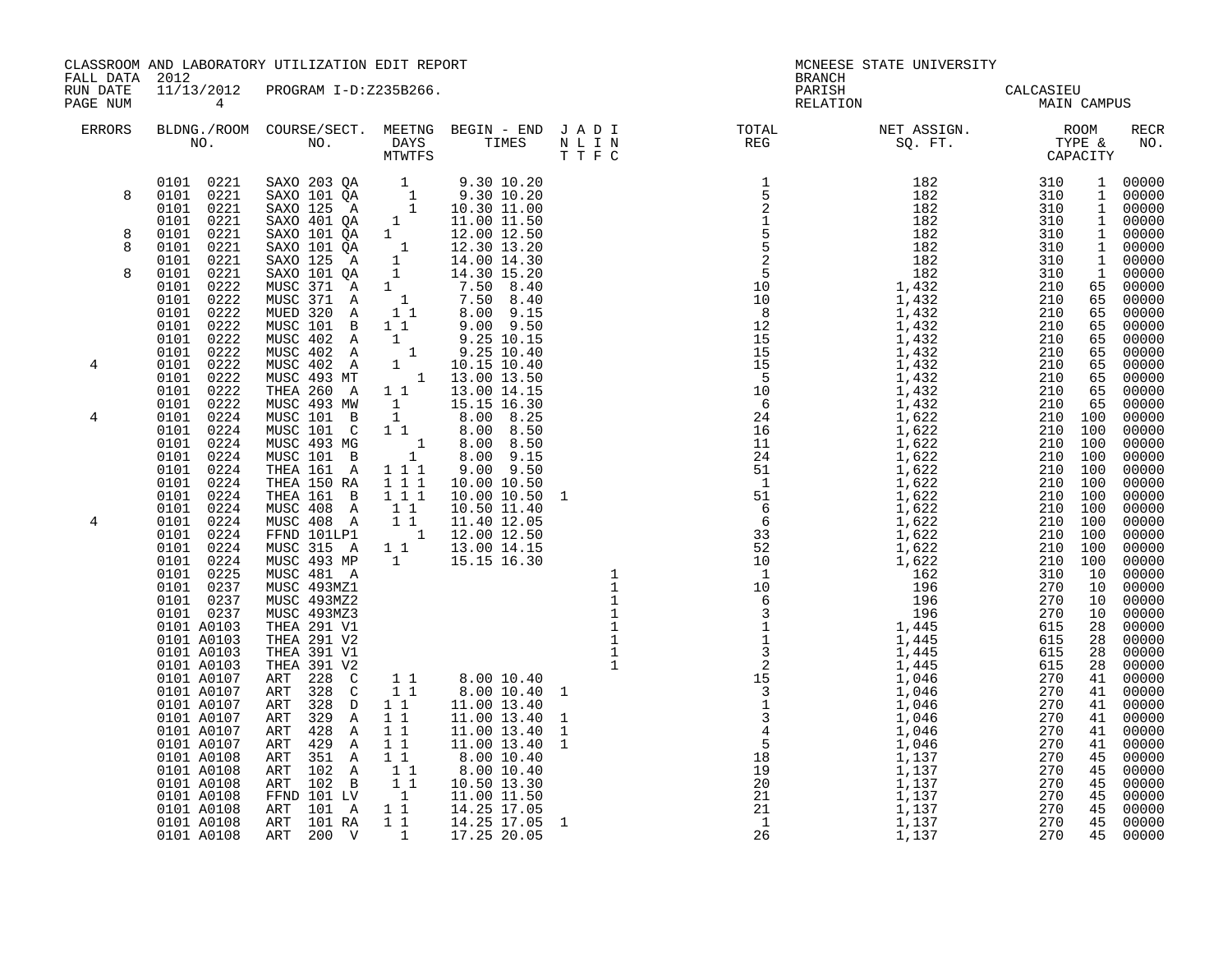CLASSROOM AND LABORATORY UTILIZATION EDIT REPORT
FALL DATA 2012
RUN DATE 11/13/2012 PROGRAM I-D:Z235B266.

MCNEESE STATE UNIVERSITY
BRANCH
PARISH CALCASIEU
RELATION MAIN CAMPUS

| ERRORS | BLDG./ROOM NO. | COURSE/SECT. NO. | MEETNG DAYS MTWTFS | BEGIN - END TIMES | J T | A N | D L | I I N T F C | TOTAL REG | NET ASSIGN. SQ. FT. | ROOM TYPE & CAPACITY | | RECR NO. |
|---|---|---|---|---|---|---|---|---|---|---|---|---|---|
| | 0101 0221 | SAXO 203 QA | 1 | 9.30 10.20 | | | | | 1 | 182 | 310 | 1 | 00000 |
| 8 | 0101 0221 | SAXO 101 QA | 1 | 9.30 10.20 | | | | | 5 | 182 | 310 | 1 | 00000 |
| | 0101 0221 | SAXO 125 A | 1 | 10.30 11.00 | | | | | 2 | 182 | 310 | 1 | 00000 |
| | 0101 0221 | SAXO 401 QA | 1 | 11.00 11.50 | | | | | 1 | 182 | 310 | 1 | 00000 |
| 8 | 0101 0221 | SAXO 101 QA | 1 | 12.00 12.50 | | | | | 5 | 182 | 310 | 1 | 00000 |
| 8 | 0101 0221 | SAXO 101 QA | 1 | 12.30 13.20 | | | | | 5 | 182 | 310 | 1 | 00000 |
| | 0101 0221 | SAXO 125 A | 1 | 14.00 14.30 | | | | | 2 | 182 | 310 | 1 | 00000 |
| 8 | 0101 0221 | SAXO 101 QA | 1 | 14.30 15.20 | | | | | 5 | 182 | 310 | 1 | 00000 |
| | 0101 0222 | MUSC 371 A | 1 | 7.50 8.40 | | | | | 10 | 1,432 | 210 | 65 | 00000 |
| | 0101 0222 | MUSC 371 A | 1 | 7.50 8.40 | | | | | 10 | 1,432 | 210 | 65 | 00000 |
| | 0101 0222 | MUED 320 A | 1 1 | 8.00 9.15 | | | | | 8 | 1,432 | 210 | 65 | 00000 |
| | 0101 0222 | MUSC 101 B | 1 1 | 9.00 9.50 | | | | | 12 | 1,432 | 210 | 65 | 00000 |
| | 0101 0222 | MUSC 402 A | 1 | 9.25 10.15 | | | | | 15 | 1,432 | 210 | 65 | 00000 |
| | 0101 0222 | MUSC 402 A | 1 | 9.25 10.40 | | | | | 15 | 1,432 | 210 | 65 | 00000 |
| 4 | 0101 0222 | MUSC 402 A | 1 | 10.15 10.40 | | | | | 15 | 1,432 | 210 | 65 | 00000 |
| | 0101 0222 | MUSC 493 MT | 1 | 13.00 13.50 | | | | | 5 | 1,432 | 210 | 65 | 00000 |
| | 0101 0222 | THEA 260 A | 1 1 | 13.00 14.15 | | | | | 10 | 1,432 | 210 | 65 | 00000 |
| | 0101 0222 | MUSC 493 MW | 1 | 15.15 16.30 | | | | | 6 | 1,432 | 210 | 65 | 00000 |
| 4 | 0101 0224 | MUSC 101 B | 1 | 8.00 8.25 | | | | | 24 | 1,622 | 210 | 100 | 00000 |
| | 0101 0224 | MUSC 101 C | 1 1 | 8.00 8.50 | | | | | 16 | 1,622 | 210 | 100 | 00000 |
| | 0101 0224 | MUSC 493 MG | 1 | 8.00 8.50 | | | | | 11 | 1,622 | 210 | 100 | 00000 |
| | 0101 0224 | MUSC 101 B | 1 | 8.00 9.15 | | | | | 24 | 1,622 | 210 | 100 | 00000 |
| | 0101 0224 | THEA 161 A | 1 1 1 | 9.00 9.50 | | | | | 51 | 1,622 | 210 | 100 | 00000 |
| | 0101 0224 | THEA 150 RA | 1 1 1 | 10.00 10.50 | | | | | 1 | 1,622 | 210 | 100 | 00000 |
| | 0101 0224 | THEA 161 B | 1 1 1 | 10.00 10.50 | 1 | | | | 51 | 1,622 | 210 | 100 | 00000 |
| | 0101 0224 | MUSC 408 A | 1 1 | 10.50 11.40 | | | | | 6 | 1,622 | 210 | 100 | 00000 |
| 4 | 0101 0224 | MUSC 408 A | 1 1 | 11.40 12.05 | | | | | 6 | 1,622 | 210 | 100 | 00000 |
| | 0101 0224 | FFND 101LP1 | 1 | 12.00 12.50 | | | | | 33 | 1,622 | 210 | 100 | 00000 |
| | 0101 0224 | MUSC 315 A | 1 1 | 13.00 14.15 | | | | | 52 | 1,622 | 210 | 100 | 00000 |
| | 0101 0224 | MUSC 493 MP | 1 | 15.15 16.30 | | | | | 10 | 1,622 | 210 | 100 | 00000 |
| | 0101 0225 | MUSC 481 A | | | | | | 1 | 1 | 162 | 310 | 10 | 00000 |
| | 0101 0237 | MUSC 493MZ1 | | | | | | 1 | 10 | 196 | 270 | 10 | 00000 |
| | 0101 0237 | MUSC 493MZ2 | | | | | | 1 | 6 | 196 | 270 | 10 | 00000 |
| | 0101 0237 | MUSC 493MZ3 | | | | | | 1 | 3 | 196 | 270 | 10 | 00000 |
| | 0101 A0103 | THEA 291 V1 | | | | | | 1 | 1 | 1,445 | 615 | 28 | 00000 |
| | 0101 A0103 | THEA 291 V2 | | | | | | 1 | 1 | 1,445 | 615 | 28 | 00000 |
| | 0101 A0103 | THEA 391 V1 | | | | | | 1 | 3 | 1,445 | 615 | 28 | 00000 |
| | 0101 A0103 | THEA 391 V2 | | | | | | 1 | 2 | 1,445 | 615 | 28 | 00000 |
| | 0101 A0107 | ART 228 C | 1 1 | 8.00 10.40 | | | | | 15 | 1,046 | 270 | 41 | 00000 |
| | 0101 A0107 | ART 328 C | 1 1 | 8.00 10.40 | 1 | | | | 3 | 1,046 | 270 | 41 | 00000 |
| | 0101 A0107 | ART 328 D | 1 1 | 11.00 13.40 | | | | | 1 | 1,046 | 270 | 41 | 00000 |
| | 0101 A0107 | ART 329 A | 1 1 | 11.00 13.40 | 1 | | | | 3 | 1,046 | 270 | 41 | 00000 |
| | 0101 A0107 | ART 428 A | 1 1 | 11.00 13.40 | 1 | | | | 4 | 1,046 | 270 | 41 | 00000 |
| | 0101 A0107 | ART 429 A | 1 1 | 11.00 13.40 | 1 | | | | 5 | 1,046 | 270 | 41 | 00000 |
| | 0101 A0108 | ART 351 A | 1 1 | 8.00 10.40 | | | | | 18 | 1,137 | 270 | 45 | 00000 |
| | 0101 A0108 | ART 102 A | 1 1 | 8.00 10.40 | | | | | 19 | 1,137 | 270 | 45 | 00000 |
| | 0101 A0108 | ART 102 B | 1 1 | 10.50 13.30 | | | | | 20 | 1,137 | 270 | 45 | 00000 |
| | 0101 A0108 | FFND 101 LV | 1 | 11.00 11.50 | | | | | 21 | 1,137 | 270 | 45 | 00000 |
| | 0101 A0108 | ART 101 A | 1 1 | 14.25 17.05 | | | | | 21 | 1,137 | 270 | 45 | 00000 |
| | 0101 A0108 | ART 101 RA | 1 1 | 14.25 17.05 | 1 | | | | 1 | 1,137 | 270 | 45 | 00000 |
| | 0101 A0108 | ART 200 V | 1 | 17.25 20.05 | | | | | 26 | 1,137 | 270 | 45 | 00000 |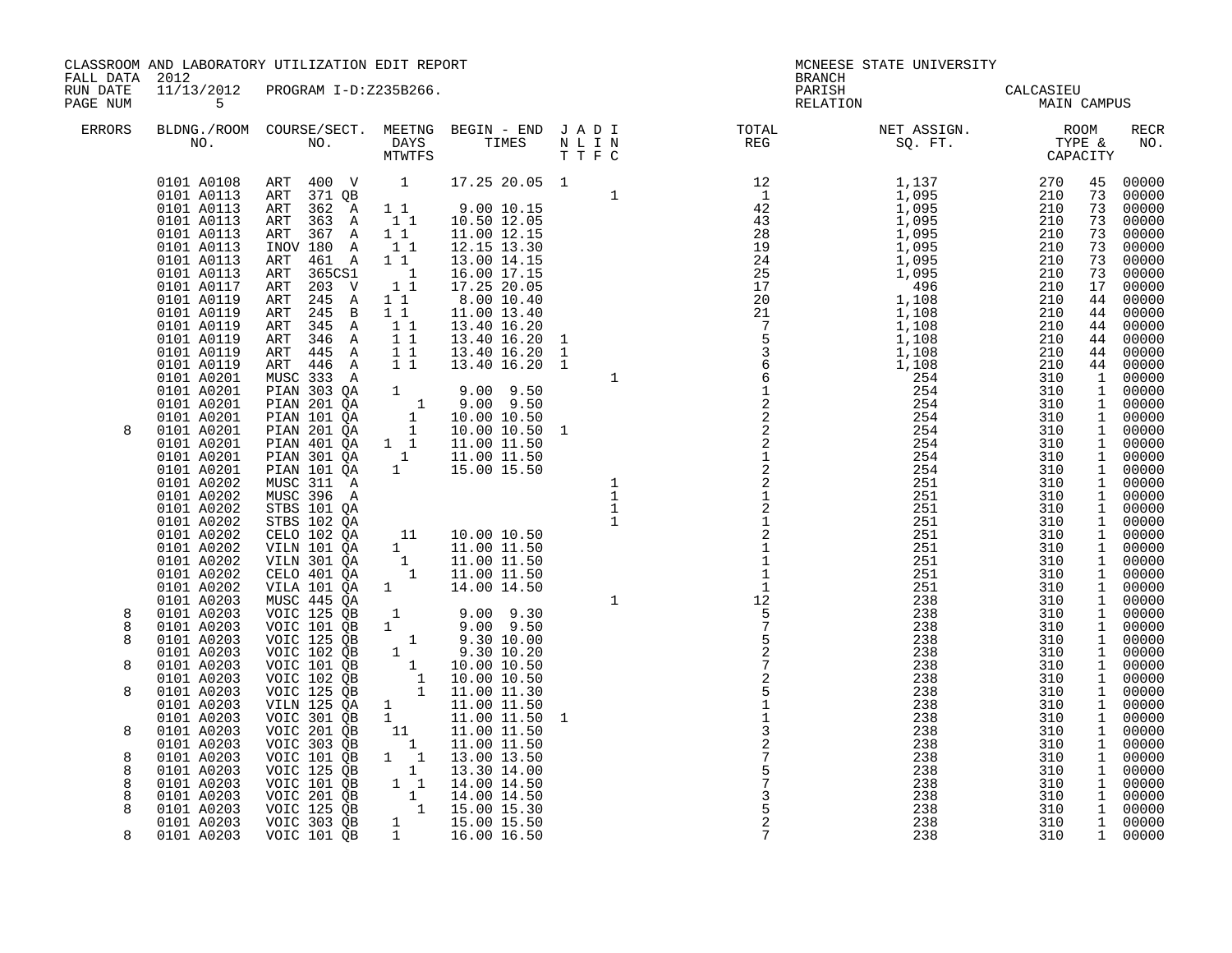CLASSROOM AND LABORATORY UTILIZATION EDIT REPORT
FALL DATA 2012
RUN DATE 11/13/2012 PROGRAM I-D:Z235B266.
PAGE NUM 5

MCNEESE STATE UNIVERSITY
BRANCH
PARISH CALCASIEU
RELATION MAIN CAMPUS

| ERRORS | BLDNG./ROOM NO. | COURSE/SECT. NO. | MEETNG DAYS MTWTFS | BEGIN - END TIMES | J A D I N L I N T T F C | TOTAL REG | NET ASSIGN. SQ. FT. | ROOM TYPE & CAPACITY | | RECR NO. |
|---|---|---|---|---|---|---|---|---|---|---|
| | 0101 A0108 | ART 400 V | 1 | 17.25 20.05 | 1 | 12 | 1,137 | 270 | 45 | 00000 |
| | 0101 A0113 | ART 371 QB | | | 1 | 1 | 1,095 | 210 | 73 | 00000 |
| | 0101 A0113 | ART 362 A | 1 1 | 9.00 10.15 | | 42 | 1,095 | 210 | 73 | 00000 |
| | 0101 A0113 | ART 363 A | 1 1 | 10.50 12.05 | | 43 | 1,095 | 210 | 73 | 00000 |
| | 0101 A0113 | ART 367 A | 1 1 | 11.00 12.15 | | 28 | 1,095 | 210 | 73 | 00000 |
| | 0101 A0113 | INOV 180 A | 1 1 | 12.15 13.30 | | 19 | 1,095 | 210 | 73 | 00000 |
| | 0101 A0113 | ART 461 A | 1 1 | 13.00 14.15 | | 24 | 1,095 | 210 | 73 | 00000 |
| | 0101 A0113 | ART 365CS1 | 1 | 16.00 17.15 | | 25 | 1,095 | 210 | 73 | 00000 |
| | 0101 A0117 | ART 203 V | 1 1 | 17.25 20.05 | | 17 | 496 | 210 | 17 | 00000 |
| | 0101 A0119 | ART 245 A | 1 1 | 8.00 10.40 | | 20 | 1,108 | 210 | 44 | 00000 |
| | 0101 A0119 | ART 245 B | 1 1 | 11.00 13.40 | | 21 | 1,108 | 210 | 44 | 00000 |
| | 0101 A0119 | ART 345 A | 1 1 | 13.40 16.20 | | 7 | 1,108 | 210 | 44 | 00000 |
| | 0101 A0119 | ART 346 A | 1 1 | 13.40 16.20 | 1 | 5 | 1,108 | 210 | 44 | 00000 |
| | 0101 A0119 | ART 445 A | 1 1 | 13.40 16.20 | 1 | 3 | 1,108 | 210 | 44 | 00000 |
| | 0101 A0119 | ART 446 A | 1 1 | 13.40 16.20 | 1 | 6 | 1,108 | 210 | 44 | 00000 |
| | 0101 A0201 | MUSC 333 A | | | 1 | 6 | 254 | 310 | 1 | 00000 |
| | 0101 A0201 | PIAN 303 QA | 1 | 9.00 9.50 | | 1 | 254 | 310 | 1 | 00000 |
| | 0101 A0201 | PIAN 201 QA | 1 | 9.00 9.50 | | 2 | 254 | 310 | 1 | 00000 |
| | 0101 A0201 | PIAN 101 QA | 1 | 10.00 10.50 | | 2 | 254 | 310 | 1 | 00000 |
| 8 | 0101 A0201 | PIAN 201 QA | 1 | 10.00 10.50 | 1 | 2 | 254 | 310 | 1 | 00000 |
| | 0101 A0201 | PIAN 401 QA | 1 1 | 11.00 11.50 | | 2 | 254 | 310 | 1 | 00000 |
| | 0101 A0201 | PIAN 301 QA | 1 | 11.00 11.50 | | 1 | 254 | 310 | 1 | 00000 |
| | 0101 A0201 | PIAN 101 QA | 1 | 15.00 15.50 | | 2 | 254 | 310 | 1 | 00000 |
| | 0101 A0202 | MUSC 311 A | | | 1 | 2 | 251 | 310 | 1 | 00000 |
| | 0101 A0202 | MUSC 396 A | | | 1 | 1 | 251 | 310 | 1 | 00000 |
| | 0101 A0202 | STBS 101 QA | | | 1 | 2 | 251 | 310 | 1 | 00000 |
| | 0101 A0202 | STBS 102 QA | | | 1 | 1 | 251 | 310 | 1 | 00000 |
| | 0101 A0202 | CELO 102 QA | 11 | 10.00 10.50 | | 2 | 251 | 310 | 1 | 00000 |
| | 0101 A0202 | VILN 101 QA | 1 | 11.00 11.50 | | 1 | 251 | 310 | 1 | 00000 |
| | 0101 A0202 | VILN 301 QA | 1 | 11.00 11.50 | | 1 | 251 | 310 | 1 | 00000 |
| | 0101 A0202 | CELO 401 QA | 1 | 11.00 11.50 | | 1 | 251 | 310 | 1 | 00000 |
| | 0101 A0202 | VILA 101 QA | 1 | 14.00 14.50 | | 1 | 251 | 310 | 1 | 00000 |
| | 0101 A0203 | MUSC 445 QA | | | 1 | 12 | 238 | 310 | 1 | 00000 |
| 8 | 0101 A0203 | VOIC 125 QB | 1 | 9.00 9.30 | | 5 | 238 | 310 | 1 | 00000 |
| 8 | 0101 A0203 | VOIC 101 QB | 1 | 9.00 9.50 | | 7 | 238 | 310 | 1 | 00000 |
| 8 | 0101 A0203 | VOIC 125 QB | 1 | 9.30 10.00 | | 5 | 238 | 310 | 1 | 00000 |
| | 0101 A0203 | VOIC 102 QB | 1 | 9.30 10.20 | | 2 | 238 | 310 | 1 | 00000 |
| 8 | 0101 A0203 | VOIC 101 QB | 1 | 10.00 10.50 | | 7 | 238 | 310 | 1 | 00000 |
| | 0101 A0203 | VOIC 102 QB | 1 | 10.00 10.50 | | 2 | 238 | 310 | 1 | 00000 |
| 8 | 0101 A0203 | VOIC 125 QB | 1 | 11.00 11.30 | | 5 | 238 | 310 | 1 | 00000 |
| | 0101 A0203 | VILN 125 QA | 1 | 11.00 11.50 | | 1 | 238 | 310 | 1 | 00000 |
| | 0101 A0203 | VOIC 301 QB | 1 | 11.00 11.50 | 1 | 1 | 238 | 310 | 1 | 00000 |
| 8 | 0101 A0203 | VOIC 201 QB | 11 | 11.00 11.50 | | 3 | 238 | 310 | 1 | 00000 |
| | 0101 A0203 | VOIC 303 QB | 1 | 11.00 11.50 | | 2 | 238 | 310 | 1 | 00000 |
| 8 | 0101 A0203 | VOIC 101 QB | 1 1 | 13.00 13.50 | | 7 | 238 | 310 | 1 | 00000 |
| 8 | 0101 A0203 | VOIC 125 QB | 1 | 13.30 14.00 | | 5 | 238 | 310 | 1 | 00000 |
| 8 | 0101 A0203 | VOIC 101 QB | 1 1 | 14.00 14.50 | | 7 | 238 | 310 | 1 | 00000 |
| 8 | 0101 A0203 | VOIC 201 QB | 1 | 14.00 14.50 | | 3 | 238 | 310 | 1 | 00000 |
| 8 | 0101 A0203 | VOIC 125 QB | 1 | 15.00 15.30 | | 5 | 238 | 310 | 1 | 00000 |
| | 0101 A0203 | VOIC 303 QB | 1 | 15.00 15.50 | | 2 | 238 | 310 | 1 | 00000 |
| 8 | 0101 A0203 | VOIC 101 QB | 1 | 16.00 16.50 | | 7 | 238 | 310 | 1 | 00000 |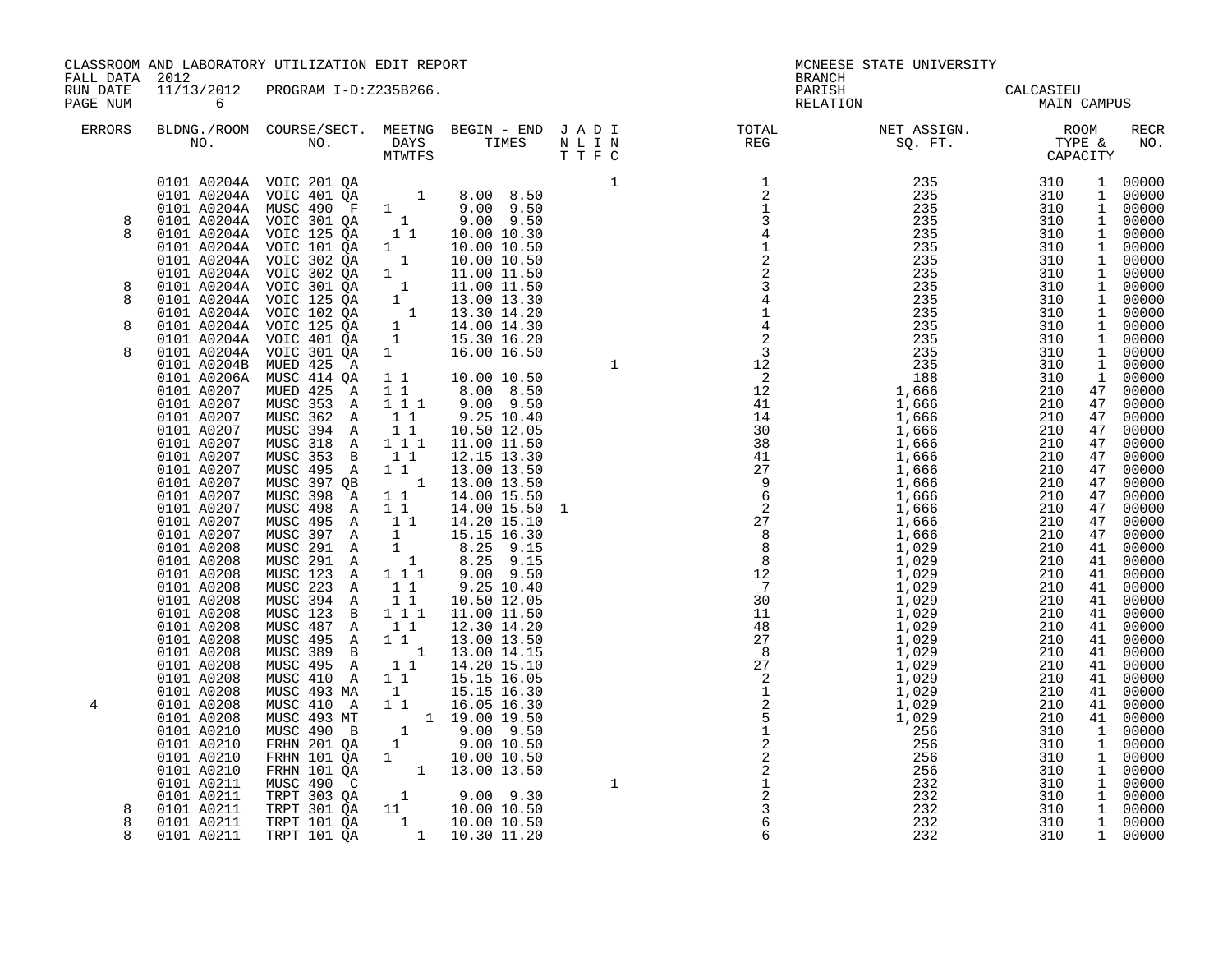CLASSROOM AND LABORATORY UTILIZATION EDIT REPORT
FALL DATA 2012
RUN DATE 11/13/2012 PROGRAM I-D:Z235B266.

MCNEESE STATE UNIVERSITY
BRANCH
PARISH CALCASIEU
RELATION MAIN CAMPUS

| ERRORS | BLDG./ROOM NO. | COURSE/SECT. NO. | M | T | W | T | F | S | BEGIN | END | J N T | A L T | D I F | I N C | TOTAL REG | NET ASSIGN. SQ. FT. | ROOM TYPE | CAPACITY | RECR NO. |
|---|---|---|---|---|---|---|---|---|---|---|---|---|---|---|---|---|---|---|---|
| | 0101 A0204A | VOIC 201 QA | | | | | | | | | | | | 1 | 1 | 235 | 310 | 1 | 00000 |
| | 0101 A0204A | VOIC 401 QA | | | | | 1 | | 8.00 | 8.50 | | | | | 2 | 235 | 310 | 1 | 00000 |
| | 0101 A0204A | MUSC 490 F | 1 | | | | | | 9.00 | 9.50 | | | | | 1 | 235 | 310 | 1 | 00000 |
| 8 | 0101 A0204A | VOIC 301 QA | | 1 | | | | | 9.00 | 9.50 | | | | | 3 | 235 | 310 | 1 | 00000 |
| 8 | 0101 A0204A | VOIC 125 QA | | 1 | | 1 | | | 10.00 | 10.30 | | | | | 4 | 235 | 310 | 1 | 00000 |
| | 0101 A0204A | VOIC 101 QA | 1 | | | | | | 10.00 | 10.50 | | | | | 1 | 235 | 310 | 1 | 00000 |
| | 0101 A0204A | VOIC 302 QA | | | 1 | | | | 10.00 | 10.50 | | | | | 2 | 235 | 310 | 1 | 00000 |
| | 0101 A0204A | VOIC 302 QA | 1 | | | | | | 11.00 | 11.50 | | | | | 2 | 235 | 310 | 1 | 00000 |
| 8 | 0101 A0204A | VOIC 301 QA | | | 1 | | | | 11.00 | 11.50 | | | | | 3 | 235 | 310 | 1 | 00000 |
| 8 | 0101 A0204A | VOIC 125 QA | | 1 | | | | | 13.00 | 13.30 | | | | | 4 | 235 | 310 | 1 | 00000 |
| | 0101 A0204A | VOIC 102 QA | | | | 1 | | | 13.30 | 14.20 | | | | | 1 | 235 | 310 | 1 | 00000 |
| 8 | 0101 A0204A | VOIC 125 QA | | 1 | | | | | 14.00 | 14.30 | | | | | 4 | 235 | 310 | 1 | 00000 |
| | 0101 A0204A | VOIC 401 QA | | 1 | | | | | 15.30 | 16.20 | | | | | 2 | 235 | 310 | 1 | 00000 |
| 8 | 0101 A0204A | VOIC 301 QA | 1 | | | | | | 16.00 | 16.50 | | | | | 3 | 235 | 310 | 1 | 00000 |
| | 0101 A0204B | MUED 425 A | | | | | | | | | | | | 1 | 12 | 235 | 310 | 1 | 00000 |
| | 0101 A0206A | MUSC 414 QA | 1 | | 1 | | | | 10.00 | 10.50 | | | | | 2 | 188 | 310 | 1 | 00000 |
| | 0101 A0207 | MUED 425 A | 1 | | 1 | | | | 8.00 | 8.50 | | | | | 12 | 1,666 | 210 | 47 | 00000 |
| | 0101 A0207 | MUSC 353 A | 1 | | 1 | | 1 | | 9.00 | 9.50 | | | | | 41 | 1,666 | 210 | 47 | 00000 |
| | 0101 A0207 | MUSC 362 A | | 1 | | 1 | | | 9.25 | 10.40 | | | | | 14 | 1,666 | 210 | 47 | 00000 |
| | 0101 A0207 | MUSC 394 A | | 1 | | 1 | | | 10.50 | 12.05 | | | | | 30 | 1,666 | 210 | 47 | 00000 |
| | 0101 A0207 | MUSC 318 A | 1 | | 1 | | 1 | | 11.00 | 11.50 | | | | | 38 | 1,666 | 210 | 47 | 00000 |
| | 0101 A0207 | MUSC 353 B | | 1 | | 1 | | | 12.15 | 13.30 | | | | | 41 | 1,666 | 210 | 47 | 00000 |
| | 0101 A0207 | MUSC 495 A | 1 | | 1 | | | | 13.00 | 13.50 | | | | | 27 | 1,666 | 210 | 47 | 00000 |
| | 0101 A0207 | MUSC 397 QB | | | | | 1 | | 13.00 | 13.50 | | | | | 9 | 1,666 | 210 | 47 | 00000 |
| | 0101 A0207 | MUSC 398 A | 1 | | 1 | | | | 14.00 | 15.50 | | | | | 6 | 1,666 | 210 | 47 | 00000 |
| | 0101 A0207 | MUSC 498 A | 1 | | 1 | | | | 14.00 | 15.50 | 1 | | | | 2 | 1,666 | 210 | 47 | 00000 |
| | 0101 A0207 | MUSC 495 A | | 1 | | 1 | | | 14.20 | 15.10 | | | | | 27 | 1,666 | 210 | 47 | 00000 |
| | 0101 A0207 | MUSC 397 A | | 1 | | | | | 15.15 | 16.30 | | | | | 8 | 1,666 | 210 | 47 | 00000 |
| | 0101 A0208 | MUSC 291 A | | 1 | | | | | 8.25 | 9.15 | | | | | 8 | 1,029 | 210 | 41 | 00000 |
| | 0101 A0208 | MUSC 291 A | | | 1 | | | | 8.25 | 9.15 | | | | | 8 | 1,029 | 210 | 41 | 00000 |
| | 0101 A0208 | MUSC 123 A | 1 | | 1 | | 1 | | 9.00 | 9.50 | | | | | 12 | 1,029 | 210 | 41 | 00000 |
| | 0101 A0208 | MUSC 223 A | | 1 | | 1 | | | 9.25 | 10.40 | | | | | 7 | 1,029 | 210 | 41 | 00000 |
| | 0101 A0208 | MUSC 394 A | | 1 | | 1 | | | 10.50 | 12.05 | | | | | 30 | 1,029 | 210 | 41 | 00000 |
| | 0101 A0208 | MUSC 123 B | 1 | | 1 | | 1 | | 11.00 | 11.50 | | | | | 11 | 1,029 | 210 | 41 | 00000 |
| | 0101 A0208 | MUSC 487 A | | 1 | | 1 | | | 12.30 | 14.20 | | | | | 48 | 1,029 | 210 | 41 | 00000 |
| | 0101 A0208 | MUSC 495 A | 1 | | 1 | | | | 13.00 | 13.50 | | | | | 27 | 1,029 | 210 | 41 | 00000 |
| | 0101 A0208 | MUSC 389 B | | | | | 1 | | 13.00 | 14.15 | | | | | 8 | 1,029 | 210 | 41 | 00000 |
| | 0101 A0208 | MUSC 495 A | | 1 | | 1 | | | 14.20 | 15.10 | | | | | 27 | 1,029 | 210 | 41 | 00000 |
| | 0101 A0208 | MUSC 410 A | 1 | | 1 | | | | 15.15 | 16.05 | | | | | 2 | 1,029 | 210 | 41 | 00000 |
| | 0101 A0208 | MUSC 493 MA | | 1 | | | | | 15.15 | 16.30 | | | | | 1 | 1,029 | 210 | 41 | 00000 |
| 4 | 0101 A0208 | MUSC 410 A | 1 | | 1 | | | | 16.05 | 16.30 | | | | | 2 | 1,029 | 210 | 41 | 00000 |
| | 0101 A0208 | MUSC 493 MT | | | | | | 1 | 19.00 | 19.50 | | | | | 5 | 1,029 | 210 | 41 | 00000 |
| | 0101 A0210 | MUSC 490 B | | | 1 | | | | 9.00 | 9.50 | | | | | 1 | 256 | 310 | 1 | 00000 |
| | 0101 A0210 | FRHN 201 QA | | 1 | | | | | 9.00 | 10.50 | | | | | 2 | 256 | 310 | 1 | 00000 |
| | 0101 A0210 | FRHN 101 QA | 1 | | | | | | 10.00 | 10.50 | | | | | 2 | 256 | 310 | 1 | 00000 |
| | 0101 A0210 | FRHN 101 QA | | | | | 1 | | 13.00 | 13.50 | | | | | 2 | 256 | 310 | 1 | 00000 |
| | 0101 A0211 | MUSC 490 C | | | | | | | | | | | | 1 | 1 | 232 | 310 | 1 | 00000 |
| | 0101 A0211 | TRPT 303 QA | | | 1 | | | | 9.00 | 9.30 | | | | | 2 | 232 | 310 | 1 | 00000 |
| 8 | 0101 A0211 | TRPT 301 QA | 1 | 1 | | | | | 10.00 | 10.50 | | | | | 3 | 232 | 310 | 1 | 00000 |
| 8 | 0101 A0211 | TRPT 101 QA | | | 1 | | | | 10.00 | 10.50 | | | | | 6 | 232 | 310 | 1 | 00000 |
| 8 | 0101 A0211 | TRPT 101 QA | | | | | 1 | | 10.30 | 11.20 | | | | | 6 | 232 | 310 | 1 | 00000 |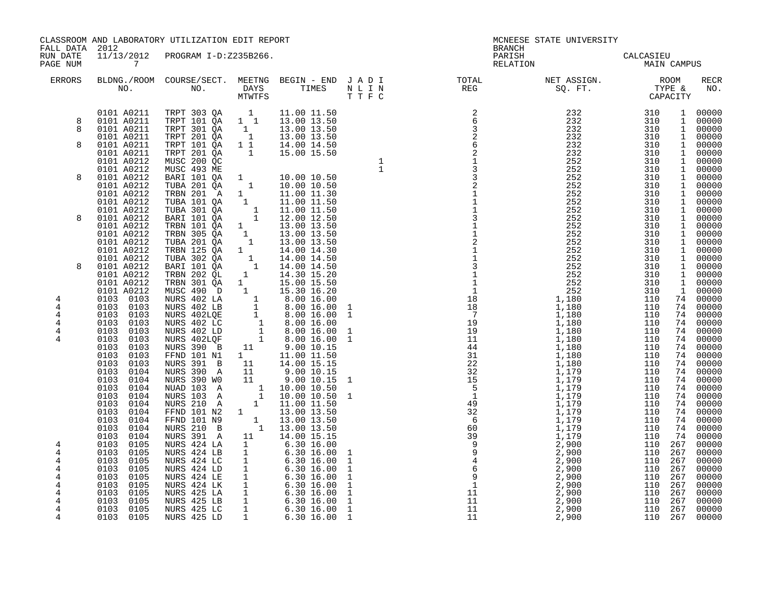CLASSROOM AND LABORATORY UTILIZATION EDIT REPORT
FALL DATA 2012
RUN DATE 11/13/2012 PROGRAM I-D:Z235B266.
PAGE NUM 7

MCNEESE STATE UNIVERSITY
BRANCH
PARISH CALCASIEU
RELATION MAIN CAMPUS

| ERRORS | BLDNG./ROOM NO. | COURSE/SECT. NO. | MEETNG DAYS MTWTFS | BEGIN - END TIMES | J A D I N L I N T T F C | TOTAL REG | NET ASSIGN. SQ. FT. | ROOM TYPE & CAPACITY | RECR NO. |
|---|---|---|---|---|---|---|---|---|---|
| | 0101 A0211 | TRPT 303 QA | 1 | 11.00 11.50 | | 2 | 232 | 310 1 | 00000 |
| 8 | 0101 A0211 | TRPT 101 QA | 1 1 | 13.00 13.50 | | 6 | 232 | 310 1 | 00000 |
| 8 | 0101 A0211 | TRPT 301 QA | 1 | 13.00 13.50 | | 3 | 232 | 310 1 | 00000 |
| | 0101 A0211 | TRPT 201 QA | 1 | 13.00 13.50 | | 2 | 232 | 310 1 | 00000 |
| 8 | 0101 A0211 | TRPT 101 QA | 1 1 | 14.00 14.50 | | 6 | 232 | 310 1 | 00000 |
| | 0101 A0211 | TRPT 201 QA | 1 | 15.00 15.50 | | 2 | 232 | 310 1 | 00000 |
| | 0101 A0212 | MUSC 200 QC | | | 1 | 1 | 252 | 310 1 | 00000 |
| | 0101 A0212 | MUSC 493 ME | | | 1 | 3 | 252 | 310 1 | 00000 |
| 8 | 0101 A0212 | BARI 101 QA | 1 | 10.00 10.50 | | 3 | 252 | 310 1 | 00000 |
| | 0101 A0212 | TUBA 201 QA | 1 | 10.00 10.50 | | 2 | 252 | 310 1 | 00000 |
| | 0101 A0212 | TRBN 201 A | 1 | 11.00 11.30 | | 1 | 252 | 310 1 | 00000 |
| | 0101 A0212 | TUBA 101 QA | 1 | 11.00 11.50 | | 1 | 252 | 310 1 | 00000 |
| | 0101 A0212 | TUBA 301 QA | 1 | 11.00 11.50 | | 1 | 252 | 310 1 | 00000 |
| 8 | 0101 A0212 | BARI 101 QA | 1 | 12.00 12.50 | | 3 | 252 | 310 1 | 00000 |
| | 0101 A0212 | TRBN 101 QA | 1 | 13.00 13.50 | | 1 | 252 | 310 1 | 00000 |
| | 0101 A0212 | TRBN 305 QA | 1 | 13.00 13.50 | | 1 | 252 | 310 1 | 00000 |
| | 0101 A0212 | TUBA 201 QA | 1 | 13.00 13.50 | | 2 | 252 | 310 1 | 00000 |
| | 0101 A0212 | TRBN 125 QA | 1 | 14.00 14.30 | | 1 | 252 | 310 1 | 00000 |
| | 0101 A0212 | TUBA 302 QA | 1 | 14.00 14.50 | | 1 | 252 | 310 1 | 00000 |
| 8 | 0101 A0212 | BARI 101 QA | 1 | 14.00 14.50 | | 3 | 252 | 310 1 | 00000 |
| | 0101 A0212 | TRBN 202 QL | 1 | 14.30 15.20 | | 1 | 252 | 310 1 | 00000 |
| | 0101 A0212 | TRBN 301 QA | 1 | 15.00 15.50 | | 1 | 252 | 310 1 | 00000 |
| | 0101 A0212 | MUSC 490 D | 1 | 15.30 16.20 | | 1 | 252 | 310 1 | 00000 |
| 4 | 0103 0103 | NURS 402 LA | 1 | 8.00 16.00 | | 18 | 1,180 | 110 74 | 00000 |
| 4 | 0103 0103 | NURS 402 LB | 1 | 8.00 16.00 | 1 | 18 | 1,180 | 110 74 | 00000 |
| 4 | 0103 0103 | NURS 402LQE | 1 | 8.00 16.00 | 1 | 7 | 1,180 | 110 74 | 00000 |
| 4 | 0103 0103 | NURS 402 LC | 1 | 8.00 16.00 | | 19 | 1,180 | 110 74 | 00000 |
| 4 | 0103 0103 | NURS 402 LD | 1 | 8.00 16.00 | 1 | 19 | 1,180 | 110 74 | 00000 |
| 4 | 0103 0103 | NURS 402LQF | 1 | 8.00 16.00 | 1 | 11 | 1,180 | 110 74 | 00000 |
| | 0103 0103 | NURS 390 B | 11 | 9.00 10.15 | | 44 | 1,180 | 110 74 | 00000 |
| | 0103 0103 | FFND 101 N1 | 1 | 11.00 11.50 | | 31 | 1,180 | 110 74 | 00000 |
| | 0103 0103 | NURS 391 B | 11 | 14.00 15.15 | | 22 | 1,180 | 110 74 | 00000 |
| | 0103 0104 | NURS 390 A | 11 | 9.00 10.15 | | 32 | 1,179 | 110 74 | 00000 |
| | 0103 0104 | NURS 390 W0 | 11 | 9.00 10.15 | 1 | 15 | 1,179 | 110 74 | 00000 |
| | 0103 0104 | NUAD 103 A | 1 | 10.00 10.50 | | 5 | 1,179 | 110 74 | 00000 |
| | 0103 0104 | NURS 103 A | 1 | 10.00 10.50 | 1 | 1 | 1,179 | 110 74 | 00000 |
| | 0103 0104 | NURS 210 A | 1 | 11.00 11.50 | | 49 | 1,179 | 110 74 | 00000 |
| | 0103 0104 | FFND 101 N2 | 1 | 13.00 13.50 | | 32 | 1,179 | 110 74 | 00000 |
| | 0103 0104 | FFND 101 N9 | 1 | 13.00 13.50 | | 6 | 1,179 | 110 74 | 00000 |
| | 0103 0104 | NURS 210 B | 1 | 13.00 13.50 | | 60 | 1,179 | 110 74 | 00000 |
| | 0103 0104 | NURS 391 A | 11 | 14.00 15.15 | | 39 | 1,179 | 110 74 | 00000 |
| 4 | 0103 0105 | NURS 424 LA | 1 | 6.30 16.00 | | 9 | 2,900 | 110 267 | 00000 |
| 4 | 0103 0105 | NURS 424 LB | 1 | 6.30 16.00 | 1 | 9 | 2,900 | 110 267 | 00000 |
| 4 | 0103 0105 | NURS 424 LC | 1 | 6.30 16.00 | 1 | 4 | 2,900 | 110 267 | 00000 |
| 4 | 0103 0105 | NURS 424 LD | 1 | 6.30 16.00 | 1 | 6 | 2,900 | 110 267 | 00000 |
| 4 | 0103 0105 | NURS 424 LE | 1 | 6.30 16.00 | 1 | 9 | 2,900 | 110 267 | 00000 |
| 4 | 0103 0105 | NURS 424 LK | 1 | 6.30 16.00 | 1 | 1 | 2,900 | 110 267 | 00000 |
| 4 | 0103 0105 | NURS 425 LA | 1 | 6.30 16.00 | 1 | 11 | 2,900 | 110 267 | 00000 |
| 4 | 0103 0105 | NURS 425 LB | 1 | 6.30 16.00 | 1 | 11 | 2,900 | 110 267 | 00000 |
| 4 | 0103 0105 | NURS 425 LC | 1 | 6.30 16.00 | 1 | 11 | 2,900 | 110 267 | 00000 |
| 4 | 0103 0105 | NURS 425 LD | 1 | 6.30 16.00 | 1 | 11 | 2,900 | 110 267 | 00000 |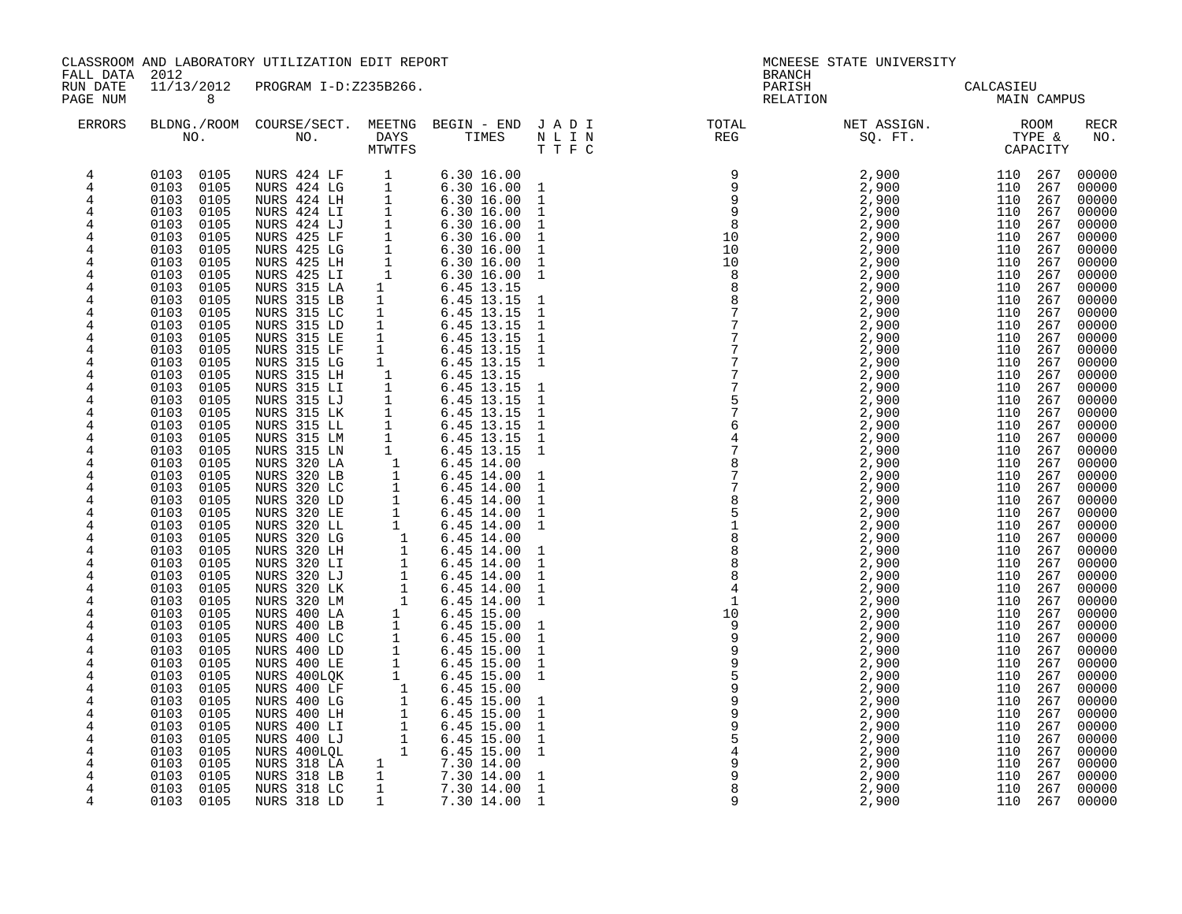CLASSROOM AND LABORATORY UTILIZATION EDIT REPORT
FALL DATA 2012
RUN DATE 11/13/2012 PROGRAM I-D:Z235B266.
PAGE NUM 8

MCNEESE STATE UNIVERSITY
BRANCH
PARISH CALCASIEU
RELATION MAIN CAMPUS

| ERRORS | BLDNG./ROOM NO. | | COURSE/SECT. NO. | MEETNG DAYS M | T | W | T | F | S | BEGIN - END TIMES | | J N T | A L T | D I F | I N C | TOTAL REG | NET ASSIGN. SQ. FT. | ROOM TYPE & CAPACITY | | RECR NO. |
|---|---|---|---|---|---|---|---|---|---|---|---|---|---|---|---|---|---|---|---|---|
| 4 | 0103 | 0105 | NURS 424 LF | | | 1 | | | | 6.30 | 16.00 | | | | | 9 | 2,900 | 110 | 267 | 00000 |
| 4 | 0103 | 0105 | NURS 424 LG | | | 1 | | | | 6.30 | 16.00 | | 1 | | | 9 | 2,900 | 110 | 267 | 00000 |
| 4 | 0103 | 0105 | NURS 424 LH | | | 1 | | | | 6.30 | 16.00 | | 1 | | | 9 | 2,900 | 110 | 267 | 00000 |
| 4 | 0103 | 0105 | NURS 424 LI | | | 1 | | | | 6.30 | 16.00 | | 1 | | | 9 | 2,900 | 110 | 267 | 00000 |
| 4 | 0103 | 0105 | NURS 424 LJ | | | 1 | | | | 6.30 | 16.00 | | 1 | | | 8 | 2,900 | 110 | 267 | 00000 |
| 4 | 0103 | 0105 | NURS 425 LF | | | 1 | | | | 6.30 | 16.00 | | 1 | | | 10 | 2,900 | 110 | 267 | 00000 |
| 4 | 0103 | 0105 | NURS 425 LG | | | 1 | | | | 6.30 | 16.00 | | 1 | | | 10 | 2,900 | 110 | 267 | 00000 |
| 4 | 0103 | 0105 | NURS 425 LH | | | 1 | | | | 6.30 | 16.00 | | 1 | | | 10 | 2,900 | 110 | 267 | 00000 |
| 4 | 0103 | 0105 | NURS 425 LI | | | 1 | | | | 6.30 | 16.00 | | 1 | | | 8 | 2,900 | 110 | 267 | 00000 |
| 4 | 0103 | 0105 | NURS 315 LA | | 1 | | | | | 6.45 | 13.15 | | | | | 8 | 2,900 | 110 | 267 | 00000 |
| 4 | 0103 | 0105 | NURS 315 LB | | 1 | | | | | 6.45 | 13.15 | | 1 | | | 8 | 2,900 | 110 | 267 | 00000 |
| 4 | 0103 | 0105 | NURS 315 LC | | 1 | | | | | 6.45 | 13.15 | | 1 | | | 7 | 2,900 | 110 | 267 | 00000 |
| 4 | 0103 | 0105 | NURS 315 LD | | 1 | | | | | 6.45 | 13.15 | | 1 | | | 7 | 2,900 | 110 | 267 | 00000 |
| 4 | 0103 | 0105 | NURS 315 LE | | 1 | | | | | 6.45 | 13.15 | | 1 | | | 7 | 2,900 | 110 | 267 | 00000 |
| 4 | 0103 | 0105 | NURS 315 LF | | 1 | | | | | 6.45 | 13.15 | | 1 | | | 7 | 2,900 | 110 | 267 | 00000 |
| 4 | 0103 | 0105 | NURS 315 LG | | 1 | | | | | 6.45 | 13.15 | | 1 | | | 7 | 2,900 | 110 | 267 | 00000 |
| 4 | 0103 | 0105 | NURS 315 LH | | | 1 | | | | 6.45 | 13.15 | | | | | 7 | 2,900 | 110 | 267 | 00000 |
| 4 | 0103 | 0105 | NURS 315 LI | | | 1 | | | | 6.45 | 13.15 | | 1 | | | 7 | 2,900 | 110 | 267 | 00000 |
| 4 | 0103 | 0105 | NURS 315 LJ | | | 1 | | | | 6.45 | 13.15 | | 1 | | | 5 | 2,900 | 110 | 267 | 00000 |
| 4 | 0103 | 0105 | NURS 315 LK | | | 1 | | | | 6.45 | 13.15 | | 1 | | | 7 | 2,900 | 110 | 267 | 00000 |
| 4 | 0103 | 0105 | NURS 315 LL | | | 1 | | | | 6.45 | 13.15 | | 1 | | | 6 | 2,900 | 110 | 267 | 00000 |
| 4 | 0103 | 0105 | NURS 315 LM | | | 1 | | | | 6.45 | 13.15 | | 1 | | | 4 | 2,900 | 110 | 267 | 00000 |
| 4 | 0103 | 0105 | NURS 315 LN | | | 1 | | | | 6.45 | 13.15 | | 1 | | | 7 | 2,900 | 110 | 267 | 00000 |
| 4 | 0103 | 0105 | NURS 320 LA | | | | 1 | | | 6.45 | 14.00 | | | | | 8 | 2,900 | 110 | 267 | 00000 |
| 4 | 0103 | 0105 | NURS 320 LB | | | | 1 | | | 6.45 | 14.00 | | 1 | | | 7 | 2,900 | 110 | 267 | 00000 |
| 4 | 0103 | 0105 | NURS 320 LC | | | | 1 | | | 6.45 | 14.00 | | 1 | | | 7 | 2,900 | 110 | 267 | 00000 |
| 4 | 0103 | 0105 | NURS 320 LD | | | | 1 | | | 6.45 | 14.00 | | 1 | | | 8 | 2,900 | 110 | 267 | 00000 |
| 4 | 0103 | 0105 | NURS 320 LE | | | | 1 | | | 6.45 | 14.00 | | 1 | | | 5 | 2,900 | 110 | 267 | 00000 |
| 4 | 0103 | 0105 | NURS 320 LL | | | | 1 | | | 6.45 | 14.00 | | 1 | | | 1 | 2,900 | 110 | 267 | 00000 |
| 4 | 0103 | 0105 | NURS 320 LG | | | | | 1 | | 6.45 | 14.00 | | | | | 8 | 2,900 | 110 | 267 | 00000 |
| 4 | 0103 | 0105 | NURS 320 LH | | | | | 1 | | 6.45 | 14.00 | | 1 | | | 8 | 2,900 | 110 | 267 | 00000 |
| 4 | 0103 | 0105 | NURS 320 LI | | | | | 1 | | 6.45 | 14.00 | | 1 | | | 8 | 2,900 | 110 | 267 | 00000 |
| 4 | 0103 | 0105 | NURS 320 LJ | | | | | 1 | | 6.45 | 14.00 | | 1 | | | 8 | 2,900 | 110 | 267 | 00000 |
| 4 | 0103 | 0105 | NURS 320 LK | | | | | 1 | | 6.45 | 14.00 | | 1 | | | 4 | 2,900 | 110 | 267 | 00000 |
| 4 | 0103 | 0105 | NURS 320 LM | | | | | 1 | | 6.45 | 14.00 | | 1 | | | 1 | 2,900 | 110 | 267 | 00000 |
| 4 | 0103 | 0105 | NURS 400 LA | | | 1 | | | | 6.45 | 15.00 | | | | | 10 | 2,900 | 110 | 267 | 00000 |
| 4 | 0103 | 0105 | NURS 400 LB | | | 1 | | | | 6.45 | 15.00 | | 1 | | | 9 | 2,900 | 110 | 267 | 00000 |
| 4 | 0103 | 0105 | NURS 400 LC | | | 1 | | | | 6.45 | 15.00 | | 1 | | | 9 | 2,900 | 110 | 267 | 00000 |
| 4 | 0103 | 0105 | NURS 400 LD | | | 1 | | | | 6.45 | 15.00 | | 1 | | | 9 | 2,900 | 110 | 267 | 00000 |
| 4 | 0103 | 0105 | NURS 400 LE | | | 1 | | | | 6.45 | 15.00 | | 1 | | | 9 | 2,900 | 110 | 267 | 00000 |
| 4 | 0103 | 0105 | NURS 400LQK | | | 1 | | | | 6.45 | 15.00 | | 1 | | | 5 | 2,900 | 110 | 267 | 00000 |
| 4 | 0103 | 0105 | NURS 400 LF | | | | 1 | | | 6.45 | 15.00 | | | | | 9 | 2,900 | 110 | 267 | 00000 |
| 4 | 0103 | 0105 | NURS 400 LG | | | | 1 | | | 6.45 | 15.00 | | 1 | | | 9 | 2,900 | 110 | 267 | 00000 |
| 4 | 0103 | 0105 | NURS 400 LH | | | | 1 | | | 6.45 | 15.00 | | 1 | | | 9 | 2,900 | 110 | 267 | 00000 |
| 4 | 0103 | 0105 | NURS 400 LI | | | | 1 | | | 6.45 | 15.00 | | 1 | | | 9 | 2,900 | 110 | 267 | 00000 |
| 4 | 0103 | 0105 | NURS 400 LJ | | | | 1 | | | 6.45 | 15.00 | | 1 | | | 5 | 2,900 | 110 | 267 | 00000 |
| 4 | 0103 | 0105 | NURS 400LQL | | | | 1 | | | 6.45 | 15.00 | | 1 | | | 4 | 2,900 | 110 | 267 | 00000 |
| 4 | 0103 | 0105 | NURS 318 LA | | 1 | | | | | 7.30 | 14.00 | | | | | 9 | 2,900 | 110 | 267 | 00000 |
| 4 | 0103 | 0105 | NURS 318 LB | | 1 | | | | | 7.30 | 14.00 | | 1 | | | 9 | 2,900 | 110 | 267 | 00000 |
| 4 | 0103 | 0105 | NURS 318 LC | | 1 | | | | | 7.30 | 14.00 | | 1 | | | 8 | 2,900 | 110 | 267 | 00000 |
| 4 | 0103 | 0105 | NURS 318 LD | | 1 | | | | | 7.30 | 14.00 | | 1 | | | 9 | 2,900 | 110 | 267 | 00000 |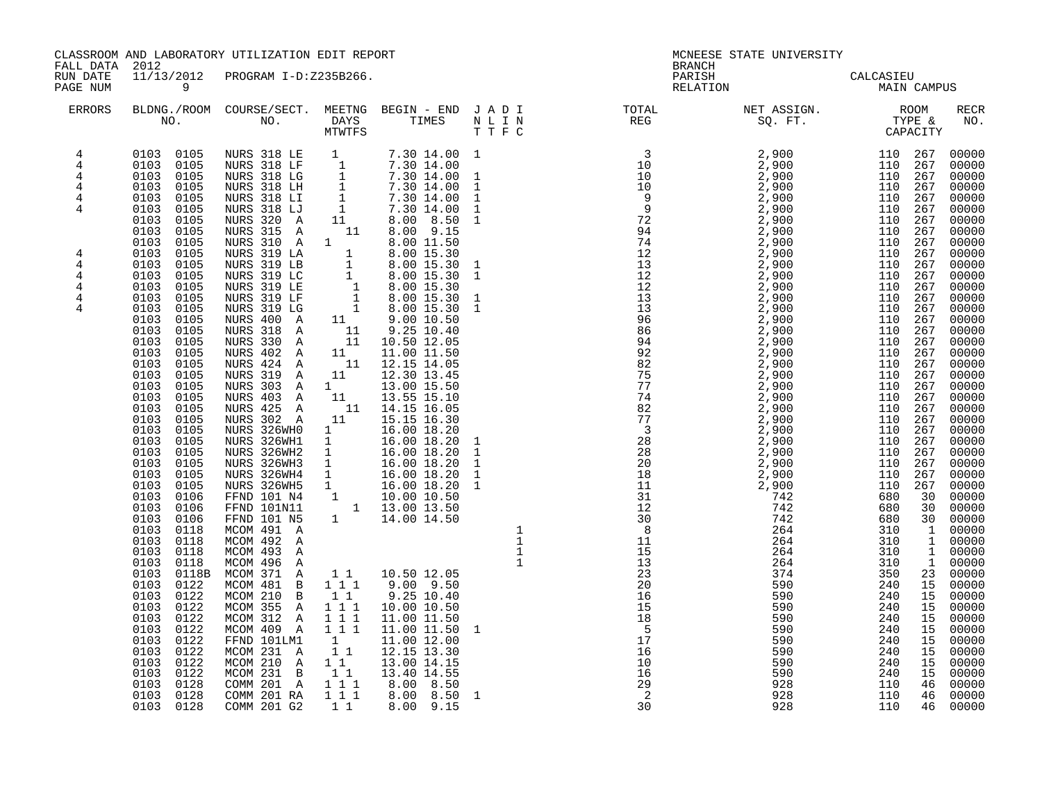CLASSROOM AND LABORATORY UTILIZATION EDIT REPORT
FALL DATA 2012
RUN DATE 11/13/2012 PROGRAM I-D:Z235B266.
PAGE NUM 9

MCNEESE STATE UNIVERSITY
BRANCH
PARISH CALCASIEU
RELATION MAIN CAMPUS

| ERRORS | BLDNG./ROOM NO. | COURSE/SECT. NO. | MEETNG DAYS MTWTFS | BEGIN - END TIMES | J A D I / N L I N / T T F C | TOTAL REG | NET ASSIGN. SQ. FT. | ROOM TYPE & CAPACITY | RECR NO. |
|---|---|---|---|---|---|---|---|---|---|
| 4 | 0103 0105 | NURS 318 LE | 1 | 7.30 14.00 | 1 | 3 | 2,900 | 110 267 | 00000 |
| 4 | 0103 0105 | NURS 318 LF | 1 | 7.30 14.00 | | 10 | 2,900 | 110 267 | 00000 |
| 4 | 0103 0105 | NURS 318 LG | 1 | 7.30 14.00 | 1 | 10 | 2,900 | 110 267 | 00000 |
| 4 | 0103 0105 | NURS 318 LH | 1 | 7.30 14.00 | 1 | 10 | 2,900 | 110 267 | 00000 |
| 4 | 0103 0105 | NURS 318 LI | 1 | 7.30 14.00 | 1 | 9 | 2,900 | 110 267 | 00000 |
| 4 | 0103 0105 | NURS 318 LJ | 1 | 7.30 14.00 | 1 | 9 | 2,900 | 110 267 | 00000 |
| | 0103 0105 | NURS 320 A | 11 | 8.00 8.50 | 1 | 72 | 2,900 | 110 267 | 00000 |
| | 0103 0105 | NURS 315 A | 11 | 8.00 9.15 | | 94 | 2,900 | 110 267 | 00000 |
| | 0103 0105 | NURS 310 A | 1 | 8.00 11.50 | | 74 | 2,900 | 110 267 | 00000 |
| 4 | 0103 0105 | NURS 319 LA | 1 | 8.00 15.30 | | 12 | 2,900 | 110 267 | 00000 |
| 4 | 0103 0105 | NURS 319 LB | 1 | 8.00 15.30 | 1 | 13 | 2,900 | 110 267 | 00000 |
| 4 | 0103 0105 | NURS 319 LC | 1 | 8.00 15.30 | 1 | 12 | 2,900 | 110 267 | 00000 |
| 4 | 0103 0105 | NURS 319 LE | 1 | 8.00 15.30 | | 12 | 2,900 | 110 267 | 00000 |
| 4 | 0103 0105 | NURS 319 LF | 1 | 8.00 15.30 | 1 | 13 | 2,900 | 110 267 | 00000 |
| 4 | 0103 0105 | NURS 319 LG | 1 | 8.00 15.30 | 1 | 13 | 2,900 | 110 267 | 00000 |
| | 0103 0105 | NURS 400 A | 11 | 9.00 10.50 | | 96 | 2,900 | 110 267 | 00000 |
| | 0103 0105 | NURS 318 A | 11 | 9.25 10.40 | | 86 | 2,900 | 110 267 | 00000 |
| | 0103 0105 | NURS 330 A | 11 | 10.50 12.05 | | 94 | 2,900 | 110 267 | 00000 |
| | 0103 0105 | NURS 402 A | 11 | 11.00 11.50 | | 92 | 2,900 | 110 267 | 00000 |
| | 0103 0105 | NURS 424 A | 11 | 12.15 14.05 | | 82 | 2,900 | 110 267 | 00000 |
| | 0103 0105 | NURS 319 A | 11 | 12.30 13.45 | | 75 | 2,900 | 110 267 | 00000 |
| | 0103 0105 | NURS 303 A | 1 | 13.00 15.50 | | 77 | 2,900 | 110 267 | 00000 |
| | 0103 0105 | NURS 403 A | 11 | 13.55 15.10 | | 74 | 2,900 | 110 267 | 00000 |
| | 0103 0105 | NURS 425 A | 11 | 14.15 16.05 | | 82 | 2,900 | 110 267 | 00000 |
| | 0103 0105 | NURS 302 A | 11 | 15.15 16.30 | | 77 | 2,900 | 110 267 | 00000 |
| | 0103 0105 | NURS 326WH0 | 1 | 16.00 18.20 | | 3 | 2,900 | 110 267 | 00000 |
| | 0103 0105 | NURS 326WH1 | 1 | 16.00 18.20 | 1 | 28 | 2,900 | 110 267 | 00000 |
| | 0103 0105 | NURS 326WH2 | 1 | 16.00 18.20 | 1 | 28 | 2,900 | 110 267 | 00000 |
| | 0103 0105 | NURS 326WH3 | 1 | 16.00 18.20 | 1 | 20 | 2,900 | 110 267 | 00000 |
| | 0103 0105 | NURS 326WH4 | 1 | 16.00 18.20 | 1 | 18 | 2,900 | 110 267 | 00000 |
| | 0103 0105 | NURS 326WH5 | 1 | 16.00 18.20 | 1 | 11 | 2,900 | 110 267 | 00000 |
| | 0103 0106 | FFND 101 N4 | 1 | 10.00 10.50 | | 31 | 742 | 680 30 | 00000 |
| | 0103 0106 | FFND 101N11 | 1 | 13.00 13.50 | | 12 | 742 | 680 30 | 00000 |
| | 0103 0106 | FFND 101 N5 | 1 | 14.00 14.50 | | 30 | 742 | 680 30 | 00000 |
| | 0103 0118 | MCOM 491 A | | | 1 | 8 | 264 | 310 1 | 00000 |
| | 0103 0118 | MCOM 492 A | | | 1 | 11 | 264 | 310 1 | 00000 |
| | 0103 0118 | MCOM 493 A | | | 1 | 15 | 264 | 310 1 | 00000 |
| | 0103 0118 | MCOM 496 A | | | 1 | 13 | 264 | 310 1 | 00000 |
| | 0103 0118B | MCOM 371 A | 1 1 | 10.50 12.05 | | 23 | 374 | 350 23 | 00000 |
| | 0103 0122 | MCOM 481 B | 1 1 1 | 9.00 9.50 | | 20 | 590 | 240 15 | 00000 |
| | 0103 0122 | MCOM 210 B | 1 1 | 9.25 10.40 | | 16 | 590 | 240 15 | 00000 |
| | 0103 0122 | MCOM 355 A | 1 1 1 | 10.00 10.50 | | 15 | 590 | 240 15 | 00000 |
| | 0103 0122 | MCOM 312 A | 1 1 1 | 11.00 11.50 | | 18 | 590 | 240 15 | 00000 |
| | 0103 0122 | MCOM 409 A | 1 1 1 | 11.00 11.50 | 1 | 5 | 590 | 240 15 | 00000 |
| | 0103 0122 | FFND 101LM1 | 1 | 11.00 12.00 | | 17 | 590 | 240 15 | 00000 |
| | 0103 0122 | MCOM 231 A | 1 1 | 12.15 13.30 | | 16 | 590 | 240 15 | 00000 |
| | 0103 0122 | MCOM 210 A | 1 1 | 13.00 14.15 | | 10 | 590 | 240 15 | 00000 |
| | 0103 0122 | MCOM 231 B | 1 1 | 13.40 14.55 | | 16 | 590 | 240 15 | 00000 |
| | 0103 0128 | COMM 201 A | 1 1 1 | 8.00 8.50 | | 29 | 928 | 110 46 | 00000 |
| | 0103 0128 | COMM 201 RA | 1 1 1 | 8.00 8.50 | 1 | 2 | 928 | 110 46 | 00000 |
| | 0103 0128 | COMM 201 G2 | 1 1 | 8.00 9.15 | | 30 | 928 | 110 46 | 00000 |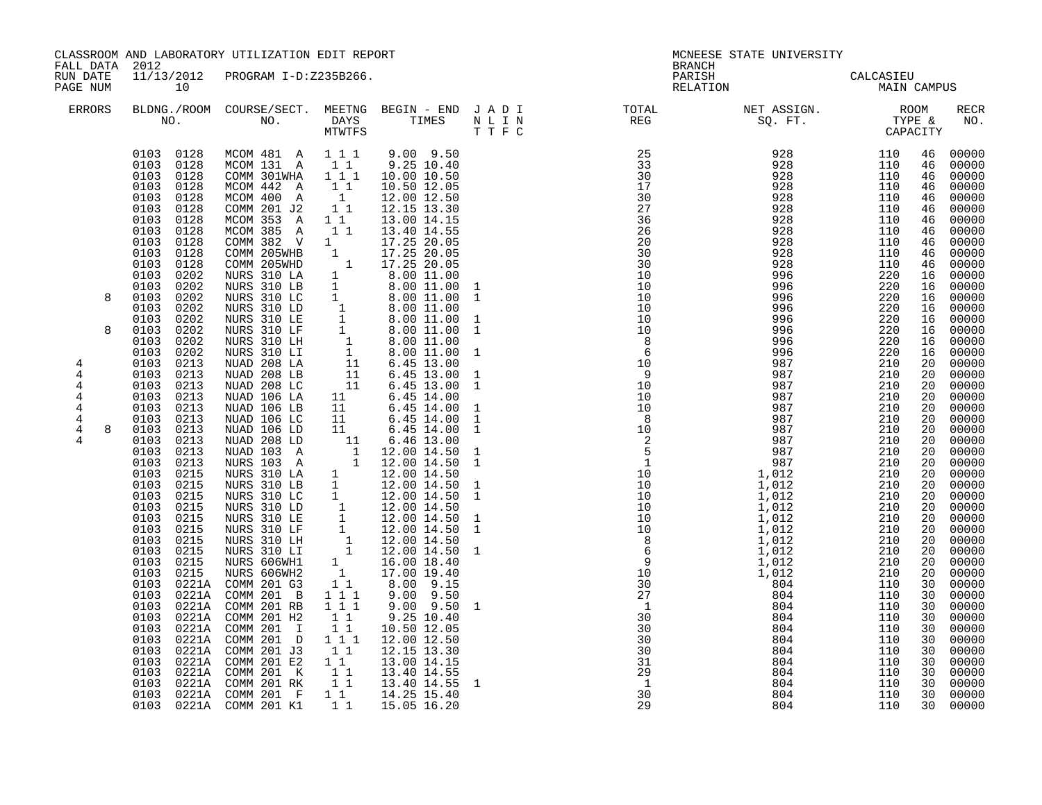CLASSROOM AND LABORATORY UTILIZATION EDIT REPORT
FALL DATA 2012
RUN DATE 11/13/2012 PROGRAM I-D:Z235B266.
PAGE NUM 10

MCNEESE STATE UNIVERSITY
BRANCH
PARISH CALCASIEU
RELATION MAIN CAMPUS

| ERRORS | BLDNG./ROOM NO. | COURSE/SECT. NO. | MEETNG DAYS MTWTFS | BEGIN - END TIMES | J A D I / N L I N / T T F C | TOTAL REG | NET ASSIGN. SQ. FT. | ROOM TYPE & CAPACITY | RECR NO. |
|---|---|---|---|---|---|---|---|---|---|
| | 0103 0128 | MCOM 481 A | 1 1 1 | 9.00 9.50 | | 25 | 928 | 110 46 | 00000 |
| | 0103 0128 | MCOM 131 A | 1 1 | 9.25 10.40 | | 33 | 928 | 110 46 | 00000 |
| | 0103 0128 | COMM 301WHA | 1 1 1 | 10.00 10.50 | | 30 | 928 | 110 46 | 00000 |
| | 0103 0128 | MCOM 442 A | 1 1 | 10.50 12.05 | | 17 | 928 | 110 46 | 00000 |
| | 0103 0128 | MCOM 400 A | 1 | 12.00 12.50 | | 30 | 928 | 110 46 | 00000 |
| | 0103 0128 | COMM 201 J2 | 1 1 | 12.15 13.30 | | 27 | 928 | 110 46 | 00000 |
| | 0103 0128 | MCOM 353 A | 1 1 | 13.00 14.15 | | 36 | 928 | 110 46 | 00000 |
| | 0103 0128 | MCOM 385 A | 1 1 | 13.40 14.55 | | 26 | 928 | 110 46 | 00000 |
| | 0103 0128 | COMM 382 V | 1 | 17.25 20.05 | | 20 | 928 | 110 46 | 00000 |
| | 0103 0128 | COMM 205WHB | 1 | 17.25 20.05 | | 30 | 928 | 110 46 | 00000 |
| | 0103 0128 | COMM 205WHD | 1 | 17.25 20.05 | | 30 | 928 | 110 46 | 00000 |
| | 0103 0202 | NURS 310 LA | 1 | 8.00 11.00 | | 10 | 996 | 220 16 | 00000 |
| | 0103 0202 | NURS 310 LB | 1 | 8.00 11.00 | 1 | 10 | 996 | 220 16 | 00000 |
| 8 | 0103 0202 | NURS 310 LC | 1 | 8.00 11.00 | 1 | 10 | 996 | 220 16 | 00000 |
| | 0103 0202 | NURS 310 LD | 1 | 8.00 11.00 | | 10 | 996 | 220 16 | 00000 |
| | 0103 0202 | NURS 310 LE | 1 | 8.00 11.00 | 1 | 10 | 996 | 220 16 | 00000 |
| 8 | 0103 0202 | NURS 310 LF | 1 | 8.00 11.00 | 1 | 10 | 996 | 220 16 | 00000 |
| | 0103 0202 | NURS 310 LH | 1 | 8.00 11.00 | | 8 | 996 | 220 16 | 00000 |
| | 0103 0202 | NURS 310 LI | 1 | 8.00 11.00 | 1 | 6 | 996 | 220 16 | 00000 |
| 4 | 0103 0213 | NUAD 208 LA | 11 | 6.45 13.00 | | 10 | 987 | 210 20 | 00000 |
| 4 | 0103 0213 | NUAD 208 LB | 11 | 6.45 13.00 | 1 | 9 | 987 | 210 20 | 00000 |
| 4 | 0103 0213 | NUAD 208 LC | 11 | 6.45 13.00 | 1 | 10 | 987 | 210 20 | 00000 |
| 4 | 0103 0213 | NUAD 106 LA | 11 | 6.45 14.00 | | 10 | 987 | 210 20 | 00000 |
| 4 | 0103 0213 | NUAD 106 LB | 11 | 6.45 14.00 | 1 | 10 | 987 | 210 20 | 00000 |
| 4 | 0103 0213 | NUAD 106 LC | 11 | 6.45 14.00 | 1 | 8 | 987 | 210 20 | 00000 |
| 4 8 | 0103 0213 | NUAD 106 LD | 11 | 6.45 14.00 | 1 | 10 | 987 | 210 20 | 00000 |
| 4 | 0103 0213 | NUAD 208 LD | 11 | 6.46 13.00 | | 2 | 987 | 210 20 | 00000 |
| | 0103 0213 | NUAD 103 A | 1 | 12.00 14.50 | 1 | 5 | 987 | 210 20 | 00000 |
| | 0103 0213 | NURS 103 A | 1 | 12.00 14.50 | 1 | 1 | 987 | 210 20 | 00000 |
| | 0103 0215 | NURS 310 LA | 1 | 12.00 14.50 | | 10 | 1,012 | 210 20 | 00000 |
| | 0103 0215 | NURS 310 LB | 1 | 12.00 14.50 | 1 | 10 | 1,012 | 210 20 | 00000 |
| | 0103 0215 | NURS 310 LC | 1 | 12.00 14.50 | 1 | 10 | 1,012 | 210 20 | 00000 |
| | 0103 0215 | NURS 310 LD | 1 | 12.00 14.50 | | 10 | 1,012 | 210 20 | 00000 |
| | 0103 0215 | NURS 310 LE | 1 | 12.00 14.50 | 1 | 10 | 1,012 | 210 20 | 00000 |
| | 0103 0215 | NURS 310 LF | 1 | 12.00 14.50 | 1 | 10 | 1,012 | 210 20 | 00000 |
| | 0103 0215 | NURS 310 LH | 1 | 12.00 14.50 | | 8 | 1,012 | 210 20 | 00000 |
| | 0103 0215 | NURS 310 LI | 1 | 12.00 14.50 | 1 | 6 | 1,012 | 210 20 | 00000 |
| | 0103 0215 | NURS 606WH1 | 1 | 16.00 18.40 | | 9 | 1,012 | 210 20 | 00000 |
| | 0103 0215 | NURS 606WH2 | 1 | 17.00 19.40 | | 10 | 1,012 | 210 20 | 00000 |
| | 0103 0221A | COMM 201 G3 | 1 1 | 8.00 9.15 | | 30 | 804 | 110 30 | 00000 |
| | 0103 0221A | COMM 201 B | 1 1 1 | 9.00 9.50 | | 27 | 804 | 110 30 | 00000 |
| | 0103 0221A | COMM 201 RB | 1 1 1 | 9.00 9.50 | 1 | 1 | 804 | 110 30 | 00000 |
| | 0103 0221A | COMM 201 H2 | 1 1 | 9.25 10.40 | | 30 | 804 | 110 30 | 00000 |
| | 0103 0221A | COMM 201 I | 1 1 | 10.50 12.05 | | 30 | 804 | 110 30 | 00000 |
| | 0103 0221A | COMM 201 D | 1 1 1 | 12.00 12.50 | | 30 | 804 | 110 30 | 00000 |
| | 0103 0221A | COMM 201 J3 | 1 1 | 12.15 13.30 | | 30 | 804 | 110 30 | 00000 |
| | 0103 0221A | COMM 201 E2 | 1 1 | 13.00 14.15 | | 31 | 804 | 110 30 | 00000 |
| | 0103 0221A | COMM 201 K | 1 1 | 13.40 14.55 | | 29 | 804 | 110 30 | 00000 |
| | 0103 0221A | COMM 201 RK | 1 1 | 13.40 14.55 | 1 | 1 | 804 | 110 30 | 00000 |
| | 0103 0221A | COMM 201 F | 1 1 | 14.25 15.40 | | 30 | 804 | 110 30 | 00000 |
| | 0103 0221A | COMM 201 K1 | 1 1 | 15.05 16.20 | | 29 | 804 | 110 30 | 00000 |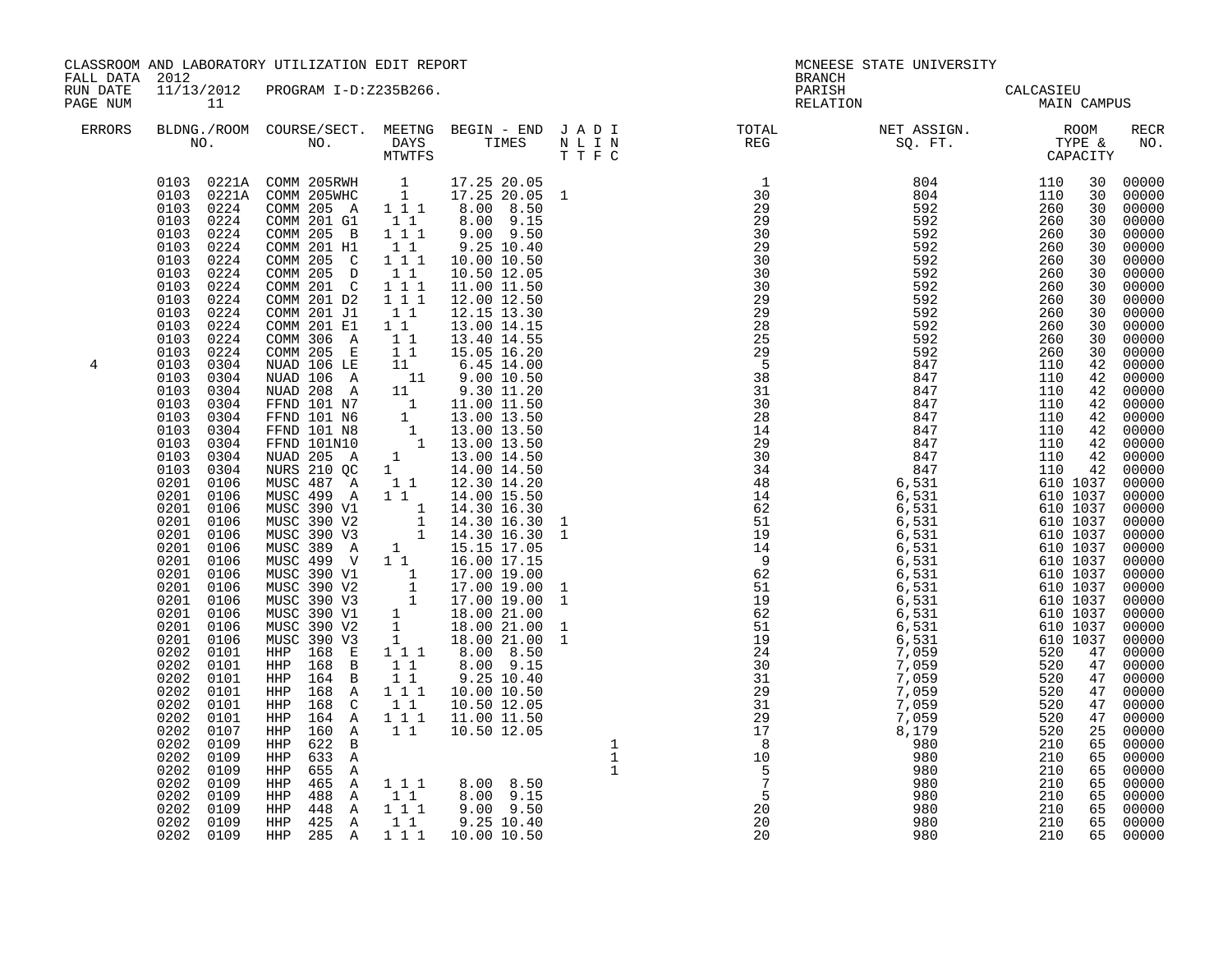CLASSROOM AND LABORATORY UTILIZATION EDIT REPORT
FALL DATA 2012
RUN DATE 11/13/2012 PROGRAM I-D:Z235B266.
PAGE NUM 11

MCNEESE STATE UNIVERSITY
BRANCH
PARISH CALCASIEU
RELATION MAIN CAMPUS

| ERRORS | BLDNG./ROOM NO. | COURSE/SECT. NO. | MEETNG DAYS MTWTFS | BEGIN - END TIMES | J A D I N L I N T T F C | TOTAL REG | NET ASSIGN. SQ. FT. | ROOM TYPE & CAPACITY | RECR NO. |
|---|---|---|---|---|---|---|---|---|---|
| | 0103 0221A | COMM 205RWH | 1 | 17.25 20.05 | | 1 | 804 | 110 30 | 00000 |
| | 0103 0221A | COMM 205WHC | 1 | 17.25 20.05 | 1 | 30 | 804 | 110 30 | 00000 |
| | 0103 0224 | COMM 205 A | 1 1 1 | 8.00 8.50 | | 29 | 592 | 260 30 | 00000 |
| | 0103 0224 | COMM 201 G1 | 1 1 | 8.00 9.15 | | 29 | 592 | 260 30 | 00000 |
| | 0103 0224 | COMM 205 B | 1 1 1 | 9.00 9.50 | | 30 | 592 | 260 30 | 00000 |
| | 0103 0224 | COMM 201 H1 | 1 1 | 9.25 10.40 | | 29 | 592 | 260 30 | 00000 |
| | 0103 0224 | COMM 205 C | 1 1 1 | 10.00 10.50 | | 30 | 592 | 260 30 | 00000 |
| | 0103 0224 | COMM 205 D | 1 1 | 10.50 12.05 | | 30 | 592 | 260 30 | 00000 |
| | 0103 0224 | COMM 201 C | 1 1 1 | 11.00 11.50 | | 30 | 592 | 260 30 | 00000 |
| | 0103 0224 | COMM 201 D2 | 1 1 1 | 12.00 12.50 | | 29 | 592 | 260 30 | 00000 |
| | 0103 0224 | COMM 201 J1 | 1 1 | 12.15 13.30 | | 29 | 592 | 260 30 | 00000 |
| | 0103 0224 | COMM 201 E1 | 1 1 | 13.00 14.15 | | 28 | 592 | 260 30 | 00000 |
| | 0103 0224 | COMM 306 A | 1 1 | 13.40 14.55 | | 25 | 592 | 260 30 | 00000 |
| | 0103 0224 | COMM 205 E | 1 1 | 15.05 16.20 | | 29 | 592 | 260 30 | 00000 |
| 4 | 0103 0304 | NUAD 106 LE | 11 | 6.45 14.00 | | 5 | 847 | 110 42 | 00000 |
| | 0103 0304 | NUAD 106 A | 11 | 9.00 10.50 | | 38 | 847 | 110 42 | 00000 |
| | 0103 0304 | NUAD 208 A | 11 | 9.30 11.20 | | 31 | 847 | 110 42 | 00000 |
| | 0103 0304 | FFND 101 N7 | 1 | 11.00 11.50 | | 30 | 847 | 110 42 | 00000 |
| | 0103 0304 | FFND 101 N6 | 1 | 13.00 13.50 | | 28 | 847 | 110 42 | 00000 |
| | 0103 0304 | FFND 101 N8 | 1 | 13.00 13.50 | | 14 | 847 | 110 42 | 00000 |
| | 0103 0304 | FFND 101N10 | 1 | 13.00 13.50 | | 29 | 847 | 110 42 | 00000 |
| | 0103 0304 | NUAD 205 A | 1 | 13.00 14.50 | | 30 | 847 | 110 42 | 00000 |
| | 0103 0304 | NURS 210 QC | 1 | 14.00 14.50 | | 34 | 847 | 110 42 | 00000 |
| | 0201 0106 | MUSC 487 A | 1 1 | 12.30 14.20 | | 48 | 6,531 | 610 1037 | 00000 |
| | 0201 0106 | MUSC 499 A | 1 1 | 14.00 15.50 | | 14 | 6,531 | 610 1037 | 00000 |
| | 0201 0106 | MUSC 390 V1 | 1 | 14.30 16.30 | | 62 | 6,531 | 610 1037 | 00000 |
| | 0201 0106 | MUSC 390 V2 | 1 | 14.30 16.30 | 1 | 51 | 6,531 | 610 1037 | 00000 |
| | 0201 0106 | MUSC 390 V3 | 1 | 14.30 16.30 | 1 | 19 | 6,531 | 610 1037 | 00000 |
| | 0201 0106 | MUSC 389 A | 1 | 15.15 17.05 | | 14 | 6,531 | 610 1037 | 00000 |
| | 0201 0106 | MUSC 499 V | 1 1 | 16.00 17.15 | | 9 | 6,531 | 610 1037 | 00000 |
| | 0201 0106 | MUSC 390 V1 | 1 | 17.00 19.00 | | 62 | 6,531 | 610 1037 | 00000 |
| | 0201 0106 | MUSC 390 V2 | 1 | 17.00 19.00 | 1 | 51 | 6,531 | 610 1037 | 00000 |
| | 0201 0106 | MUSC 390 V3 | 1 | 17.00 19.00 | 1 | 19 | 6,531 | 610 1037 | 00000 |
| | 0201 0106 | MUSC 390 V1 | 1 | 18.00 21.00 | | 62 | 6,531 | 610 1037 | 00000 |
| | 0201 0106 | MUSC 390 V2 | 1 | 18.00 21.00 | 1 | 51 | 6,531 | 610 1037 | 00000 |
| | 0201 0106 | MUSC 390 V3 | 1 | 18.00 21.00 | 1 | 19 | 6,531 | 610 1037 | 00000 |
| | 0202 0101 | HHP 168 E | 1 1 1 | 8.00 8.50 | | 24 | 7,059 | 520 47 | 00000 |
| | 0202 0101 | HHP 168 B | 1 1 | 8.00 9.15 | | 30 | 7,059 | 520 47 | 00000 |
| | 0202 0101 | HHP 164 B | 1 1 | 9.25 10.40 | | 31 | 7,059 | 520 47 | 00000 |
| | 0202 0101 | HHP 168 A | 1 1 1 | 10.00 10.50 | | 29 | 7,059 | 520 47 | 00000 |
| | 0202 0101 | HHP 168 C | 1 1 | 10.50 12.05 | | 31 | 7,059 | 520 47 | 00000 |
| | 0202 0101 | HHP 164 A | 1 1 1 | 11.00 11.50 | | 29 | 7,059 | 520 47 | 00000 |
| | 0202 0107 | HHP 160 A | 1 1 | 10.50 12.05 | | 17 | 8,179 | 520 25 | 00000 |
| | 0202 0109 | HHP 622 B | | | 1 | 8 | 980 | 210 65 | 00000 |
| | 0202 0109 | HHP 633 A | | | 1 | 10 | 980 | 210 65 | 00000 |
| | 0202 0109 | HHP 655 A | | | 1 | 5 | 980 | 210 65 | 00000 |
| | 0202 0109 | HHP 465 A | 1 1 1 | 8.00 8.50 | | 7 | 980 | 210 65 | 00000 |
| | 0202 0109 | HHP 488 A | 1 1 | 8.00 9.15 | | 5 | 980 | 210 65 | 00000 |
| | 0202 0109 | HHP 448 A | 1 1 1 | 9.00 9.50 | | 20 | 980 | 210 65 | 00000 |
| | 0202 0109 | HHP 425 A | 1 1 | 9.25 10.40 | | 20 | 980 | 210 65 | 00000 |
| | 0202 0109 | HHP 285 A | 1 1 1 | 10.00 10.50 | | 20 | 980 | 210 65 | 00000 |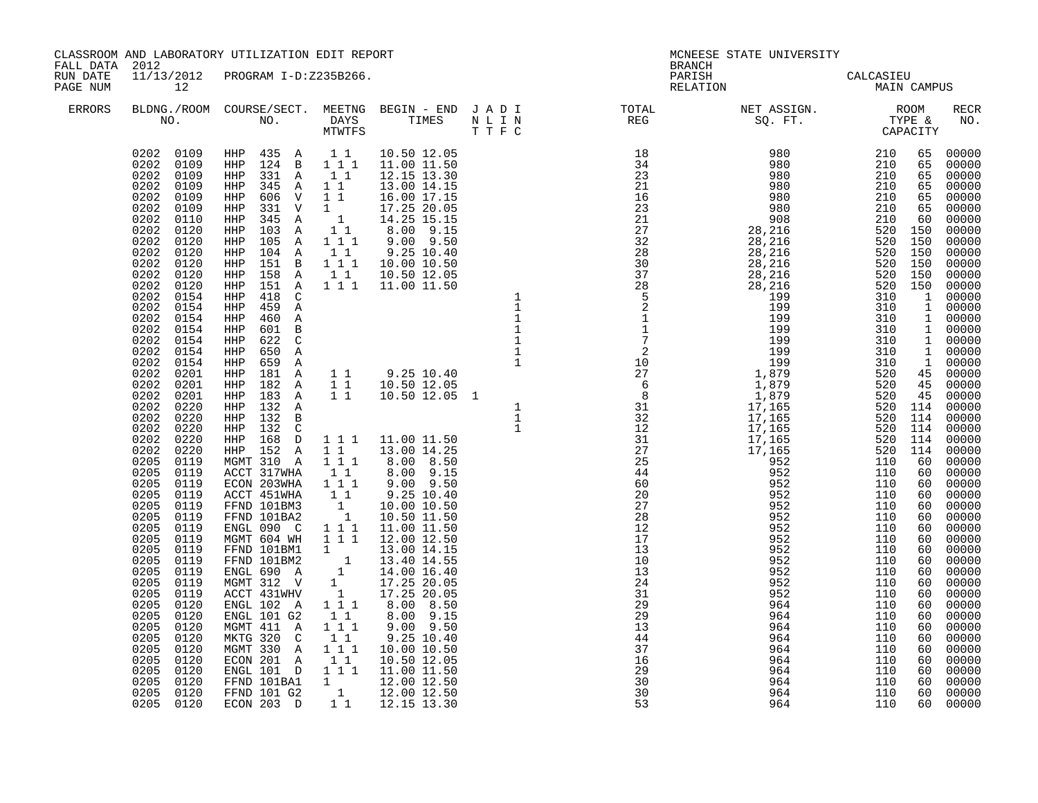CLASSROOM AND LABORATORY UTILIZATION EDIT REPORT
FALL DATA 2012
RUN DATE 11/13/2012 PROGRAM I-D:Z235B266.

MCNEESE STATE UNIVERSITY
BRANCH
PARISH CALCASIEU
RELATION MAIN CAMPUS

| ERRORS | BLDG. NO. | ROOM NO. | COURSE/SECT. NO. | MEETNG DAYS MTWTFS | BEGIN - END TIMES | J T | A T | D F | I N C | TOTAL REG | NET ASSIGN. SQ. FT. | ROOM TYPE & | CAPACITY | RECR NO. |
|---|---|---|---|---|---|---|---|---|---|---|---|---|---|---|
| | 0202 | 0109 | HHP 435 A | 1 1 | 10.50 12.05 | | | | | 18 | 980 | 210 | 65 | 00000 |
| | 0202 | 0109 | HHP 124 B | 1 1 1 | 11.00 11.50 | | | | | 34 | 980 | 210 | 65 | 00000 |
| | 0202 | 0109 | HHP 331 A | 1 1 | 12.15 13.30 | | | | | 23 | 980 | 210 | 65 | 00000 |
| | 0202 | 0109 | HHP 345 A | 1 1 | 13.00 14.15 | | | | | 21 | 980 | 210 | 65 | 00000 |
| | 0202 | 0109 | HHP 606 V | 1 1 | 16.00 17.15 | | | | | 16 | 980 | 210 | 65 | 00000 |
| | 0202 | 0109 | HHP 331 V | 1 | 17.25 20.05 | | | | | 23 | 980 | 210 | 65 | 00000 |
| | 0202 | 0110 | HHP 345 A | 1 | 14.25 15.15 | | | | | 21 | 908 | 210 | 60 | 00000 |
| | 0202 | 0120 | HHP 103 A | 1 1 | 8.00 9.15 | | | | | 27 | 28,216 | 520 | 150 | 00000 |
| | 0202 | 0120 | HHP 105 A | 1 1 1 | 9.00 9.50 | | | | | 32 | 28,216 | 520 | 150 | 00000 |
| | 0202 | 0120 | HHP 104 A | 1 1 | 9.25 10.40 | | | | | 28 | 28,216 | 520 | 150 | 00000 |
| | 0202 | 0120 | HHP 151 B | 1 1 1 | 10.00 10.50 | | | | | 30 | 28,216 | 520 | 150 | 00000 |
| | 0202 | 0120 | HHP 158 A | 1 1 | 10.50 12.05 | | | | | 37 | 28,216 | 520 | 150 | 00000 |
| | 0202 | 0120 | HHP 151 A | 1 1 1 | 11.00 11.50 | | | | | 28 | 28,216 | 520 | 150 | 00000 |
| | 0202 | 0154 | HHP 418 C | | | | | | 1 | 5 | 199 | 310 | 1 | 00000 |
| | 0202 | 0154 | HHP 459 A | | | | | | 1 | 2 | 199 | 310 | 1 | 00000 |
| | 0202 | 0154 | HHP 460 A | | | | | | 1 | 1 | 199 | 310 | 1 | 00000 |
| | 0202 | 0154 | HHP 601 B | | | | | | 1 | 1 | 199 | 310 | 1 | 00000 |
| | 0202 | 0154 | HHP 622 C | | | | | | 1 | 7 | 199 | 310 | 1 | 00000 |
| | 0202 | 0154 | HHP 650 A | | | | | | 1 | 2 | 199 | 310 | 1 | 00000 |
| | 0202 | 0154 | HHP 659 A | | | | | | 1 | 10 | 199 | 310 | 1 | 00000 |
| | 0202 | 0201 | HHP 181 A | 1 1 | 9.25 10.40 | | | | | 27 | 1,879 | 520 | 45 | 00000 |
| | 0202 | 0201 | HHP 182 A | 1 1 | 10.50 12.05 | | | | | 6 | 1,879 | 520 | 45 | 00000 |
| | 0202 | 0201 | HHP 183 A | 1 1 | 10.50 12.05 | 1 | | | | 8 | 1,879 | 520 | 45 | 00000 |
| | 0202 | 0220 | HHP 132 A | | | | | | 1 | 31 | 17,165 | 520 | 114 | 00000 |
| | 0202 | 0220 | HHP 132 B | | | | | | 1 | 32 | 17,165 | 520 | 114 | 00000 |
| | 0202 | 0220 | HHP 132 C | | | | | | 1 | 12 | 17,165 | 520 | 114 | 00000 |
| | 0202 | 0220 | HHP 168 D | 1 1 1 | 11.00 11.50 | | | | | 31 | 17,165 | 520 | 114 | 00000 |
| | 0202 | 0220 | HHP 152 A | 1 1 | 13.00 14.25 | | | | | 27 | 17,165 | 520 | 114 | 00000 |
| | 0205 | 0119 | MGMT 310 A | 1 1 1 | 8.00 8.50 | | | | | 25 | 952 | 110 | 60 | 00000 |
| | 0205 | 0119 | ACCT 317WHA | 1 1 | 8.00 9.15 | | | | | 44 | 952 | 110 | 60 | 00000 |
| | 0205 | 0119 | ECON 203WHA | 1 1 1 | 9.00 9.50 | | | | | 60 | 952 | 110 | 60 | 00000 |
| | 0205 | 0119 | ACCT 451WHA | 1 1 | 9.25 10.40 | | | | | 20 | 952 | 110 | 60 | 00000 |
| | 0205 | 0119 | FFND 101BM3 | 1 | 10.00 10.50 | | | | | 27 | 952 | 110 | 60 | 00000 |
| | 0205 | 0119 | FFND 101BA2 | 1 | 10.50 11.50 | | | | | 28 | 952 | 110 | 60 | 00000 |
| | 0205 | 0119 | ENGL 090 C | 1 1 1 | 11.00 11.50 | | | | | 12 | 952 | 110 | 60 | 00000 |
| | 0205 | 0119 | MGMT 604 WH | 1 1 1 | 12.00 12.50 | | | | | 17 | 952 | 110 | 60 | 00000 |
| | 0205 | 0119 | FFND 101BM1 | 1 | 13.00 14.15 | | | | | 13 | 952 | 110 | 60 | 00000 |
| | 0205 | 0119 | FFND 101BM2 | 1 | 13.40 14.55 | | | | | 10 | 952 | 110 | 60 | 00000 |
| | 0205 | 0119 | ENGL 690 A | 1 | 14.00 16.40 | | | | | 13 | 952 | 110 | 60 | 00000 |
| | 0205 | 0119 | MGMT 312 V | 1 | 17.25 20.05 | | | | | 24 | 952 | 110 | 60 | 00000 |
| | 0205 | 0119 | ACCT 431WHV | 1 | 17.25 20.05 | | | | | 31 | 952 | 110 | 60 | 00000 |
| | 0205 | 0120 | ENGL 102 A | 1 1 1 | 8.00 8.50 | | | | | 29 | 964 | 110 | 60 | 00000 |
| | 0205 | 0120 | ENGL 101 G2 | 1 1 | 8.00 9.15 | | | | | 29 | 964 | 110 | 60 | 00000 |
| | 0205 | 0120 | MGMT 411 A | 1 1 1 | 9.00 9.50 | | | | | 13 | 964 | 110 | 60 | 00000 |
| | 0205 | 0120 | MKTG 320 C | 1 1 | 9.25 10.40 | | | | | 44 | 964 | 110 | 60 | 00000 |
| | 0205 | 0120 | MGMT 330 A | 1 1 1 | 10.00 10.50 | | | | | 37 | 964 | 110 | 60 | 00000 |
| | 0205 | 0120 | ECON 201 A | 1 1 | 10.50 12.05 | | | | | 16 | 964 | 110 | 60 | 00000 |
| | 0205 | 0120 | ENGL 101 D | 1 1 1 | 11.00 11.50 | | | | | 29 | 964 | 110 | 60 | 00000 |
| | 0205 | 0120 | FFND 101BA1 | 1 | 12.00 12.50 | | | | | 30 | 964 | 110 | 60 | 00000 |
| | 0205 | 0120 | FFND 101 G2 | 1 | 12.00 12.50 | | | | | 30 | 964 | 110 | 60 | 00000 |
| | 0205 | 0120 | ECON 203 D | 1 1 | 12.15 13.30 | | | | | 53 | 964 | 110 | 60 | 00000 |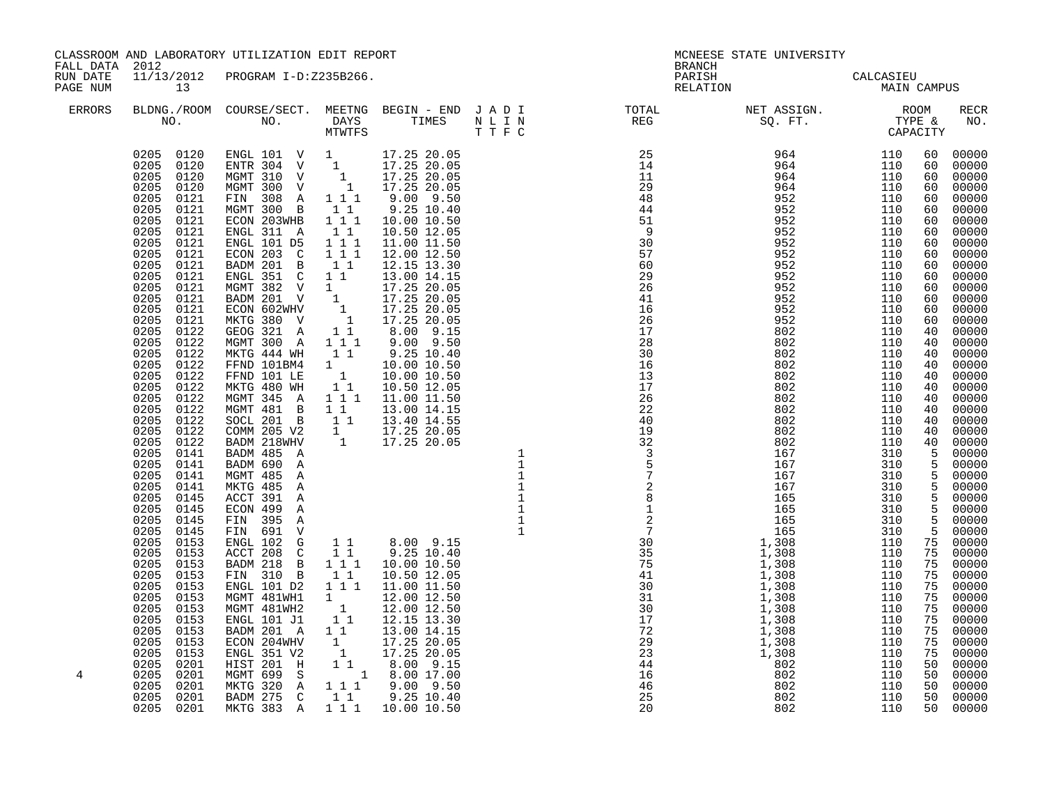CLASSROOM AND LABORATORY UTILIZATION EDIT REPORT
FALL DATA 2012
RUN DATE 11/13/2012 PROGRAM I-D:Z235B266.
PAGE NUM 13

MCNEESE STATE UNIVERSITY
BRANCH
PARISH CALCASIEU
RELATION MAIN CAMPUS

| ERRORS | BLDNG./ROOM NO. | COURSE/SECT. NO. | MEETNG DAYS MTWTFS | BEGIN - END TIMES | J A D I N L I N T T F C | TOTAL REG | NET ASSIGN. SQ. FT. | ROOM TYPE & CAPACITY | | RECR NO. |
|---|---|---|---|---|---|---|---|---|---|---|
| | 0205 0120 | ENGL 101 V | 1 | 17.25 20.05 | | 25 | 964 | 110 | 60 | 00000 |
| | 0205 0120 | ENTR 304 V | 1 | 17.25 20.05 | | 14 | 964 | 110 | 60 | 00000 |
| | 0205 0120 | MGMT 310 V | 1 | 17.25 20.05 | | 11 | 964 | 110 | 60 | 00000 |
| | 0205 0120 | MGMT 300 V | 1 | 17.25 20.05 | | 29 | 964 | 110 | 60 | 00000 |
| | 0205 0121 | FIN 308 A | 1 1 1 | 9.00 9.50 | | 48 | 952 | 110 | 60 | 00000 |
| | 0205 0121 | MGMT 300 B | 1 1 | 9.25 10.40 | | 44 | 952 | 110 | 60 | 00000 |
| | 0205 0121 | ECON 203WHB | 1 1 1 | 10.00 10.50 | | 51 | 952 | 110 | 60 | 00000 |
| | 0205 0121 | ENGL 311 A | 1 1 | 10.50 12.05 | | 9 | 952 | 110 | 60 | 00000 |
| | 0205 0121 | ENGL 101 D5 | 1 1 1 | 11.00 11.50 | | 30 | 952 | 110 | 60 | 00000 |
| | 0205 0121 | ECON 203 C | 1 1 1 | 12.00 12.50 | | 57 | 952 | 110 | 60 | 00000 |
| | 0205 0121 | BADM 201 B | 1 1 | 12.15 13.30 | | 60 | 952 | 110 | 60 | 00000 |
| | 0205 0121 | ENGL 351 C | 1 1 | 13.00 14.15 | | 29 | 952 | 110 | 60 | 00000 |
| | 0205 0121 | MGMT 382 V | 1 | 17.25 20.05 | | 26 | 952 | 110 | 60 | 00000 |
| | 0205 0121 | BADM 201 V | 1 | 17.25 20.05 | | 41 | 952 | 110 | 60 | 00000 |
| | 0205 0121 | ECON 602WHV | 1 | 17.25 20.05 | | 16 | 952 | 110 | 60 | 00000 |
| | 0205 0121 | MKTG 380 V | 1 | 17.25 20.05 | | 26 | 952 | 110 | 60 | 00000 |
| | 0205 0122 | GEOG 321 A | 1 1 | 8.00 9.15 | | 17 | 802 | 110 | 40 | 00000 |
| | 0205 0122 | MGMT 300 A | 1 1 1 | 9.00 9.50 | | 28 | 802 | 110 | 40 | 00000 |
| | 0205 0122 | MKTG 444 WH | 1 1 | 9.25 10.40 | | 30 | 802 | 110 | 40 | 00000 |
| | 0205 0122 | FFND 101BM4 | 1 | 10.00 10.50 | | 16 | 802 | 110 | 40 | 00000 |
| | 0205 0122 | FFND 101 LE | 1 | 10.00 10.50 | | 13 | 802 | 110 | 40 | 00000 |
| | 0205 0122 | MKTG 480 WH | 1 1 | 10.50 12.05 | | 17 | 802 | 110 | 40 | 00000 |
| | 0205 0122 | MGMT 345 A | 1 1 1 | 11.00 11.50 | | 26 | 802 | 110 | 40 | 00000 |
| | 0205 0122 | MGMT 481 B | 1 1 | 13.00 14.15 | | 22 | 802 | 110 | 40 | 00000 |
| | 0205 0122 | SOCL 201 B | 1 1 | 13.40 14.55 | | 40 | 802 | 110 | 40 | 00000 |
| | 0205 0122 | COMM 205 V2 | 1 | 17.25 20.05 | | 19 | 802 | 110 | 40 | 00000 |
| | 0205 0122 | BADM 218WHV | 1 | 17.25 20.05 | | 32 | 802 | 110 | 40 | 00000 |
| | 0205 0141 | BADM 485 A | | | 1 | 3 | 167 | 310 | 5 | 00000 |
| | 0205 0141 | BADM 690 A | | | 1 | 5 | 167 | 310 | 5 | 00000 |
| | 0205 0141 | MGMT 485 A | | | 1 | 7 | 167 | 310 | 5 | 00000 |
| | 0205 0141 | MKTG 485 A | | | 1 | 2 | 167 | 310 | 5 | 00000 |
| | 0205 0145 | ACCT 391 A | | | 1 | 8 | 165 | 310 | 5 | 00000 |
| | 0205 0145 | ECON 499 A | | | 1 | 1 | 165 | 310 | 5 | 00000 |
| | 0205 0145 | FIN 395 A | | | 1 | 2 | 165 | 310 | 5 | 00000 |
| | 0205 0145 | FIN 691 V | | | 1 | 7 | 165 | 310 | 5 | 00000 |
| | 0205 0153 | ENGL 102 G | 1 1 | 8.00 9.15 | | 30 | 1,308 | 110 | 75 | 00000 |
| | 0205 0153 | ACCT 208 C | 1 1 | 9.25 10.40 | | 35 | 1,308 | 110 | 75 | 00000 |
| | 0205 0153 | BADM 218 B | 1 1 1 | 10.00 10.50 | | 75 | 1,308 | 110 | 75 | 00000 |
| | 0205 0153 | FIN 310 B | 1 1 | 10.50 12.05 | | 41 | 1,308 | 110 | 75 | 00000 |
| | 0205 0153 | ENGL 101 D2 | 1 1 1 | 11.00 11.50 | | 30 | 1,308 | 110 | 75 | 00000 |
| | 0205 0153 | MGMT 481WH1 | 1 | 12.00 12.50 | | 31 | 1,308 | 110 | 75 | 00000 |
| | 0205 0153 | MGMT 481WH2 | 1 | 12.00 12.50 | | 30 | 1,308 | 110 | 75 | 00000 |
| | 0205 0153 | ENGL 101 J1 | 1 1 | 12.15 13.30 | | 17 | 1,308 | 110 | 75 | 00000 |
| | 0205 0153 | BADM 201 A | 1 1 | 13.00 14.15 | | 72 | 1,308 | 110 | 75 | 00000 |
| | 0205 0153 | ECON 204WHV | 1 | 17.25 20.05 | | 29 | 1,308 | 110 | 75 | 00000 |
| | 0205 0153 | ENGL 351 V2 | 1 | 17.25 20.05 | | 23 | 1,308 | 110 | 75 | 00000 |
| | 0205 0201 | HIST 201 H | 1 1 | 8.00 9.15 | | 44 | 802 | 110 | 50 | 00000 |
| 4 | 0205 0201 | MGMT 699 S | 1 | 8.00 17.00 | | 16 | 802 | 110 | 50 | 00000 |
| | 0205 0201 | MKTG 320 A | 1 1 1 | 9.00 9.50 | | 46 | 802 | 110 | 50 | 00000 |
| | 0205 0201 | BADM 275 C | 1 1 | 9.25 10.40 | | 25 | 802 | 110 | 50 | 00000 |
| | 0205 0201 | MKTG 383 A | 1 1 1 | 10.00 10.50 | | 20 | 802 | 110 | 50 | 00000 |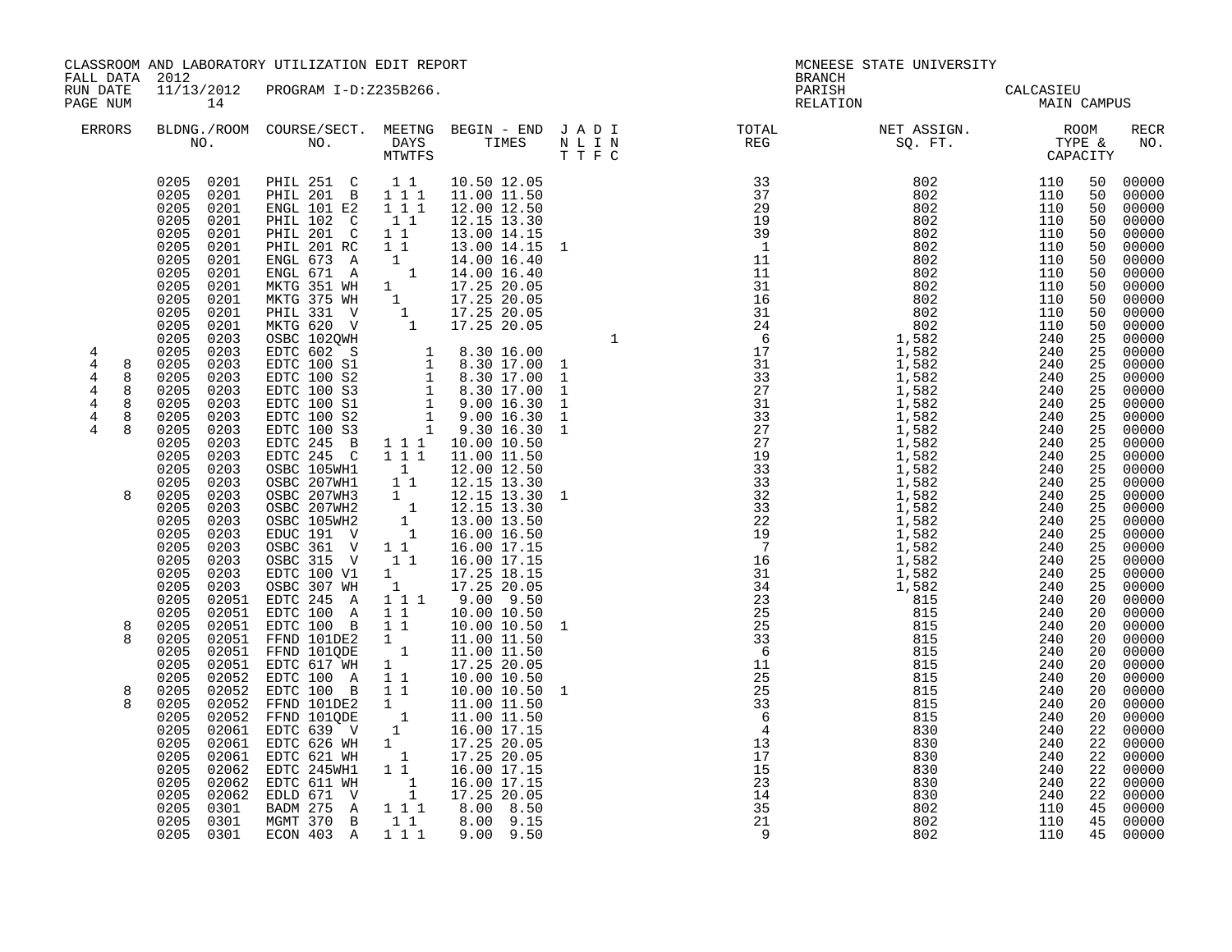CLASSROOM AND LABORATORY UTILIZATION EDIT REPORT

FALL DATA 2012

RUN DATE 11/13/2012 PROGRAM I-D:Z235B266.

MCNEESE STATE UNIVERSITY

BRANCH

PARISH CALCASIEU

RELATION MAIN CAMPUS

| ERRORS | BLDG. NO. | ROOM NO. | COURSE/SECT. NO. | M | T | W | T | F | S | BEGIN TIME | END TIME | J T | A T | D F | I C | TOTAL REG | NET ASSIGN. SQ. FT. | ROOM TYPE | CAPACITY | RECR NO. |
|---|---|---|---|---|---|---|---|---|---|---|---|---|---|---|---|---|---|---|---|---|
| | 0205 | 0201 | PHIL 251 C | | 1 | | 1 | | | 10.50 | 12.05 | | | | | 33 | 802 | 110 | 50 | 00000 |
| | 0205 | 0201 | PHIL 201 B | 1 | | 1 | | 1 | | 11.00 | 11.50 | | | | | 37 | 802 | 110 | 50 | 00000 |
| | 0205 | 0201 | ENGL 101 E2 | 1 | | 1 | | 1 | | 12.00 | 12.50 | | | | | 29 | 802 | 110 | 50 | 00000 |
| | 0205 | 0201 | PHIL 102 C | | 1 | | 1 | | | 12.15 | 13.30 | | | | | 19 | 802 | 110 | 50 | 00000 |
| | 0205 | 0201 | PHIL 201 C | 1 | | 1 | | | | 13.00 | 14.15 | | | | | 39 | 802 | 110 | 50 | 00000 |
| | 0205 | 0201 | PHIL 201 RC | 1 | | 1 | | | | 13.00 | 14.15 | 1 | | | | 1 | 802 | 110 | 50 | 00000 |
| | 0205 | 0201 | ENGL 673 A | | 1 | | | | | 14.00 | 16.40 | | | | | 11 | 802 | 110 | 50 | 00000 |
| | 0205 | 0201 | ENGL 671 A | | | | 1 | | | 14.00 | 16.40 | | | | | 11 | 802 | 110 | 50 | 00000 |
| | 0205 | 0201 | MKTG 351 WH | 1 | | | | | | 17.25 | 20.05 | | | | | 31 | 802 | 110 | 50 | 00000 |
| | 0205 | 0201 | MKTG 375 WH | | 1 | | | | | 17.25 | 20.05 | | | | | 16 | 802 | 110 | 50 | 00000 |
| | 0205 | 0201 | PHIL 331 V | | | 1 | | | | 17.25 | 20.05 | | | | | 31 | 802 | 110 | 50 | 00000 |
| | 0205 | 0201 | MKTG 620 V | | | | 1 | | | 17.25 | 20.05 | | | | | 24 | 802 | 110 | 50 | 00000 |
| | 0205 | 0203 | OSBC 102QWH | | | | | | | | | | | | 1 | 6 | 1,582 | 240 | 25 | 00000 |
| 4 | 0205 | 0203 | EDTC 602 S | | | | | | 1 | 8.30 | 16.00 | | | | | 17 | 1,582 | 240 | 25 | 00000 |
| 4 8 | 0205 | 0203 | EDTC 100 S1 | | | | | | 1 | 8.30 | 17.00 | 1 | | | | 31 | 1,582 | 240 | 25 | 00000 |
| 4 8 | 0205 | 0203 | EDTC 100 S2 | | | | | | 1 | 8.30 | 17.00 | 1 | | | | 33 | 1,582 | 240 | 25 | 00000 |
| 4 8 | 0205 | 0203 | EDTC 100 S3 | | | | | | 1 | 8.30 | 17.00 | 1 | | | | 27 | 1,582 | 240 | 25 | 00000 |
| 4 8 | 0205 | 0203 | EDTC 100 S1 | | | | | | 1 | 9.00 | 16.30 | 1 | | | | 31 | 1,582 | 240 | 25 | 00000 |
| 4 8 | 0205 | 0203 | EDTC 100 S2 | | | | | | 1 | 9.00 | 16.30 | 1 | | | | 33 | 1,582 | 240 | 25 | 00000 |
| 4 8 | 0205 | 0203 | EDTC 100 S3 | | | | | | 1 | 9.30 | 16.30 | 1 | | | | 27 | 1,582 | 240 | 25 | 00000 |
| | 0205 | 0203 | EDTC 245 B | 1 | | 1 | | 1 | | 10.00 | 10.50 | | | | | 27 | 1,582 | 240 | 25 | 00000 |
| | 0205 | 0203 | EDTC 245 C | 1 | | 1 | | 1 | | 11.00 | 11.50 | | | | | 19 | 1,582 | 240 | 25 | 00000 |
| | 0205 | 0203 | OSBC 105WH1 | | | 1 | | | | 12.00 | 12.50 | | | | | 33 | 1,582 | 240 | 25 | 00000 |
| | 0205 | 0203 | OSBC 207WH1 | | 1 | | 1 | | | 12.15 | 13.30 | | | | | 33 | 1,582 | 240 | 25 | 00000 |
| 8 | 0205 | 0203 | OSBC 207WH3 | | 1 | | | | | 12.15 | 13.30 | 1 | | | | 32 | 1,582 | 240 | 25 | 00000 |
| | 0205 | 0203 | OSBC 207WH2 | | | | 1 | | | 12.15 | 13.30 | | | | | 33 | 1,582 | 240 | 25 | 00000 |
| | 0205 | 0203 | OSBC 105WH2 | | | 1 | | | | 13.00 | 13.50 | | | | | 22 | 1,582 | 240 | 25 | 00000 |
| | 0205 | 0203 | EDUC 191 V | | | | 1 | | | 16.00 | 16.50 | | | | | 19 | 1,582 | 240 | 25 | 00000 |
| | 0205 | 0203 | OSBC 361 V | 1 | | 1 | | | | 16.00 | 17.15 | | | | | 7 | 1,582 | 240 | 25 | 00000 |
| | 0205 | 0203 | OSBC 315 V | | 1 | | 1 | | | 16.00 | 17.15 | | | | | 16 | 1,582 | 240 | 25 | 00000 |
| | 0205 | 0203 | EDTC 100 V1 | 1 | | | | | | 17.25 | 18.15 | | | | | 31 | 1,582 | 240 | 25 | 00000 |
| | 0205 | 0203 | OSBC 307 WH | | 1 | | | | | 17.25 | 20.05 | | | | | 34 | 1,582 | 240 | 25 | 00000 |
| | 0205 | 02051 | EDTC 245 A | 1 | | 1 | | 1 | | 9.00 | 9.50 | | | | | 23 | 815 | 240 | 20 | 00000 |
| | 0205 | 02051 | EDTC 100 A | 1 | | 1 | | | | 10.00 | 10.50 | | | | | 25 | 815 | 240 | 20 | 00000 |
| 8 | 0205 | 02051 | EDTC 100 B | 1 | | 1 | | | | 10.00 | 10.50 | 1 | | | | 25 | 815 | 240 | 20 | 00000 |
| 8 | 0205 | 02051 | FFND 101DE2 | 1 | | | | | | 11.00 | 11.50 | | | | | 33 | 815 | 240 | 20 | 00000 |
| | 0205 | 02051 | FFND 101QDE | | | 1 | | | | 11.00 | 11.50 | | | | | 6 | 815 | 240 | 20 | 00000 |
| | 0205 | 02051 | EDTC 617 WH | 1 | | | | | | 17.25 | 20.05 | | | | | 11 | 815 | 240 | 20 | 00000 |
| | 0205 | 02052 | EDTC 100 A | 1 | | 1 | | | | 10.00 | 10.50 | | | | | 25 | 815 | 240 | 20 | 00000 |
| 8 | 0205 | 02052 | EDTC 100 B | 1 | | 1 | | | | 10.00 | 10.50 | 1 | | | | 25 | 815 | 240 | 20 | 00000 |
| 8 | 0205 | 02052 | FFND 101DE2 | 1 | | | | | | 11.00 | 11.50 | | | | | 33 | 815 | 240 | 20 | 00000 |
| | 0205 | 02052 | FFND 101QDE | | | 1 | | | | 11.00 | 11.50 | | | | | 6 | 815 | 240 | 20 | 00000 |
| | 0205 | 02061 | EDTC 639 V | | 1 | | | | | 16.00 | 17.15 | | | | | 4 | 830 | 240 | 22 | 00000 |
| | 0205 | 02061 | EDTC 626 WH | 1 | | | | | | 17.25 | 20.05 | | | | | 13 | 830 | 240 | 22 | 00000 |
| | 0205 | 02061 | EDTC 621 WH | | | 1 | | | | 17.25 | 20.05 | | | | | 17 | 830 | 240 | 22 | 00000 |
| | 0205 | 02062 | EDTC 245WH1 | 1 | | 1 | | | | 16.00 | 17.15 | | | | | 15 | 830 | 240 | 22 | 00000 |
| | 0205 | 02062 | EDTC 611 WH | | | | 1 | | | 16.00 | 17.15 | | | | | 23 | 830 | 240 | 22 | 00000 |
| | 0205 | 02062 | EDLD 671 V | | | | 1 | | | 17.25 | 20.05 | | | | | 14 | 830 | 240 | 22 | 00000 |
| | 0205 | 0301 | BADM 275 A | 1 | | 1 | | 1 | | 8.00 | 8.50 | | | | | 35 | 802 | 110 | 45 | 00000 |
| | 0205 | 0301 | MGMT 370 B | | 1 | | 1 | | | 8.00 | 9.15 | | | | | 21 | 802 | 110 | 45 | 00000 |
| | 0205 | 0301 | ECON 403 A | 1 | | 1 | | 1 | | 9.00 | 9.50 | | | | | 9 | 802 | 110 | 45 | 00000 |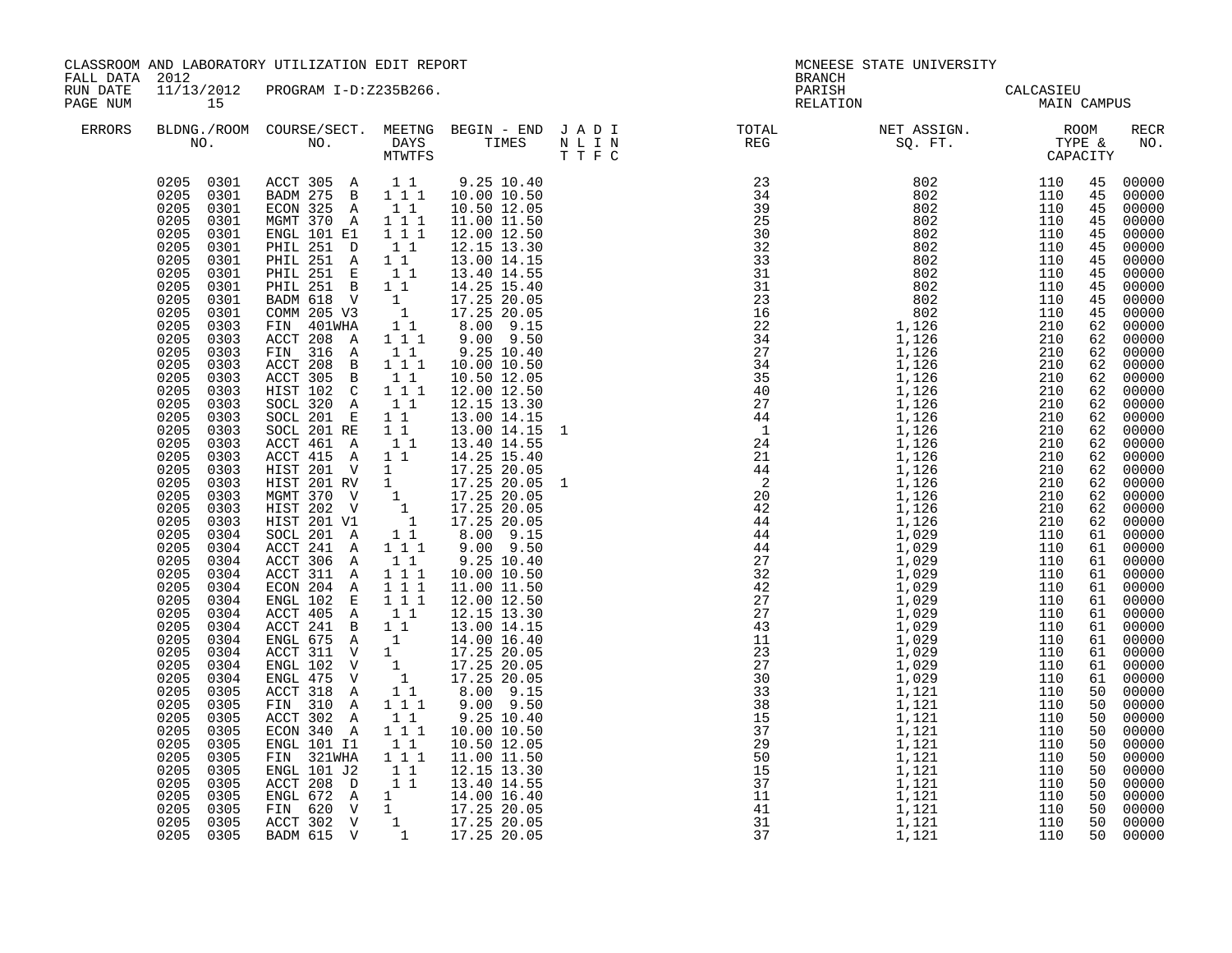CLASSROOM AND LABORATORY UTILIZATION EDIT REPORT
FALL DATA 2012
RUN DATE 11/13/2012 PROGRAM I-D:Z235B266.
PAGE NUM 15

MCNEESE STATE UNIVERSITY
BRANCH
PARISH CALCASIEU
RELATION MAIN CAMPUS

| ERRORS | BLDNG./ROOM NO. | COURSE/SECT. NO. | MEETNG DAYS MTWTFS | BEGIN - END TIMES | J A D I N L I N T T F C | TOTAL REG | NET ASSIGN. SQ. FT. | ROOM TYPE & CAPACITY | | RECR NO. |
|---|---|---|---|---|---|---|---|---|---|---|
| | 0205 0301 | ACCT 305 A | 1 1 | 9.25 10.40 | | 23 | 802 | 110 | 45 | 00000 |
| | 0205 0301 | BADM 275 B | 1 1 1 | 10.00 10.50 | | 34 | 802 | 110 | 45 | 00000 |
| | 0205 0301 | ECON 325 A | 1 1 | 10.50 12.05 | | 39 | 802 | 110 | 45 | 00000 |
| | 0205 0301 | MGMT 370 A | 1 1 1 | 11.00 11.50 | | 25 | 802 | 110 | 45 | 00000 |
| | 0205 0301 | ENGL 101 E1 | 1 1 1 | 12.00 12.50 | | 30 | 802 | 110 | 45 | 00000 |
| | 0205 0301 | PHIL 251 D | 1 1 | 12.15 13.30 | | 32 | 802 | 110 | 45 | 00000 |
| | 0205 0301 | PHIL 251 A | 1 1 | 13.00 14.15 | | 33 | 802 | 110 | 45 | 00000 |
| | 0205 0301 | PHIL 251 E | 1 1 | 13.40 14.55 | | 31 | 802 | 110 | 45 | 00000 |
| | 0205 0301 | PHIL 251 B | 1 1 | 14.25 15.40 | | 31 | 802 | 110 | 45 | 00000 |
| | 0205 0301 | BADM 618 V | 1 | 17.25 20.05 | | 23 | 802 | 110 | 45 | 00000 |
| | 0205 0301 | COMM 205 V3 | 1 | 17.25 20.05 | | 16 | 802 | 110 | 45 | 00000 |
| | 0205 0303 | FIN 401WHA | 1 1 | 8.00 9.15 | | 22 | 1,126 | 210 | 62 | 00000 |
| | 0205 0303 | ACCT 208 A | 1 1 1 | 9.00 9.50 | | 34 | 1,126 | 210 | 62 | 00000 |
| | 0205 0303 | FIN 316 A | 1 1 | 9.25 10.40 | | 27 | 1,126 | 210 | 62 | 00000 |
| | 0205 0303 | ACCT 208 B | 1 1 1 | 10.00 10.50 | | 34 | 1,126 | 210 | 62 | 00000 |
| | 0205 0303 | ACCT 305 B | 1 1 | 10.50 12.05 | | 35 | 1,126 | 210 | 62 | 00000 |
| | 0205 0303 | HIST 102 C | 1 1 1 | 12.00 12.50 | | 40 | 1,126 | 210 | 62 | 00000 |
| | 0205 0303 | SOCL 320 A | 1 1 | 12.15 13.30 | | 27 | 1,126 | 210 | 62 | 00000 |
| | 0205 0303 | SOCL 201 E | 1 1 | 13.00 14.15 | | 44 | 1,126 | 210 | 62 | 00000 |
| | 0205 0303 | SOCL 201 RE | 1 1 | 13.00 14.15 | 1 | 1 | 1,126 | 210 | 62 | 00000 |
| | 0205 0303 | ACCT 461 A | 1 1 | 13.40 14.55 | | 24 | 1,126 | 210 | 62 | 00000 |
| | 0205 0303 | ACCT 415 A | 1 1 | 14.25 15.40 | | 21 | 1,126 | 210 | 62 | 00000 |
| | 0205 0303 | HIST 201 V | 1 | 17.25 20.05 | | 44 | 1,126 | 210 | 62 | 00000 |
| | 0205 0303 | HIST 201 RV | 1 | 17.25 20.05 | 1 | 2 | 1,126 | 210 | 62 | 00000 |
| | 0205 0303 | MGMT 370 V | 1 | 17.25 20.05 | | 20 | 1,126 | 210 | 62 | 00000 |
| | 0205 0303 | HIST 202 V | 1 | 17.25 20.05 | | 42 | 1,126 | 210 | 62 | 00000 |
| | 0205 0303 | HIST 201 V1 | 1 | 17.25 20.05 | | 44 | 1,126 | 210 | 62 | 00000 |
| | 0205 0304 | SOCL 201 A | 1 1 | 8.00 9.15 | | 44 | 1,029 | 110 | 61 | 00000 |
| | 0205 0304 | ACCT 241 A | 1 1 1 | 9.00 9.50 | | 44 | 1,029 | 110 | 61 | 00000 |
| | 0205 0304 | ACCT 306 A | 1 1 | 9.25 10.40 | | 27 | 1,029 | 110 | 61 | 00000 |
| | 0205 0304 | ACCT 311 A | 1 1 1 | 10.00 10.50 | | 32 | 1,029 | 110 | 61 | 00000 |
| | 0205 0304 | ECON 204 A | 1 1 1 | 11.00 11.50 | | 42 | 1,029 | 110 | 61 | 00000 |
| | 0205 0304 | ENGL 102 E | 1 1 1 | 12.00 12.50 | | 27 | 1,029 | 110 | 61 | 00000 |
| | 0205 0304 | ACCT 405 A | 1 1 | 12.15 13.30 | | 27 | 1,029 | 110 | 61 | 00000 |
| | 0205 0304 | ACCT 241 B | 1 1 | 13.00 14.15 | | 43 | 1,029 | 110 | 61 | 00000 |
| | 0205 0304 | ENGL 675 A | 1 | 14.00 16.40 | | 11 | 1,029 | 110 | 61 | 00000 |
| | 0205 0304 | ACCT 311 V | 1 | 17.25 20.05 | | 23 | 1,029 | 110 | 61 | 00000 |
| | 0205 0304 | ENGL 102 V | 1 | 17.25 20.05 | | 27 | 1,029 | 110 | 61 | 00000 |
| | 0205 0304 | ENGL 475 V | 1 | 17.25 20.05 | | 30 | 1,029 | 110 | 61 | 00000 |
| | 0205 0305 | ACCT 318 A | 1 1 | 8.00 9.15 | | 33 | 1,121 | 110 | 50 | 00000 |
| | 0205 0305 | FIN 310 A | 1 1 1 | 9.00 9.50 | | 38 | 1,121 | 110 | 50 | 00000 |
| | 0205 0305 | ACCT 302 A | 1 1 | 9.25 10.40 | | 15 | 1,121 | 110 | 50 | 00000 |
| | 0205 0305 | ECON 340 A | 1 1 1 | 10.00 10.50 | | 37 | 1,121 | 110 | 50 | 00000 |
| | 0205 0305 | ENGL 101 I1 | 1 1 | 10.50 12.05 | | 29 | 1,121 | 110 | 50 | 00000 |
| | 0205 0305 | FIN 321WHA | 1 1 1 | 11.00 11.50 | | 50 | 1,121 | 110 | 50 | 00000 |
| | 0205 0305 | ENGL 101 J2 | 1 1 | 12.15 13.30 | | 15 | 1,121 | 110 | 50 | 00000 |
| | 0205 0305 | ACCT 208 D | 1 1 | 13.40 14.55 | | 37 | 1,121 | 110 | 50 | 00000 |
| | 0205 0305 | ENGL 672 A | 1 | 14.00 16.40 | | 11 | 1,121 | 110 | 50 | 00000 |
| | 0205 0305 | FIN 620 V | 1 | 17.25 20.05 | | 41 | 1,121 | 110 | 50 | 00000 |
| | 0205 0305 | ACCT 302 V | 1 | 17.25 20.05 | | 31 | 1,121 | 110 | 50 | 00000 |
| | 0205 0305 | BADM 615 V | 1 | 17.25 20.05 | | 37 | 1,121 | 110 | 50 | 00000 |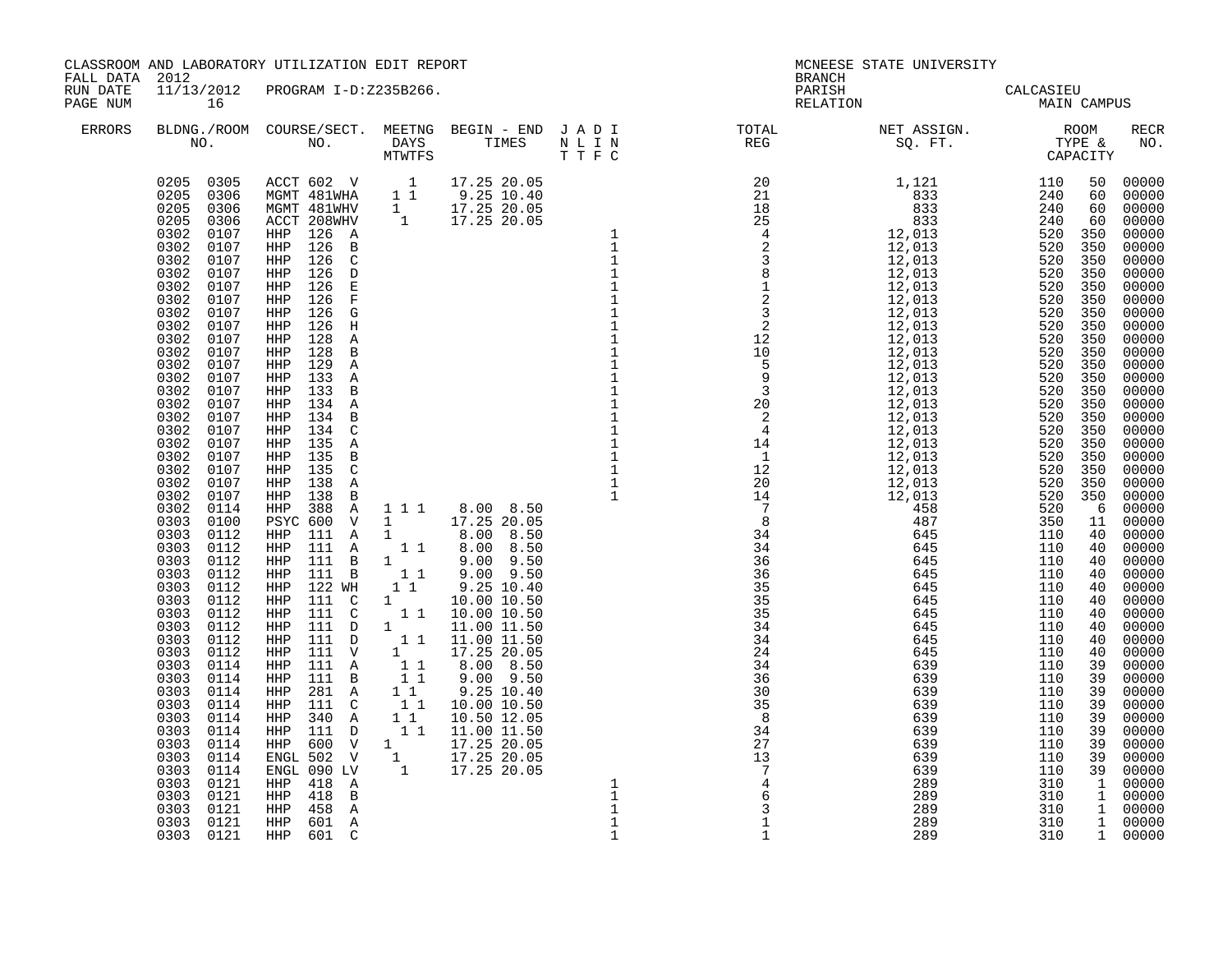CLASSROOM AND LABORATORY UTILIZATION EDIT REPORT
FALL DATA 2012
RUN DATE 11/13/2012 PROGRAM I-D:Z235B266.
PAGE NUM 16

MCNEESE STATE UNIVERSITY
BRANCH
PARISH CALCASIEU
RELATION MAIN CAMPUS

| ERRORS | BLDNG./ROOM NO. | COURSE/SECT. NO. | MEETNG DAYS MTWTFS | BEGIN - END TIMES | J A D I N L I N T T F C | TOTAL REG | NET ASSIGN. SQ. FT. | ROOM TYPE & CAPACITY | RECR NO. |
|---|---|---|---|---|---|---|---|---|---|
| | 0205 0305 | ACCT 602 V | 1 | 17.25 20.05 | | 20 | 1,121 | 110 50 | 00000 |
| | 0205 0306 | MGMT 481WHA | 1 1 | 9.25 10.40 | | 21 | 833 | 240 60 | 00000 |
| | 0205 0306 | MGMT 481WHV | 1 | 17.25 20.05 | | 18 | 833 | 240 60 | 00000 |
| | 0205 0306 | ACCT 208WHV | 1 | 17.25 20.05 | | 25 | 833 | 240 60 | 00000 |
| | 0302 0107 | HHP 126 A | | | 1 | 4 | 12,013 | 520 350 | 00000 |
| | 0302 0107 | HHP 126 B | | | 1 | 2 | 12,013 | 520 350 | 00000 |
| | 0302 0107 | HHP 126 C | | | 1 | 3 | 12,013 | 520 350 | 00000 |
| | 0302 0107 | HHP 126 D | | | 1 | 8 | 12,013 | 520 350 | 00000 |
| | 0302 0107 | HHP 126 E | | | 1 | 1 | 12,013 | 520 350 | 00000 |
| | 0302 0107 | HHP 126 F | | | 1 | 2 | 12,013 | 520 350 | 00000 |
| | 0302 0107 | HHP 126 G | | | 1 | 3 | 12,013 | 520 350 | 00000 |
| | 0302 0107 | HHP 126 H | | | 1 | 2 | 12,013 | 520 350 | 00000 |
| | 0302 0107 | HHP 128 A | | | 1 | 12 | 12,013 | 520 350 | 00000 |
| | 0302 0107 | HHP 128 B | | | 1 | 10 | 12,013 | 520 350 | 00000 |
| | 0302 0107 | HHP 129 A | | | 1 | 5 | 12,013 | 520 350 | 00000 |
| | 0302 0107 | HHP 133 A | | | 1 | 9 | 12,013 | 520 350 | 00000 |
| | 0302 0107 | HHP 133 B | | | 1 | 3 | 12,013 | 520 350 | 00000 |
| | 0302 0107 | HHP 134 A | | | 1 | 20 | 12,013 | 520 350 | 00000 |
| | 0302 0107 | HHP 134 B | | | 1 | 2 | 12,013 | 520 350 | 00000 |
| | 0302 0107 | HHP 134 C | | | 1 | 4 | 12,013 | 520 350 | 00000 |
| | 0302 0107 | HHP 135 A | | | 1 | 14 | 12,013 | 520 350 | 00000 |
| | 0302 0107 | HHP 135 B | | | 1 | 1 | 12,013 | 520 350 | 00000 |
| | 0302 0107 | HHP 135 C | | | 1 | 12 | 12,013 | 520 350 | 00000 |
| | 0302 0107 | HHP 138 A | | | 1 | 20 | 12,013 | 520 350 | 00000 |
| | 0302 0107 | HHP 138 B | | | 1 | 14 | 12,013 | 520 350 | 00000 |
| | 0302 0114 | HHP 388 A | 1 1 1 | 8.00 8.50 | | 7 | 458 | 520 6 | 00000 |
| | 0303 0100 | PSYC 600 V | 1 | 17.25 20.05 | | 8 | 487 | 350 11 | 00000 |
| | 0303 0112 | HHP 111 A | 1 | 8.00 8.50 | | 34 | 645 | 110 40 | 00000 |
| | 0303 0112 | HHP 111 A | 1 1 | 8.00 8.50 | | 34 | 645 | 110 40 | 00000 |
| | 0303 0112 | HHP 111 B | 1 | 9.00 9.50 | | 36 | 645 | 110 40 | 00000 |
| | 0303 0112 | HHP 111 B | 1 1 | 9.00 9.50 | | 36 | 645 | 110 40 | 00000 |
| | 0303 0112 | HHP 122 WH | 1 1 | 9.25 10.40 | | 35 | 645 | 110 40 | 00000 |
| | 0303 0112 | HHP 111 C | 1 | 10.00 10.50 | | 35 | 645 | 110 40 | 00000 |
| | 0303 0112 | HHP 111 C | 1 1 | 10.00 10.50 | | 35 | 645 | 110 40 | 00000 |
| | 0303 0112 | HHP 111 D | 1 | 11.00 11.50 | | 34 | 645 | 110 40 | 00000 |
| | 0303 0112 | HHP 111 D | 1 1 | 11.00 11.50 | | 34 | 645 | 110 40 | 00000 |
| | 0303 0112 | HHP 111 V | 1 | 17.25 20.05 | | 24 | 645 | 110 40 | 00000 |
| | 0303 0114 | HHP 111 A | 1 1 | 8.00 8.50 | | 34 | 639 | 110 39 | 00000 |
| | 0303 0114 | HHP 111 B | 1 1 | 9.00 9.50 | | 36 | 639 | 110 39 | 00000 |
| | 0303 0114 | HHP 281 A | 1 1 | 9.25 10.40 | | 30 | 639 | 110 39 | 00000 |
| | 0303 0114 | HHP 111 C | 1 1 | 10.00 10.50 | | 35 | 639 | 110 39 | 00000 |
| | 0303 0114 | HHP 340 A | 1 1 | 10.50 12.05 | | 8 | 639 | 110 39 | 00000 |
| | 0303 0114 | HHP 111 D | 1 1 | 11.00 11.50 | | 34 | 639 | 110 39 | 00000 |
| | 0303 0114 | HHP 600 V | 1 | 17.25 20.05 | | 27 | 639 | 110 39 | 00000 |
| | 0303 0114 | ENGL 502 V | 1 | 17.25 20.05 | | 13 | 639 | 110 39 | 00000 |
| | 0303 0114 | ENGL 090 LV | 1 | 17.25 20.05 | | 7 | 639 | 110 39 | 00000 |
| | 0303 0121 | HHP 418 A | | | 1 | 4 | 289 | 310 1 | 00000 |
| | 0303 0121 | HHP 418 B | | | 1 | 6 | 289 | 310 1 | 00000 |
| | 0303 0121 | HHP 458 A | | | 1 | 3 | 289 | 310 1 | 00000 |
| | 0303 0121 | HHP 601 A | | | 1 | 1 | 289 | 310 1 | 00000 |
| | 0303 0121 | HHP 601 C | | | 1 | 1 | 289 | 310 1 | 00000 |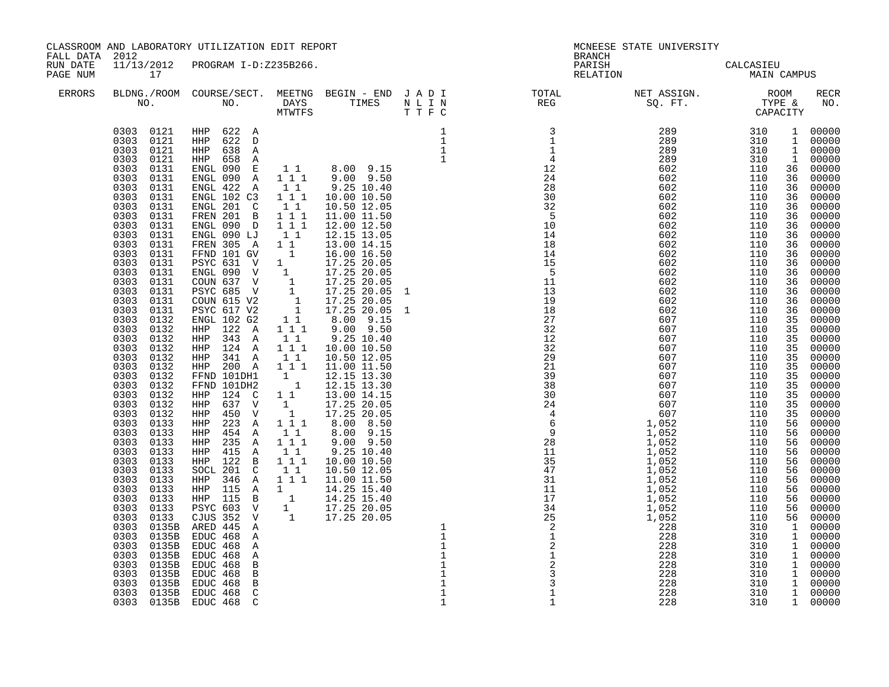CLASSROOM AND LABORATORY UTILIZATION EDIT REPORT
FALL DATA 2012
RUN DATE 11/13/2012 PROGRAM I-D:Z235B266.

MCNEESE STATE UNIVERSITY
BRANCH
PARISH CALCASIEU
RELATION MAIN CAMPUS

| ERRORS | BLDNG./ROOM NO. | COURSE/SECT. NO. | MEETNG DAYS MTWTFS | BEGIN - END TIMES | J A D I N L I N T T F C | TOTAL REG | NET ASSIGN. SQ. FT. | ROOM TYPE & CAPACITY | RECR NO. |
|---|---|---|---|---|---|---|---|---|---|
| | 0303 0121 | HHP 622 A | | | 1 | 3 | 289 | 310 1 | 00000 |
| | 0303 0121 | HHP 622 D | | | 1 | 1 | 289 | 310 1 | 00000 |
| | 0303 0121 | HHP 638 A | | | 1 | 1 | 289 | 310 1 | 00000 |
| | 0303 0121 | HHP 658 A | | | 1 | 4 | 289 | 310 1 | 00000 |
| | 0303 0131 | ENGL 090 E | 1 1 | 8.00 9.15 | | 12 | 602 | 110 36 | 00000 |
| | 0303 0131 | ENGL 090 A | 1 1 1 | 9.00 9.50 | | 24 | 602 | 110 36 | 00000 |
| | 0303 0131 | ENGL 422 A | 1 1 | 9.25 10.40 | | 28 | 602 | 110 36 | 00000 |
| | 0303 0131 | ENGL 102 C3 | 1 1 1 | 10.00 10.50 | | 30 | 602 | 110 36 | 00000 |
| | 0303 0131 | ENGL 201 C | 1 1 | 10.50 12.05 | | 32 | 602 | 110 36 | 00000 |
| | 0303 0131 | FREN 201 B | 1 1 1 | 11.00 11.50 | | 5 | 602 | 110 36 | 00000 |
| | 0303 0131 | ENGL 090 D | 1 1 1 | 12.00 12.50 | | 10 | 602 | 110 36 | 00000 |
| | 0303 0131 | ENGL 090 LJ | 1 1 | 12.15 13.05 | | 14 | 602 | 110 36 | 00000 |
| | 0303 0131 | FREN 305 A | 1 1 | 13.00 14.15 | | 18 | 602 | 110 36 | 00000 |
| | 0303 0131 | FFND 101 GV | 1 | 16.00 16.50 | | 14 | 602 | 110 36 | 00000 |
| | 0303 0131 | PSYC 631 V | 1 | 17.25 20.05 | | 15 | 602 | 110 36 | 00000 |
| | 0303 0131 | ENGL 090 V | 1 | 17.25 20.05 | | 5 | 602 | 110 36 | 00000 |
| | 0303 0131 | COUN 637 V | 1 | 17.25 20.05 | | 11 | 602 | 110 36 | 00000 |
| | 0303 0131 | PSYC 685 V | 1 | 17.25 20.05 | 1 | 13 | 602 | 110 36 | 00000 |
| | 0303 0131 | COUN 615 V2 | 1 | 17.25 20.05 | | 19 | 602 | 110 36 | 00000 |
| | 0303 0131 | PSYC 617 V2 | 1 | 17.25 20.05 | 1 | 18 | 602 | 110 36 | 00000 |
| | 0303 0132 | ENGL 102 G2 | 1 1 | 8.00 9.15 | | 27 | 607 | 110 35 | 00000 |
| | 0303 0132 | HHP 122 A | 1 1 1 | 9.00 9.50 | | 32 | 607 | 110 35 | 00000 |
| | 0303 0132 | HHP 343 A | 1 1 | 9.25 10.40 | | 12 | 607 | 110 35 | 00000 |
| | 0303 0132 | HHP 124 A | 1 1 1 | 10.00 10.50 | | 32 | 607 | 110 35 | 00000 |
| | 0303 0132 | HHP 341 A | 1 1 | 10.50 12.05 | | 29 | 607 | 110 35 | 00000 |
| | 0303 0132 | HHP 200 A | 1 1 1 | 11.00 11.50 | | 21 | 607 | 110 35 | 00000 |
| | 0303 0132 | FFND 101DH1 | 1 | 12.15 13.30 | | 39 | 607 | 110 35 | 00000 |
| | 0303 0132 | FFND 101DH2 | 1 | 12.15 13.30 | | 38 | 607 | 110 35 | 00000 |
| | 0303 0132 | HHP 124 C | 1 1 | 13.00 14.15 | | 30 | 607 | 110 35 | 00000 |
| | 0303 0132 | HHP 637 V | 1 | 17.25 20.05 | | 24 | 607 | 110 35 | 00000 |
| | 0303 0132 | HHP 450 V | 1 | 17.25 20.05 | | 4 | 607 | 110 35 | 00000 |
| | 0303 0133 | HHP 223 A | 1 1 1 | 8.00 8.50 | | 6 | 1,052 | 110 56 | 00000 |
| | 0303 0133 | HHP 454 A | 1 1 | 8.00 9.15 | | 9 | 1,052 | 110 56 | 00000 |
| | 0303 0133 | HHP 235 A | 1 1 1 | 9.00 9.50 | | 28 | 1,052 | 110 56 | 00000 |
| | 0303 0133 | HHP 415 A | 1 1 | 9.25 10.40 | | 11 | 1,052 | 110 56 | 00000 |
| | 0303 0133 | HHP 122 B | 1 1 1 | 10.00 10.50 | | 35 | 1,052 | 110 56 | 00000 |
| | 0303 0133 | SOCL 201 C | 1 1 | 10.50 12.05 | | 47 | 1,052 | 110 56 | 00000 |
| | 0303 0133 | HHP 346 A | 1 1 1 | 11.00 11.50 | | 31 | 1,052 | 110 56 | 00000 |
| | 0303 0133 | HHP 115 A | 1 | 14.25 15.40 | | 11 | 1,052 | 110 56 | 00000 |
| | 0303 0133 | HHP 115 B | 1 | 14.25 15.40 | | 17 | 1,052 | 110 56 | 00000 |
| | 0303 0133 | PSYC 603 V | 1 | 17.25 20.05 | | 34 | 1,052 | 110 56 | 00000 |
| | 0303 0133 | CJUS 352 V | 1 | 17.25 20.05 | | 25 | 1,052 | 110 56 | 00000 |
| | 0303 0135B | ARED 445 A | | | 1 | 2 | 228 | 310 1 | 00000 |
| | 0303 0135B | EDUC 468 A | | | 1 | 1 | 228 | 310 1 | 00000 |
| | 0303 0135B | EDUC 468 A | | | 1 | 2 | 228 | 310 1 | 00000 |
| | 0303 0135B | EDUC 468 A | | | 1 | 1 | 228 | 310 1 | 00000 |
| | 0303 0135B | EDUC 468 B | | | 1 | 2 | 228 | 310 1 | 00000 |
| | 0303 0135B | EDUC 468 B | | | 1 | 3 | 228 | 310 1 | 00000 |
| | 0303 0135B | EDUC 468 B | | | 1 | 3 | 228 | 310 1 | 00000 |
| | 0303 0135B | EDUC 468 C | | | 1 | 1 | 228 | 310 1 | 00000 |
| | 0303 0135B | EDUC 468 C | | | 1 | 1 | 228 | 310 1 | 00000 |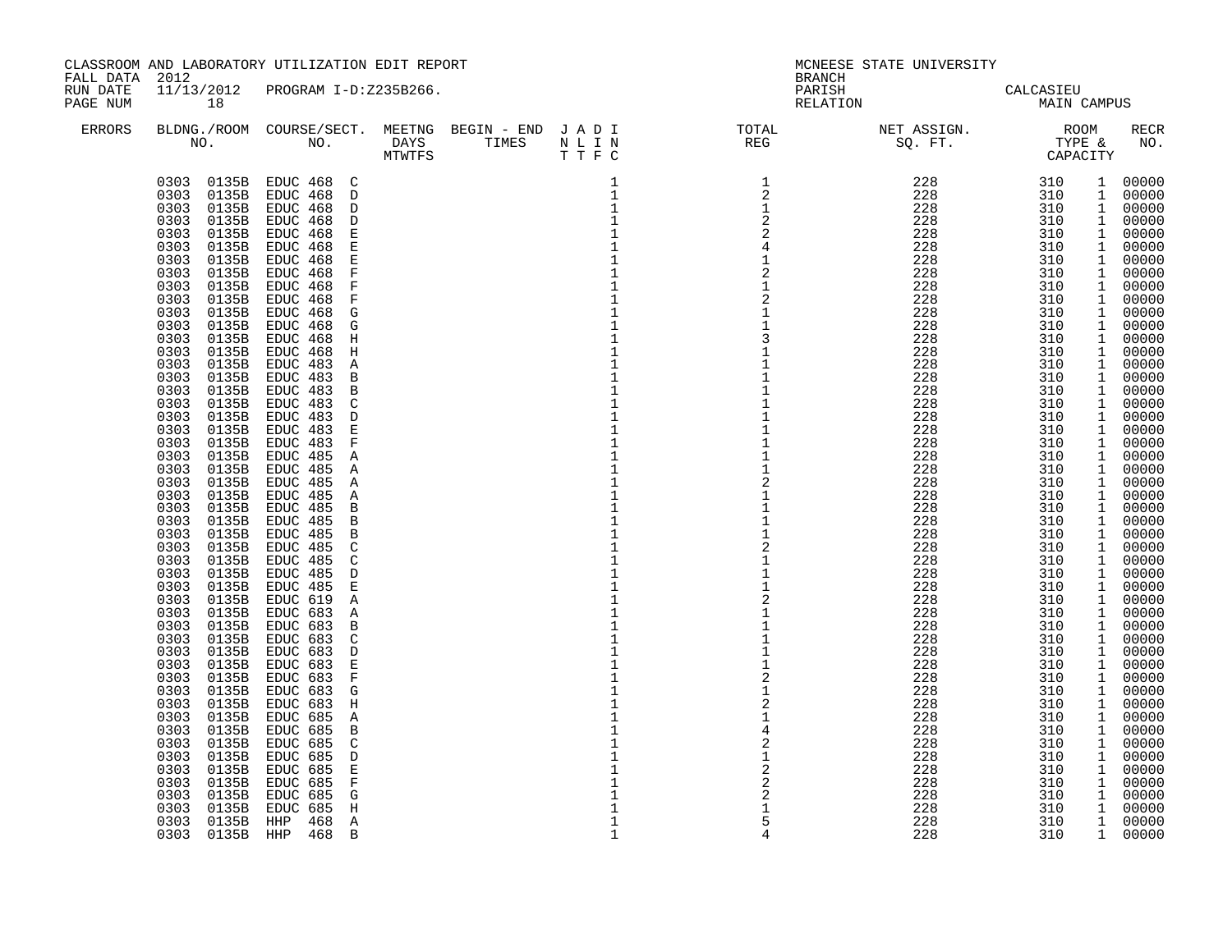CLASSROOM AND LABORATORY UTILIZATION EDIT REPORT
FALL DATA 2012
RUN DATE 11/13/2012 PROGRAM I-D:Z235B266.
PAGE NUM 18

MCNEESE STATE UNIVERSITY
BRANCH
PARISH CALCASIEU
RELATION MAIN CAMPUS

| ERRORS | BLDG./ROOM NO. | COURSE/SECT. NO. | MEETNG DAYS MTWTFS | BEGIN - END TIMES | J A D I N L I N T T F C | TOTAL REG | NET ASSIGN. SQ. FT. | ROOM TYPE & CAPACITY | | RECR NO. |
|---|---|---|---|---|---|---|---|---|---|---|
| | 0303 0135B | EDUC 468 C | | | 1 | 1 | 228 | 310 | 1 | 00000 |
| | 0303 0135B | EDUC 468 D | | | 1 | 2 | 228 | 310 | 1 | 00000 |
| | 0303 0135B | EDUC 468 D | | | 1 | 1 | 228 | 310 | 1 | 00000 |
| | 0303 0135B | EDUC 468 D | | | 1 | 2 | 228 | 310 | 1 | 00000 |
| | 0303 0135B | EDUC 468 E | | | 1 | 2 | 228 | 310 | 1 | 00000 |
| | 0303 0135B | EDUC 468 E | | | 1 | 4 | 228 | 310 | 1 | 00000 |
| | 0303 0135B | EDUC 468 E | | | 1 | 1 | 228 | 310 | 1 | 00000 |
| | 0303 0135B | EDUC 468 F | | | 1 | 2 | 228 | 310 | 1 | 00000 |
| | 0303 0135B | EDUC 468 F | | | 1 | 1 | 228 | 310 | 1 | 00000 |
| | 0303 0135B | EDUC 468 F | | | 1 | 2 | 228 | 310 | 1 | 00000 |
| | 0303 0135B | EDUC 468 G | | | 1 | 1 | 228 | 310 | 1 | 00000 |
| | 0303 0135B | EDUC 468 G | | | 1 | 1 | 228 | 310 | 1 | 00000 |
| | 0303 0135B | EDUC 468 H | | | 1 | 3 | 228 | 310 | 1 | 00000 |
| | 0303 0135B | EDUC 468 H | | | 1 | 1 | 228 | 310 | 1 | 00000 |
| | 0303 0135B | EDUC 483 A | | | 1 | 1 | 228 | 310 | 1 | 00000 |
| | 0303 0135B | EDUC 483 B | | | 1 | 1 | 228 | 310 | 1 | 00000 |
| | 0303 0135B | EDUC 483 B | | | 1 | 1 | 228 | 310 | 1 | 00000 |
| | 0303 0135B | EDUC 483 C | | | 1 | 1 | 228 | 310 | 1 | 00000 |
| | 0303 0135B | EDUC 483 D | | | 1 | 1 | 228 | 310 | 1 | 00000 |
| | 0303 0135B | EDUC 483 E | | | 1 | 1 | 228 | 310 | 1 | 00000 |
| | 0303 0135B | EDUC 483 F | | | 1 | 1 | 228 | 310 | 1 | 00000 |
| | 0303 0135B | EDUC 485 A | | | 1 | 1 | 228 | 310 | 1 | 00000 |
| | 0303 0135B | EDUC 485 A | | | 1 | 1 | 228 | 310 | 1 | 00000 |
| | 0303 0135B | EDUC 485 A | | | 1 | 2 | 228 | 310 | 1 | 00000 |
| | 0303 0135B | EDUC 485 A | | | 1 | 1 | 228 | 310 | 1 | 00000 |
| | 0303 0135B | EDUC 485 B | | | 1 | 1 | 228 | 310 | 1 | 00000 |
| | 0303 0135B | EDUC 485 B | | | 1 | 1 | 228 | 310 | 1 | 00000 |
| | 0303 0135B | EDUC 485 B | | | 1 | 1 | 228 | 310 | 1 | 00000 |
| | 0303 0135B | EDUC 485 C | | | 1 | 2 | 228 | 310 | 1 | 00000 |
| | 0303 0135B | EDUC 485 C | | | 1 | 1 | 228 | 310 | 1 | 00000 |
| | 0303 0135B | EDUC 485 D | | | 1 | 1 | 228 | 310 | 1 | 00000 |
| | 0303 0135B | EDUC 485 E | | | 1 | 1 | 228 | 310 | 1 | 00000 |
| | 0303 0135B | EDUC 619 A | | | 1 | 2 | 228 | 310 | 1 | 00000 |
| | 0303 0135B | EDUC 683 A | | | 1 | 1 | 228 | 310 | 1 | 00000 |
| | 0303 0135B | EDUC 683 B | | | 1 | 1 | 228 | 310 | 1 | 00000 |
| | 0303 0135B | EDUC 683 C | | | 1 | 1 | 228 | 310 | 1 | 00000 |
| | 0303 0135B | EDUC 683 D | | | 1 | 1 | 228 | 310 | 1 | 00000 |
| | 0303 0135B | EDUC 683 E | | | 1 | 1 | 228 | 310 | 1 | 00000 |
| | 0303 0135B | EDUC 683 F | | | 1 | 2 | 228 | 310 | 1 | 00000 |
| | 0303 0135B | EDUC 683 G | | | 1 | 1 | 228 | 310 | 1 | 00000 |
| | 0303 0135B | EDUC 683 H | | | 1 | 2 | 228 | 310 | 1 | 00000 |
| | 0303 0135B | EDUC 685 A | | | 1 | 1 | 228 | 310 | 1 | 00000 |
| | 0303 0135B | EDUC 685 B | | | 1 | 4 | 228 | 310 | 1 | 00000 |
| | 0303 0135B | EDUC 685 C | | | 1 | 2 | 228 | 310 | 1 | 00000 |
| | 0303 0135B | EDUC 685 D | | | 1 | 1 | 228 | 310 | 1 | 00000 |
| | 0303 0135B | EDUC 685 E | | | 1 | 2 | 228 | 310 | 1 | 00000 |
| | 0303 0135B | EDUC 685 F | | | 1 | 2 | 228 | 310 | 1 | 00000 |
| | 0303 0135B | EDUC 685 G | | | 1 | 2 | 228 | 310 | 1 | 00000 |
| | 0303 0135B | EDUC 685 H | | | 1 | 1 | 228 | 310 | 1 | 00000 |
| | 0303 0135B | HHP 468 A | | | 1 | 5 | 228 | 310 | 1 | 00000 |
| | 0303 0135B | HHP 468 B | | | 1 | 4 | 228 | 310 | 1 | 00000 |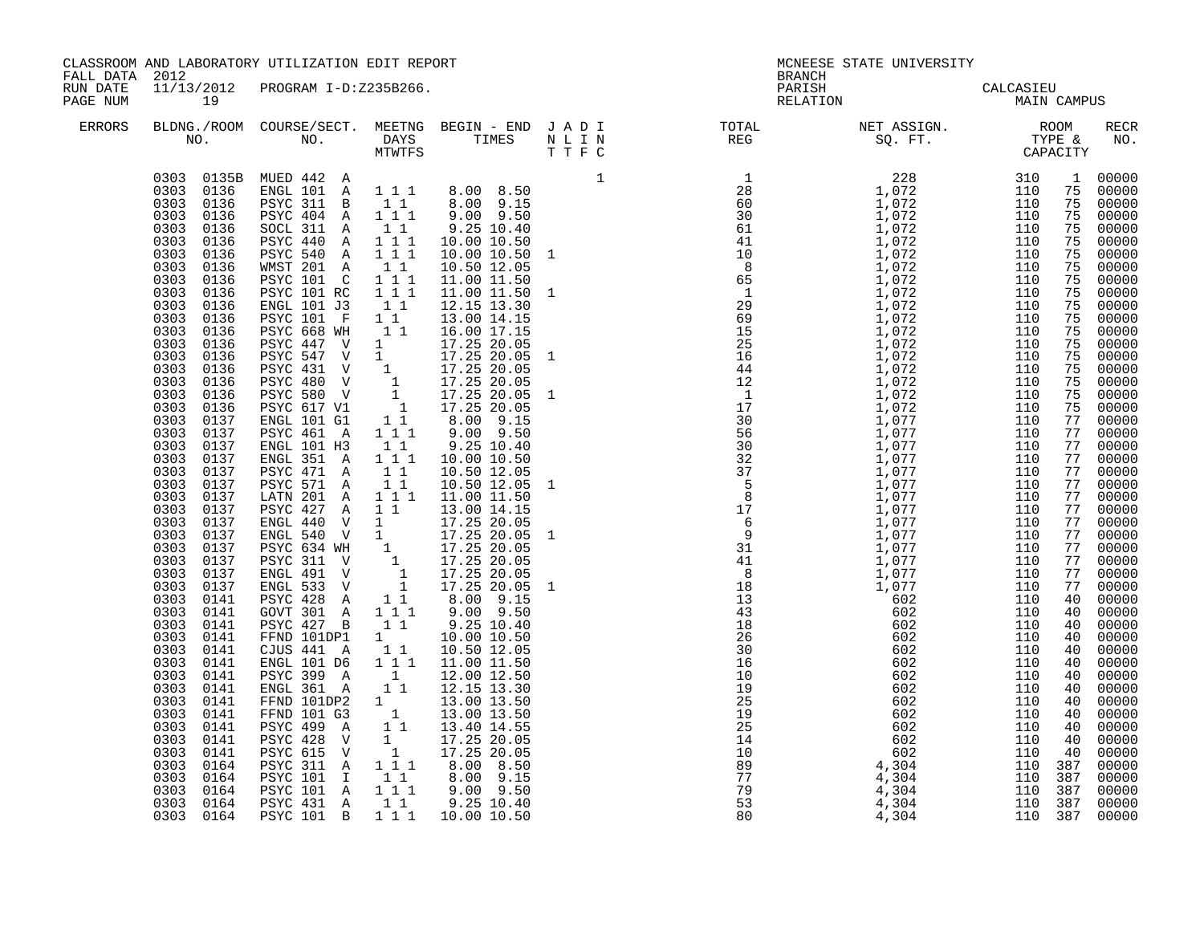CLASSROOM AND LABORATORY UTILIZATION EDIT REPORT
FALL DATA 2012
RUN DATE 11/13/2012 PROGRAM I-D:Z235B266.

MCNEESE STATE UNIVERSITY
BRANCH
PARISH CALCASIEU
RELATION MAIN CAMPUS

| ERRORS | BLDG. NO. | ROOM NO. | COURSE/SECT. NO. | M | T | W | T | F | S | BEGIN TIME | END TIME | J | A | D | I | TOTAL REG | NET ASSIGN. SQ. FT. | ROOM TYPE | CAPACITY | RECR NO. |
|---|---|---|---|---|---|---|---|---|---|---|---|---|---|---|---|---|---|---|---|---|
| | 0303 | 0135B | MUED 442 A | | | | | | | | | | | | 1 | 1 | 228 | 310 | 1 | 00000 |
| | 0303 | 0136 | ENGL 101 A | 1 | | 1 | | 1 | | 8.00 | 8.50 | | | | | 28 | 1,072 | 110 | 75 | 00000 |
| | 0303 | 0136 | PSYC 311 B | | 1 | | 1 | | | 8.00 | 9.15 | | | | | 60 | 1,072 | 110 | 75 | 00000 |
| | 0303 | 0136 | PSYC 404 A | 1 | | 1 | | 1 | | 9.00 | 9.50 | | | | | 30 | 1,072 | 110 | 75 | 00000 |
| | 0303 | 0136 | SOCL 311 A | | 1 | | 1 | | | 9.25 | 10.40 | | | | | 61 | 1,072 | 110 | 75 | 00000 |
| | 0303 | 0136 | PSYC 440 A | 1 | | 1 | | 1 | | 10.00 | 10.50 | | | | | 41 | 1,072 | 110 | 75 | 00000 |
| | 0303 | 0136 | PSYC 540 A | 1 | | 1 | | 1 | | 10.00 | 10.50 | 1 | | | | 10 | 1,072 | 110 | 75 | 00000 |
| | 0303 | 0136 | WMST 201 A | | 1 | | 1 | | | 10.50 | 12.05 | | | | | 8 | 1,072 | 110 | 75 | 00000 |
| | 0303 | 0136 | PSYC 101 C | 1 | | 1 | | 1 | | 11.00 | 11.50 | | | | | 65 | 1,072 | 110 | 75 | 00000 |
| | 0303 | 0136 | PSYC 101 RC | 1 | | 1 | | 1 | | 11.00 | 11.50 | 1 | | | | 1 | 1,072 | 110 | 75 | 00000 |
| | 0303 | 0136 | ENGL 101 J3 | | 1 | | 1 | | | 12.15 | 13.30 | | | | | 29 | 1,072 | 110 | 75 | 00000 |
| | 0303 | 0136 | PSYC 101 F | 1 | | 1 | | | | 13.00 | 14.15 | | | | | 69 | 1,072 | 110 | 75 | 00000 |
| | 0303 | 0136 | PSYC 668 WH | | 1 | | 1 | | | 16.00 | 17.15 | | | | | 15 | 1,072 | 110 | 75 | 00000 |
| | 0303 | 0136 | PSYC 447 V | 1 | | | | | | 17.25 | 20.05 | | | | | 25 | 1,072 | 110 | 75 | 00000 |
| | 0303 | 0136 | PSYC 547 V | 1 | | | | | | 17.25 | 20.05 | 1 | | | | 16 | 1,072 | 110 | 75 | 00000 |
| | 0303 | 0136 | PSYC 431 V | | 1 | | | | | 17.25 | 20.05 | | | | | 44 | 1,072 | 110 | 75 | 00000 |
| | 0303 | 0136 | PSYC 480 V | | | 1 | | | | 17.25 | 20.05 | | | | | 12 | 1,072 | 110 | 75 | 00000 |
| | 0303 | 0136 | PSYC 580 V | | | 1 | | | | 17.25 | 20.05 | 1 | | | | 1 | 1,072 | 110 | 75 | 00000 |
| | 0303 | 0136 | PSYC 617 V1 | | | | 1 | | | 17.25 | 20.05 | | | | | 17 | 1,072 | 110 | 75 | 00000 |
| | 0303 | 0137 | ENGL 101 G1 | 1 | | 1 | | | | 8.00 | 9.15 | | | | | 30 | 1,077 | 110 | 77 | 00000 |
| | 0303 | 0137 | PSYC 461 A | 1 | | 1 | | 1 | | 9.00 | 9.50 | | | | | 56 | 1,077 | 110 | 77 | 00000 |
| | 0303 | 0137 | ENGL 101 H3 | | 1 | | 1 | | | 9.25 | 10.40 | | | | | 30 | 1,077 | 110 | 77 | 00000 |
| | 0303 | 0137 | ENGL 351 A | 1 | | 1 | | 1 | | 10.00 | 10.50 | | | | | 32 | 1,077 | 110 | 77 | 00000 |
| | 0303 | 0137 | PSYC 471 A | | 1 | | 1 | | | 10.50 | 12.05 | | | | | 37 | 1,077 | 110 | 77 | 00000 |
| | 0303 | 0137 | PSYC 571 A | | 1 | | 1 | | | 10.50 | 12.05 | 1 | | | | 5 | 1,077 | 110 | 77 | 00000 |
| | 0303 | 0137 | LATN 201 A | 1 | | 1 | | 1 | | 11.00 | 11.50 | | | | | 8 | 1,077 | 110 | 77 | 00000 |
| | 0303 | 0137 | PSYC 427 A | 1 | | 1 | | | | 13.00 | 14.15 | | | | | 17 | 1,077 | 110 | 77 | 00000 |
| | 0303 | 0137 | ENGL 440 V | 1 | | | | | | 17.25 | 20.05 | | | | | 6 | 1,077 | 110 | 77 | 00000 |
| | 0303 | 0137 | ENGL 540 V | 1 | | | | | | 17.25 | 20.05 | 1 | | | | 9 | 1,077 | 110 | 77 | 00000 |
| | 0303 | 0137 | PSYC 634 WH | | 1 | | | | | 17.25 | 20.05 | | | | | 31 | 1,077 | 110 | 77 | 00000 |
| | 0303 | 0137 | PSYC 311 V | | | 1 | | | | 17.25 | 20.05 | | | | | 41 | 1,077 | 110 | 77 | 00000 |
| | 0303 | 0137 | ENGL 491 V | | | | 1 | | | 17.25 | 20.05 | | | | | 8 | 1,077 | 110 | 77 | 00000 |
| | 0303 | 0137 | ENGL 533 V | | | | 1 | | | 17.25 | 20.05 | 1 | | | | 18 | 1,077 | 110 | 77 | 00000 |
| | 0303 | 0141 | PSYC 428 A | | 1 | | 1 | | | 8.00 | 9.15 | | | | | 13 | 602 | 110 | 40 | 00000 |
| | 0303 | 0141 | GOVT 301 A | 1 | | 1 | | 1 | | 9.00 | 9.50 | | | | | 43 | 602 | 110 | 40 | 00000 |
| | 0303 | 0141 | PSYC 427 B | | 1 | | 1 | | | 9.25 | 10.40 | | | | | 18 | 602 | 110 | 40 | 00000 |
| | 0303 | 0141 | FFND 101DP1 | 1 | | | | | | 10.00 | 10.50 | | | | | 26 | 602 | 110 | 40 | 00000 |
| | 0303 | 0141 | CJUS 441 A | | 1 | | 1 | | | 10.50 | 12.05 | | | | | 30 | 602 | 110 | 40 | 00000 |
| | 0303 | 0141 | ENGL 101 D6 | 1 | | 1 | | 1 | | 11.00 | 11.50 | | | | | 16 | 602 | 110 | 40 | 00000 |
| | 0303 | 0141 | PSYC 399 A | | 1 | | | | | 12.00 | 12.50 | | | | | 10 | 602 | 110 | 40 | 00000 |
| | 0303 | 0141 | ENGL 361 A | | 1 | | 1 | | | 12.15 | 13.30 | | | | | 19 | 602 | 110 | 40 | 00000 |
| | 0303 | 0141 | FFND 101DP2 | 1 | | | | | | 13.00 | 13.50 | | | | | 25 | 602 | 110 | 40 | 00000 |
| | 0303 | 0141 | FFND 101 G3 | | 1 | | | | | 13.00 | 13.50 | | | | | 19 | 602 | 110 | 40 | 00000 |
| | 0303 | 0141 | PSYC 499 A | | 1 | | 1 | | | 13.40 | 14.55 | | | | | 25 | 602 | 110 | 40 | 00000 |
| | 0303 | 0141 | PSYC 428 V | 1 | | | | | | 17.25 | 20.05 | | | | | 14 | 602 | 110 | 40 | 00000 |
| | 0303 | 0141 | PSYC 615 V | | 1 | | | | | 17.25 | 20.05 | | | | | 10 | 602 | 110 | 40 | 00000 |
| | 0303 | 0164 | PSYC 311 A | 1 | | 1 | | 1 | | 8.00 | 8.50 | | | | | 89 | 4,304 | 110 | 387 | 00000 |
| | 0303 | 0164 | PSYC 101 I | | 1 | | 1 | | | 8.00 | 9.15 | | | | | 77 | 4,304 | 110 | 387 | 00000 |
| | 0303 | 0164 | PSYC 101 A | 1 | | 1 | | 1 | | 9.00 | 9.50 | | | | | 79 | 4,304 | 110 | 387 | 00000 |
| | 0303 | 0164 | PSYC 431 A | | 1 | | 1 | | | 9.25 | 10.40 | | | | | 53 | 4,304 | 110 | 387 | 00000 |
| | 0303 | 0164 | PSYC 101 B | 1 | | 1 | | 1 | | 10.00 | 10.50 | | | | | 80 | 4,304 | 110 | 387 | 00000 |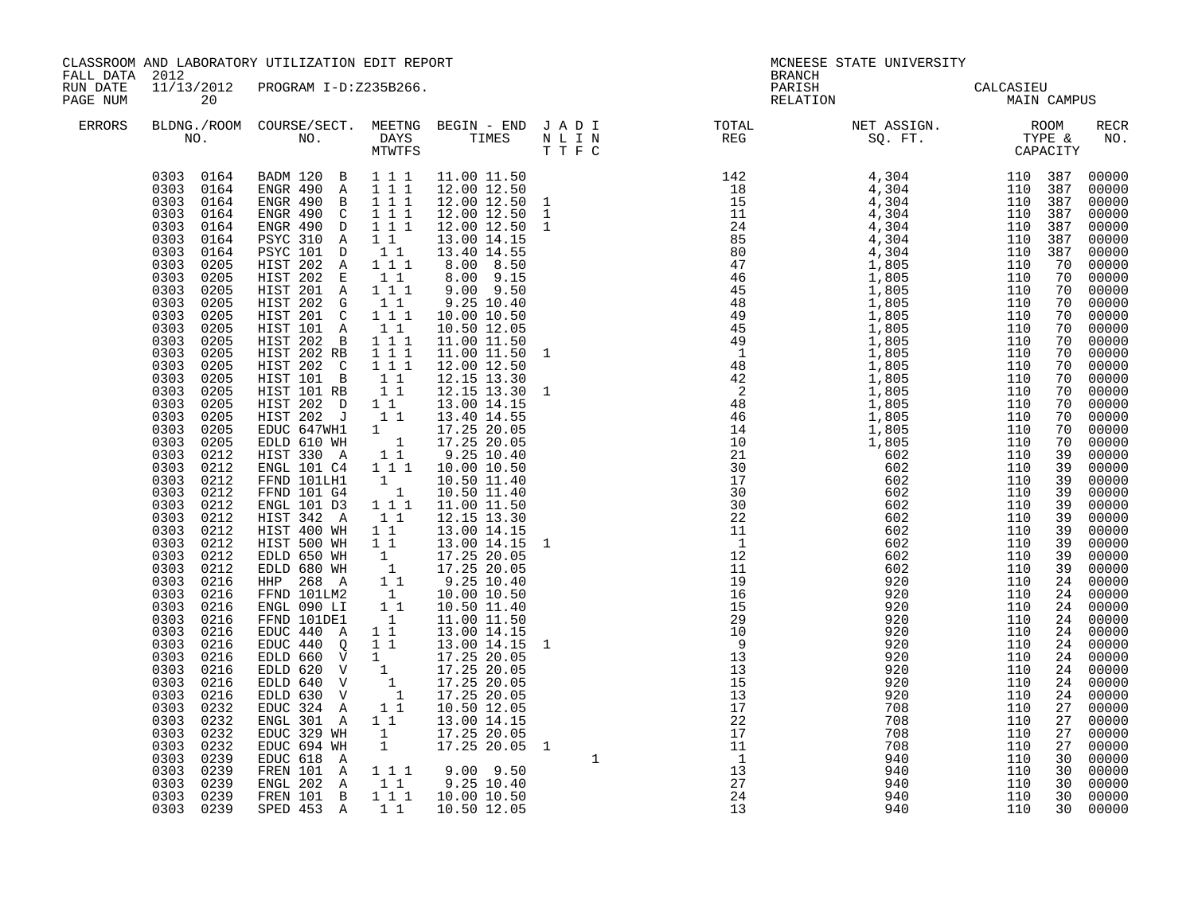CLASSROOM AND LABORATORY UTILIZATION EDIT REPORT
FALL DATA 2012
RUN DATE 11/13/2012 PROGRAM I-D:Z235B266.

MCNEESE STATE UNIVERSITY
BRANCH
PARISH CALCASIEU
RELATION MAIN CAMPUS

| ERRORS | BLDG. NO. | ROOM NO. | COURSE/SECT. NO. | MEETNG DAYS MTWTFS | BEGIN TIME | END TIME | J N T | A L T | D I F | I N C | TOTAL REG | NET ASSIGN. SQ. FT. | ROOM TYPE | CAPACITY | RECR NO. |
|---|---|---|---|---|---|---|---|---|---|---|---|---|---|---|---|
| | 0303 | 0164 | BADM 120 B | 1 1 1 | 11.00 | 11.50 | | | | | 142 | 4,304 | 110 | 387 | 00000 |
| | 0303 | 0164 | ENGR 490 A | 1 1 1 | 12.00 | 12.50 | | | | | 18 | 4,304 | 110 | 387 | 00000 |
| | 0303 | 0164 | ENGR 490 B | 1 1 1 | 12.00 | 12.50 | 1 | | | | 15 | 4,304 | 110 | 387 | 00000 |
| | 0303 | 0164 | ENGR 490 C | 1 1 1 | 12.00 | 12.50 | 1 | | | | 11 | 4,304 | 110 | 387 | 00000 |
| | 0303 | 0164 | ENGR 490 D | 1 1 1 | 12.00 | 12.50 | 1 | | | | 24 | 4,304 | 110 | 387 | 00000 |
| | 0303 | 0164 | PSYC 310 A | 1 1 | 13.00 | 14.15 | | | | | 85 | 4,304 | 110 | 387 | 00000 |
| | 0303 | 0164 | PSYC 101 D | 1 1 | 13.40 | 14.55 | | | | | 80 | 4,304 | 110 | 387 | 00000 |
| | 0303 | 0205 | HIST 202 A | 1 1 1 | 8.00 | 8.50 | | | | | 47 | 1,805 | 110 | 70 | 00000 |
| | 0303 | 0205 | HIST 202 E | 1 1 | 8.00 | 9.15 | | | | | 46 | 1,805 | 110 | 70 | 00000 |
| | 0303 | 0205 | HIST 201 A | 1 1 1 | 9.00 | 9.50 | | | | | 45 | 1,805 | 110 | 70 | 00000 |
| | 0303 | 0205 | HIST 202 G | 1 1 | 9.25 | 10.40 | | | | | 48 | 1,805 | 110 | 70 | 00000 |
| | 0303 | 0205 | HIST 201 C | 1 1 1 | 10.00 | 10.50 | | | | | 49 | 1,805 | 110 | 70 | 00000 |
| | 0303 | 0205 | HIST 101 A | 1 1 | 10.50 | 12.05 | | | | | 45 | 1,805 | 110 | 70 | 00000 |
| | 0303 | 0205 | HIST 202 B | 1 1 1 | 11.00 | 11.50 | | | | | 49 | 1,805 | 110 | 70 | 00000 |
| | 0303 | 0205 | HIST 202 RB | 1 1 1 | 11.00 | 11.50 | 1 | | | | 1 | 1,805 | 110 | 70 | 00000 |
| | 0303 | 0205 | HIST 202 C | 1 1 1 | 12.00 | 12.50 | | | | | 48 | 1,805 | 110 | 70 | 00000 |
| | 0303 | 0205 | HIST 101 B | 1 1 | 12.15 | 13.30 | | | | | 42 | 1,805 | 110 | 70 | 00000 |
| | 0303 | 0205 | HIST 101 RB | 1 1 | 12.15 | 13.30 | 1 | | | | 2 | 1,805 | 110 | 70 | 00000 |
| | 0303 | 0205 | HIST 202 D | 1 1 | 13.00 | 14.15 | | | | | 48 | 1,805 | 110 | 70 | 00000 |
| | 0303 | 0205 | HIST 202 J | 1 1 | 13.40 | 14.55 | | | | | 46 | 1,805 | 110 | 70 | 00000 |
| | 0303 | 0205 | EDUC 647WH1 | 1 | 17.25 | 20.05 | | | | | 14 | 1,805 | 110 | 70 | 00000 |
| | 0303 | 0205 | EDLD 610 WH | 1 | 17.25 | 20.05 | | | | | 10 | 1,805 | 110 | 70 | 00000 |
| | 0303 | 0212 | HIST 330 A | 1 1 | 9.25 | 10.40 | | | | | 21 | 602 | 110 | 39 | 00000 |
| | 0303 | 0212 | ENGL 101 C4 | 1 1 1 | 10.00 | 10.50 | | | | | 30 | 602 | 110 | 39 | 00000 |
| | 0303 | 0212 | FFND 101LH1 | 1 | 10.50 | 11.40 | | | | | 17 | 602 | 110 | 39 | 00000 |
| | 0303 | 0212 | FFND 101 G4 | 1 | 10.50 | 11.40 | | | | | 30 | 602 | 110 | 39 | 00000 |
| | 0303 | 0212 | ENGL 101 D3 | 1 1 1 | 11.00 | 11.50 | | | | | 30 | 602 | 110 | 39 | 00000 |
| | 0303 | 0212 | HIST 342 A | 1 1 | 12.15 | 13.30 | | | | | 22 | 602 | 110 | 39 | 00000 |
| | 0303 | 0212 | HIST 400 WH | 1 1 | 13.00 | 14.15 | | | | | 11 | 602 | 110 | 39 | 00000 |
| | 0303 | 0212 | HIST 500 WH | 1 1 | 13.00 | 14.15 | 1 | | | | 1 | 602 | 110 | 39 | 00000 |
| | 0303 | 0212 | EDLD 650 WH | 1 | 17.25 | 20.05 | | | | | 12 | 602 | 110 | 39 | 00000 |
| | 0303 | 0212 | EDLD 680 WH | 1 | 17.25 | 20.05 | | | | | 11 | 602 | 110 | 39 | 00000 |
| | 0303 | 0216 | HHP 268 A | 1 1 | 9.25 | 10.40 | | | | | 19 | 920 | 110 | 24 | 00000 |
| | 0303 | 0216 | FFND 101LM2 | 1 | 10.00 | 10.50 | | | | | 16 | 920 | 110 | 24 | 00000 |
| | 0303 | 0216 | ENGL 090 LI | 1 1 | 10.50 | 11.40 | | | | | 15 | 920 | 110 | 24 | 00000 |
| | 0303 | 0216 | FFND 101DE1 | 1 | 11.00 | 11.50 | | | | | 29 | 920 | 110 | 24 | 00000 |
| | 0303 | 0216 | EDUC 440 A | 1 1 | 13.00 | 14.15 | | | | | 10 | 920 | 110 | 24 | 00000 |
| | 0303 | 0216 | EDUC 440 Q | 1 1 | 13.00 | 14.15 | 1 | | | | 9 | 920 | 110 | 24 | 00000 |
| | 0303 | 0216 | EDLD 660 V | 1 | 17.25 | 20.05 | | | | | 13 | 920 | 110 | 24 | 00000 |
| | 0303 | 0216 | EDLD 620 V | 1 | 17.25 | 20.05 | | | | | 13 | 920 | 110 | 24 | 00000 |
| | 0303 | 0216 | EDLD 640 V | 1 | 17.25 | 20.05 | | | | | 15 | 920 | 110 | 24 | 00000 |
| | 0303 | 0216 | EDLD 630 V | 1 | 17.25 | 20.05 | | | | | 13 | 920 | 110 | 24 | 00000 |
| | 0303 | 0232 | EDUC 324 A | 1 1 | 10.50 | 12.05 | | | | | 17 | 708 | 110 | 27 | 00000 |
| | 0303 | 0232 | ENGL 301 A | 1 1 | 13.00 | 14.15 | | | | | 22 | 708 | 110 | 27 | 00000 |
| | 0303 | 0232 | EDUC 329 WH | 1 | 17.25 | 20.05 | | | | | 17 | 708 | 110 | 27 | 00000 |
| | 0303 | 0232 | EDUC 694 WH | 1 | 17.25 | 20.05 | 1 | | | | 11 | 708 | 110 | 27 | 00000 |
| | 0303 | 0239 | EDUC 618 A | | | | | | | 1 | 1 | 940 | 110 | 30 | 00000 |
| | 0303 | 0239 | FREN 101 A | 1 1 1 | 9.00 | 9.50 | | | | | 13 | 940 | 110 | 30 | 00000 |
| | 0303 | 0239 | ENGL 202 A | 1 1 | 9.25 | 10.40 | | | | | 27 | 940 | 110 | 30 | 00000 |
| | 0303 | 0239 | FREN 101 B | 1 1 1 | 10.00 | 10.50 | | | | | 24 | 940 | 110 | 30 | 00000 |
| | 0303 | 0239 | SPED 453 A | 1 1 | 10.50 | 12.05 | | | | | 13 | 940 | 110 | 30 | 00000 |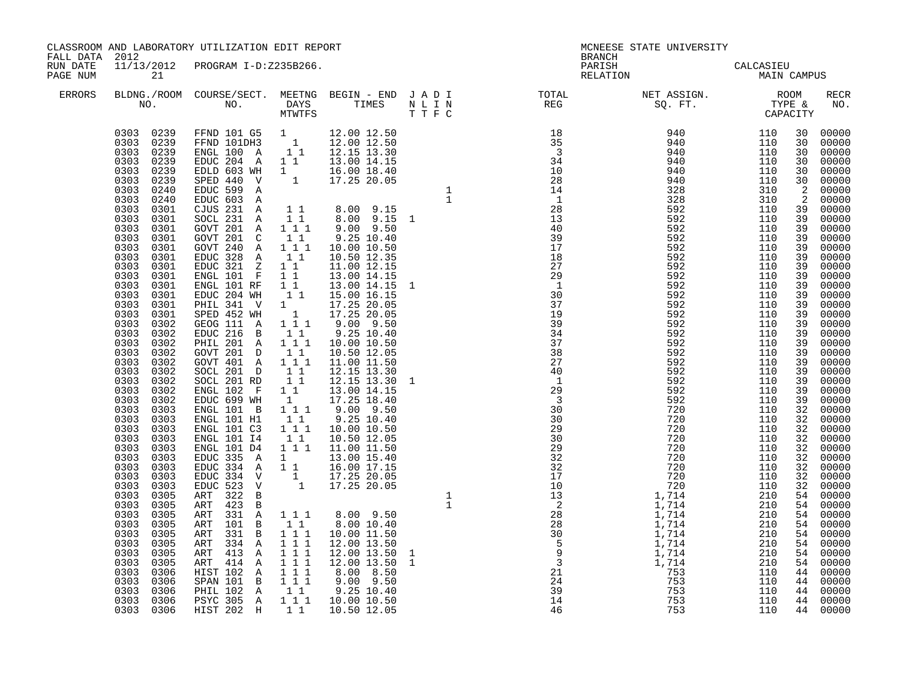CLASSROOM AND LABORATORY UTILIZATION EDIT REPORT
FALL DATA 2012
RUN DATE 11/13/2012 PROGRAM I-D:Z235B266.
PAGE NUM 21

MCNEESE STATE UNIVERSITY
BRANCH
PARISH CALCASIEU
RELATION MAIN CAMPUS

| ERRORS | BLDNG./ROOM NO. | COURSE/SECT. NO. | MEETNG DAYS MTWTFS | BEGIN - END TIMES | J A D I N L I N T T F C | TOTAL REG | NET ASSIGN. SQ. FT. | ROOM TYPE & CAPACITY | RECR NO. |
|---|---|---|---|---|---|---|---|---|---|
| | 0303 0239 | FFND 101 G5 | 1 | 12.00 12.50 | | 18 | 940 | 110 30 | 00000 |
| | 0303 0239 | FFND 101DH3 | 1 | 12.00 12.50 | | 35 | 940 | 110 30 | 00000 |
| | 0303 0239 | ENGL 100 A | 1 1 | 12.15 13.30 | | 3 | 940 | 110 30 | 00000 |
| | 0303 0239 | EDUC 204 A | 1 1 | 13.00 14.15 | | 34 | 940 | 110 30 | 00000 |
| | 0303 0239 | EDLD 603 WH | 1 | 16.00 18.40 | | 10 | 940 | 110 30 | 00000 |
| | 0303 0239 | SPED 440 V | 1 | 17.25 20.05 | | 28 | 940 | 110 30 | 00000 |
| | 0303 0240 | EDUC 599 A | | | 1 | 14 | 328 | 310 2 | 00000 |
| | 0303 0240 | EDUC 603 A | | | 1 | 1 | 328 | 310 2 | 00000 |
| | 0303 0301 | CJUS 231 A | 1 1 | 8.00 9.15 | | 28 | 592 | 110 39 | 00000 |
| | 0303 0301 | SOCL 231 A | 1 1 | 8.00 9.15 | 1 | 13 | 592 | 110 39 | 00000 |
| | 0303 0301 | GOVT 201 A | 1 1 1 | 9.00 9.50 | | 40 | 592 | 110 39 | 00000 |
| | 0303 0301 | GOVT 201 C | 1 1 | 9.25 10.40 | | 39 | 592 | 110 39 | 00000 |
| | 0303 0301 | GOVT 240 A | 1 1 1 | 10.00 10.50 | | 17 | 592 | 110 39 | 00000 |
| | 0303 0301 | EDUC 328 A | 1 1 | 10.50 12.35 | | 18 | 592 | 110 39 | 00000 |
| | 0303 0301 | EDUC 321 Z | 1 1 | 11.00 12.15 | | 27 | 592 | 110 39 | 00000 |
| | 0303 0301 | ENGL 101 F | 1 1 | 13.00 14.15 | | 29 | 592 | 110 39 | 00000 |
| | 0303 0301 | ENGL 101 RF | 1 1 | 13.00 14.15 | 1 | 1 | 592 | 110 39 | 00000 |
| | 0303 0301 | EDUC 204 WH | 1 1 | 15.00 16.15 | | 30 | 592 | 110 39 | 00000 |
| | 0303 0301 | PHIL 341 V | 1 | 17.25 20.05 | | 37 | 592 | 110 39 | 00000 |
| | 0303 0301 | SPED 452 WH | 1 | 17.25 20.05 | | 19 | 592 | 110 39 | 00000 |
| | 0303 0302 | GEOG 111 A | 1 1 1 | 9.00 9.50 | | 39 | 592 | 110 39 | 00000 |
| | 0303 0302 | EDUC 216 B | 1 1 | 9.25 10.40 | | 34 | 592 | 110 39 | 00000 |
| | 0303 0302 | PHIL 201 A | 1 1 1 | 10.00 10.50 | | 37 | 592 | 110 39 | 00000 |
| | 0303 0302 | GOVT 201 D | 1 1 | 10.50 12.05 | | 38 | 592 | 110 39 | 00000 |
| | 0303 0302 | GOVT 401 A | 1 1 1 | 11.00 11.50 | | 27 | 592 | 110 39 | 00000 |
| | 0303 0302 | SOCL 201 D | 1 1 | 12.15 13.30 | | 40 | 592 | 110 39 | 00000 |
| | 0303 0302 | SOCL 201 RD | 1 1 | 12.15 13.30 | 1 | 1 | 592 | 110 39 | 00000 |
| | 0303 0302 | ENGL 102 F | 1 1 | 13.00 14.15 | | 29 | 592 | 110 39 | 00000 |
| | 0303 0302 | EDUC 699 WH | 1 | 17.25 18.40 | | 3 | 592 | 110 39 | 00000 |
| | 0303 0303 | ENGL 101 B | 1 1 1 | 9.00 9.50 | | 30 | 720 | 110 32 | 00000 |
| | 0303 0303 | ENGL 101 H1 | 1 1 | 9.25 10.40 | | 30 | 720 | 110 32 | 00000 |
| | 0303 0303 | ENGL 101 C3 | 1 1 1 | 10.00 10.50 | | 29 | 720 | 110 32 | 00000 |
| | 0303 0303 | ENGL 101 I4 | 1 1 | 10.50 12.05 | | 30 | 720 | 110 32 | 00000 |
| | 0303 0303 | ENGL 101 D4 | 1 1 1 | 11.00 11.50 | | 29 | 720 | 110 32 | 00000 |
| | 0303 0303 | EDUC 335 A | 1 | 13.00 15.40 | | 32 | 720 | 110 32 | 00000 |
| | 0303 0303 | EDUC 334 A | 1 1 | 16.00 17.15 | | 32 | 720 | 110 32 | 00000 |
| | 0303 0303 | EDUC 334 V | 1 | 17.25 20.05 | | 17 | 720 | 110 32 | 00000 |
| | 0303 0303 | EDUC 523 V | 1 | 17.25 20.05 | | 10 | 720 | 110 32 | 00000 |
| | 0303 0305 | ART 322 B | | | 1 | 13 | 1,714 | 210 54 | 00000 |
| | 0303 0305 | ART 423 B | | | 1 | 2 | 1,714 | 210 54 | 00000 |
| | 0303 0305 | ART 331 A | 1 1 1 | 8.00 9.50 | | 28 | 1,714 | 210 54 | 00000 |
| | 0303 0305 | ART 101 B | 1 1 | 8.00 10.40 | | 28 | 1,714 | 210 54 | 00000 |
| | 0303 0305 | ART 331 B | 1 1 1 | 10.00 11.50 | | 30 | 1,714 | 210 54 | 00000 |
| | 0303 0305 | ART 334 A | 1 1 1 | 12.00 13.50 | | 5 | 1,714 | 210 54 | 00000 |
| | 0303 0305 | ART 413 A | 1 1 1 | 12.00 13.50 | 1 | 9 | 1,714 | 210 54 | 00000 |
| | 0303 0305 | ART 414 A | 1 1 1 | 12.00 13.50 | 1 | 3 | 1,714 | 210 54 | 00000 |
| | 0303 0306 | HIST 102 A | 1 1 1 | 8.00 8.50 | | 21 | 753 | 110 44 | 00000 |
| | 0303 0306 | SPAN 101 B | 1 1 1 | 9.00 9.50 | | 24 | 753 | 110 44 | 00000 |
| | 0303 0306 | PHIL 102 A | 1 1 | 9.25 10.40 | | 39 | 753 | 110 44 | 00000 |
| | 0303 0306 | PSYC 305 A | 1 1 1 | 10.00 10.50 | | 14 | 753 | 110 44 | 00000 |
| | 0303 0306 | HIST 202 H | 1 1 | 10.50 12.05 | | 46 | 753 | 110 44 | 00000 |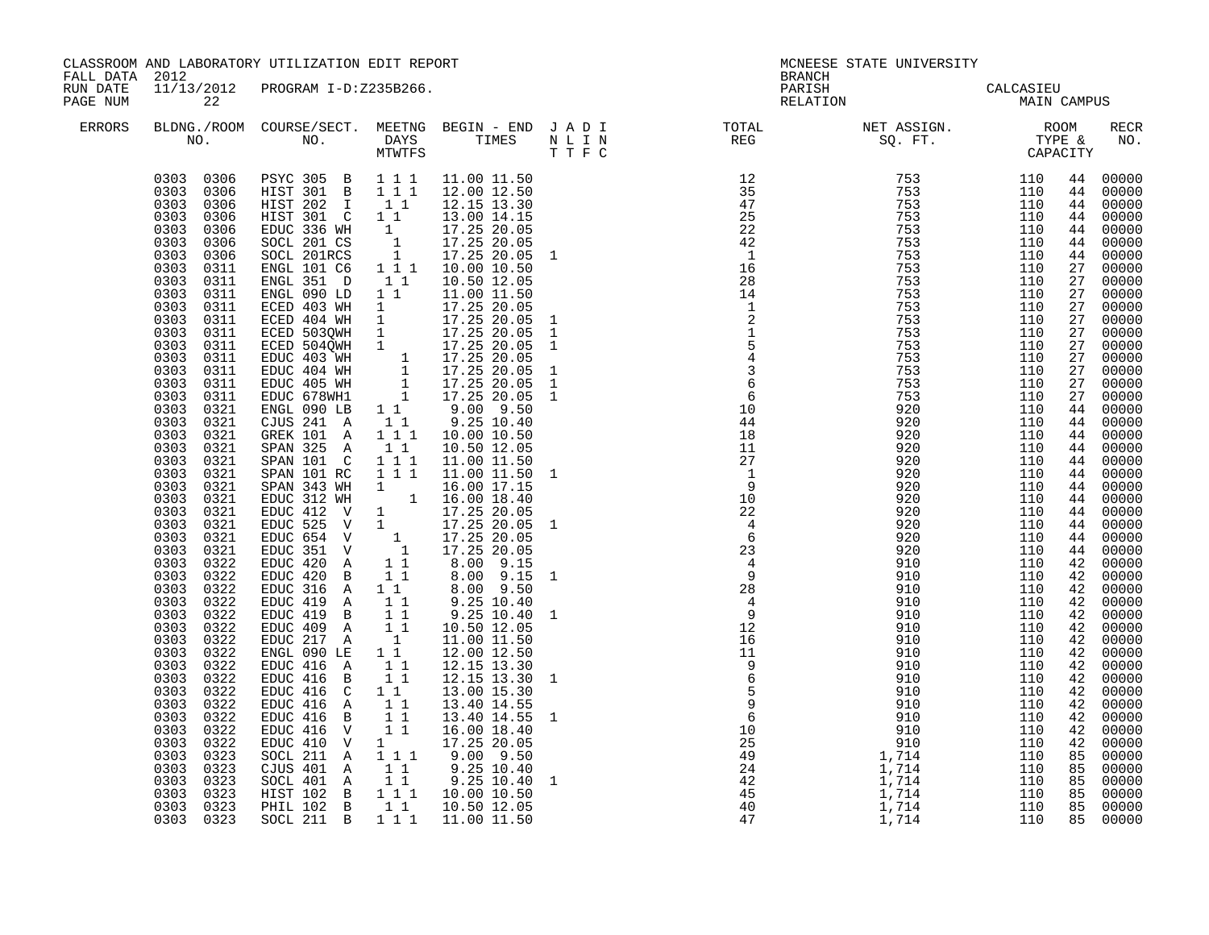CLASSROOM AND LABORATORY UTILIZATION EDIT REPORT
FALL DATA 2012
RUN DATE 11/13/2012 PROGRAM I-D:Z235B266.

MCNEESE STATE UNIVERSITY
BRANCH
PARISH CALCASIEU
RELATION MAIN CAMPUS

| ERRORS | BLDNG./ROOM NO. | COURSE/SECT. NO. | MEETNG DAYS MTWTFS | BEGIN - END TIMES | J A D I N L I N T T F C | TOTAL REG | NET ASSIGN. SQ. FT. | ROOM TYPE & CAPACITY | | RECR NO. |
|---|---|---|---|---|---|---|---|---|---|---|
| | 0303 0306 | PSYC 305 B | 1 1 1 | 11.00 11.50 | | 12 | 753 | 110 | 44 | 00000 |
| | 0303 0306 | HIST 301 B | 1 1 1 | 12.00 12.50 | | 35 | 753 | 110 | 44 | 00000 |
| | 0303 0306 | HIST 202 I | 1 1 | 12.15 13.30 | | 47 | 753 | 110 | 44 | 00000 |
| | 0303 0306 | HIST 301 C | 1 1 | 13.00 14.15 | | 25 | 753 | 110 | 44 | 00000 |
| | 0303 0306 | EDUC 336 WH | 1 | 17.25 20.05 | | 22 | 753 | 110 | 44 | 00000 |
| | 0303 0306 | SOCL 201 CS | 1 | 17.25 20.05 | | 42 | 753 | 110 | 44 | 00000 |
| | 0303 0306 | SOCL 201RCS | 1 | 17.25 20.05 | 1 | 1 | 753 | 110 | 44 | 00000 |
| | 0303 0311 | ENGL 101 C6 | 1 1 1 | 10.00 10.50 | | 16 | 753 | 110 | 27 | 00000 |
| | 0303 0311 | ENGL 351 D | 1 1 | 10.50 12.05 | | 28 | 753 | 110 | 27 | 00000 |
| | 0303 0311 | ENGL 090 LD | 1 1 | 11.00 11.50 | | 14 | 753 | 110 | 27 | 00000 |
| | 0303 0311 | ECED 403 WH | 1 | 17.25 20.05 | | 1 | 753 | 110 | 27 | 00000 |
| | 0303 0311 | ECED 404 WH | 1 | 17.25 20.05 | 1 | 2 | 753 | 110 | 27 | 00000 |
| | 0303 0311 | ECED 503QWH | 1 | 17.25 20.05 | 1 | 1 | 753 | 110 | 27 | 00000 |
| | 0303 0311 | ECED 504QWH | 1 | 17.25 20.05 | 1 | 5 | 753 | 110 | 27 | 00000 |
| | 0303 0311 | EDUC 403 WH | 1 | 17.25 20.05 | | 4 | 753 | 110 | 27 | 00000 |
| | 0303 0311 | EDUC 404 WH | 1 | 17.25 20.05 | 1 | 3 | 753 | 110 | 27 | 00000 |
| | 0303 0311 | EDUC 405 WH | 1 | 17.25 20.05 | 1 | 6 | 753 | 110 | 27 | 00000 |
| | 0303 0311 | EDUC 678WH1 | 1 | 17.25 20.05 | 1 | 6 | 753 | 110 | 27 | 00000 |
| | 0303 0321 | ENGL 090 LB | 1 1 | 9.00 9.50 | | 10 | 920 | 110 | 44 | 00000 |
| | 0303 0321 | CJUS 241 A | 1 1 | 9.25 10.40 | | 44 | 920 | 110 | 44 | 00000 |
| | 0303 0321 | GREK 101 A | 1 1 1 | 10.00 10.50 | | 18 | 920 | 110 | 44 | 00000 |
| | 0303 0321 | SPAN 325 A | 1 1 | 10.50 12.05 | | 11 | 920 | 110 | 44 | 00000 |
| | 0303 0321 | SPAN 101 C | 1 1 1 | 11.00 11.50 | | 27 | 920 | 110 | 44 | 00000 |
| | 0303 0321 | SPAN 101 RC | 1 1 1 | 11.00 11.50 | 1 | 1 | 920 | 110 | 44 | 00000 |
| | 0303 0321 | SPAN 343 WH | 1 | 16.00 17.15 | | 9 | 920 | 110 | 44 | 00000 |
| | 0303 0321 | EDUC 312 WH | 1 | 16.00 18.40 | | 10 | 920 | 110 | 44 | 00000 |
| | 0303 0321 | EDUC 412 V | 1 | 17.25 20.05 | | 22 | 920 | 110 | 44 | 00000 |
| | 0303 0321 | EDUC 525 V | 1 | 17.25 20.05 | 1 | 4 | 920 | 110 | 44 | 00000 |
| | 0303 0321 | EDUC 654 V | 1 | 17.25 20.05 | | 6 | 920 | 110 | 44 | 00000 |
| | 0303 0321 | EDUC 351 V | 1 | 17.25 20.05 | | 23 | 920 | 110 | 44 | 00000 |
| | 0303 0322 | EDUC 420 A | 1 1 | 8.00 9.15 | | 4 | 910 | 110 | 42 | 00000 |
| | 0303 0322 | EDUC 420 B | 1 1 | 8.00 9.15 | 1 | 9 | 910 | 110 | 42 | 00000 |
| | 0303 0322 | EDUC 316 A | 1 1 | 8.00 9.50 | | 28 | 910 | 110 | 42 | 00000 |
| | 0303 0322 | EDUC 419 A | 1 1 | 9.25 10.40 | | 4 | 910 | 110 | 42 | 00000 |
| | 0303 0322 | EDUC 419 B | 1 1 | 9.25 10.40 | 1 | 9 | 910 | 110 | 42 | 00000 |
| | 0303 0322 | EDUC 409 A | 1 1 | 10.50 12.05 | | 12 | 910 | 110 | 42 | 00000 |
| | 0303 0322 | EDUC 217 A | 1 | 11.00 11.50 | | 16 | 910 | 110 | 42 | 00000 |
| | 0303 0322 | ENGL 090 LE | 1 1 | 12.00 12.50 | | 11 | 910 | 110 | 42 | 00000 |
| | 0303 0322 | EDUC 416 A | 1 1 | 12.15 13.30 | | 9 | 910 | 110 | 42 | 00000 |
| | 0303 0322 | EDUC 416 B | 1 1 | 12.15 13.30 | 1 | 6 | 910 | 110 | 42 | 00000 |
| | 0303 0322 | EDUC 416 C | 1 1 | 13.00 15.30 | | 5 | 910 | 110 | 42 | 00000 |
| | 0303 0322 | EDUC 416 A | 1 1 | 13.40 14.55 | | 9 | 910 | 110 | 42 | 00000 |
| | 0303 0322 | EDUC 416 B | 1 1 | 13.40 14.55 | 1 | 6 | 910 | 110 | 42 | 00000 |
| | 0303 0322 | EDUC 416 V | 1 1 | 16.00 18.40 | | 10 | 910 | 110 | 42 | 00000 |
| | 0303 0322 | EDUC 410 V | 1 | 17.25 20.05 | | 25 | 910 | 110 | 42 | 00000 |
| | 0303 0323 | SOCL 211 A | 1 1 1 | 9.00 9.50 | | 49 | 1,714 | 110 | 85 | 00000 |
| | 0303 0323 | CJUS 401 A | 1 1 | 9.25 10.40 | | 24 | 1,714 | 110 | 85 | 00000 |
| | 0303 0323 | SOCL 401 A | 1 1 | 9.25 10.40 | 1 | 42 | 1,714 | 110 | 85 | 00000 |
| | 0303 0323 | HIST 102 B | 1 1 1 | 10.00 10.50 | | 45 | 1,714 | 110 | 85 | 00000 |
| | 0303 0323 | PHIL 102 B | 1 1 | 10.50 12.05 | | 40 | 1,714 | 110 | 85 | 00000 |
| | 0303 0323 | SOCL 211 B | 1 1 1 | 11.00 11.50 | | 47 | 1,714 | 110 | 85 | 00000 |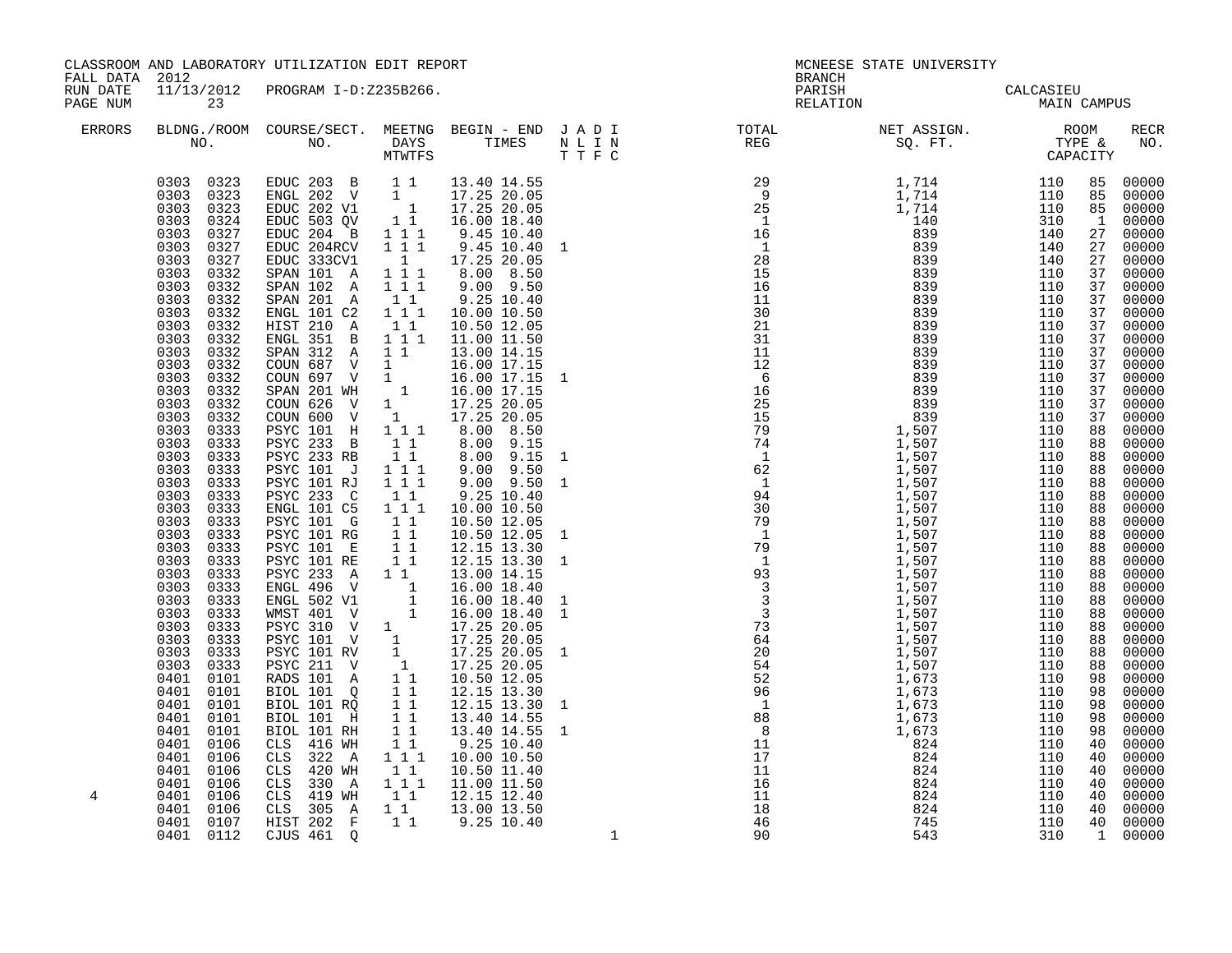CLASSROOM AND LABORATORY UTILIZATION EDIT REPORT
FALL DATA 2012
RUN DATE 11/13/2012 PROGRAM I-D:Z235B266.
PAGE NUM 23

MCNEESE STATE UNIVERSITY
BRANCH
PARISH CALCASIEU
RELATION MAIN CAMPUS

| ERRORS | BLDNG./ROOM NO. | COURSE/SECT. NO. | MEETNG DAYS MTWTFS | BEGIN - END TIMES | J A D I N L I N T T F C | TOTAL REG | NET ASSIGN. SQ. FT. | ROOM TYPE & CAPACITY | | RECR NO. |
|---|---|---|---|---|---|---|---|---|---|---|
| | 0303 0323 | EDUC 203 B | 1 1 | 13.40 14.55 | | 29 | 1,714 | 110 | 85 | 00000 |
| | 0303 0323 | ENGL 202 V | 1 | 17.25 20.05 | | 9 | 1,714 | 110 | 85 | 00000 |
| | 0303 0323 | EDUC 202 V1 | 1 | 17.25 20.05 | | 25 | 1,714 | 110 | 85 | 00000 |
| | 0303 0324 | EDUC 503 QV | 1 1 | 16.00 18.40 | | 1 | 140 | 310 | 1 | 00000 |
| | 0303 0327 | EDUC 204 B | 1 1 1 | 9.45 10.40 | | 16 | 839 | 140 | 27 | 00000 |
| | 0303 0327 | EDUC 204RCV | 1 1 1 | 9.45 10.40 | 1 | 1 | 839 | 140 | 27 | 00000 |
| | 0303 0327 | EDUC 333CV1 | 1 | 17.25 20.05 | | 28 | 839 | 140 | 27 | 00000 |
| | 0303 0332 | SPAN 101 A | 1 1 1 | 8.00 8.50 | | 15 | 839 | 110 | 37 | 00000 |
| | 0303 0332 | SPAN 102 A | 1 1 1 | 9.00 9.50 | | 16 | 839 | 110 | 37 | 00000 |
| | 0303 0332 | SPAN 201 A | 1 1 | 9.25 10.40 | | 11 | 839 | 110 | 37 | 00000 |
| | 0303 0332 | ENGL 101 C2 | 1 1 1 | 10.00 10.50 | | 30 | 839 | 110 | 37 | 00000 |
| | 0303 0332 | HIST 210 A | 1 1 | 10.50 12.05 | | 21 | 839 | 110 | 37 | 00000 |
| | 0303 0332 | ENGL 351 B | 1 1 1 | 11.00 11.50 | | 31 | 839 | 110 | 37 | 00000 |
| | 0303 0332 | SPAN 312 A | 1 1 | 13.00 14.15 | | 11 | 839 | 110 | 37 | 00000 |
| | 0303 0332 | COUN 687 V | 1 | 16.00 17.15 | | 12 | 839 | 110 | 37 | 00000 |
| | 0303 0332 | COUN 697 V | 1 | 16.00 17.15 | 1 | 6 | 839 | 110 | 37 | 00000 |
| | 0303 0332 | SPAN 201 WH | 1 | 16.00 17.15 | | 16 | 839 | 110 | 37 | 00000 |
| | 0303 0332 | COUN 626 V | 1 | 17.25 20.05 | | 25 | 839 | 110 | 37 | 00000 |
| | 0303 0332 | COUN 600 V | 1 | 17.25 20.05 | | 15 | 839 | 110 | 37 | 00000 |
| | 0303 0333 | PSYC 101 H | 1 1 1 | 8.00 8.50 | | 79 | 1,507 | 110 | 88 | 00000 |
| | 0303 0333 | PSYC 233 B | 1 1 | 8.00 9.15 | | 74 | 1,507 | 110 | 88 | 00000 |
| | 0303 0333 | PSYC 233 RB | 1 1 | 8.00 9.15 | 1 | 1 | 1,507 | 110 | 88 | 00000 |
| | 0303 0333 | PSYC 101 J | 1 1 1 | 9.00 9.50 | | 62 | 1,507 | 110 | 88 | 00000 |
| | 0303 0333 | PSYC 101 RJ | 1 1 1 | 9.00 9.50 | 1 | 1 | 1,507 | 110 | 88 | 00000 |
| | 0303 0333 | PSYC 233 C | 1 1 | 9.25 10.40 | | 94 | 1,507 | 110 | 88 | 00000 |
| | 0303 0333 | ENGL 101 C5 | 1 1 1 | 10.00 10.50 | | 30 | 1,507 | 110 | 88 | 00000 |
| | 0303 0333 | PSYC 101 G | 1 1 | 10.50 12.05 | | 79 | 1,507 | 110 | 88 | 00000 |
| | 0303 0333 | PSYC 101 RG | 1 1 | 10.50 12.05 | 1 | 1 | 1,507 | 110 | 88 | 00000 |
| | 0303 0333 | PSYC 101 E | 1 1 | 12.15 13.30 | | 79 | 1,507 | 110 | 88 | 00000 |
| | 0303 0333 | PSYC 101 RE | 1 1 | 12.15 13.30 | 1 | 1 | 1,507 | 110 | 88 | 00000 |
| | 0303 0333 | PSYC 233 A | 1 1 | 13.00 14.15 | | 93 | 1,507 | 110 | 88 | 00000 |
| | 0303 0333 | ENGL 496 V | 1 | 16.00 18.40 | | 3 | 1,507 | 110 | 88 | 00000 |
| | 0303 0333 | ENGL 502 V1 | 1 | 16.00 18.40 | 1 | 3 | 1,507 | 110 | 88 | 00000 |
| | 0303 0333 | WMST 401 V | 1 | 16.00 18.40 | 1 | 3 | 1,507 | 110 | 88 | 00000 |
| | 0303 0333 | PSYC 310 V | 1 | 17.25 20.05 | | 73 | 1,507 | 110 | 88 | 00000 |
| | 0303 0333 | PSYC 101 V | 1 | 17.25 20.05 | | 64 | 1,507 | 110 | 88 | 00000 |
| | 0303 0333 | PSYC 101 RV | 1 | 17.25 20.05 | 1 | 20 | 1,507 | 110 | 88 | 00000 |
| | 0303 0333 | PSYC 211 V | 1 | 17.25 20.05 | | 54 | 1,507 | 110 | 88 | 00000 |
| | 0401 0101 | RADS 101 A | 1 1 | 10.50 12.05 | | 52 | 1,673 | 110 | 98 | 00000 |
| | 0401 0101 | BIOL 101 Q | 1 1 | 12.15 13.30 | | 96 | 1,673 | 110 | 98 | 00000 |
| | 0401 0101 | BIOL 101 RQ | 1 1 | 12.15 13.30 | 1 | 1 | 1,673 | 110 | 98 | 00000 |
| | 0401 0101 | BIOL 101 H | 1 1 | 13.40 14.55 | | 88 | 1,673 | 110 | 98 | 00000 |
| | 0401 0101 | BIOL 101 RH | 1 1 | 13.40 14.55 | 1 | 8 | 1,673 | 110 | 98 | 00000 |
| | 0401 0106 | CLS 416 WH | 1 1 | 9.25 10.40 | | 11 | 824 | 110 | 40 | 00000 |
| | 0401 0106 | CLS 322 A | 1 1 1 | 10.00 10.50 | | 17 | 824 | 110 | 40 | 00000 |
| | 0401 0106 | CLS 420 WH | 1 1 | 10.50 11.40 | | 11 | 824 | 110 | 40 | 00000 |
| | 0401 0106 | CLS 330 A | 1 1 1 | 11.00 11.50 | | 16 | 824 | 110 | 40 | 00000 |
| 4 | 0401 0106 | CLS 419 WH | 1 1 | 12.15 12.40 | | 11 | 824 | 110 | 40 | 00000 |
| | 0401 0106 | CLS 305 A | 1 1 | 13.00 13.50 | | 18 | 824 | 110 | 40 | 00000 |
| | 0401 0107 | HIST 202 F | 1 1 | 9.25 10.40 | | 46 | 745 | 110 | 40 | 00000 |
| | 0401 0112 | CJUS 461 Q | | | 1 | 90 | 543 | 310 | 1 | 00000 |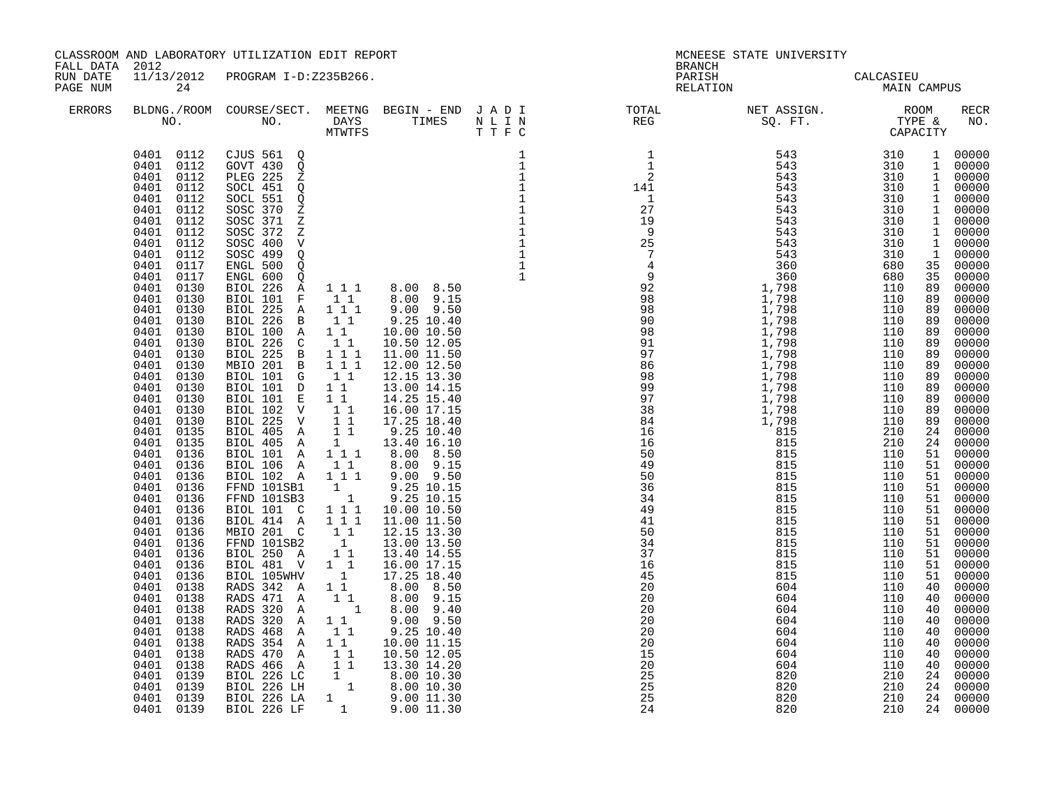CLASSROOM AND LABORATORY UTILIZATION EDIT REPORT
FALL DATA 2012
RUN DATE 11/13/2012 PROGRAM I-D:Z235B266.

MCNEESE STATE UNIVERSITY
BRANCH
PARISH CALCASIEU
RELATION MAIN CAMPUS

| ERRORS | BLDNG./ROOM NO. | COURSE/SECT. NO. | MEETNG DAYS MTWTFS | BEGIN - END TIMES | J A D I N L I N T T F C | TOTAL REG | NET ASSIGN. SQ. FT. | ROOM TYPE & CAPACITY | | RECR NO. |
|---|---|---|---|---|---|---|---|---|---|---|
| | 0401 0112 | CJUS 561 Q | | | 1 | 1 | 543 | 310 | 1 | 00000 |
| | 0401 0112 | GOVT 430 Q | | | 1 | 1 | 543 | 310 | 1 | 00000 |
| | 0401 0112 | PLEG 225 Z | | | 1 | 2 | 543 | 310 | 1 | 00000 |
| | 0401 0112 | SOCL 451 Q | | | 1 | 141 | 543 | 310 | 1 | 00000 |
| | 0401 0112 | SOCL 551 Q | | | 1 | 1 | 543 | 310 | 1 | 00000 |
| | 0401 0112 | SOSC 370 Z | | | 1 | 27 | 543 | 310 | 1 | 00000 |
| | 0401 0112 | SOSC 371 Z | | | 1 | 19 | 543 | 310 | 1 | 00000 |
| | 0401 0112 | SOSC 372 Z | | | 1 | 9 | 543 | 310 | 1 | 00000 |
| | 0401 0112 | SOSC 400 V | | | 1 | 25 | 543 | 310 | 1 | 00000 |
| | 0401 0112 | SOSC 499 Q | | | 1 | 7 | 543 | 310 | 1 | 00000 |
| | 0401 0117 | ENGL 500 Q | | | 1 | 4 | 360 | 680 | 35 | 00000 |
| | 0401 0117 | ENGL 600 Q | | | 1 | 9 | 360 | 680 | 35 | 00000 |
| | 0401 0130 | BIOL 226 A | 1 1 1 | 8.00 8.50 | | 92 | 1,798 | 110 | 89 | 00000 |
| | 0401 0130 | BIOL 101 F | 1 1 | 8.00 9.15 | | 98 | 1,798 | 110 | 89 | 00000 |
| | 0401 0130 | BIOL 225 A | 1 1 1 | 9.00 9.50 | | 98 | 1,798 | 110 | 89 | 00000 |
| | 0401 0130 | BIOL 226 B | 1 1 | 9.25 10.40 | | 90 | 1,798 | 110 | 89 | 00000 |
| | 0401 0130 | BIOL 100 A | 1 1 | 10.00 10.50 | | 98 | 1,798 | 110 | 89 | 00000 |
| | 0401 0130 | BIOL 226 C | 1 1 | 10.50 12.05 | | 91 | 1,798 | 110 | 89 | 00000 |
| | 0401 0130 | BIOL 225 B | 1 1 1 | 11.00 11.50 | | 97 | 1,798 | 110 | 89 | 00000 |
| | 0401 0130 | MBIO 201 B | 1 1 1 | 12.00 12.50 | | 86 | 1,798 | 110 | 89 | 00000 |
| | 0401 0130 | BIOL 101 G | 1 1 | 12.15 13.30 | | 98 | 1,798 | 110 | 89 | 00000 |
| | 0401 0130 | BIOL 101 D | 1 1 | 13.00 14.15 | | 99 | 1,798 | 110 | 89 | 00000 |
| | 0401 0130 | BIOL 101 E | 1 1 | 14.25 15.40 | | 97 | 1,798 | 110 | 89 | 00000 |
| | 0401 0130 | BIOL 102 V | 1 1 | 16.00 17.15 | | 38 | 1,798 | 110 | 89 | 00000 |
| | 0401 0130 | BIOL 225 V | 1 1 | 17.25 18.40 | | 84 | 1,798 | 110 | 89 | 00000 |
| | 0401 0135 | BIOL 405 A | 1 1 | 9.25 10.40 | | 16 | 815 | 210 | 24 | 00000 |
| | 0401 0135 | BIOL 405 A | 1 | 13.40 16.10 | | 16 | 815 | 210 | 24 | 00000 |
| | 0401 0136 | BIOL 101 A | 1 1 1 | 8.00 8.50 | | 50 | 815 | 110 | 51 | 00000 |
| | 0401 0136 | BIOL 106 A | 1 1 | 8.00 9.15 | | 49 | 815 | 110 | 51 | 00000 |
| | 0401 0136 | BIOL 102 A | 1 1 1 | 9.00 9.50 | | 50 | 815 | 110 | 51 | 00000 |
| | 0401 0136 | FFND 101SB1 | 1 | 9.25 10.15 | | 36 | 815 | 110 | 51 | 00000 |
| | 0401 0136 | FFND 101SB3 | 1 | 9.25 10.15 | | 34 | 815 | 110 | 51 | 00000 |
| | 0401 0136 | BIOL 101 C | 1 1 1 | 10.00 10.50 | | 49 | 815 | 110 | 51 | 00000 |
| | 0401 0136 | BIOL 414 A | 1 1 1 | 11.00 11.50 | | 41 | 815 | 110 | 51 | 00000 |
| | 0401 0136 | MBIO 201 C | 1 1 | 12.15 13.30 | | 50 | 815 | 110 | 51 | 00000 |
| | 0401 0136 | FFND 101SB2 | 1 | 13.00 13.50 | | 34 | 815 | 110 | 51 | 00000 |
| | 0401 0136 | BIOL 250 A | 1 1 | 13.40 14.55 | | 37 | 815 | 110 | 51 | 00000 |
| | 0401 0136 | BIOL 481 V | 1 1 | 16.00 17.15 | | 16 | 815 | 110 | 51 | 00000 |
| | 0401 0136 | BIOL 105WHV | 1 | 17.25 18.40 | | 45 | 815 | 110 | 51 | 00000 |
| | 0401 0138 | RADS 342 A | 1 1 | 8.00 8.50 | | 20 | 604 | 110 | 40 | 00000 |
| | 0401 0138 | RADS 471 A | 1 1 | 8.00 9.15 | | 20 | 604 | 110 | 40 | 00000 |
| | 0401 0138 | RADS 320 A | 1 | 8.00 9.40 | | 20 | 604 | 110 | 40 | 00000 |
| | 0401 0138 | RADS 320 A | 1 1 | 9.00 9.50 | | 20 | 604 | 110 | 40 | 00000 |
| | 0401 0138 | RADS 468 A | 1 1 | 9.25 10.40 | | 20 | 604 | 110 | 40 | 00000 |
| | 0401 0138 | RADS 354 A | 1 1 | 10.00 11.15 | | 20 | 604 | 110 | 40 | 00000 |
| | 0401 0138 | RADS 470 A | 1 1 | 10.50 12.05 | | 15 | 604 | 110 | 40 | 00000 |
| | 0401 0138 | RADS 466 A | 1 1 | 13.30 14.20 | | 20 | 604 | 110 | 40 | 00000 |
| | 0401 0139 | BIOL 226 LC | 1 | 8.00 10.30 | | 25 | 820 | 210 | 24 | 00000 |
| | 0401 0139 | BIOL 226 LH | 1 | 8.00 10.30 | | 25 | 820 | 210 | 24 | 00000 |
| | 0401 0139 | BIOL 226 LA | 1 | 9.00 11.30 | | 25 | 820 | 210 | 24 | 00000 |
| | 0401 0139 | BIOL 226 LF | 1 | 9.00 11.30 | | 24 | 820 | 210 | 24 | 00000 |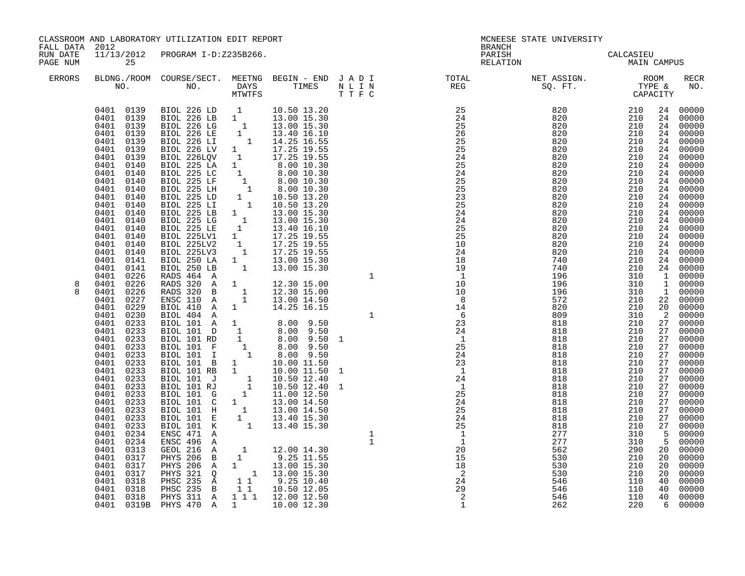CLASSROOM AND LABORATORY UTILIZATION EDIT REPORT
FALL DATA 2012
RUN DATE 11/13/2012 PROGRAM I-D:Z235B266.

MCNEESE STATE UNIVERSITY
BRANCH
PARISH CALCASIEU
RELATION MAIN CAMPUS

| ERRORS | BLDNG./ROOM NO. | COURSE/SECT. NO. | M | T | W | T | F | S | BEGIN - END TIMES | J N T | A L T | D I F | I N C | TOTAL REG | NET ASSIGN. SQ. FT. | ROOM TYPE | CAPACITY | RECR NO. |
|---|---|---|---|---|---|---|---|---|---|---|---|---|---|---|---|---|---|---|
| | 0401 0139 | BIOL 226 LD | | | 1 | | | | 10.50 13.20 | | | | | 25 | 820 | 210 | 24 | 00000 |
| | 0401 0139 | BIOL 226 LB | 1 | | | | | | 13.00 15.30 | | | | | 24 | 820 | 210 | 24 | 00000 |
| | 0401 0139 | BIOL 226 LG | | | 1 | | | | 13.00 15.30 | | | | | 25 | 820 | 210 | 24 | 00000 |
| | 0401 0139 | BIOL 226 LE | | 1 | | | | | 13.40 16.10 | | | | | 26 | 820 | 210 | 24 | 00000 |
| | 0401 0139 | BIOL 226 LI | | | | 1 | | | 14.25 16.55 | | | | | 25 | 820 | 210 | 24 | 00000 |
| | 0401 0139 | BIOL 226 LV | 1 | | | | | | 17.25 19.55 | | | | | 25 | 820 | 210 | 24 | 00000 |
| | 0401 0139 | BIOL 226LQV | | 1 | | | | | 17.25 19.55 | | | | | 24 | 820 | 210 | 24 | 00000 |
| | 0401 0140 | BIOL 225 LA | 1 | | | | | | 8.00 10.30 | | | | | 25 | 820 | 210 | 24 | 00000 |
| | 0401 0140 | BIOL 225 LC | | 1 | | | | | 8.00 10.30 | | | | | 24 | 820 | 210 | 24 | 00000 |
| | 0401 0140 | BIOL 225 LF | | | 1 | | | | 8.00 10.30 | | | | | 25 | 820 | 210 | 24 | 00000 |
| | 0401 0140 | BIOL 225 LH | | | | 1 | | | 8.00 10.30 | | | | | 25 | 820 | 210 | 24 | 00000 |
| | 0401 0140 | BIOL 225 LD | 1 | | | | | | 10.50 13.20 | | | | | 23 | 820 | 210 | 24 | 00000 |
| | 0401 0140 | BIOL 225 LI | | | | 1 | | | 10.50 13.20 | | | | | 25 | 820 | 210 | 24 | 00000 |
| | 0401 0140 | BIOL 225 LB | 1 | | | | | | 13.00 15.30 | | | | | 24 | 820 | 210 | 24 | 00000 |
| | 0401 0140 | BIOL 225 LG | | | 1 | | | | 13.00 15.30 | | | | | 24 | 820 | 210 | 24 | 00000 |
| | 0401 0140 | BIOL 225 LE | | 1 | | | | | 13.40 16.10 | | | | | 25 | 820 | 210 | 24 | 00000 |
| | 0401 0140 | BIOL 225LV1 | 1 | | | | | | 17.25 19.55 | | | | | 25 | 820 | 210 | 24 | 00000 |
| | 0401 0140 | BIOL 225LV2 | | 1 | | | | | 17.25 19.55 | | | | | 10 | 820 | 210 | 24 | 00000 |
| | 0401 0140 | BIOL 225LV3 | | | 1 | | | | 17.25 19.55 | | | | | 24 | 820 | 210 | 24 | 00000 |
| | 0401 0141 | BIOL 250 LA | 1 | | | | | | 13.00 15.30 | | | | | 18 | 740 | 210 | 24 | 00000 |
| | 0401 0141 | BIOL 250 LB | | | 1 | | | | 13.00 15.30 | | | | | 19 | 740 | 210 | 24 | 00000 |
| | 0401 0226 | RADS 464 A | | | | | | | | | | | 1 | 1 | 196 | 310 | 1 | 00000 |
| 8 | 0401 0226 | RADS 320 A | 1 | | | | | | 12.30 15.00 | | | | | 10 | 196 | 310 | 1 | 00000 |
| 8 | 0401 0226 | RADS 320 B | | | 1 | | | | 12.30 15.00 | | | | | 10 | 196 | 310 | 1 | 00000 |
| | 0401 0227 | ENSC 110 A | | | 1 | | | | 13.00 14.50 | | | | | 8 | 572 | 210 | 22 | 00000 |
| | 0401 0229 | BIOL 410 A | 1 | | | | | | 14.25 16.15 | | | | | 14 | 820 | 210 | 20 | 00000 |
| | 0401 0230 | BIOL 404 A | | | | | | | | | | | 1 | 6 | 809 | 310 | 2 | 00000 |
| | 0401 0233 | BIOL 101 A | 1 | | | | | | 8.00 9.50 | | | | | 23 | 818 | 210 | 27 | 00000 |
| | 0401 0233 | BIOL 101 D | | 1 | | | | | 8.00 9.50 | | | | | 24 | 818 | 210 | 27 | 00000 |
| | 0401 0233 | BIOL 101 RD | | 1 | | | | | 8.00 9.50 | 1 | | | | 1 | 818 | 210 | 27 | 00000 |
| | 0401 0233 | BIOL 101 F | | | 1 | | | | 8.00 9.50 | | | | | 25 | 818 | 210 | 27 | 00000 |
| | 0401 0233 | BIOL 101 I | | | | 1 | | | 8.00 9.50 | | | | | 24 | 818 | 210 | 27 | 00000 |
| | 0401 0233 | BIOL 101 B | 1 | | | | | | 10.00 11.50 | | | | | 23 | 818 | 210 | 27 | 00000 |
| | 0401 0233 | BIOL 101 RB | 1 | | | | | | 10.00 11.50 | 1 | | | | 1 | 818 | 210 | 27 | 00000 |
| | 0401 0233 | BIOL 101 J | | | | 1 | | | 10.50 12.40 | | | | | 24 | 818 | 210 | 27 | 00000 |
| | 0401 0233 | BIOL 101 RJ | | | | 1 | | | 10.50 12.40 | 1 | | | | 1 | 818 | 210 | 27 | 00000 |
| | 0401 0233 | BIOL 101 G | | | 1 | | | | 11.00 12.50 | | | | | 25 | 818 | 210 | 27 | 00000 |
| | 0401 0233 | BIOL 101 C | 1 | | | | | | 13.00 14.50 | | | | | 24 | 818 | 210 | 27 | 00000 |
| | 0401 0233 | BIOL 101 H | | | 1 | | | | 13.00 14.50 | | | | | 25 | 818 | 210 | 27 | 00000 |
| | 0401 0233 | BIOL 101 E | | 1 | | | | | 13.40 15.30 | | | | | 24 | 818 | 210 | 27 | 00000 |
| | 0401 0233 | BIOL 101 K | | | | 1 | | | 13.40 15.30 | | | | | 25 | 818 | 210 | 27 | 00000 |
| | 0401 0234 | ENSC 471 A | | | | | | | | | | | 1 | 1 | 277 | 310 | 5 | 00000 |
| | 0401 0234 | ENSC 496 A | | | | | | | | | | | 1 | 1 | 277 | 310 | 5 | 00000 |
| | 0401 0313 | GEOL 216 A | | | 1 | | | | 12.00 14.30 | | | | | 20 | 562 | 290 | 20 | 00000 |
| | 0401 0317 | PHYS 206 B | | 1 | | | | | 9.25 11.55 | | | | | 15 | 530 | 210 | 20 | 00000 |
| | 0401 0317 | PHYS 206 A | 1 | | | | | | 13.00 15.30 | | | | | 18 | 530 | 210 | 20 | 00000 |
| | 0401 0317 | PHYS 321 Q | | | | | 1 | | 13.00 15.30 | | | | | 2 | 530 | 210 | 20 | 00000 |
| | 0401 0318 | PHSC 235 A | | 1 | | 1 | | | 9.25 10.40 | | | | | 24 | 546 | 110 | 40 | 00000 |
| | 0401 0318 | PHSC 235 B | | 1 | | 1 | | | 10.50 12.05 | | | | | 29 | 546 | 110 | 40 | 00000 |
| | 0401 0318 | PHYS 311 A | 1 | | 1 | | 1 | | 12.00 12.50 | | | | | 2 | 546 | 110 | 40 | 00000 |
| | 0401 0319B | PHYS 470 A | 1 | | | | | | 10.00 12.30 | | | | | 1 | 262 | 220 | 6 | 00000 |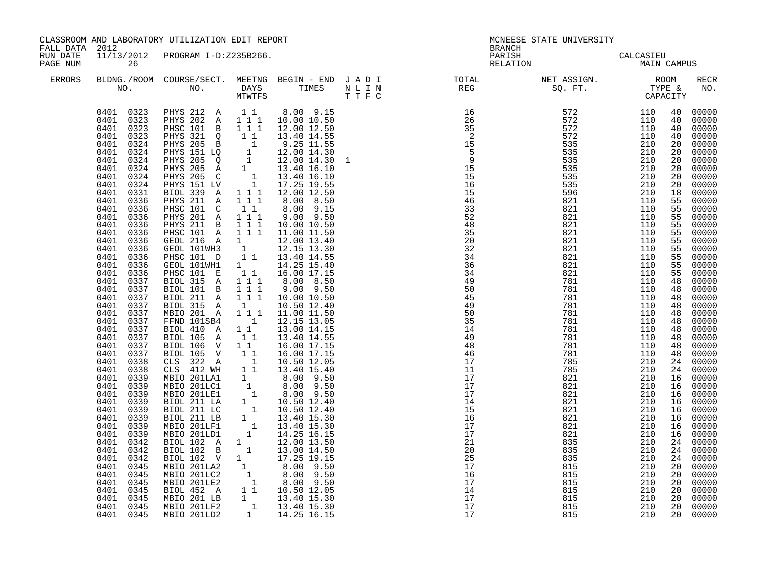CLASSROOM AND LABORATORY UTILIZATION EDIT REPORT

FALL DATA 2012
RUN DATE 11/13/2012 PROGRAM I-D:Z235B266.
PAGE NUM 26

MCNEESE STATE UNIVERSITY
BRANCH
PARISH CALCASIEU
RELATION MAIN CAMPUS

| ERRORS | BLDNG./ROOM NO. | COURSE/SECT. NO. | MEETNG DAYS MTWTFS | BEGIN - END TIMES | J A D I N L I N T T F C | TOTAL REG | NET ASSIGN. SQ. FT. | ROOM TYPE & CAPACITY | | RECR NO. |
|---|---|---|---|---|---|---|---|---|---|---|
| | 0401 0323 | PHYS 212 A | 1 1 | 8.00 9.15 | | 16 | 572 | 110 | 40 | 00000 |
| | 0401 0323 | PHYS 202 A | 1 1 1 | 10.00 10.50 | | 26 | 572 | 110 | 40 | 00000 |
| | 0401 0323 | PHSC 101 B | 1 1 1 | 12.00 12.50 | | 35 | 572 | 110 | 40 | 00000 |
| | 0401 0323 | PHYS 321 Q | 1 1 | 13.40 14.55 | | 2 | 572 | 110 | 40 | 00000 |
| | 0401 0324 | PHYS 205 B | 1 | 9.25 11.55 | | 15 | 535 | 210 | 20 | 00000 |
| | 0401 0324 | PHYS 151 LQ | 1 | 12.00 14.30 | | 5 | 535 | 210 | 20 | 00000 |
| | 0401 0324 | PHYS 205 Q | 1 | 12.00 14.30 | 1 | 9 | 535 | 210 | 20 | 00000 |
| | 0401 0324 | PHYS 205 A | 1 | 13.40 16.10 | | 15 | 535 | 210 | 20 | 00000 |
| | 0401 0324 | PHYS 205 C | 1 | 13.40 16.10 | | 15 | 535 | 210 | 20 | 00000 |
| | 0401 0324 | PHYS 151 LV | 1 | 17.25 19.55 | | 16 | 535 | 210 | 20 | 00000 |
| | 0401 0331 | BIOL 339 A | 1 1 1 | 12.00 12.50 | | 15 | 596 | 210 | 18 | 00000 |
| | 0401 0336 | PHYS 211 A | 1 1 1 | 8.00 8.50 | | 46 | 821 | 110 | 55 | 00000 |
| | 0401 0336 | PHSC 101 C | 1 1 | 8.00 9.15 | | 33 | 821 | 110 | 55 | 00000 |
| | 0401 0336 | PHYS 201 A | 1 1 1 | 9.00 9.50 | | 52 | 821 | 110 | 55 | 00000 |
| | 0401 0336 | PHYS 211 B | 1 1 1 | 10.00 10.50 | | 48 | 821 | 110 | 55 | 00000 |
| | 0401 0336 | PHSC 101 A | 1 1 1 | 11.00 11.50 | | 35 | 821 | 110 | 55 | 00000 |
| | 0401 0336 | GEOL 216 A | 1 | 12.00 13.40 | | 20 | 821 | 110 | 55 | 00000 |
| | 0401 0336 | GEOL 101WH3 | 1 | 12.15 13.30 | | 32 | 821 | 110 | 55 | 00000 |
| | 0401 0336 | PHSC 101 D | 1 1 | 13.40 14.55 | | 34 | 821 | 110 | 55 | 00000 |
| | 0401 0336 | GEOL 101WH1 | 1 | 14.25 15.40 | | 36 | 821 | 110 | 55 | 00000 |
| | 0401 0336 | PHSC 101 E | 1 1 | 16.00 17.15 | | 34 | 821 | 110 | 55 | 00000 |
| | 0401 0337 | BIOL 315 A | 1 1 1 | 8.00 8.50 | | 49 | 781 | 110 | 48 | 00000 |
| | 0401 0337 | BIOL 101 B | 1 1 1 | 9.00 9.50 | | 50 | 781 | 110 | 48 | 00000 |
| | 0401 0337 | BIOL 211 A | 1 1 1 | 10.00 10.50 | | 45 | 781 | 110 | 48 | 00000 |
| | 0401 0337 | BIOL 315 A | 1 | 10.50 12.40 | | 49 | 781 | 110 | 48 | 00000 |
| | 0401 0337 | MBIO 201 A | 1 1 1 | 11.00 11.50 | | 50 | 781 | 110 | 48 | 00000 |
| | 0401 0337 | FFND 101SB4 | 1 | 12.15 13.05 | | 35 | 781 | 110 | 48 | 00000 |
| | 0401 0337 | BIOL 410 A | 1 1 | 13.00 14.15 | | 14 | 781 | 110 | 48 | 00000 |
| | 0401 0337 | BIOL 105 A | 1 1 | 13.40 14.55 | | 49 | 781 | 110 | 48 | 00000 |
| | 0401 0337 | BIOL 106 V | 1 1 | 16.00 17.15 | | 48 | 781 | 110 | 48 | 00000 |
| | 0401 0337 | BIOL 105 V | 1 1 | 16.00 17.15 | | 46 | 781 | 110 | 48 | 00000 |
| | 0401 0338 | CLS 322 A | 1 | 10.50 12.05 | | 17 | 785 | 210 | 24 | 00000 |
| | 0401 0338 | CLS 412 WH | 1 1 | 13.40 15.40 | | 11 | 785 | 210 | 24 | 00000 |
| | 0401 0339 | MBIO 201LA1 | 1 | 8.00 9.50 | | 17 | 821 | 210 | 16 | 00000 |
| | 0401 0339 | MBIO 201LC1 | 1 | 8.00 9.50 | | 17 | 821 | 210 | 16 | 00000 |
| | 0401 0339 | MBIO 201LE1 | 1 | 8.00 9.50 | | 17 | 821 | 210 | 16 | 00000 |
| | 0401 0339 | BIOL 211 LA | 1 | 10.50 12.40 | | 14 | 821 | 210 | 16 | 00000 |
| | 0401 0339 | BIOL 211 LC | 1 | 10.50 12.40 | | 15 | 821 | 210 | 16 | 00000 |
| | 0401 0339 | BIOL 211 LB | 1 | 13.40 15.30 | | 16 | 821 | 210 | 16 | 00000 |
| | 0401 0339 | MBIO 201LF1 | 1 | 13.40 15.30 | | 17 | 821 | 210 | 16 | 00000 |
| | 0401 0339 | MBIO 201LD1 | 1 | 14.25 16.15 | | 17 | 821 | 210 | 16 | 00000 |
| | 0401 0342 | BIOL 102 A | 1 | 12.00 13.50 | | 21 | 835 | 210 | 24 | 00000 |
| | 0401 0342 | BIOL 102 B | 1 | 13.00 14.50 | | 20 | 835 | 210 | 24 | 00000 |
| | 0401 0342 | BIOL 102 V | 1 | 17.25 19.15 | | 25 | 835 | 210 | 24 | 00000 |
| | 0401 0345 | MBIO 201LA2 | 1 | 8.00 9.50 | | 17 | 815 | 210 | 20 | 00000 |
| | 0401 0345 | MBIO 201LC2 | 1 | 8.00 9.50 | | 16 | 815 | 210 | 20 | 00000 |
| | 0401 0345 | MBIO 201LE2 | 1 | 8.00 9.50 | | 17 | 815 | 210 | 20 | 00000 |
| | 0401 0345 | BIOL 452 A | 1 1 | 10.50 12.05 | | 14 | 815 | 210 | 20 | 00000 |
| | 0401 0345 | MBIO 201 LB | 1 | 13.40 15.30 | | 17 | 815 | 210 | 20 | 00000 |
| | 0401 0345 | MBIO 201LF2 | 1 | 13.40 15.30 | | 17 | 815 | 210 | 20 | 00000 |
| | 0401 0345 | MBIO 201LD2 | 1 | 14.25 16.15 | | 17 | 815 | 210 | 20 | 00000 |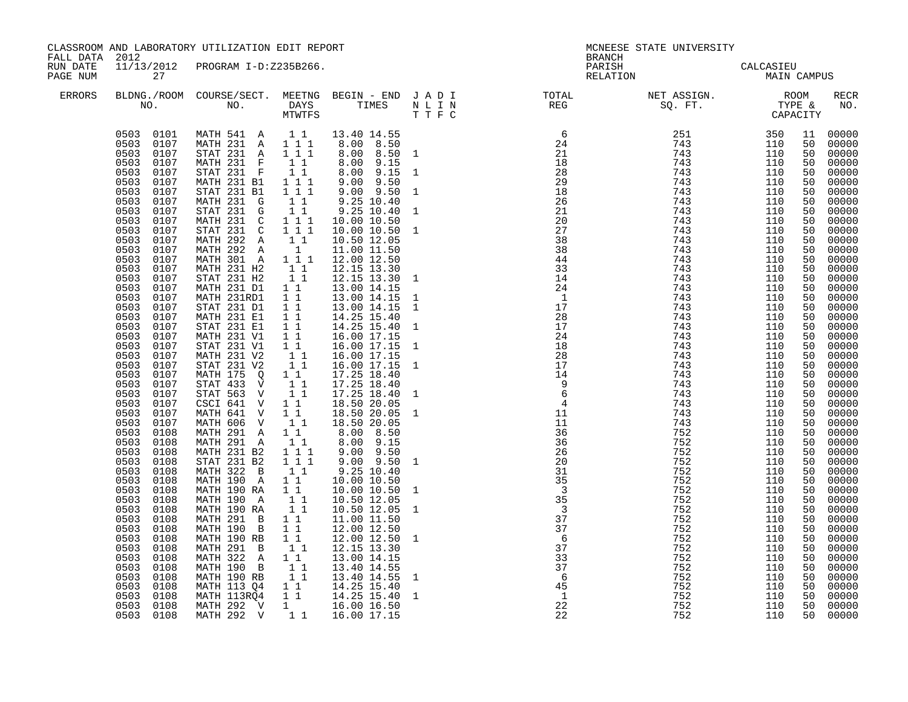CLASSROOM AND LABORATORY UTILIZATION EDIT REPORT
FALL DATA 2012
RUN DATE 11/13/2012 PROGRAM I-D:Z235B266.
PAGE NUM 27

MCNEESE STATE UNIVERSITY
BRANCH
PARISH CALCASIEU
RELATION MAIN CAMPUS

| ERRORS | BLDNG./ROOM NO. | COURSE/SECT. NO. | MEETNG DAYS MTWTFS | BEGIN - END TIMES | J A D I N L I N T T F C | TOTAL REG | NET ASSIGN. SQ. FT. | ROOM TYPE & CAPACITY | | RECR NO. |
|---|---|---|---|---|---|---|---|---|---|---|
| | 0503 0101 | MATH 541 A | 1 1 | 13.40 14.55 | | 6 | 251 | 350 | 11 | 00000 |
| | 0503 0107 | MATH 231 A | 1 1 1 | 8.00 8.50 | | 24 | 743 | 110 | 50 | 00000 |
| | 0503 0107 | STAT 231 A | 1 1 1 | 8.00 8.50 | 1 | 21 | 743 | 110 | 50 | 00000 |
| | 0503 0107 | MATH 231 F | 1 1 | 8.00 9.15 | | 18 | 743 | 110 | 50 | 00000 |
| | 0503 0107 | STAT 231 F | 1 1 | 8.00 9.15 | 1 | 28 | 743 | 110 | 50 | 00000 |
| | 0503 0107 | MATH 231 B1 | 1 1 1 | 9.00 9.50 | | 29 | 743 | 110 | 50 | 00000 |
| | 0503 0107 | STAT 231 B1 | 1 1 1 | 9.00 9.50 | 1 | 18 | 743 | 110 | 50 | 00000 |
| | 0503 0107 | MATH 231 G | 1 1 | 9.25 10.40 | | 26 | 743 | 110 | 50 | 00000 |
| | 0503 0107 | STAT 231 G | 1 1 | 9.25 10.40 | 1 | 21 | 743 | 110 | 50 | 00000 |
| | 0503 0107 | MATH 231 C | 1 1 1 | 10.00 10.50 | | 20 | 743 | 110 | 50 | 00000 |
| | 0503 0107 | STAT 231 C | 1 1 1 | 10.00 10.50 | 1 | 27 | 743 | 110 | 50 | 00000 |
| | 0503 0107 | MATH 292 A | 1 1 | 10.50 12.05 | | 38 | 743 | 110 | 50 | 00000 |
| | 0503 0107 | MATH 292 A | 1 | 11.00 11.50 | | 38 | 743 | 110 | 50 | 00000 |
| | 0503 0107 | MATH 301 A | 1 1 1 | 12.00 12.50 | | 44 | 743 | 110 | 50 | 00000 |
| | 0503 0107 | MATH 231 H2 | 1 1 | 12.15 13.30 | | 33 | 743 | 110 | 50 | 00000 |
| | 0503 0107 | STAT 231 H2 | 1 1 | 12.15 13.30 | 1 | 14 | 743 | 110 | 50 | 00000 |
| | 0503 0107 | MATH 231 D1 | 1 1 | 13.00 14.15 | | 24 | 743 | 110 | 50 | 00000 |
| | 0503 0107 | MATH 231RD1 | 1 1 | 13.00 14.15 | 1 | 1 | 743 | 110 | 50 | 00000 |
| | 0503 0107 | STAT 231 D1 | 1 1 | 13.00 14.15 | 1 | 17 | 743 | 110 | 50 | 00000 |
| | 0503 0107 | MATH 231 E1 | 1 1 | 14.25 15.40 | | 28 | 743 | 110 | 50 | 00000 |
| | 0503 0107 | STAT 231 E1 | 1 1 | 14.25 15.40 | 1 | 17 | 743 | 110 | 50 | 00000 |
| | 0503 0107 | MATH 231 V1 | 1 1 | 16.00 17.15 | | 24 | 743 | 110 | 50 | 00000 |
| | 0503 0107 | STAT 231 V1 | 1 1 | 16.00 17.15 | 1 | 18 | 743 | 110 | 50 | 00000 |
| | 0503 0107 | MATH 231 V2 | 1 1 | 16.00 17.15 | | 28 | 743 | 110 | 50 | 00000 |
| | 0503 0107 | STAT 231 V2 | 1 1 | 16.00 17.15 | 1 | 17 | 743 | 110 | 50 | 00000 |
| | 0503 0107 | MATH 175 Q | 1 1 | 17.25 18.40 | | 14 | 743 | 110 | 50 | 00000 |
| | 0503 0107 | STAT 433 V | 1 1 | 17.25 18.40 | | 9 | 743 | 110 | 50 | 00000 |
| | 0503 0107 | STAT 563 V | 1 1 | 17.25 18.40 | 1 | 6 | 743 | 110 | 50 | 00000 |
| | 0503 0107 | CSCI 641 V | 1 1 | 18.50 20.05 | | 4 | 743 | 110 | 50 | 00000 |
| | 0503 0107 | MATH 641 V | 1 1 | 18.50 20.05 | 1 | 11 | 743 | 110 | 50 | 00000 |
| | 0503 0107 | MATH 606 V | 1 1 | 18.50 20.05 | | 11 | 743 | 110 | 50 | 00000 |
| | 0503 0108 | MATH 291 A | 1 1 | 8.00 8.50 | | 36 | 752 | 110 | 50 | 00000 |
| | 0503 0108 | MATH 291 A | 1 1 | 8.00 9.15 | | 36 | 752 | 110 | 50 | 00000 |
| | 0503 0108 | MATH 231 B2 | 1 1 1 | 9.00 9.50 | | 26 | 752 | 110 | 50 | 00000 |
| | 0503 0108 | STAT 231 B2 | 1 1 1 | 9.00 9.50 | 1 | 20 | 752 | 110 | 50 | 00000 |
| | 0503 0108 | MATH 322 B | 1 1 | 9.25 10.40 | | 31 | 752 | 110 | 50 | 00000 |
| | 0503 0108 | MATH 190 A | 1 1 | 10.00 10.50 | | 35 | 752 | 110 | 50 | 00000 |
| | 0503 0108 | MATH 190 RA | 1 1 | 10.00 10.50 | 1 | 3 | 752 | 110 | 50 | 00000 |
| | 0503 0108 | MATH 190 A | 1 1 | 10.50 12.05 | | 35 | 752 | 110 | 50 | 00000 |
| | 0503 0108 | MATH 190 RA | 1 1 | 10.50 12.05 | 1 | 3 | 752 | 110 | 50 | 00000 |
| | 0503 0108 | MATH 291 B | 1 1 | 11.00 11.50 | | 37 | 752 | 110 | 50 | 00000 |
| | 0503 0108 | MATH 190 B | 1 1 | 12.00 12.50 | | 37 | 752 | 110 | 50 | 00000 |
| | 0503 0108 | MATH 190 RB | 1 1 | 12.00 12.50 | 1 | 6 | 752 | 110 | 50 | 00000 |
| | 0503 0108 | MATH 291 B | 1 1 | 12.15 13.30 | | 37 | 752 | 110 | 50 | 00000 |
| | 0503 0108 | MATH 322 A | 1 1 | 13.00 14.15 | | 33 | 752 | 110 | 50 | 00000 |
| | 0503 0108 | MATH 190 B | 1 1 | 13.40 14.55 | | 37 | 752 | 110 | 50 | 00000 |
| | 0503 0108 | MATH 190 RB | 1 1 | 13.40 14.55 | 1 | 6 | 752 | 110 | 50 | 00000 |
| | 0503 0108 | MATH 113 Q4 | 1 1 | 14.25 15.40 | | 45 | 752 | 110 | 50 | 00000 |
| | 0503 0108 | MATH 113RQ4 | 1 1 | 14.25 15.40 | 1 | 1 | 752 | 110 | 50 | 00000 |
| | 0503 0108 | MATH 292 V | 1 | 16.00 16.50 | | 22 | 752 | 110 | 50 | 00000 |
| | 0503 0108 | MATH 292 V | 1 1 | 16.00 17.15 | | 22 | 752 | 110 | 50 | 00000 |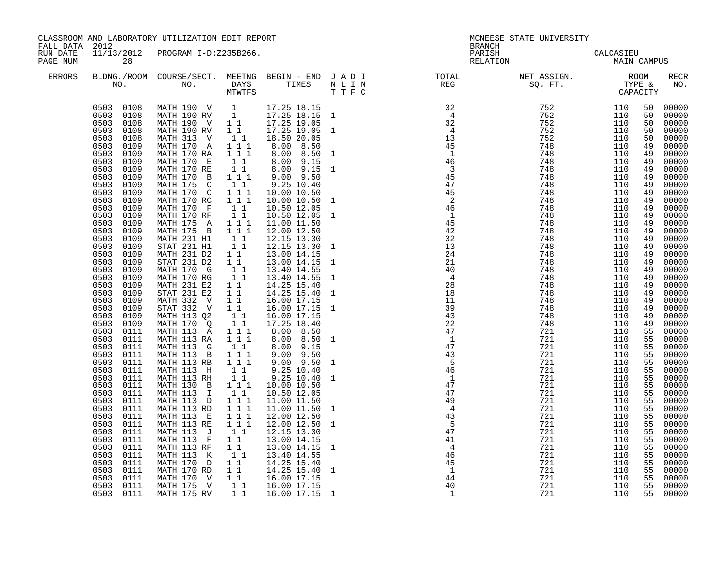CLASSROOM AND LABORATORY UTILIZATION EDIT REPORT
FALL DATA 2012
RUN DATE 11/13/2012 PROGRAM I-D:Z235B266.
PAGE NUM 28

MCNEESE STATE UNIVERSITY
BRANCH
PARISH CALCASIEU
RELATION MAIN CAMPUS

| ERRORS | BLDNG./ROOM NO. | COURSE/SECT. NO. | MEETNG DAYS MTWTFS | BEGIN - END TIMES | J A D I N L I N T T F C | TOTAL REG | NET ASSIGN. SQ. FT. | ROOM TYPE & CAPACITY | | RECR NO. |
|---|---|---|---|---|---|---|---|---|---|---|
| | 0503 0108 | MATH 190 V | 1 | 17.25 18.15 | | 32 | 752 | 110 | 50 | 00000 |
| | 0503 0108 | MATH 190 RV | 1 | 17.25 18.15 | 1 | 4 | 752 | 110 | 50 | 00000 |
| | 0503 0108 | MATH 190 V | 1 1 | 17.25 19.05 | | 32 | 752 | 110 | 50 | 00000 |
| | 0503 0108 | MATH 190 RV | 1 1 | 17.25 19.05 | 1 | 4 | 752 | 110 | 50 | 00000 |
| | 0503 0108 | MATH 313 V | 1 1 | 18.50 20.05 | | 13 | 752 | 110 | 50 | 00000 |
| | 0503 0109 | MATH 170 A | 1 1 1 | 8.00 8.50 | | 45 | 748 | 110 | 49 | 00000 |
| | 0503 0109 | MATH 170 RA | 1 1 1 | 8.00 8.50 | 1 | 1 | 748 | 110 | 49 | 00000 |
| | 0503 0109 | MATH 170 E | 1 1 | 8.00 9.15 | | 46 | 748 | 110 | 49 | 00000 |
| | 0503 0109 | MATH 170 RE | 1 1 | 8.00 9.15 | 1 | 3 | 748 | 110 | 49 | 00000 |
| | 0503 0109 | MATH 170 B | 1 1 1 | 9.00 9.50 | | 45 | 748 | 110 | 49 | 00000 |
| | 0503 0109 | MATH 175 C | 1 1 | 9.25 10.40 | | 47 | 748 | 110 | 49 | 00000 |
| | 0503 0109 | MATH 170 C | 1 1 1 | 10.00 10.50 | | 45 | 748 | 110 | 49 | 00000 |
| | 0503 0109 | MATH 170 RC | 1 1 1 | 10.00 10.50 | 1 | 2 | 748 | 110 | 49 | 00000 |
| | 0503 0109 | MATH 170 F | 1 1 | 10.50 12.05 | | 46 | 748 | 110 | 49 | 00000 |
| | 0503 0109 | MATH 170 RF | 1 1 | 10.50 12.05 | 1 | 1 | 748 | 110 | 49 | 00000 |
| | 0503 0109 | MATH 175 A | 1 1 1 | 11.00 11.50 | | 45 | 748 | 110 | 49 | 00000 |
| | 0503 0109 | MATH 175 B | 1 1 1 | 12.00 12.50 | | 42 | 748 | 110 | 49 | 00000 |
| | 0503 0109 | MATH 231 H1 | 1 1 | 12.15 13.30 | | 32 | 748 | 110 | 49 | 00000 |
| | 0503 0109 | STAT 231 H1 | 1 1 | 12.15 13.30 | 1 | 13 | 748 | 110 | 49 | 00000 |
| | 0503 0109 | MATH 231 D2 | 1 1 | 13.00 14.15 | | 24 | 748 | 110 | 49 | 00000 |
| | 0503 0109 | STAT 231 D2 | 1 1 | 13.00 14.15 | 1 | 21 | 748 | 110 | 49 | 00000 |
| | 0503 0109 | MATH 170 G | 1 1 | 13.40 14.55 | | 40 | 748 | 110 | 49 | 00000 |
| | 0503 0109 | MATH 170 RG | 1 1 | 13.40 14.55 | 1 | 4 | 748 | 110 | 49 | 00000 |
| | 0503 0109 | MATH 231 E2 | 1 1 | 14.25 15.40 | | 28 | 748 | 110 | 49 | 00000 |
| | 0503 0109 | STAT 231 E2 | 1 1 | 14.25 15.40 | 1 | 18 | 748 | 110 | 49 | 00000 |
| | 0503 0109 | MATH 332 V | 1 1 | 16.00 17.15 | | 11 | 748 | 110 | 49 | 00000 |
| | 0503 0109 | STAT 332 V | 1 1 | 16.00 17.15 | 1 | 39 | 748 | 110 | 49 | 00000 |
| | 0503 0109 | MATH 113 Q2 | 1 1 | 16.00 17.15 | | 43 | 748 | 110 | 49 | 00000 |
| | 0503 0109 | MATH 170 Q | 1 1 | 17.25 18.40 | | 22 | 748 | 110 | 49 | 00000 |
| | 0503 0111 | MATH 113 A | 1 1 1 | 8.00 8.50 | | 47 | 721 | 110 | 55 | 00000 |
| | 0503 0111 | MATH 113 RA | 1 1 1 | 8.00 8.50 | 1 | 1 | 721 | 110 | 55 | 00000 |
| | 0503 0111 | MATH 113 G | 1 1 | 8.00 9.15 | | 47 | 721 | 110 | 55 | 00000 |
| | 0503 0111 | MATH 113 B | 1 1 1 | 9.00 9.50 | | 43 | 721 | 110 | 55 | 00000 |
| | 0503 0111 | MATH 113 RB | 1 1 1 | 9.00 9.50 | 1 | 5 | 721 | 110 | 55 | 00000 |
| | 0503 0111 | MATH 113 H | 1 1 | 9.25 10.40 | | 46 | 721 | 110 | 55 | 00000 |
| | 0503 0111 | MATH 113 RH | 1 1 | 9.25 10.40 | 1 | 1 | 721 | 110 | 55 | 00000 |
| | 0503 0111 | MATH 130 B | 1 1 1 | 10.00 10.50 | | 47 | 721 | 110 | 55 | 00000 |
| | 0503 0111 | MATH 113 I | 1 1 | 10.50 12.05 | | 47 | 721 | 110 | 55 | 00000 |
| | 0503 0111 | MATH 113 D | 1 1 1 | 11.00 11.50 | | 49 | 721 | 110 | 55 | 00000 |
| | 0503 0111 | MATH 113 RD | 1 1 1 | 11.00 11.50 | 1 | 4 | 721 | 110 | 55 | 00000 |
| | 0503 0111 | MATH 113 E | 1 1 1 | 12.00 12.50 | | 43 | 721 | 110 | 55 | 00000 |
| | 0503 0111 | MATH 113 RE | 1 1 1 | 12.00 12.50 | 1 | 5 | 721 | 110 | 55 | 00000 |
| | 0503 0111 | MATH 113 J | 1 1 | 12.15 13.30 | | 47 | 721 | 110 | 55 | 00000 |
| | 0503 0111 | MATH 113 F | 1 1 | 13.00 14.15 | | 41 | 721 | 110 | 55 | 00000 |
| | 0503 0111 | MATH 113 RF | 1 1 | 13.00 14.15 | 1 | 4 | 721 | 110 | 55 | 00000 |
| | 0503 0111 | MATH 113 K | 1 1 | 13.40 14.55 | | 46 | 721 | 110 | 55 | 00000 |
| | 0503 0111 | MATH 170 D | 1 1 | 14.25 15.40 | | 45 | 721 | 110 | 55 | 00000 |
| | 0503 0111 | MATH 170 RD | 1 1 | 14.25 15.40 | 1 | 1 | 721 | 110 | 55 | 00000 |
| | 0503 0111 | MATH 170 V | 1 1 | 16.00 17.15 | | 44 | 721 | 110 | 55 | 00000 |
| | 0503 0111 | MATH 175 V | 1 1 | 16.00 17.15 | | 40 | 721 | 110 | 55 | 00000 |
| | 0503 0111 | MATH 175 RV | 1 1 | 16.00 17.15 | 1 | 1 | 721 | 110 | 55 | 00000 |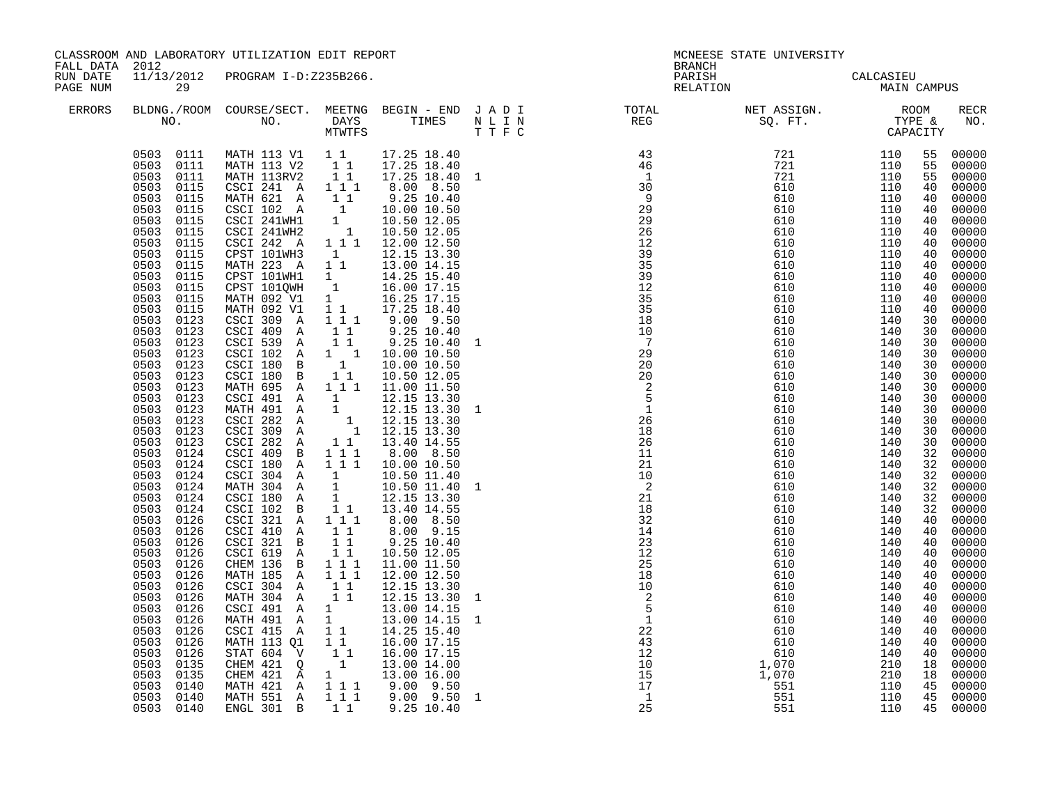CLASSROOM AND LABORATORY UTILIZATION EDIT REPORT
FALL DATA 2012
RUN DATE 11/13/2012 PROGRAM I-D:Z235B266.
PAGE NUM 29

MCNEESE STATE UNIVERSITY
BRANCH
PARISH CALCASIEU
RELATION MAIN CAMPUS

| ERRORS | BLDNG./ROOM NO. | COURSE/SECT. NO. | MEETNG DAYS MTWTFS | BEGIN - END TIMES | J A D I N L I N T T F C | TOTAL REG | NET ASSIGN. SQ. FT. | ROOM TYPE & CAPACITY | | RECR NO. |
|---|---|---|---|---|---|---|---|---|---|---|
| | 0503 0111 | MATH 113 V1 | 1 1 | 17.25 18.40 | | 43 | 721 | 110 | 55 | 00000 |
| | 0503 0111 | MATH 113 V2 | 1 1 | 17.25 18.40 | | 46 | 721 | 110 | 55 | 00000 |
| | 0503 0111 | MATH 113RV2 | 1 1 | 17.25 18.40 | 1 | 1 | 721 | 110 | 55 | 00000 |
| | 0503 0115 | CSCI 241 A | 1 1 1 | 8.00 8.50 | | 30 | 610 | 110 | 40 | 00000 |
| | 0503 0115 | MATH 621 A | 1 1 | 9.25 10.40 | | 9 | 610 | 110 | 40 | 00000 |
| | 0503 0115 | CSCI 102 A | 1 | 10.00 10.50 | | 29 | 610 | 110 | 40 | 00000 |
| | 0503 0115 | CSCI 241WH1 | 1 | 10.50 12.05 | | 29 | 610 | 110 | 40 | 00000 |
| | 0503 0115 | CSCI 241WH2 | 1 | 10.50 12.05 | | 26 | 610 | 110 | 40 | 00000 |
| | 0503 0115 | CSCI 242 A | 1 1 1 | 12.00 12.50 | | 12 | 610 | 110 | 40 | 00000 |
| | 0503 0115 | CPST 101WH3 | 1 | 12.15 13.30 | | 39 | 610 | 110 | 40 | 00000 |
| | 0503 0115 | MATH 223 A | 1 1 | 13.00 14.15 | | 35 | 610 | 110 | 40 | 00000 |
| | 0503 0115 | CPST 101WH1 | 1 | 14.25 15.40 | | 39 | 610 | 110 | 40 | 00000 |
| | 0503 0115 | CPST 101QWH | 1 | 16.00 17.15 | | 12 | 610 | 110 | 40 | 00000 |
| | 0503 0115 | MATH 092 V1 | 1 | 16.25 17.15 | | 35 | 610 | 110 | 40 | 00000 |
| | 0503 0115 | MATH 092 V1 | 1 1 | 17.25 18.40 | | 35 | 610 | 110 | 40 | 00000 |
| | 0503 0123 | CSCI 309 A | 1 1 1 | 9.00 9.50 | | 18 | 610 | 140 | 30 | 00000 |
| | 0503 0123 | CSCI 409 A | 1 1 | 9.25 10.40 | | 10 | 610 | 140 | 30 | 00000 |
| | 0503 0123 | CSCI 539 A | 1 1 | 9.25 10.40 | 1 | 7 | 610 | 140 | 30 | 00000 |
| | 0503 0123 | CSCI 102 A | 1 1 | 10.00 10.50 | | 29 | 610 | 140 | 30 | 00000 |
| | 0503 0123 | CSCI 180 B | 1 | 10.00 10.50 | | 20 | 610 | 140 | 30 | 00000 |
| | 0503 0123 | CSCI 180 B | 1 1 | 10.50 12.05 | | 20 | 610 | 140 | 30 | 00000 |
| | 0503 0123 | MATH 695 A | 1 1 1 | 11.00 11.50 | | 2 | 610 | 140 | 30 | 00000 |
| | 0503 0123 | CSCI 491 A | 1 | 12.15 13.30 | | 5 | 610 | 140 | 30 | 00000 |
| | 0503 0123 | MATH 491 A | 1 | 12.15 13.30 | 1 | 1 | 610 | 140 | 30 | 00000 |
| | 0503 0123 | CSCI 282 A | 1 | 12.15 13.30 | | 26 | 610 | 140 | 30 | 00000 |
| | 0503 0123 | CSCI 309 A | 1 | 12.15 13.30 | | 18 | 610 | 140 | 30 | 00000 |
| | 0503 0123 | CSCI 282 A | 1 1 | 13.40 14.55 | | 26 | 610 | 140 | 30 | 00000 |
| | 0503 0124 | CSCI 409 B | 1 1 1 | 8.00 8.50 | | 11 | 610 | 140 | 32 | 00000 |
| | 0503 0124 | CSCI 180 A | 1 1 1 | 10.00 10.50 | | 21 | 610 | 140 | 32 | 00000 |
| | 0503 0124 | CSCI 304 A | 1 | 10.50 11.40 | | 10 | 610 | 140 | 32 | 00000 |
| | 0503 0124 | MATH 304 A | 1 | 10.50 11.40 | 1 | 2 | 610 | 140 | 32 | 00000 |
| | 0503 0124 | CSCI 180 A | 1 | 12.15 13.30 | | 21 | 610 | 140 | 32 | 00000 |
| | 0503 0124 | CSCI 102 B | 1 1 | 13.40 14.55 | | 18 | 610 | 140 | 32 | 00000 |
| | 0503 0126 | CSCI 321 A | 1 1 1 | 8.00 8.50 | | 32 | 610 | 140 | 40 | 00000 |
| | 0503 0126 | CSCI 410 A | 1 1 | 8.00 9.15 | | 14 | 610 | 140 | 40 | 00000 |
| | 0503 0126 | CSCI 321 B | 1 1 | 9.25 10.40 | | 23 | 610 | 140 | 40 | 00000 |
| | 0503 0126 | CSCI 619 A | 1 1 | 10.50 12.05 | | 12 | 610 | 140 | 40 | 00000 |
| | 0503 0126 | CHEM 136 B | 1 1 1 | 11.00 11.50 | | 25 | 610 | 140 | 40 | 00000 |
| | 0503 0126 | MATH 185 A | 1 1 1 | 12.00 12.50 | | 18 | 610 | 140 | 40 | 00000 |
| | 0503 0126 | CSCI 304 A | 1 1 | 12.15 13.30 | | 10 | 610 | 140 | 40 | 00000 |
| | 0503 0126 | MATH 304 A | 1 1 | 12.15 13.30 | 1 | 2 | 610 | 140 | 40 | 00000 |
| | 0503 0126 | CSCI 491 A | 1 | 13.00 14.15 | | 5 | 610 | 140 | 40 | 00000 |
| | 0503 0126 | MATH 491 A | 1 | 13.00 14.15 | 1 | 1 | 610 | 140 | 40 | 00000 |
| | 0503 0126 | CSCI 415 A | 1 1 | 14.25 15.40 | | 22 | 610 | 140 | 40 | 00000 |
| | 0503 0126 | MATH 113 Q1 | 1 1 | 16.00 17.15 | | 43 | 610 | 140 | 40 | 00000 |
| | 0503 0126 | STAT 604 V | 1 1 | 16.00 17.15 | | 12 | 610 | 140 | 40 | 00000 |
| | 0503 0135 | CHEM 421 Q | 1 | 13.00 14.00 | | 10 | 1,070 | 210 | 18 | 00000 |
| | 0503 0135 | CHEM 421 A | 1 | 13.00 16.00 | | 15 | 1,070 | 210 | 18 | 00000 |
| | 0503 0140 | MATH 421 A | 1 1 1 | 9.00 9.50 | | 17 | 551 | 110 | 45 | 00000 |
| | 0503 0140 | MATH 551 A | 1 1 1 | 9.00 9.50 | 1 | 1 | 551 | 110 | 45 | 00000 |
| | 0503 0140 | ENGL 301 B | 1 1 | 9.25 10.40 | | 25 | 551 | 110 | 45 | 00000 |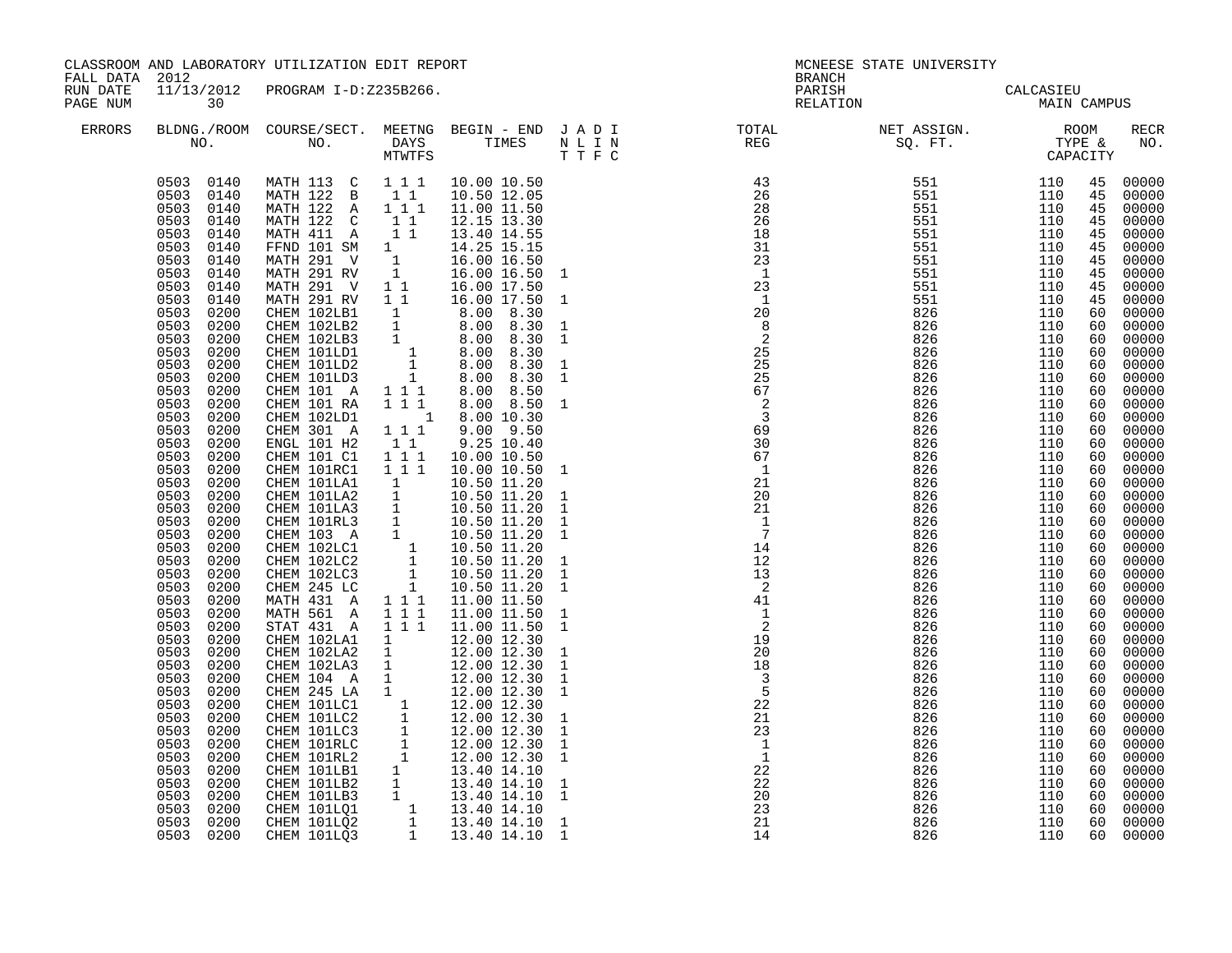CLASSROOM AND LABORATORY UTILIZATION EDIT REPORT
FALL DATA 2012
RUN DATE 11/13/2012 PROGRAM I-D:Z235B266.
PAGE NUM 30

MCNEESE STATE UNIVERSITY
BRANCH
PARISH CALCASIEU
RELATION MAIN CAMPUS

| ERRORS | BLDNG./ROOM NO. | COURSE/SECT. NO. | MEETNG DAYS MTWTFS | BEGIN - END TIMES | J A D I N L I N T T F C | TOTAL REG | NET ASSIGN. SQ. FT. | ROOM TYPE & CAPACITY | | RECR NO. |
|---|---|---|---|---|---|---|---|---|---|---|
| | 0503 0140 | MATH 113 C | 1 1 1 | 10.00 10.50 | | 43 | 551 | 110 | 45 | 00000 |
| | 0503 0140 | MATH 122 B | 1 1 | 10.50 12.05 | | 26 | 551 | 110 | 45 | 00000 |
| | 0503 0140 | MATH 122 A | 1 1 1 | 11.00 11.50 | | 28 | 551 | 110 | 45 | 00000 |
| | 0503 0140 | MATH 122 C | 1 1 | 12.15 13.30 | | 26 | 551 | 110 | 45 | 00000 |
| | 0503 0140 | MATH 411 A | 1 1 | 13.40 14.55 | | 18 | 551 | 110 | 45 | 00000 |
| | 0503 0140 | FFND 101 SM | 1 | 14.25 15.15 | | 31 | 551 | 110 | 45 | 00000 |
| | 0503 0140 | MATH 291 V | 1 | 16.00 16.50 | | 23 | 551 | 110 | 45 | 00000 |
| | 0503 0140 | MATH 291 RV | 1 | 16.00 16.50 | 1 | 1 | 551 | 110 | 45 | 00000 |
| | 0503 0140 | MATH 291 V | 1 1 | 16.00 17.50 | | 23 | 551 | 110 | 45 | 00000 |
| | 0503 0140 | MATH 291 RV | 1 1 | 16.00 17.50 | 1 | 1 | 551 | 110 | 45 | 00000 |
| | 0503 0200 | CHEM 102LB1 | 1 | 8.00 8.30 | | 20 | 826 | 110 | 60 | 00000 |
| | 0503 0200 | CHEM 102LB2 | 1 | 8.00 8.30 | 1 | 8 | 826 | 110 | 60 | 00000 |
| | 0503 0200 | CHEM 102LB3 | 1 | 8.00 8.30 | 1 | 2 | 826 | 110 | 60 | 00000 |
| | 0503 0200 | CHEM 101LD1 | 1 | 8.00 8.30 | | 25 | 826 | 110 | 60 | 00000 |
| | 0503 0200 | CHEM 101LD2 | 1 | 8.00 8.30 | 1 | 25 | 826 | 110 | 60 | 00000 |
| | 0503 0200 | CHEM 101LD3 | 1 | 8.00 8.30 | 1 | 25 | 826 | 110 | 60 | 00000 |
| | 0503 0200 | CHEM 101 A | 1 1 1 | 8.00 8.50 | | 67 | 826 | 110 | 60 | 00000 |
| | 0503 0200 | CHEM 101 RA | 1 1 1 | 8.00 8.50 | 1 | 2 | 826 | 110 | 60 | 00000 |
| | 0503 0200 | CHEM 102LD1 | 1 | 8.00 10.30 | | 3 | 826 | 110 | 60 | 00000 |
| | 0503 0200 | CHEM 301 A | 1 1 1 | 9.00 9.50 | | 69 | 826 | 110 | 60 | 00000 |
| | 0503 0200 | ENGL 101 H2 | 1 1 | 9.25 10.40 | | 30 | 826 | 110 | 60 | 00000 |
| | 0503 0200 | CHEM 101 C1 | 1 1 1 | 10.00 10.50 | | 67 | 826 | 110 | 60 | 00000 |
| | 0503 0200 | CHEM 101RC1 | 1 1 1 | 10.00 10.50 | 1 | 1 | 826 | 110 | 60 | 00000 |
| | 0503 0200 | CHEM 101LA1 | 1 | 10.50 11.20 | | 21 | 826 | 110 | 60 | 00000 |
| | 0503 0200 | CHEM 101LA2 | 1 | 10.50 11.20 | 1 | 20 | 826 | 110 | 60 | 00000 |
| | 0503 0200 | CHEM 101LA3 | 1 | 10.50 11.20 | 1 | 21 | 826 | 110 | 60 | 00000 |
| | 0503 0200 | CHEM 101RL3 | 1 | 10.50 11.20 | 1 | 1 | 826 | 110 | 60 | 00000 |
| | 0503 0200 | CHEM 103 A | 1 | 10.50 11.20 | 1 | 7 | 826 | 110 | 60 | 00000 |
| | 0503 0200 | CHEM 102LC1 | 1 | 10.50 11.20 | | 14 | 826 | 110 | 60 | 00000 |
| | 0503 0200 | CHEM 102LC2 | 1 | 10.50 11.20 | 1 | 12 | 826 | 110 | 60 | 00000 |
| | 0503 0200 | CHEM 102LC3 | 1 | 10.50 11.20 | 1 | 13 | 826 | 110 | 60 | 00000 |
| | 0503 0200 | CHEM 245 LC | 1 | 10.50 11.20 | 1 | 2 | 826 | 110 | 60 | 00000 |
| | 0503 0200 | MATH 431 A | 1 1 1 | 11.00 11.50 | | 41 | 826 | 110 | 60 | 00000 |
| | 0503 0200 | MATH 561 A | 1 1 1 | 11.00 11.50 | 1 | 1 | 826 | 110 | 60 | 00000 |
| | 0503 0200 | STAT 431 A | 1 1 1 | 11.00 11.50 | 1 | 2 | 826 | 110 | 60 | 00000 |
| | 0503 0200 | CHEM 102LA1 | 1 | 12.00 12.30 | | 19 | 826 | 110 | 60 | 00000 |
| | 0503 0200 | CHEM 102LA2 | 1 | 12.00 12.30 | 1 | 20 | 826 | 110 | 60 | 00000 |
| | 0503 0200 | CHEM 102LA3 | 1 | 12.00 12.30 | 1 | 18 | 826 | 110 | 60 | 00000 |
| | 0503 0200 | CHEM 104 A | 1 | 12.00 12.30 | 1 | 3 | 826 | 110 | 60 | 00000 |
| | 0503 0200 | CHEM 245 LA | 1 | 12.00 12.30 | 1 | 5 | 826 | 110 | 60 | 00000 |
| | 0503 0200 | CHEM 101LC1 | 1 | 12.00 12.30 | | 22 | 826 | 110 | 60 | 00000 |
| | 0503 0200 | CHEM 101LC2 | 1 | 12.00 12.30 | 1 | 21 | 826 | 110 | 60 | 00000 |
| | 0503 0200 | CHEM 101LC3 | 1 | 12.00 12.30 | 1 | 23 | 826 | 110 | 60 | 00000 |
| | 0503 0200 | CHEM 101RLC | 1 | 12.00 12.30 | 1 | 1 | 826 | 110 | 60 | 00000 |
| | 0503 0200 | CHEM 101RL2 | 1 | 12.00 12.30 | 1 | 1 | 826 | 110 | 60 | 00000 |
| | 0503 0200 | CHEM 101LB1 | 1 | 13.40 14.10 | | 22 | 826 | 110 | 60 | 00000 |
| | 0503 0200 | CHEM 101LB2 | 1 | 13.40 14.10 | 1 | 22 | 826 | 110 | 60 | 00000 |
| | 0503 0200 | CHEM 101LB3 | 1 | 13.40 14.10 | 1 | 20 | 826 | 110 | 60 | 00000 |
| | 0503 0200 | CHEM 101LQ1 | 1 | 13.40 14.10 | | 23 | 826 | 110 | 60 | 00000 |
| | 0503 0200 | CHEM 101LQ2 | 1 | 13.40 14.10 | 1 | 21 | 826 | 110 | 60 | 00000 |
| | 0503 0200 | CHEM 101LQ3 | 1 | 13.40 14.10 | 1 | 14 | 826 | 110 | 60 | 00000 |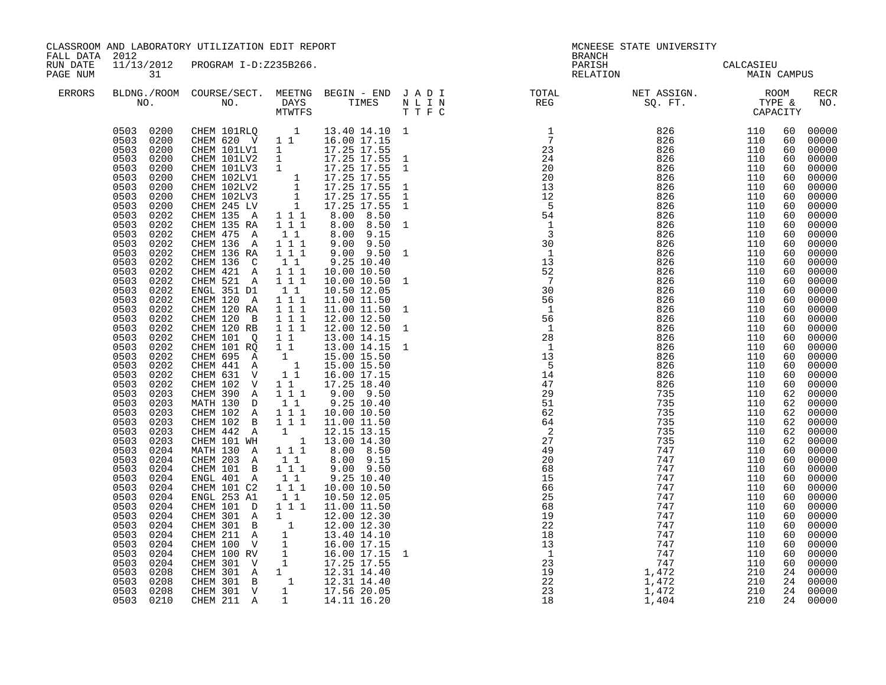CLASSROOM AND LABORATORY UTILIZATION EDIT REPORT
FALL DATA 2012
RUN DATE 11/13/2012 PROGRAM I-D:Z235B266.

MCNEESE STATE UNIVERSITY
BRANCH
PARISH CALCASIEU
RELATION MAIN CAMPUS

| ERRORS | BLDG./ROOM NO. | COURSE/SECT. NO. | MEETNG DAYS MTWTFS | BEGIN - END TIMES | J A D I / N L I N / T T F C | TOTAL REG | NET ASSIGN. SQ. FT. | ROOM TYPE & CAPACITY | RECR NO. |
|---|---|---|---|---|---|---|---|---|---|
| | 0503 0200 | CHEM 101RLQ | 1 | 13.40 14.10 | 1 | 1 | 826 | 110 60 | 00000 |
| | 0503 0200 | CHEM 620 V | 1 1 | 16.00 17.15 | | 7 | 826 | 110 60 | 00000 |
| | 0503 0200 | CHEM 101LV1 | 1 | 17.25 17.55 | | 23 | 826 | 110 60 | 00000 |
| | 0503 0200 | CHEM 101LV2 | 1 | 17.25 17.55 | 1 | 24 | 826 | 110 60 | 00000 |
| | 0503 0200 | CHEM 101LV3 | 1 | 17.25 17.55 | 1 | 20 | 826 | 110 60 | 00000 |
| | 0503 0200 | CHEM 102LV1 | 1 | 17.25 17.55 | | 20 | 826 | 110 60 | 00000 |
| | 0503 0200 | CHEM 102LV2 | 1 | 17.25 17.55 | 1 | 13 | 826 | 110 60 | 00000 |
| | 0503 0200 | CHEM 102LV3 | 1 | 17.25 17.55 | 1 | 12 | 826 | 110 60 | 00000 |
| | 0503 0200 | CHEM 245 LV | 1 | 17.25 17.55 | 1 | 5 | 826 | 110 60 | 00000 |
| | 0503 0202 | CHEM 135 A | 1 1 1 | 8.00 8.50 | | 54 | 826 | 110 60 | 00000 |
| | 0503 0202 | CHEM 135 RA | 1 1 1 | 8.00 8.50 | 1 | 1 | 826 | 110 60 | 00000 |
| | 0503 0202 | CHEM 475 A | 1 1 | 8.00 9.15 | | 3 | 826 | 110 60 | 00000 |
| | 0503 0202 | CHEM 136 A | 1 1 1 | 9.00 9.50 | | 30 | 826 | 110 60 | 00000 |
| | 0503 0202 | CHEM 136 RA | 1 1 1 | 9.00 9.50 | 1 | 1 | 826 | 110 60 | 00000 |
| | 0503 0202 | CHEM 136 C | 1 1 | 9.25 10.40 | | 13 | 826 | 110 60 | 00000 |
| | 0503 0202 | CHEM 421 A | 1 1 1 | 10.00 10.50 | | 52 | 826 | 110 60 | 00000 |
| | 0503 0202 | CHEM 521 A | 1 1 1 | 10.00 10.50 | 1 | 7 | 826 | 110 60 | 00000 |
| | 0503 0202 | ENGL 351 D1 | 1 1 | 10.50 12.05 | | 30 | 826 | 110 60 | 00000 |
| | 0503 0202 | CHEM 120 A | 1 1 1 | 11.00 11.50 | | 56 | 826 | 110 60 | 00000 |
| | 0503 0202 | CHEM 120 RA | 1 1 1 | 11.00 11.50 | 1 | 1 | 826 | 110 60 | 00000 |
| | 0503 0202 | CHEM 120 B | 1 1 1 | 12.00 12.50 | | 56 | 826 | 110 60 | 00000 |
| | 0503 0202 | CHEM 120 RB | 1 1 1 | 12.00 12.50 | 1 | 1 | 826 | 110 60 | 00000 |
| | 0503 0202 | CHEM 101 Q | 1 1 | 13.00 14.15 | | 28 | 826 | 110 60 | 00000 |
| | 0503 0202 | CHEM 101 RQ | 1 1 | 13.00 14.15 | 1 | 1 | 826 | 110 60 | 00000 |
| | 0503 0202 | CHEM 695 A | 1 | 15.00 15.50 | | 13 | 826 | 110 60 | 00000 |
| | 0503 0202 | CHEM 441 A | 1 | 15.00 15.50 | | 5 | 826 | 110 60 | 00000 |
| | 0503 0202 | CHEM 631 V | 1 1 | 16.00 17.15 | | 14 | 826 | 110 60 | 00000 |
| | 0503 0202 | CHEM 102 V | 1 1 | 17.25 18.40 | | 47 | 826 | 110 60 | 00000 |
| | 0503 0203 | CHEM 390 A | 1 1 1 | 9.00 9.50 | | 29 | 735 | 110 62 | 00000 |
| | 0503 0203 | MATH 130 D | 1 1 | 9.25 10.40 | | 51 | 735 | 110 62 | 00000 |
| | 0503 0203 | CHEM 102 A | 1 1 1 | 10.00 10.50 | | 62 | 735 | 110 62 | 00000 |
| | 0503 0203 | CHEM 102 B | 1 1 1 | 11.00 11.50 | | 64 | 735 | 110 62 | 00000 |
| | 0503 0203 | CHEM 442 A | 1 | 12.15 13.15 | | 2 | 735 | 110 62 | 00000 |
| | 0503 0203 | CHEM 101 WH | 1 | 13.00 14.30 | | 27 | 735 | 110 62 | 00000 |
| | 0503 0204 | MATH 130 A | 1 1 1 | 8.00 8.50 | | 49 | 747 | 110 60 | 00000 |
| | 0503 0204 | CHEM 203 A | 1 1 | 8.00 9.15 | | 20 | 747 | 110 60 | 00000 |
| | 0503 0204 | CHEM 101 B | 1 1 1 | 9.00 9.50 | | 68 | 747 | 110 60 | 00000 |
| | 0503 0204 | ENGL 401 A | 1 1 | 9.25 10.40 | | 15 | 747 | 110 60 | 00000 |
| | 0503 0204 | CHEM 101 C2 | 1 1 1 | 10.00 10.50 | | 66 | 747 | 110 60 | 00000 |
| | 0503 0204 | ENGL 253 A1 | 1 1 | 10.50 12.05 | | 25 | 747 | 110 60 | 00000 |
| | 0503 0204 | CHEM 101 D | 1 1 1 | 11.00 11.50 | | 68 | 747 | 110 60 | 00000 |
| | 0503 0204 | CHEM 301 A | 1 | 12.00 12.30 | | 19 | 747 | 110 60 | 00000 |
| | 0503 0204 | CHEM 301 B | 1 | 12.00 12.30 | | 22 | 747 | 110 60 | 00000 |
| | 0503 0204 | CHEM 211 A | 1 | 13.40 14.10 | | 18 | 747 | 110 60 | 00000 |
| | 0503 0204 | CHEM 100 V | 1 | 16.00 17.15 | | 13 | 747 | 110 60 | 00000 |
| | 0503 0204 | CHEM 100 RV | 1 | 16.00 17.15 | 1 | 1 | 747 | 110 60 | 00000 |
| | 0503 0204 | CHEM 301 V | 1 | 17.25 17.55 | | 23 | 747 | 110 60 | 00000 |
| | 0503 0208 | CHEM 301 A | 1 | 12.31 14.40 | | 19 | 1,472 | 210 24 | 00000 |
| | 0503 0208 | CHEM 301 B | 1 | 12.31 14.40 | | 22 | 1,472 | 210 24 | 00000 |
| | 0503 0208 | CHEM 301 V | 1 | 17.56 20.05 | | 23 | 1,472 | 210 24 | 00000 |
| | 0503 0210 | CHEM 211 A | 1 | 14.11 16.20 | | 18 | 1,404 | 210 24 | 00000 |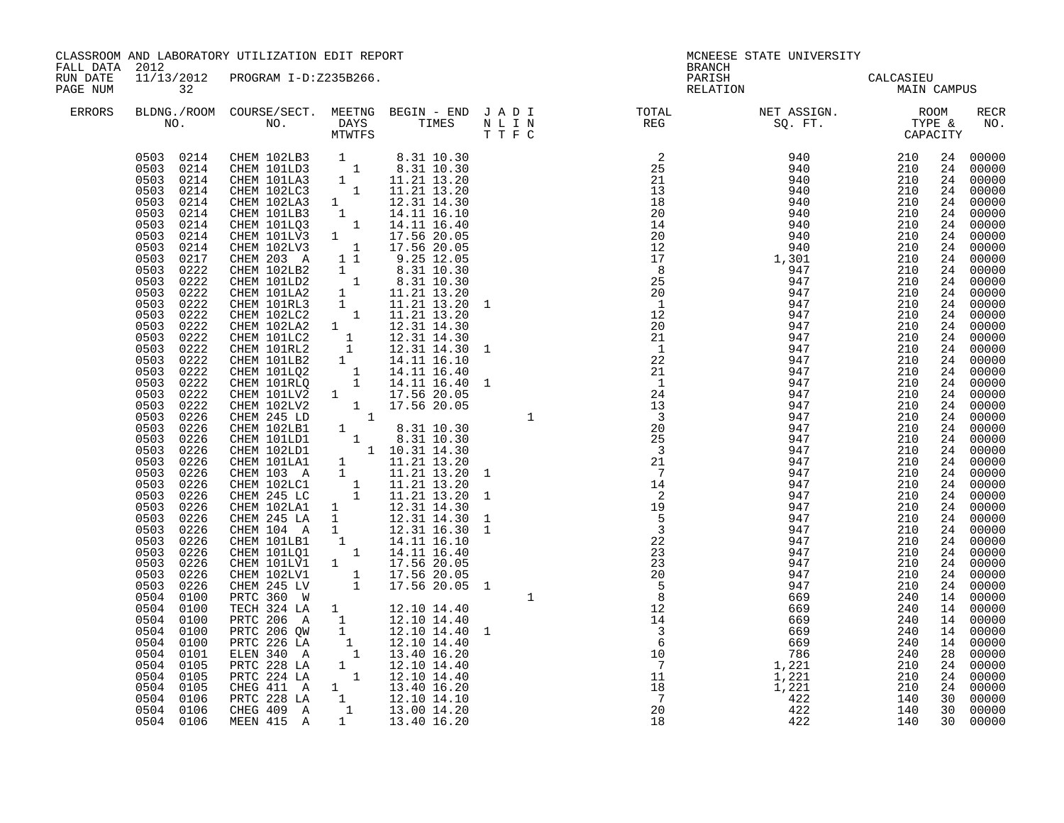CLASSROOM AND LABORATORY UTILIZATION EDIT REPORT
FALL DATA 2012
RUN DATE 11/13/2012 PROGRAM I-D:Z235B266.
PAGE NUM 32

MCNEESE STATE UNIVERSITY
BRANCH
PARISH CALCASIEU
RELATION MAIN CAMPUS

| ERRORS | BLDG. NO. | ROOM NO. | COURSE/SECT. NO. | M | T | W | T | F | S | BEGIN TIME | END TIME | J | A | D | I | TOTAL REG | NET ASSIGN. SQ. FT. | ROOM TYPE | CAPACITY | RECR NO. |
|---|---|---|---|---|---|---|---|---|---|---|---|---|---|---|---|---|---|---|---|---|
| | 0503 | 0214 | CHEM 102LB3 | | 1 | | | | | 8.31 | 10.30 | | | | | 2 | 940 | 210 | 24 | 00000 |
| | 0503 | 0214 | CHEM 101LD3 | | | | 1 | | | 8.31 | 10.30 | | | | | 25 | 940 | 210 | 24 | 00000 |
| | 0503 | 0214 | CHEM 101LA3 | 1 | | | | | | 11.21 | 13.20 | | | | | 21 | 940 | 210 | 24 | 00000 |
| | 0503 | 0214 | CHEM 102LC3 | | | | 1 | | | 11.21 | 13.20 | | | | | 13 | 940 | 210 | 24 | 00000 |
| | 0503 | 0214 | CHEM 102LA3 | 1 | | | | | | 12.31 | 14.30 | | | | | 18 | 940 | 210 | 24 | 00000 |
| | 0503 | 0214 | CHEM 101LB3 | | 1 | | | | | 14.11 | 16.10 | | | | | 20 | 940 | 210 | 24 | 00000 |
| | 0503 | 0214 | CHEM 101LQ3 | | | | 1 | | | 14.11 | 16.40 | | | | | 14 | 940 | 210 | 24 | 00000 |
| | 0503 | 0214 | CHEM 101LV3 | 1 | | | | | | 17.56 | 20.05 | | | | | 20 | 940 | 210 | 24 | 00000 |
| | 0503 | 0214 | CHEM 102LV3 | | | | 1 | | | 17.56 | 20.05 | | | | | 12 | 940 | 210 | 24 | 00000 |
| | 0503 | 0217 | CHEM 203 A | 1 | | 1 | | | | 9.25 | 12.05 | | | | | 17 | 1,301 | 210 | 24 | 00000 |
| | 0503 | 0222 | CHEM 102LB2 | | 1 | | | | | 8.31 | 10.30 | | | | | 8 | 947 | 210 | 24 | 00000 |
| | 0503 | 0222 | CHEM 101LD2 | | | | 1 | | | 8.31 | 10.30 | | | | | 25 | 947 | 210 | 24 | 00000 |
| | 0503 | 0222 | CHEM 101LA2 | | 1 | | | | | 11.21 | 13.20 | | | | | 20 | 947 | 210 | 24 | 00000 |
| | 0503 | 0222 | CHEM 101RL3 | | 1 | | | | | 11.21 | 13.20 | | 1 | | | 1 | 947 | 210 | 24 | 00000 |
| | 0503 | 0222 | CHEM 102LC2 | | | | 1 | | | 11.21 | 13.20 | | | | | 12 | 947 | 210 | 24 | 00000 |
| | 0503 | 0222 | CHEM 102LA2 | 1 | | | | | | 12.31 | 14.30 | | | | | 20 | 947 | 210 | 24 | 00000 |
| | 0503 | 0222 | CHEM 101LC2 | | | 1 | | | | 12.31 | 14.30 | | | | | 21 | 947 | 210 | 24 | 00000 |
| | 0503 | 0222 | CHEM 101RL2 | | | 1 | | | | 12.31 | 14.30 | | 1 | | | 1 | 947 | 210 | 24 | 00000 |
| | 0503 | 0222 | CHEM 101LB2 | | 1 | | | | | 14.11 | 16.10 | | | | | 22 | 947 | 210 | 24 | 00000 |
| | 0503 | 0222 | CHEM 101LQ2 | | | | 1 | | | 14.11 | 16.40 | | | | | 21 | 947 | 210 | 24 | 00000 |
| | 0503 | 0222 | CHEM 101RLQ | | | | 1 | | | 14.11 | 16.40 | | 1 | | | 1 | 947 | 210 | 24 | 00000 |
| | 0503 | 0222 | CHEM 101LV2 | 1 | | | | | | 17.56 | 20.05 | | | | | 24 | 947 | 210 | 24 | 00000 |
| | 0503 | 0222 | CHEM 102LV2 | | | | 1 | | | 17.56 | 20.05 | | | | | 13 | 947 | 210 | 24 | 00000 |
| | 0503 | 0226 | CHEM 245 LD | | | | | 1 | | | | | | | 1 | 3 | 947 | 210 | 24 | 00000 |
| | 0503 | 0226 | CHEM 102LB1 | | 1 | | | | | 8.31 | 10.30 | | | | | 20 | 947 | 210 | 24 | 00000 |
| | 0503 | 0226 | CHEM 101LD1 | | | | 1 | | | 8.31 | 10.30 | | | | | 25 | 947 | 210 | 24 | 00000 |
| | 0503 | 0226 | CHEM 102LD1 | | | | | | 1 | 10.31 | 14.30 | | | | | 3 | 947 | 210 | 24 | 00000 |
| | 0503 | 0226 | CHEM 101LA1 | | 1 | | | | | 11.21 | 13.20 | | | | | 21 | 947 | 210 | 24 | 00000 |
| | 0503 | 0226 | CHEM 103 A | | 1 | | | | | 11.21 | 13.20 | | 1 | | | 7 | 947 | 210 | 24 | 00000 |
| | 0503 | 0226 | CHEM 102LC1 | | | | 1 | | | 11.21 | 13.20 | | | | | 14 | 947 | 210 | 24 | 00000 |
| | 0503 | 0226 | CHEM 245 LC | | | | 1 | | | 11.21 | 13.20 | | 1 | | | 2 | 947 | 210 | 24 | 00000 |
| | 0503 | 0226 | CHEM 102LA1 | 1 | | | | | | 12.31 | 14.30 | | | | | 19 | 947 | 210 | 24 | 00000 |
| | 0503 | 0226 | CHEM 245 LA | 1 | | | | | | 12.31 | 14.30 | | 1 | | | 5 | 947 | 210 | 24 | 00000 |
| | 0503 | 0226 | CHEM 104 A | 1 | | | | | | 12.31 | 16.30 | | 1 | | | 3 | 947 | 210 | 24 | 00000 |
| | 0503 | 0226 | CHEM 101LB1 | | 1 | | | | | 14.11 | 16.10 | | | | | 22 | 947 | 210 | 24 | 00000 |
| | 0503 | 0226 | CHEM 101LQ1 | | | | 1 | | | 14.11 | 16.40 | | | | | 23 | 947 | 210 | 24 | 00000 |
| | 0503 | 0226 | CHEM 101LV1 | 1 | | | | | | 17.56 | 20.05 | | | | | 23 | 947 | 210 | 24 | 00000 |
| | 0503 | 0226 | CHEM 102LV1 | | | | 1 | | | 17.56 | 20.05 | | | | | 20 | 947 | 210 | 24 | 00000 |
| | 0503 | 0226 | CHEM 245 LV | | | | 1 | | | 17.56 | 20.05 | | 1 | | | 5 | 947 | 210 | 24 | 00000 |
| | 0504 | 0100 | PRTC 360 W | | | | | | | | | | | | 1 | 8 | 669 | 240 | 14 | 00000 |
| | 0504 | 0100 | TECH 324 LA | 1 | | | | | | 12.10 | 14.40 | | | | | 12 | 669 | 240 | 14 | 00000 |
| | 0504 | 0100 | PRTC 206 A | | 1 | | | | | 12.10 | 14.40 | | | | | 14 | 669 | 240 | 14 | 00000 |
| | 0504 | 0100 | PRTC 206 QW | | 1 | | | | | 12.10 | 14.40 | | 1 | | | 3 | 669 | 240 | 14 | 00000 |
| | 0504 | 0100 | PRTC 226 LA | | | 1 | | | | 12.10 | 14.40 | | | | | 6 | 669 | 240 | 14 | 00000 |
| | 0504 | 0101 | ELEN 340 A | | | | 1 | | | 13.40 | 16.20 | | | | | 10 | 786 | 240 | 28 | 00000 |
| | 0504 | 0105 | PRTC 228 LA | | 1 | | | | | 12.10 | 14.40 | | | | | 7 | 1,221 | 210 | 24 | 00000 |
| | 0504 | 0105 | PRTC 224 LA | | | | 1 | | | 12.10 | 14.40 | | | | | 11 | 1,221 | 210 | 24 | 00000 |
| | 0504 | 0105 | CHEG 411 A | 1 | | | | | | 13.40 | 16.20 | | | | | 18 | 1,221 | 210 | 24 | 00000 |
| | 0504 | 0106 | PRTC 228 LA | | 1 | | | | | 12.10 | 14.10 | | | | | 7 | 422 | 140 | 30 | 00000 |
| | 0504 | 0106 | CHEG 409 A | | | 1 | | | | 13.00 | 14.20 | | | | | 20 | 422 | 140 | 30 | 00000 |
| | 0504 | 0106 | MEEN 415 A | | 1 | | | | | 13.40 | 16.20 | | | | | 18 | 422 | 140 | 30 | 00000 |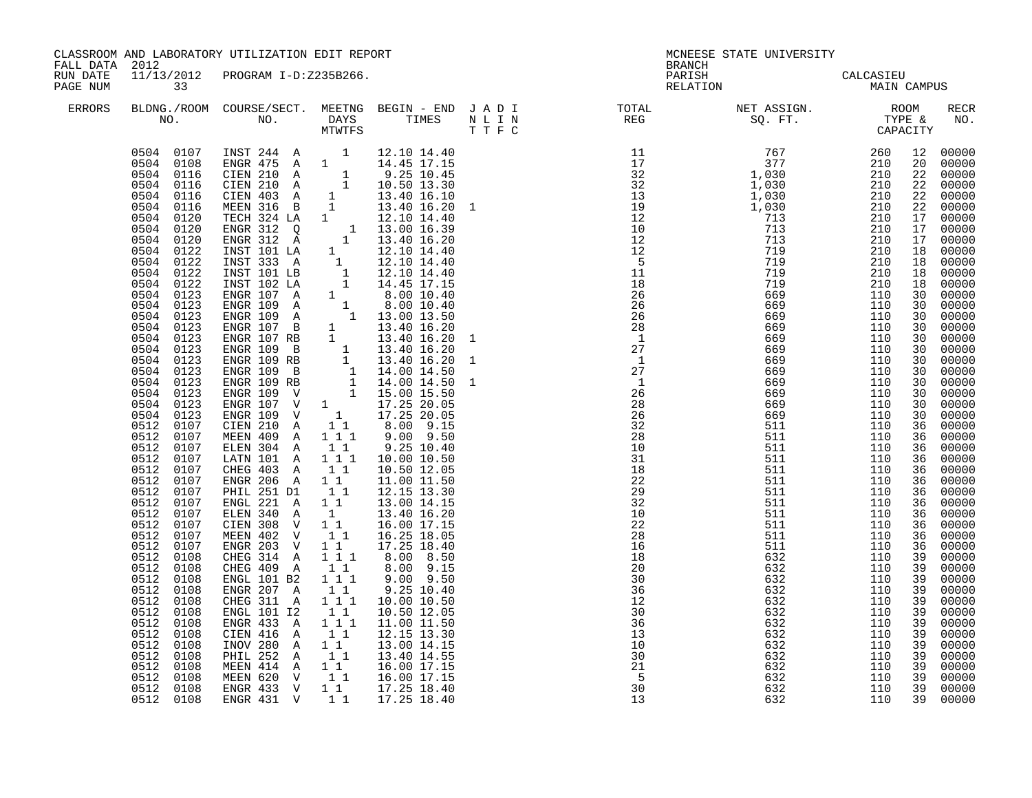CLASSROOM AND LABORATORY UTILIZATION EDIT REPORT
FALL DATA 2012
RUN DATE 11/13/2012 PROGRAM I-D:Z235B266.

MCNEESE STATE UNIVERSITY
BRANCH
PARISH CALCASIEU
RELATION MAIN CAMPUS

| ERRORS | BLDNG./ROOM NO. | COURSE/SECT. NO. | MEETNG DAYS MTWTFS | BEGIN - END TIMES | J A D I N L I N T T F C | TOTAL REG | NET ASSIGN. SQ. FT. | ROOM TYPE & CAPACITY | RECR NO. |
|---|---|---|---|---|---|---|---|---|---|
| | 0504 0107 | INST 244 A | 1 | 12.10 14.40 | | 11 | 767 | 260 12 | 00000 |
| | 0504 0108 | ENGR 475 A | 1 | 14.45 17.15 | | 17 | 377 | 210 20 | 00000 |
| | 0504 0116 | CIEN 210 A | 1 | 9.25 10.45 | | 32 | 1,030 | 210 22 | 00000 |
| | 0504 0116 | CIEN 210 A | 1 | 10.50 13.30 | | 32 | 1,030 | 210 22 | 00000 |
| | 0504 0116 | CIEN 403 A | 1 | 13.40 16.10 | | 13 | 1,030 | 210 22 | 00000 |
| | 0504 0116 | MEEN 316 B | 1 | 13.40 16.20 | 1 | 19 | 1,030 | 210 22 | 00000 |
| | 0504 0120 | TECH 324 LA | 1 | 12.10 14.40 | | 12 | 713 | 210 17 | 00000 |
| | 0504 0120 | ENGR 312 Q | 1 | 13.00 16.39 | | 10 | 713 | 210 17 | 00000 |
| | 0504 0120 | ENGR 312 A | 1 | 13.40 16.20 | | 12 | 713 | 210 17 | 00000 |
| | 0504 0122 | INST 101 LA | 1 | 12.10 14.40 | | 12 | 719 | 210 18 | 00000 |
| | 0504 0122 | INST 333 A | 1 | 12.10 14.40 | | 5 | 719 | 210 18 | 00000 |
| | 0504 0122 | INST 101 LB | 1 | 12.10 14.40 | | 11 | 719 | 210 18 | 00000 |
| | 0504 0122 | INST 102 LA | 1 | 14.45 17.15 | | 18 | 719 | 210 18 | 00000 |
| | 0504 0123 | ENGR 107 A | 1 | 8.00 10.40 | | 26 | 669 | 110 30 | 00000 |
| | 0504 0123 | ENGR 109 A | 1 | 8.00 10.40 | | 26 | 669 | 110 30 | 00000 |
| | 0504 0123 | ENGR 109 A | 1 | 13.00 13.50 | | 26 | 669 | 110 30 | 00000 |
| | 0504 0123 | ENGR 107 B | 1 | 13.40 16.20 | | 28 | 669 | 110 30 | 00000 |
| | 0504 0123 | ENGR 107 RB | 1 | 13.40 16.20 | 1 | 1 | 669 | 110 30 | 00000 |
| | 0504 0123 | ENGR 109 B | 1 | 13.40 16.20 | | 27 | 669 | 110 30 | 00000 |
| | 0504 0123 | ENGR 109 RB | 1 | 13.40 16.20 | 1 | 1 | 669 | 110 30 | 00000 |
| | 0504 0123 | ENGR 109 B | 1 | 14.00 14.50 | | 27 | 669 | 110 30 | 00000 |
| | 0504 0123 | ENGR 109 RB | 1 | 14.00 14.50 | 1 | 1 | 669 | 110 30 | 00000 |
| | 0504 0123 | ENGR 109 V | 1 | 15.00 15.50 | | 26 | 669 | 110 30 | 00000 |
| | 0504 0123 | ENGR 107 V | 1 | 17.25 20.05 | | 28 | 669 | 110 30 | 00000 |
| | 0504 0123 | ENGR 109 V | 1 | 17.25 20.05 | | 26 | 669 | 110 30 | 00000 |
| | 0512 0107 | CIEN 210 A | 1 1 | 8.00 9.15 | | 32 | 511 | 110 36 | 00000 |
| | 0512 0107 | MEEN 409 A | 1 1 1 | 9.00 9.50 | | 28 | 511 | 110 36 | 00000 |
| | 0512 0107 | ELEN 304 A | 1 1 | 9.25 10.40 | | 10 | 511 | 110 36 | 00000 |
| | 0512 0107 | LATN 101 A | 1 1 1 | 10.00 10.50 | | 31 | 511 | 110 36 | 00000 |
| | 0512 0107 | CHEG 403 A | 1 1 | 10.50 12.05 | | 18 | 511 | 110 36 | 00000 |
| | 0512 0107 | ENGR 206 A | 1 1 | 11.00 11.50 | | 22 | 511 | 110 36 | 00000 |
| | 0512 0107 | PHIL 251 D1 | 1 1 | 12.15 13.30 | | 29 | 511 | 110 36 | 00000 |
| | 0512 0107 | ENGL 221 A | 1 1 | 13.00 14.15 | | 32 | 511 | 110 36 | 00000 |
| | 0512 0107 | ELEN 340 A | 1 | 13.40 16.20 | | 10 | 511 | 110 36 | 00000 |
| | 0512 0107 | CIEN 308 V | 1 1 | 16.00 17.15 | | 22 | 511 | 110 36 | 00000 |
| | 0512 0107 | MEEN 402 V | 1 1 | 16.25 18.05 | | 28 | 511 | 110 36 | 00000 |
| | 0512 0107 | ENGR 203 V | 1 1 | 17.25 18.40 | | 16 | 511 | 110 36 | 00000 |
| | 0512 0108 | CHEG 314 A | 1 1 1 | 8.00 8.50 | | 18 | 632 | 110 39 | 00000 |
| | 0512 0108 | CHEG 409 A | 1 1 | 8.00 9.15 | | 20 | 632 | 110 39 | 00000 |
| | 0512 0108 | ENGL 101 B2 | 1 1 1 | 9.00 9.50 | | 30 | 632 | 110 39 | 00000 |
| | 0512 0108 | ENGR 207 A | 1 1 | 9.25 10.40 | | 36 | 632 | 110 39 | 00000 |
| | 0512 0108 | CHEG 311 A | 1 1 1 | 10.00 10.50 | | 12 | 632 | 110 39 | 00000 |
| | 0512 0108 | ENGL 101 I2 | 1 1 | 10.50 12.05 | | 30 | 632 | 110 39 | 00000 |
| | 0512 0108 | ENGR 433 A | 1 1 1 | 11.00 11.50 | | 36 | 632 | 110 39 | 00000 |
| | 0512 0108 | CIEN 416 A | 1 1 | 12.15 13.30 | | 13 | 632 | 110 39 | 00000 |
| | 0512 0108 | INOV 280 A | 1 1 | 13.00 14.15 | | 10 | 632 | 110 39 | 00000 |
| | 0512 0108 | PHIL 252 A | 1 1 | 13.40 14.55 | | 30 | 632 | 110 39 | 00000 |
| | 0512 0108 | MEEN 414 A | 1 1 | 16.00 17.15 | | 21 | 632 | 110 39 | 00000 |
| | 0512 0108 | MEEN 620 V | 1 1 | 16.00 17.15 | | 5 | 632 | 110 39 | 00000 |
| | 0512 0108 | ENGR 433 V | 1 1 | 17.25 18.40 | | 30 | 632 | 110 39 | 00000 |
| | 0512 0108 | ENGR 431 V | 1 1 | 17.25 18.40 | | 13 | 632 | 110 39 | 00000 |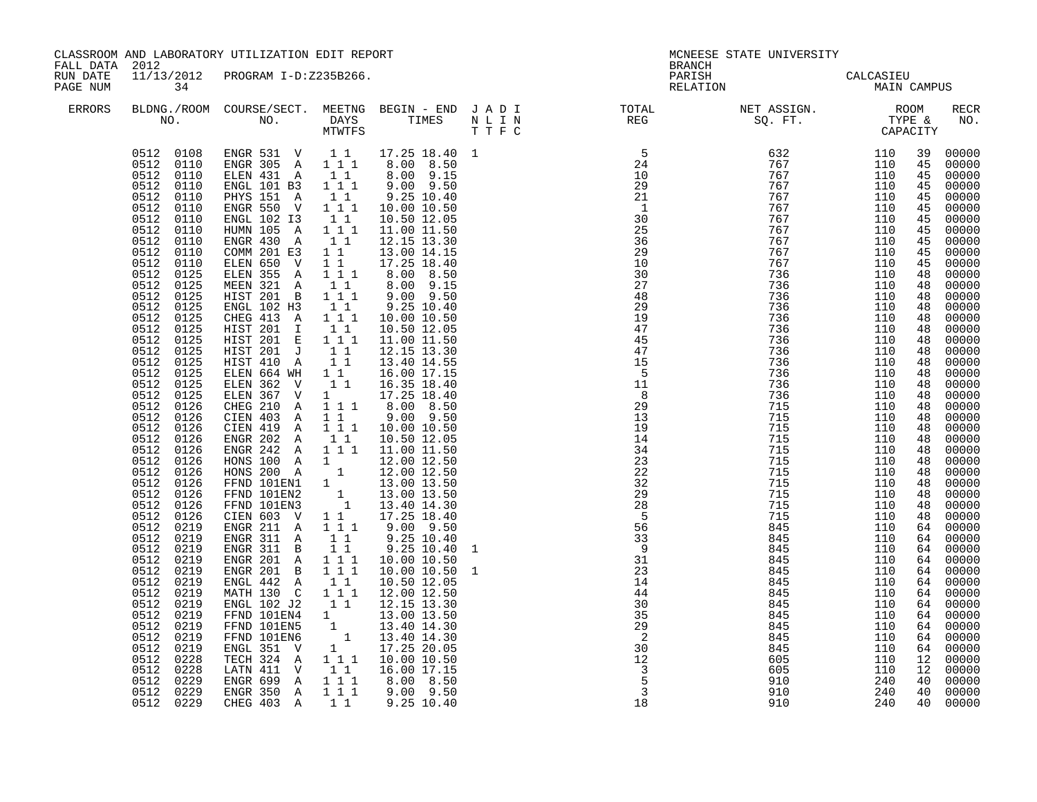CLASSROOM AND LABORATORY UTILIZATION EDIT REPORT

FALL DATA 2012
RUN DATE 11/13/2012 PROGRAM I-D:Z235B266.

MCNEESE STATE UNIVERSITY
BRANCH
PARISH CALCASIEU
RELATION MAIN CAMPUS

| ERRORS | BLDNG./ROOM NO. | COURSE/SECT. NO. | MEETNG DAYS MTWTFS | BEGIN - END TIMES | J A D I N L I N T T F C | TOTAL REG | NET ASSIGN. SQ. FT. | ROOM TYPE & | CAPACITY | RECR NO. |
|---|---|---|---|---|---|---|---|---|---|---|
| | 0512 0108 | ENGR 531 V | 1 1 | 17.25 18.40 | 1 | 5 | 632 | 110 | 39 | 00000 |
| | 0512 0110 | ENGR 305 A | 1 1 1 | 8.00 8.50 | | 24 | 767 | 110 | 45 | 00000 |
| | 0512 0110 | ELEN 431 A | 1 1 | 8.00 9.15 | | 10 | 767 | 110 | 45 | 00000 |
| | 0512 0110 | ENGL 101 B3 | 1 1 1 | 9.00 9.50 | | 29 | 767 | 110 | 45 | 00000 |
| | 0512 0110 | PHYS 151 A | 1 1 | 9.25 10.40 | | 21 | 767 | 110 | 45 | 00000 |
| | 0512 0110 | ENGR 550 V | 1 1 1 | 10.00 10.50 | | 1 | 767 | 110 | 45 | 00000 |
| | 0512 0110 | ENGL 102 I3 | 1 1 | 10.50 12.05 | | 30 | 767 | 110 | 45 | 00000 |
| | 0512 0110 | HUMN 105 A | 1 1 1 | 11.00 11.50 | | 25 | 767 | 110 | 45 | 00000 |
| | 0512 0110 | ENGR 430 A | 1 1 | 12.15 13.30 | | 36 | 767 | 110 | 45 | 00000 |
| | 0512 0110 | COMM 201 E3 | 1 1 | 13.00 14.15 | | 29 | 767 | 110 | 45 | 00000 |
| | 0512 0110 | ELEN 650 V | 1 1 | 17.25 18.40 | | 10 | 767 | 110 | 45 | 00000 |
| | 0512 0125 | ELEN 355 A | 1 1 1 | 8.00 8.50 | | 30 | 736 | 110 | 48 | 00000 |
| | 0512 0125 | MEEN 321 A | 1 1 | 8.00 9.15 | | 27 | 736 | 110 | 48 | 00000 |
| | 0512 0125 | HIST 201 B | 1 1 1 | 9.00 9.50 | | 48 | 736 | 110 | 48 | 00000 |
| | 0512 0125 | ENGL 102 H3 | 1 1 | 9.25 10.40 | | 29 | 736 | 110 | 48 | 00000 |
| | 0512 0125 | CHEG 413 A | 1 1 1 | 10.00 10.50 | | 19 | 736 | 110 | 48 | 00000 |
| | 0512 0125 | HIST 201 I | 1 1 | 10.50 12.05 | | 47 | 736 | 110 | 48 | 00000 |
| | 0512 0125 | HIST 201 E | 1 1 1 | 11.00 11.50 | | 45 | 736 | 110 | 48 | 00000 |
| | 0512 0125 | HIST 201 J | 1 1 | 12.15 13.30 | | 47 | 736 | 110 | 48 | 00000 |
| | 0512 0125 | HIST 410 A | 1 1 | 13.40 14.55 | | 15 | 736 | 110 | 48 | 00000 |
| | 0512 0125 | ELEN 664 WH | 1 1 | 16.00 17.15 | | 5 | 736 | 110 | 48 | 00000 |
| | 0512 0125 | ELEN 362 V | 1 1 | 16.35 18.40 | | 11 | 736 | 110 | 48 | 00000 |
| | 0512 0125 | ELEN 367 V | 1 | 17.25 18.40 | | 8 | 736 | 110 | 48 | 00000 |
| | 0512 0126 | CHEG 210 A | 1 1 1 | 8.00 8.50 | | 29 | 715 | 110 | 48 | 00000 |
| | 0512 0126 | CIEN 403 A | 1 1 | 9.00 9.50 | | 13 | 715 | 110 | 48 | 00000 |
| | 0512 0126 | CIEN 419 A | 1 1 1 | 10.00 10.50 | | 19 | 715 | 110 | 48 | 00000 |
| | 0512 0126 | ENGR 202 A | 1 1 | 10.50 12.05 | | 14 | 715 | 110 | 48 | 00000 |
| | 0512 0126 | ENGR 242 A | 1 1 1 | 11.00 11.50 | | 34 | 715 | 110 | 48 | 00000 |
| | 0512 0126 | HONS 100 A | 1 | 12.00 12.50 | | 23 | 715 | 110 | 48 | 00000 |
| | 0512 0126 | HONS 200 A | 1 | 12.00 12.50 | | 22 | 715 | 110 | 48 | 00000 |
| | 0512 0126 | FFND 101EN1 | 1 | 13.00 13.50 | | 32 | 715 | 110 | 48 | 00000 |
| | 0512 0126 | FFND 101EN2 | 1 | 13.00 13.50 | | 29 | 715 | 110 | 48 | 00000 |
| | 0512 0126 | FFND 101EN3 | 1 | 13.40 14.30 | | 28 | 715 | 110 | 48 | 00000 |
| | 0512 0126 | CIEN 603 V | 1 1 | 17.25 18.40 | | 5 | 715 | 110 | 48 | 00000 |
| | 0512 0219 | ENGR 211 A | 1 1 1 | 9.00 9.50 | | 56 | 845 | 110 | 64 | 00000 |
| | 0512 0219 | ENGR 311 A | 1 1 | 9.25 10.40 | | 33 | 845 | 110 | 64 | 00000 |
| | 0512 0219 | ENGR 311 B | 1 1 | 9.25 10.40 | 1 | 9 | 845 | 110 | 64 | 00000 |
| | 0512 0219 | ENGR 201 A | 1 1 1 | 10.00 10.50 | | 31 | 845 | 110 | 64 | 00000 |
| | 0512 0219 | ENGR 201 B | 1 1 1 | 10.00 10.50 | 1 | 23 | 845 | 110 | 64 | 00000 |
| | 0512 0219 | ENGL 442 A | 1 1 | 10.50 12.05 | | 14 | 845 | 110 | 64 | 00000 |
| | 0512 0219 | MATH 130 C | 1 1 1 | 12.00 12.50 | | 44 | 845 | 110 | 64 | 00000 |
| | 0512 0219 | ENGL 102 J2 | 1 1 | 12.15 13.30 | | 30 | 845 | 110 | 64 | 00000 |
| | 0512 0219 | FFND 101EN4 | 1 | 13.00 13.50 | | 35 | 845 | 110 | 64 | 00000 |
| | 0512 0219 | FFND 101EN5 | 1 | 13.40 14.30 | | 29 | 845 | 110 | 64 | 00000 |
| | 0512 0219 | FFND 101EN6 | 1 | 13.40 14.30 | | 2 | 845 | 110 | 64 | 00000 |
| | 0512 0219 | ENGL 351 V | 1 | 17.25 20.05 | | 30 | 845 | 110 | 64 | 00000 |
| | 0512 0228 | TECH 324 A | 1 1 1 | 10.00 10.50 | | 12 | 605 | 110 | 12 | 00000 |
| | 0512 0228 | LATN 411 V | 1 1 | 16.00 17.15 | | 3 | 605 | 110 | 12 | 00000 |
| | 0512 0229 | ENGR 699 A | 1 1 1 | 8.00 8.50 | | 5 | 910 | 240 | 40 | 00000 |
| | 0512 0229 | ENGR 350 A | 1 1 1 | 9.00 9.50 | | 3 | 910 | 240 | 40 | 00000 |
| | 0512 0229 | CHEG 403 A | 1 1 | 9.25 10.40 | | 18 | 910 | 240 | 40 | 00000 |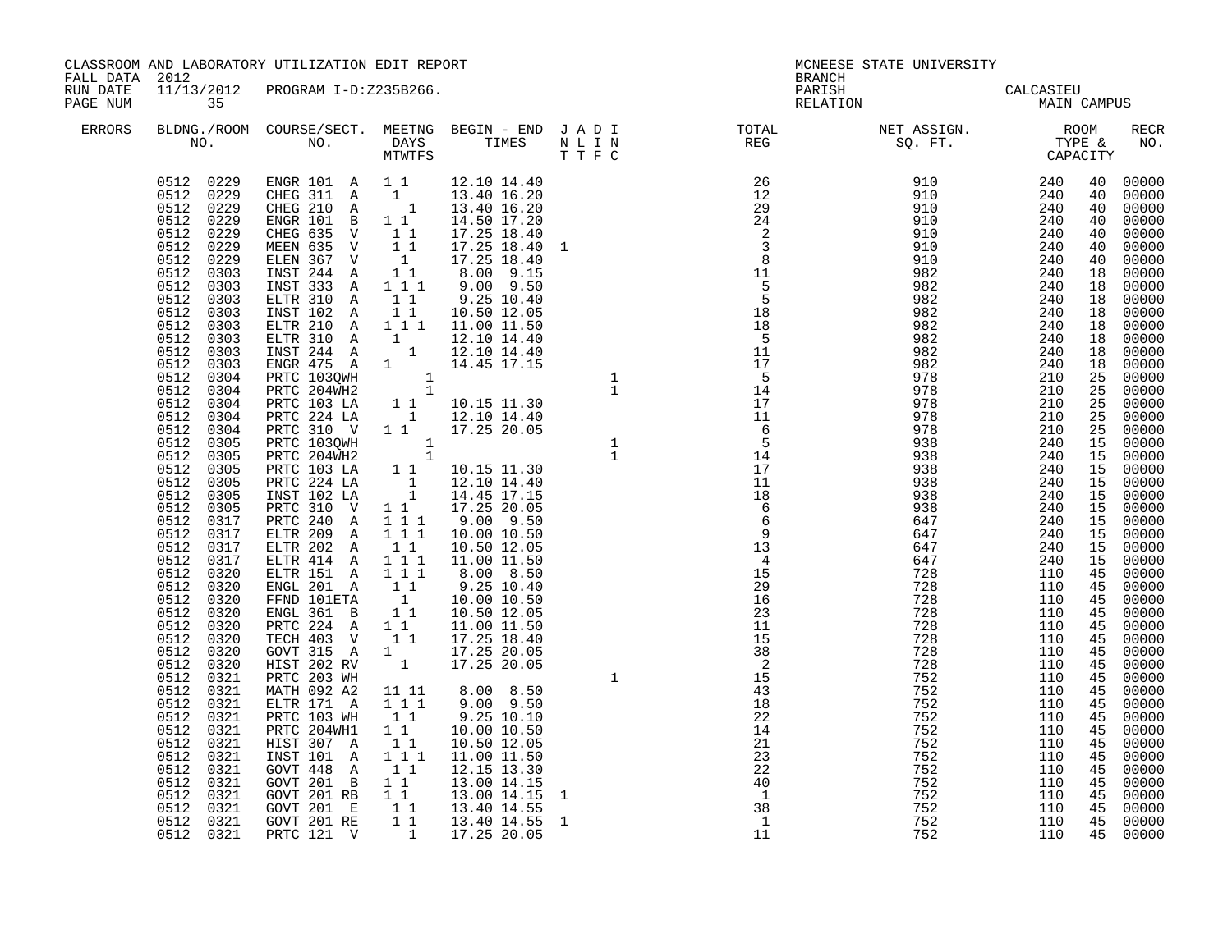CLASSROOM AND LABORATORY UTILIZATION EDIT REPORT
FALL DATA 2012
RUN DATE 11/13/2012 PROGRAM I-D:Z235B266.
PAGE NUM 35

MCNEESE STATE UNIVERSITY
BRANCH
PARISH CALCASIEU
RELATION MAIN CAMPUS

| ERRORS | BLDNG./ROOM NO. | COURSE/SECT. NO. | MEETNG DAYS MTWTFS | BEGIN - END TIMES | J A D I N L I N T T F C | TOTAL REG | NET ASSIGN. SQ. FT. | ROOM TYPE & CAPACITY | | RECR NO. |
|---|---|---|---|---|---|---|---|---|---|---|
| | 0512 0229 | ENGR 101 A | 1 1 | 12.10 14.40 | | 26 | 910 | 240 | 40 | 00000 |
| | 0512 0229 | CHEG 311 A | 1 | 13.40 16.20 | | 12 | 910 | 240 | 40 | 00000 |
| | 0512 0229 | CHEG 210 A | 1 | 13.40 16.20 | | 29 | 910 | 240 | 40 | 00000 |
| | 0512 0229 | ENGR 101 B | 1 1 | 14.50 17.20 | | 24 | 910 | 240 | 40 | 00000 |
| | 0512 0229 | CHEG 635 V | 1 1 | 17.25 18.40 | | 2 | 910 | 240 | 40 | 00000 |
| | 0512 0229 | MEEN 635 V | 1 1 | 17.25 18.40 | 1 | 3 | 910 | 240 | 40 | 00000 |
| | 0512 0229 | ELEN 367 V | 1 | 17.25 18.40 | | 8 | 910 | 240 | 40 | 00000 |
| | 0512 0303 | INST 244 A | 1 1 | 8.00 9.15 | | 11 | 982 | 240 | 18 | 00000 |
| | 0512 0303 | INST 333 A | 1 1 1 | 9.00 9.50 | | 5 | 982 | 240 | 18 | 00000 |
| | 0512 0303 | ELTR 310 A | 1 1 | 9.25 10.40 | | 5 | 982 | 240 | 18 | 00000 |
| | 0512 0303 | INST 102 A | 1 1 | 10.50 12.05 | | 18 | 982 | 240 | 18 | 00000 |
| | 0512 0303 | ELTR 210 A | 1 1 1 | 11.00 11.50 | | 18 | 982 | 240 | 18 | 00000 |
| | 0512 0303 | ELTR 310 A | 1 | 12.10 14.40 | | 5 | 982 | 240 | 18 | 00000 |
| | 0512 0303 | INST 244 A | 1 | 12.10 14.40 | | 11 | 982 | 240 | 18 | 00000 |
| | 0512 0303 | ENGR 475 A | 1 | 14.45 17.15 | | 17 | 982 | 240 | 18 | 00000 |
| | 0512 0304 | PRTC 103QWH | 1 | | 1 | 5 | 978 | 210 | 25 | 00000 |
| | 0512 0304 | PRTC 204WH2 | 1 | | 1 | 14 | 978 | 210 | 25 | 00000 |
| | 0512 0304 | PRTC 103 LA | 1 1 | 10.15 11.30 | | 17 | 978 | 210 | 25 | 00000 |
| | 0512 0304 | PRTC 224 LA | 1 | 12.10 14.40 | | 11 | 978 | 210 | 25 | 00000 |
| | 0512 0304 | PRTC 310 V | 1 1 | 17.25 20.05 | | 6 | 978 | 210 | 25 | 00000 |
| | 0512 0305 | PRTC 103QWH | 1 | | 1 | 5 | 938 | 240 | 15 | 00000 |
| | 0512 0305 | PRTC 204WH2 | 1 | | 1 | 14 | 938 | 240 | 15 | 00000 |
| | 0512 0305 | PRTC 103 LA | 1 1 | 10.15 11.30 | | 17 | 938 | 240 | 15 | 00000 |
| | 0512 0305 | PRTC 224 LA | 1 | 12.10 14.40 | | 11 | 938 | 240 | 15 | 00000 |
| | 0512 0305 | INST 102 LA | 1 | 14.45 17.15 | | 18 | 938 | 240 | 15 | 00000 |
| | 0512 0305 | PRTC 310 V | 1 1 | 17.25 20.05 | | 6 | 938 | 240 | 15 | 00000 |
| | 0512 0317 | PRTC 240 A | 1 1 1 | 9.00 9.50 | | 6 | 647 | 240 | 15 | 00000 |
| | 0512 0317 | ELTR 209 A | 1 1 1 | 10.00 10.50 | | 9 | 647 | 240 | 15 | 00000 |
| | 0512 0317 | ELTR 202 A | 1 1 | 10.50 12.05 | | 13 | 647 | 240 | 15 | 00000 |
| | 0512 0317 | ELTR 414 A | 1 1 1 | 11.00 11.50 | | 4 | 647 | 240 | 15 | 00000 |
| | 0512 0320 | ELTR 151 A | 1 1 1 | 8.00 8.50 | | 15 | 728 | 110 | 45 | 00000 |
| | 0512 0320 | ENGL 201 A | 1 1 | 9.25 10.40 | | 29 | 728 | 110 | 45 | 00000 |
| | 0512 0320 | FFND 101ETA | 1 | 10.00 10.50 | | 16 | 728 | 110 | 45 | 00000 |
| | 0512 0320 | ENGL 361 B | 1 1 | 10.50 12.05 | | 23 | 728 | 110 | 45 | 00000 |
| | 0512 0320 | PRTC 224 A | 1 1 | 11.00 11.50 | | 11 | 728 | 110 | 45 | 00000 |
| | 0512 0320 | TECH 403 V | 1 1 | 17.25 18.40 | | 15 | 728 | 110 | 45 | 00000 |
| | 0512 0320 | GOVT 315 A | 1 | 17.25 20.05 | | 38 | 728 | 110 | 45 | 00000 |
| | 0512 0320 | HIST 202 RV | 1 | 17.25 20.05 | | 2 | 728 | 110 | 45 | 00000 |
| | 0512 0321 | PRTC 203 WH | | | 1 | 15 | 752 | 110 | 45 | 00000 |
| | 0512 0321 | MATH 092 A2 | 11 11 | 8.00 8.50 | | 43 | 752 | 110 | 45 | 00000 |
| | 0512 0321 | ELTR 171 A | 1 1 1 | 9.00 9.50 | | 18 | 752 | 110 | 45 | 00000 |
| | 0512 0321 | PRTC 103 WH | 1 1 | 9.25 10.10 | | 22 | 752 | 110 | 45 | 00000 |
| | 0512 0321 | PRTC 204WH1 | 1 1 | 10.00 10.50 | | 14 | 752 | 110 | 45 | 00000 |
| | 0512 0321 | HIST 307 A | 1 1 | 10.50 12.05 | | 21 | 752 | 110 | 45 | 00000 |
| | 0512 0321 | INST 101 A | 1 1 1 | 11.00 11.50 | | 23 | 752 | 110 | 45 | 00000 |
| | 0512 0321 | GOVT 448 A | 1 1 | 12.15 13.30 | | 22 | 752 | 110 | 45 | 00000 |
| | 0512 0321 | GOVT 201 B | 1 1 | 13.00 14.15 | | 40 | 752 | 110 | 45 | 00000 |
| | 0512 0321 | GOVT 201 RB | 1 1 | 13.00 14.15 | 1 | 1 | 752 | 110 | 45 | 00000 |
| | 0512 0321 | GOVT 201 E | 1 1 | 13.40 14.55 | | 38 | 752 | 110 | 45 | 00000 |
| | 0512 0321 | GOVT 201 RE | 1 1 | 13.40 14.55 | 1 | 1 | 752 | 110 | 45 | 00000 |
| | 0512 0321 | PRTC 121 V | 1 | 17.25 20.05 | | 11 | 752 | 110 | 45 | 00000 |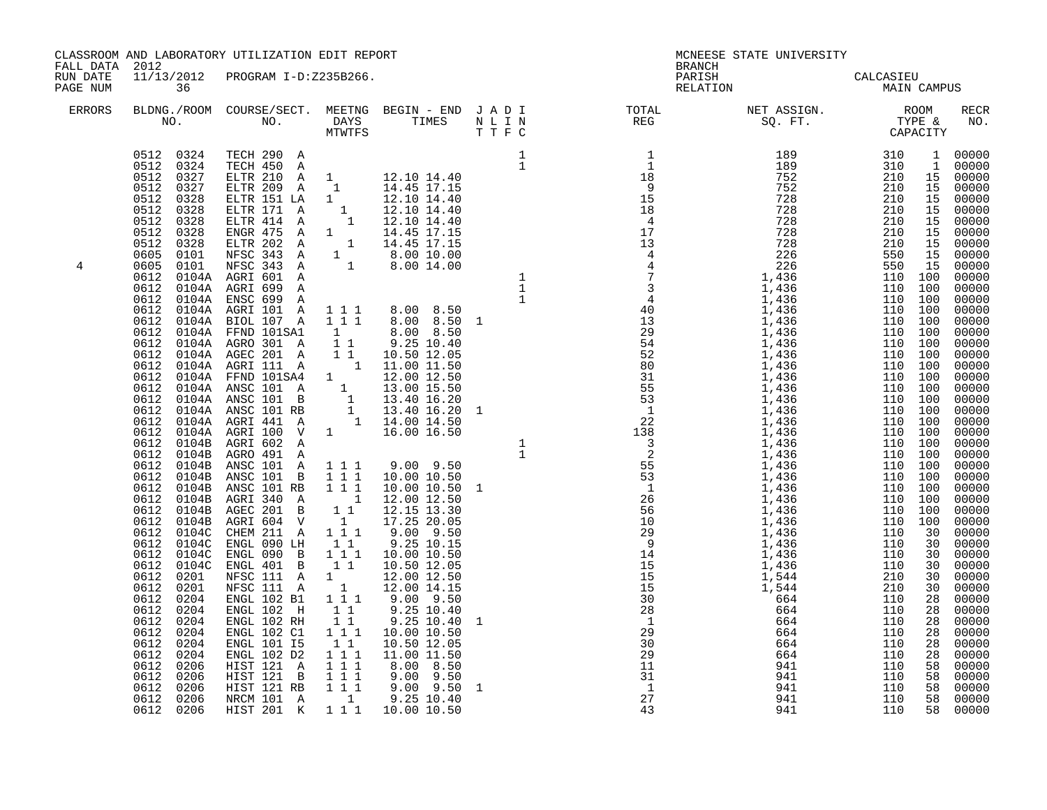CLASSROOM AND LABORATORY UTILIZATION EDIT REPORT
FALL DATA 2012
RUN DATE 11/13/2012 PROGRAM I-D:Z235B266.
PAGE NUM 36

MCNEESE STATE UNIVERSITY
BRANCH
PARISH CALCASIEU
RELATION MAIN CAMPUS

| ERRORS | BLDNG./ROOM NO. | COURSE/SECT. NO. | MEETNG DAYS MTWTFS | BEGIN - END TIMES | J A D I N L I N T T F C | TOTAL REG | NET ASSIGN. SQ. FT. | ROOM TYPE & CAPACITY | | RECR NO. |
|---|---|---|---|---|---|---|---|---|---|---|
| | 0512 0324 | TECH 290 A | | | 1 | 1 | 189 | 310 | 1 | 00000 |
| | 0512 0324 | TECH 450 A | | | 1 | 1 | 189 | 310 | 1 | 00000 |
| | 0512 0327 | ELTR 210 A | 1 | 12.10 14.40 | | 18 | 752 | 210 | 15 | 00000 |
| | 0512 0327 | ELTR 209 A | 1 | 14.45 17.15 | | 9 | 752 | 210 | 15 | 00000 |
| | 0512 0328 | ELTR 151 LA | 1 | 12.10 14.40 | | 15 | 728 | 210 | 15 | 00000 |
| | 0512 0328 | ELTR 171 A | 1 | 12.10 14.40 | | 18 | 728 | 210 | 15 | 00000 |
| | 0512 0328 | ELTR 414 A | 1 | 12.10 14.40 | | 4 | 728 | 210 | 15 | 00000 |
| | 0512 0328 | ENGR 475 A | 1 | 14.45 17.15 | | 17 | 728 | 210 | 15 | 00000 |
| | 0512 0328 | ELTR 202 A | 1 | 14.45 17.15 | | 13 | 728 | 210 | 15 | 00000 |
| | 0605 0101 | NFSC 343 A | 1 | 8.00 10.00 | | 4 | 226 | 550 | 15 | 00000 |
| 4 | 0605 0101 | NFSC 343 A | 1 | 8.00 14.00 | | 4 | 226 | 550 | 15 | 00000 |
| | 0612 0104A | AGRI 601 A | | | 1 | 7 | 1,436 | 110 | 100 | 00000 |
| | 0612 0104A | AGRI 699 A | | | 1 | 3 | 1,436 | 110 | 100 | 00000 |
| | 0612 0104A | ENSC 699 A | | | 1 | 4 | 1,436 | 110 | 100 | 00000 |
| | 0612 0104A | AGRI 101 A | 1 1 1 | 8.00 8.50 | | 40 | 1,436 | 110 | 100 | 00000 |
| | 0612 0104A | BIOL 107 A | 1 1 1 | 8.00 8.50 | 1 | 13 | 1,436 | 110 | 100 | 00000 |
| | 0612 0104A | FFND 101SA1 | 1 | 8.00 8.50 | | 29 | 1,436 | 110 | 100 | 00000 |
| | 0612 0104A | AGRO 301 A | 1 1 | 9.25 10.40 | | 54 | 1,436 | 110 | 100 | 00000 |
| | 0612 0104A | AGEC 201 A | 1 1 | 10.50 12.05 | | 52 | 1,436 | 110 | 100 | 00000 |
| | 0612 0104A | AGRI 111 A | 1 | 11.00 11.50 | | 80 | 1,436 | 110 | 100 | 00000 |
| | 0612 0104A | FFND 101SA4 | 1 | 12.00 12.50 | | 31 | 1,436 | 110 | 100 | 00000 |
| | 0612 0104A | ANSC 101 A | 1 | 13.00 15.50 | | 55 | 1,436 | 110 | 100 | 00000 |
| | 0612 0104A | ANSC 101 B | 1 | 13.40 16.20 | | 53 | 1,436 | 110 | 100 | 00000 |
| | 0612 0104A | ANSC 101 RB | 1 | 13.40 16.20 | 1 | 1 | 1,436 | 110 | 100 | 00000 |
| | 0612 0104A | AGRI 441 A | 1 | 14.00 14.50 | | 22 | 1,436 | 110 | 100 | 00000 |
| | 0612 0104A | AGRI 100 V | 1 | 16.00 16.50 | | 138 | 1,436 | 110 | 100 | 00000 |
| | 0612 0104B | AGRI 602 A | | | 1 | 3 | 1,436 | 110 | 100 | 00000 |
| | 0612 0104B | AGRO 491 A | | | 1 | 2 | 1,436 | 110 | 100 | 00000 |
| | 0612 0104B | ANSC 101 A | 1 1 1 | 9.00 9.50 | | 55 | 1,436 | 110 | 100 | 00000 |
| | 0612 0104B | ANSC 101 B | 1 1 1 | 10.00 10.50 | | 53 | 1,436 | 110 | 100 | 00000 |
| | 0612 0104B | ANSC 101 RB | 1 1 1 | 10.00 10.50 | 1 | 1 | 1,436 | 110 | 100 | 00000 |
| | 0612 0104B | AGRI 340 A | 1 | 12.00 12.50 | | 26 | 1,436 | 110 | 100 | 00000 |
| | 0612 0104B | AGEC 201 B | 1 1 | 12.15 13.30 | | 56 | 1,436 | 110 | 100 | 00000 |
| | 0612 0104B | AGRI 604 V | 1 | 17.25 20.05 | | 10 | 1,436 | 110 | 100 | 00000 |
| | 0612 0104C | CHEM 211 A | 1 1 1 | 9.00 9.50 | | 29 | 1,436 | 110 | 30 | 00000 |
| | 0612 0104C | ENGL 090 LH | 1 1 | 9.25 10.15 | | 9 | 1,436 | 110 | 30 | 00000 |
| | 0612 0104C | ENGL 090 B | 1 1 1 | 10.00 10.50 | | 14 | 1,436 | 110 | 30 | 00000 |
| | 0612 0104C | ENGL 401 B | 1 1 | 10.50 12.05 | | 15 | 1,436 | 110 | 30 | 00000 |
| | 0612 0201 | NFSC 111 A | 1 | 12.00 12.50 | | 15 | 1,544 | 210 | 30 | 00000 |
| | 0612 0201 | NFSC 111 A | 1 | 12.00 14.15 | | 15 | 1,544 | 210 | 30 | 00000 |
| | 0612 0204 | ENGL 102 B1 | 1 1 1 | 9.00 9.50 | | 30 | 664 | 110 | 28 | 00000 |
| | 0612 0204 | ENGL 102 H | 1 1 | 9.25 10.40 | | 28 | 664 | 110 | 28 | 00000 |
| | 0612 0204 | ENGL 102 RH | 1 1 | 9.25 10.40 | 1 | 1 | 664 | 110 | 28 | 00000 |
| | 0612 0204 | ENGL 102 C1 | 1 1 1 | 10.00 10.50 | | 29 | 664 | 110 | 28 | 00000 |
| | 0612 0204 | ENGL 101 I5 | 1 1 | 10.50 12.05 | | 30 | 664 | 110 | 28 | 00000 |
| | 0612 0204 | ENGL 102 D2 | 1 1 1 | 11.00 11.50 | | 29 | 664 | 110 | 28 | 00000 |
| | 0612 0206 | HIST 121 A | 1 1 1 | 8.00 8.50 | | 11 | 941 | 110 | 58 | 00000 |
| | 0612 0206 | HIST 121 B | 1 1 1 | 9.00 9.50 | | 31 | 941 | 110 | 58 | 00000 |
| | 0612 0206 | HIST 121 RB | 1 1 1 | 9.00 9.50 | 1 | 1 | 941 | 110 | 58 | 00000 |
| | 0612 0206 | NRCM 101 A | 1 | 9.25 10.40 | | 27 | 941 | 110 | 58 | 00000 |
| | 0612 0206 | HIST 201 K | 1 1 1 | 10.00 10.50 | | 43 | 941 | 110 | 58 | 00000 |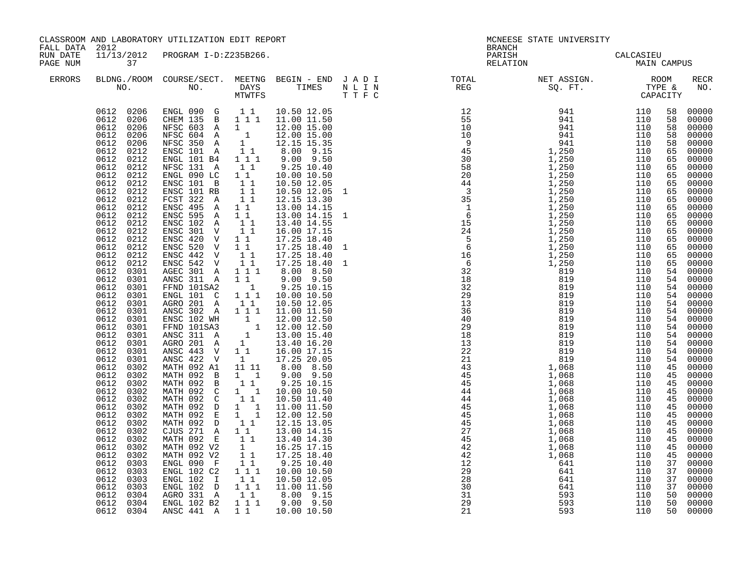CLASSROOM AND LABORATORY UTILIZATION EDIT REPORT
FALL DATA 2012
RUN DATE 11/13/2012 PROGRAM I-D:Z235B266.
PAGE NUM 37

MCNEESE STATE UNIVERSITY
BRANCH
PARISH CALCASIEU
RELATION MAIN CAMPUS

| ERRORS | BLDNG./ROOM NO. | COURSE/SECT. NO. | MEETNG DAYS MTWTFS | BEGIN - END TIMES | J A D I N L I N T T F C | TOTAL REG | NET ASSIGN. SQ. FT. | ROOM TYPE & CAPACITY | | RECR NO. |
|---|---|---|---|---|---|---|---|---|---|---|
| | 0612 0206 | ENGL 090 G | 1 1 | 10.50 12.05 | | 12 | 941 | 110 | 58 | 00000 |
| | 0612 0206 | CHEM 135 B | 1 1 1 | 11.00 11.50 | | 55 | 941 | 110 | 58 | 00000 |
| | 0612 0206 | NFSC 603 A | 1 | 12.00 15.00 | | 10 | 941 | 110 | 58 | 00000 |
| | 0612 0206 | NFSC 604 A | 1 | 12.00 15.00 | | 10 | 941 | 110 | 58 | 00000 |
| | 0612 0206 | NFSC 350 A | 1 | 12.15 15.35 | | 9 | 941 | 110 | 58 | 00000 |
| | 0612 0212 | ENSC 101 A | 1 1 | 8.00 9.15 | | 45 | 1,250 | 110 | 65 | 00000 |
| | 0612 0212 | ENGL 101 B4 | 1 1 1 | 9.00 9.50 | | 30 | 1,250 | 110 | 65 | 00000 |
| | 0612 0212 | NFSC 131 A | 1 1 | 9.25 10.40 | | 58 | 1,250 | 110 | 65 | 00000 |
| | 0612 0212 | ENGL 090 LC | 1 1 | 10.00 10.50 | | 20 | 1,250 | 110 | 65 | 00000 |
| | 0612 0212 | ENSC 101 B | 1 1 | 10.50 12.05 | | 44 | 1,250 | 110 | 65 | 00000 |
| | 0612 0212 | ENSC 101 RB | 1 1 | 10.50 12.05 | 1 | 3 | 1,250 | 110 | 65 | 00000 |
| | 0612 0212 | FCST 322 A | 1 1 | 12.15 13.30 | | 35 | 1,250 | 110 | 65 | 00000 |
| | 0612 0212 | ENSC 495 A | 1 1 | 13.00 14.15 | | 1 | 1,250 | 110 | 65 | 00000 |
| | 0612 0212 | ENSC 595 A | 1 1 | 13.00 14.15 | 1 | 6 | 1,250 | 110 | 65 | 00000 |
| | 0612 0212 | ENSC 102 A | 1 1 | 13.40 14.55 | | 15 | 1,250 | 110 | 65 | 00000 |
| | 0612 0212 | ENSC 301 V | 1 1 | 16.00 17.15 | | 24 | 1,250 | 110 | 65 | 00000 |
| | 0612 0212 | ENSC 420 V | 1 1 | 17.25 18.40 | | 5 | 1,250 | 110 | 65 | 00000 |
| | 0612 0212 | ENSC 520 V | 1 1 | 17.25 18.40 | 1 | 6 | 1,250 | 110 | 65 | 00000 |
| | 0612 0212 | ENSC 442 V | 1 1 | 17.25 18.40 | | 16 | 1,250 | 110 | 65 | 00000 |
| | 0612 0212 | ENSC 542 V | 1 1 | 17.25 18.40 | 1 | 6 | 1,250 | 110 | 65 | 00000 |
| | 0612 0301 | AGEC 301 A | 1 1 1 | 8.00 8.50 | | 32 | 819 | 110 | 54 | 00000 |
| | 0612 0301 | ANSC 311 A | 1 1 | 9.00 9.50 | | 18 | 819 | 110 | 54 | 00000 |
| | 0612 0301 | FFND 101SA2 | 1 | 9.25 10.15 | | 32 | 819 | 110 | 54 | 00000 |
| | 0612 0301 | ENGL 101 C | 1 1 1 | 10.00 10.50 | | 29 | 819 | 110 | 54 | 00000 |
| | 0612 0301 | AGRO 201 A | 1 1 | 10.50 12.05 | | 13 | 819 | 110 | 54 | 00000 |
| | 0612 0301 | ANSC 302 A | 1 1 1 | 11.00 11.50 | | 36 | 819 | 110 | 54 | 00000 |
| | 0612 0301 | ENSC 102 WH | 1 | 12.00 12.50 | | 40 | 819 | 110 | 54 | 00000 |
| | 0612 0301 | FFND 101SA3 | 1 | 12.00 12.50 | | 29 | 819 | 110 | 54 | 00000 |
| | 0612 0301 | ANSC 311 A | 1 | 13.00 15.40 | | 18 | 819 | 110 | 54 | 00000 |
| | 0612 0301 | AGRO 201 A | 1 | 13.40 16.20 | | 13 | 819 | 110 | 54 | 00000 |
| | 0612 0301 | ANSC 443 V | 1 1 | 16.00 17.15 | | 22 | 819 | 110 | 54 | 00000 |
| | 0612 0301 | ANSC 422 V | 1 | 17.25 20.05 | | 21 | 819 | 110 | 54 | 00000 |
| | 0612 0302 | MATH 092 A1 | 11 11 | 8.00 8.50 | | 43 | 1,068 | 110 | 45 | 00000 |
| | 0612 0302 | MATH 092 B | 1 1 | 9.00 9.50 | | 45 | 1,068 | 110 | 45 | 00000 |
| | 0612 0302 | MATH 092 B | 1 1 | 9.25 10.15 | | 45 | 1,068 | 110 | 45 | 00000 |
| | 0612 0302 | MATH 092 C | 1 1 | 10.00 10.50 | | 44 | 1,068 | 110 | 45 | 00000 |
| | 0612 0302 | MATH 092 C | 1 1 | 10.50 11.40 | | 44 | 1,068 | 110 | 45 | 00000 |
| | 0612 0302 | MATH 092 D | 1 1 | 11.00 11.50 | | 45 | 1,068 | 110 | 45 | 00000 |
| | 0612 0302 | MATH 092 E | 1 1 | 12.00 12.50 | | 45 | 1,068 | 110 | 45 | 00000 |
| | 0612 0302 | MATH 092 D | 1 1 | 12.15 13.05 | | 45 | 1,068 | 110 | 45 | 00000 |
| | 0612 0302 | CJUS 271 A | 1 1 | 13.00 14.15 | | 27 | 1,068 | 110 | 45 | 00000 |
| | 0612 0302 | MATH 092 E | 1 1 | 13.40 14.30 | | 45 | 1,068 | 110 | 45 | 00000 |
| | 0612 0302 | MATH 092 V2 | 1 | 16.25 17.15 | | 42 | 1,068 | 110 | 45 | 00000 |
| | 0612 0302 | MATH 092 V2 | 1 1 | 17.25 18.40 | | 42 | 1,068 | 110 | 45 | 00000 |
| | 0612 0303 | ENGL 090 F | 1 1 | 9.25 10.40 | | 12 | 641 | 110 | 37 | 00000 |
| | 0612 0303 | ENGL 102 C2 | 1 1 1 | 10.00 10.50 | | 29 | 641 | 110 | 37 | 00000 |
| | 0612 0303 | ENGL 102 I | 1 1 | 10.50 12.05 | | 28 | 641 | 110 | 37 | 00000 |
| | 0612 0303 | ENGL 102 D | 1 1 1 | 11.00 11.50 | | 30 | 641 | 110 | 37 | 00000 |
| | 0612 0304 | AGRO 331 A | 1 1 | 8.00 9.15 | | 31 | 593 | 110 | 50 | 00000 |
| | 0612 0304 | ENGL 102 B2 | 1 1 1 | 9.00 9.50 | | 29 | 593 | 110 | 50 | 00000 |
| | 0612 0304 | ANSC 441 A | 1 1 | 10.00 10.50 | | 21 | 593 | 110 | 50 | 00000 |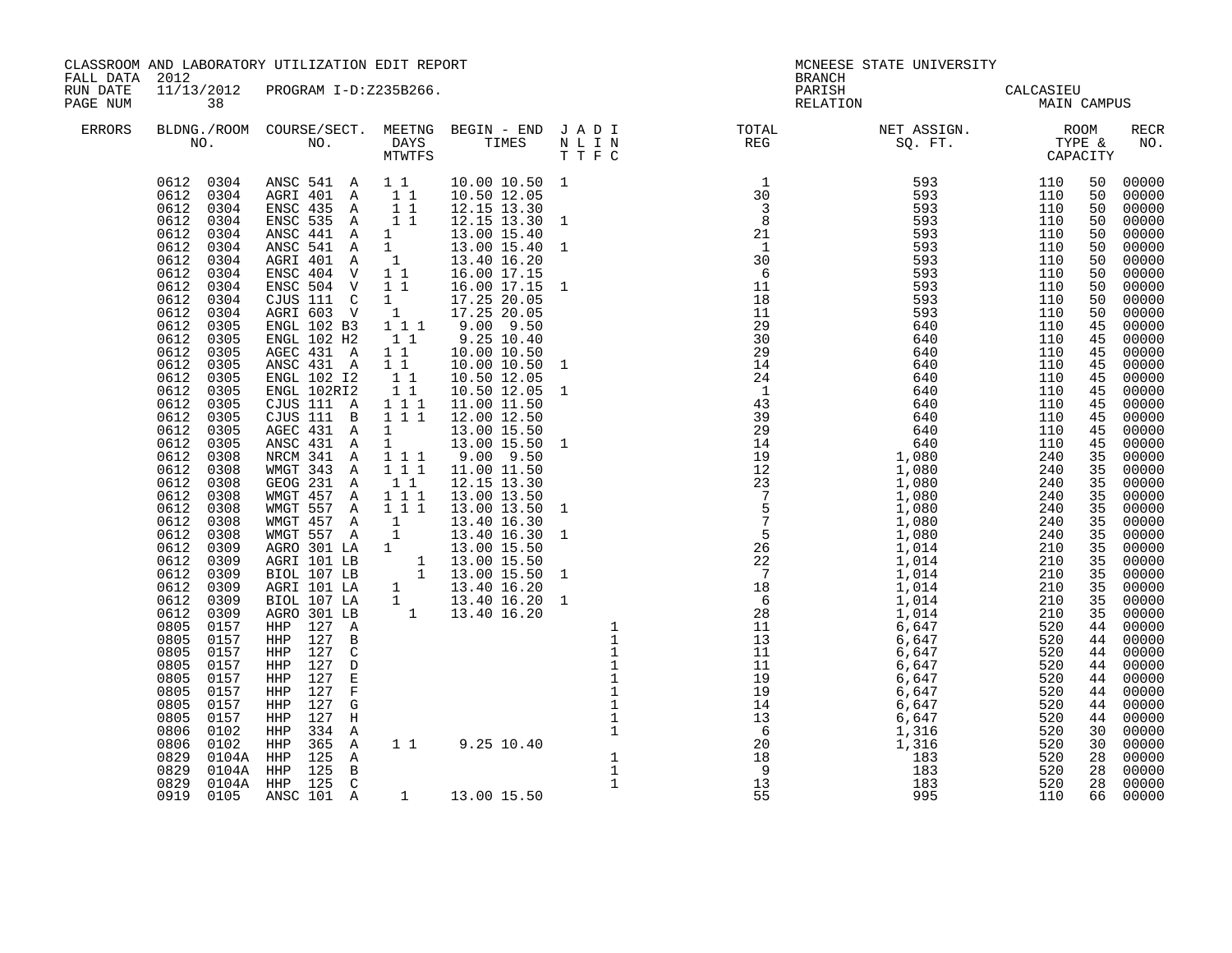CLASSROOM AND LABORATORY UTILIZATION EDIT REPORT
FALL DATA 2012
RUN DATE 11/13/2012 PROGRAM I-D:Z235B266.

MCNEESE STATE UNIVERSITY
BRANCH
PARISH CALCASIEU
RELATION MAIN CAMPUS

| ERRORS | BLDG. NO. | ROOM NO. | COURSE/SECT. NO. | M | T | W | T | F | S | BEGIN | END | J | A | D | I | TOTAL REG | NET ASSIGN. SQ. FT. | ROOM TYPE | CAPACITY | RECR NO. |
|---|---|---|---|---|---|---|---|---|---|---|---|---|---|---|---|---|---|---|---|---|
| | 0612 | 0304 | ANSC 541 A | 1 | | 1 | | | | 10.00 | 10.50 | 1 | | | | 1 | 593 | 110 | 50 | 00000 |
| | 0612 | 0304 | AGRI 401 A | | 1 | | 1 | | | 10.50 | 12.05 | | | | | 30 | 593 | 110 | 50 | 00000 |
| | 0612 | 0304 | ENSC 435 A | | 1 | | 1 | | | 12.15 | 13.30 | | | | | 3 | 593 | 110 | 50 | 00000 |
| | 0612 | 0304 | ENSC 535 A | | 1 | | 1 | | | 12.15 | 13.30 | 1 | | | | 8 | 593 | 110 | 50 | 00000 |
| | 0612 | 0304 | ANSC 441 A | 1 | | | | | | 13.00 | 15.40 | | | | | 21 | 593 | 110 | 50 | 00000 |
| | 0612 | 0304 | ANSC 541 A | 1 | | | | | | 13.00 | 15.40 | 1 | | | | 1 | 593 | 110 | 50 | 00000 |
| | 0612 | 0304 | AGRI 401 A | | 1 | | | | | 13.40 | 16.20 | | | | | 30 | 593 | 110 | 50 | 00000 |
| | 0612 | 0304 | ENSC 404 V | 1 | | 1 | | | | 16.00 | 17.15 | | | | | 6 | 593 | 110 | 50 | 00000 |
| | 0612 | 0304 | ENSC 504 V | 1 | | 1 | | | | 16.00 | 17.15 | 1 | | | | 11 | 593 | 110 | 50 | 00000 |
| | 0612 | 0304 | CJUS 111 C | 1 | | | | | | 17.25 | 20.05 | | | | | 18 | 593 | 110 | 50 | 00000 |
| | 0612 | 0304 | AGRI 603 V | | 1 | | | | | 17.25 | 20.05 | | | | | 11 | 593 | 110 | 50 | 00000 |
| | 0612 | 0305 | ENGL 102 B3 | 1 | | 1 | | 1 | | 9.00 | 9.50 | | | | | 29 | 640 | 110 | 45 | 00000 |
| | 0612 | 0305 | ENGL 102 H2 | | 1 | | 1 | | | 9.25 | 10.40 | | | | | 30 | 640 | 110 | 45 | 00000 |
| | 0612 | 0305 | AGEC 431 A | 1 | | 1 | | | | 10.00 | 10.50 | | | | | 29 | 640 | 110 | 45 | 00000 |
| | 0612 | 0305 | ANSC 431 A | 1 | | 1 | | | | 10.00 | 10.50 | 1 | | | | 14 | 640 | 110 | 45 | 00000 |
| | 0612 | 0305 | ENGL 102 I2 | | 1 | | 1 | | | 10.50 | 12.05 | | | | | 24 | 640 | 110 | 45 | 00000 |
| | 0612 | 0305 | ENGL 102RI2 | | 1 | | 1 | | | 10.50 | 12.05 | 1 | | | | 1 | 640 | 110 | 45 | 00000 |
| | 0612 | 0305 | CJUS 111 A | 1 | | 1 | | 1 | | 11.00 | 11.50 | | | | | 43 | 640 | 110 | 45 | 00000 |
| | 0612 | 0305 | CJUS 111 B | 1 | | 1 | | 1 | | 12.00 | 12.50 | | | | | 39 | 640 | 110 | 45 | 00000 |
| | 0612 | 0305 | AGEC 431 A | 1 | | | | | | 13.00 | 15.50 | | | | | 29 | 640 | 110 | 45 | 00000 |
| | 0612 | 0305 | ANSC 431 A | 1 | | | | | | 13.00 | 15.50 | 1 | | | | 14 | 640 | 110 | 45 | 00000 |
| | 0612 | 0308 | NRCM 341 A | 1 | | 1 | | 1 | | 9.00 | 9.50 | | | | | 19 | 1,080 | 240 | 35 | 00000 |
| | 0612 | 0308 | WMGT 343 A | 1 | | 1 | | 1 | | 11.00 | 11.50 | | | | | 12 | 1,080 | 240 | 35 | 00000 |
| | 0612 | 0308 | GEOG 231 A | | 1 | | 1 | | | 12.15 | 13.30 | | | | | 23 | 1,080 | 240 | 35 | 00000 |
| | 0612 | 0308 | WMGT 457 A | 1 | | 1 | | 1 | | 13.00 | 13.50 | | | | | 7 | 1,080 | 240 | 35 | 00000 |
| | 0612 | 0308 | WMGT 557 A | 1 | | 1 | | 1 | | 13.00 | 13.50 | 1 | | | | 5 | 1,080 | 240 | 35 | 00000 |
| | 0612 | 0308 | WMGT 457 A | | 1 | | | | | 13.40 | 16.30 | | | | | 7 | 1,080 | 240 | 35 | 00000 |
| | 0612 | 0308 | WMGT 557 A | | 1 | | | | | 13.40 | 16.30 | 1 | | | | 5 | 1,080 | 240 | 35 | 00000 |
| | 0612 | 0309 | AGRO 301 LA | 1 | | | | | | 13.00 | 15.50 | | | | | 26 | 1,014 | 210 | 35 | 00000 |
| | 0612 | 0309 | AGRI 101 LB | | | | | 1 | | 13.00 | 15.50 | | | | | 22 | 1,014 | 210 | 35 | 00000 |
| | 0612 | 0309 | BIOL 107 LB | | | | | 1 | | 13.00 | 15.50 | 1 | | | | 7 | 1,014 | 210 | 35 | 00000 |
| | 0612 | 0309 | AGRI 101 LA | | 1 | | | | | 13.40 | 16.20 | | | | | 18 | 1,014 | 210 | 35 | 00000 |
| | 0612 | 0309 | BIOL 107 LA | | 1 | | | | | 13.40 | 16.20 | 1 | | | | 6 | 1,014 | 210 | 35 | 00000 |
| | 0612 | 0309 | AGRO 301 LB | | | | 1 | | | 13.40 | 16.20 | | | | | 28 | 1,014 | 210 | 35 | 00000 |
| | 0805 | 0157 | HHP 127 A | | | | | | | | | | | | 1 | 11 | 6,647 | 520 | 44 | 00000 |
| | 0805 | 0157 | HHP 127 B | | | | | | | | | | | | 1 | 13 | 6,647 | 520 | 44 | 00000 |
| | 0805 | 0157 | HHP 127 C | | | | | | | | | | | | 1 | 11 | 6,647 | 520 | 44 | 00000 |
| | 0805 | 0157 | HHP 127 D | | | | | | | | | | | | 1 | 11 | 6,647 | 520 | 44 | 00000 |
| | 0805 | 0157 | HHP 127 E | | | | | | | | | | | | 1 | 19 | 6,647 | 520 | 44 | 00000 |
| | 0805 | 0157 | HHP 127 F | | | | | | | | | | | | 1 | 19 | 6,647 | 520 | 44 | 00000 |
| | 0805 | 0157 | HHP 127 G | | | | | | | | | | | | 1 | 14 | 6,647 | 520 | 44 | 00000 |
| | 0805 | 0157 | HHP 127 H | | | | | | | | | | | | 1 | 13 | 6,647 | 520 | 44 | 00000 |
| | 0806 | 0102 | HHP 334 A | | | | | | | | | | | | 1 | 6 | 1,316 | 520 | 30 | 00000 |
| | 0806 | 0102 | HHP 365 A | | 1 | | 1 | | | 9.25 | 10.40 | | | | | 20 | 1,316 | 520 | 30 | 00000 |
| | 0829 | 0104A | HHP 125 A | | | | | | | | | | | | 1 | 18 | 183 | 520 | 28 | 00000 |
| | 0829 | 0104A | HHP 125 B | | | | | | | | | | | | 1 | 9 | 183 | 520 | 28 | 00000 |
| | 0829 | 0104A | HHP 125 C | | | | | | | | | | | | 1 | 13 | 183 | 520 | 28 | 00000 |
| | 0919 | 0105 | ANSC 101 A | | | 1 | | | | 13.00 | 15.50 | | | | | 55 | 995 | 110 | 66 | 00000 |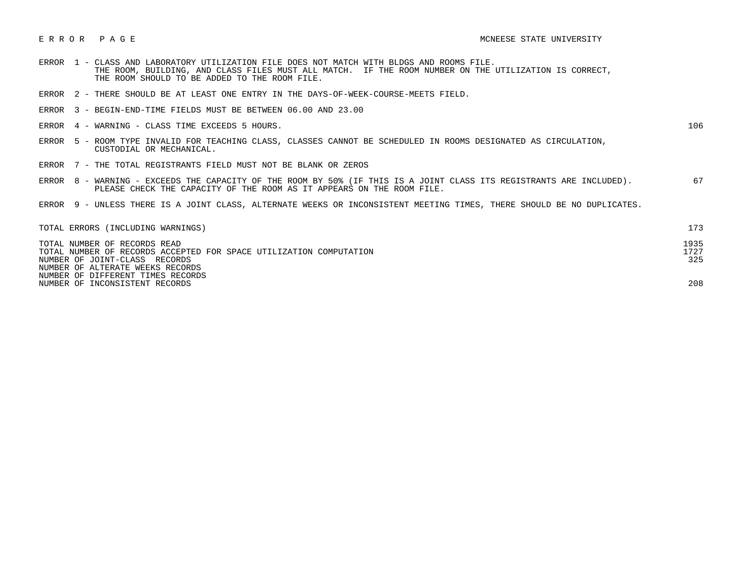# E R R O R   P A G E

MCNEESE STATE UNIVERSITY

| Error | Description | Count |
|---|---|---|
| ERROR 1 | CLASS AND LABORATORY UTILIZATION FILE DOES NOT MATCH WITH BLDGS AND ROOMS FILE. THE ROOM, BUILDING, AND CLASS FILES MUST ALL MATCH. IF THE ROOM NUMBER ON THE UTILIZATION IS CORRECT, THE ROOM SHOULD TO BE ADDED TO THE ROOM FILE. | |
| ERROR 2 | THERE SHOULD BE AT LEAST ONE ENTRY IN THE DAYS-OF-WEEK-COURSE-MEETS FIELD. | |
| ERROR 3 | BEGIN-END-TIME FIELDS MUST BE BETWEEN 06.00 AND 23.00 | |
| ERROR 4 | WARNING - CLASS TIME EXCEEDS 5 HOURS. | 106 |
| ERROR 5 | ROOM TYPE INVALID FOR TEACHING CLASS, CLASSES CANNOT BE SCHEDULED IN ROOMS DESIGNATED AS CIRCULATION, CUSTODIAL OR MECHANICAL. | |
| ERROR 7 | THE TOTAL REGISTRANTS FIELD MUST NOT BE BLANK OR ZEROS | |
| ERROR 8 | WARNING - EXCEEDS THE CAPACITY OF THE ROOM BY 50% (IF THIS IS A JOINT CLASS ITS REGISTRANTS ARE INCLUDED). PLEASE CHECK THE CAPACITY OF THE ROOM AS IT APPEARS ON THE ROOM FILE. | 67 |
| ERROR 9 | UNLESS THERE IS A JOINT CLASS, ALTERNATE WEEKS OR INCONSISTENT MEETING TIMES, THERE SHOULD BE NO DUPLICATES. | |

| Summary | Count |
|---|---|
| TOTAL ERRORS (INCLUDING WARNINGS) | 173 |
| TOTAL NUMBER OF RECORDS READ | 1935 |
| TOTAL NUMBER OF RECORDS ACCEPTED FOR SPACE UTILIZATION COMPUTATION | 1727 |
| NUMBER OF JOINT-CLASS RECORDS | 325 |
| NUMBER OF ALTERNATE WEEKS RECORDS | |
| NUMBER OF DIFFERENT TIMES RECORDS | |
| NUMBER OF INCONSISTENT RECORDS | 208 |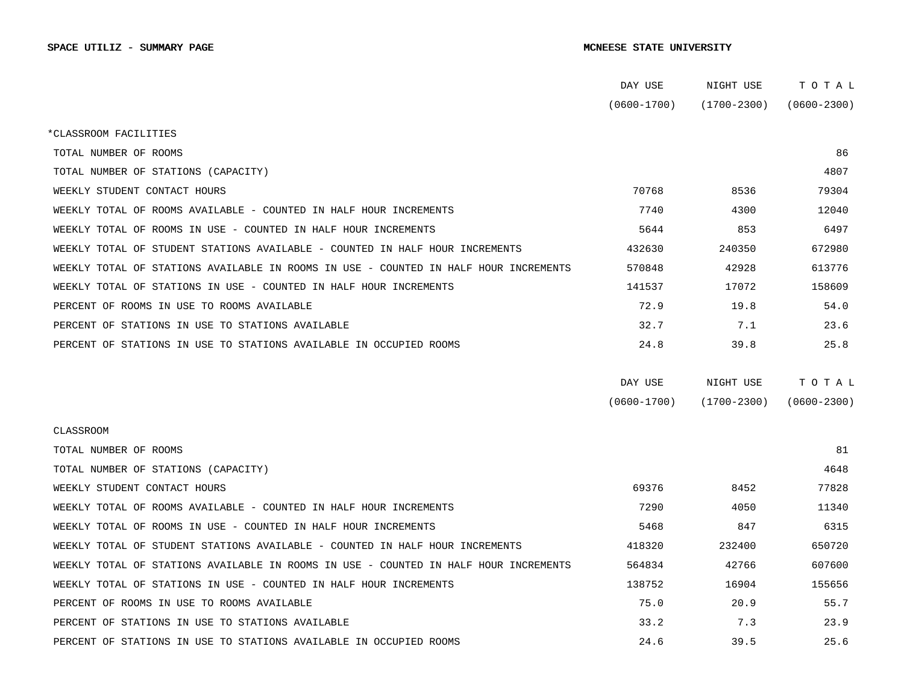**SPACE UTILIZ - SUMMARY PAGE** **MCNEESE STATE UNIVERSITY**

| | DAY USE (0600-1700) | NIGHT USE (1700-2300) | T O T A L (0600-2300) |
|---|---|---|---|
| *CLASSROOM FACILITIES | | | |
| TOTAL NUMBER OF ROOMS | | | 86 |
| TOTAL NUMBER OF STATIONS (CAPACITY) | | | 4807 |
| WEEKLY STUDENT CONTACT HOURS | 70768 | 8536 | 79304 |
| WEEKLY TOTAL OF ROOMS AVAILABLE - COUNTED IN HALF HOUR INCREMENTS | 7740 | 4300 | 12040 |
| WEEKLY TOTAL OF ROOMS IN USE - COUNTED IN HALF HOUR INCREMENTS | 5644 | 853 | 6497 |
| WEEKLY TOTAL OF STUDENT STATIONS AVAILABLE - COUNTED IN HALF HOUR INCREMENTS | 432630 | 240350 | 672980 |
| WEEKLY TOTAL OF STATIONS AVAILABLE IN ROOMS IN USE - COUNTED IN HALF HOUR INCREMENTS | 570848 | 42928 | 613776 |
| WEEKLY TOTAL OF STATIONS IN USE - COUNTED IN HALF HOUR INCREMENTS | 141537 | 17072 | 158609 |
| PERCENT OF ROOMS IN USE TO ROOMS AVAILABLE | 72.9 | 19.8 | 54.0 |
| PERCENT OF STATIONS IN USE TO STATIONS AVAILABLE | 32.7 | 7.1 | 23.6 |
| PERCENT OF STATIONS IN USE TO STATIONS AVAILABLE IN OCCUPIED ROOMS | 24.8 | 39.8 | 25.8 |

| | DAY USE (0600-1700) | NIGHT USE (1700-2300) | T O T A L (0600-2300) |
|---|---|---|---|
| CLASSROOM | | | |
| TOTAL NUMBER OF ROOMS | | | 81 |
| TOTAL NUMBER OF STATIONS (CAPACITY) | | | 4648 |
| WEEKLY STUDENT CONTACT HOURS | 69376 | 8452 | 77828 |
| WEEKLY TOTAL OF ROOMS AVAILABLE - COUNTED IN HALF HOUR INCREMENTS | 7290 | 4050 | 11340 |
| WEEKLY TOTAL OF ROOMS IN USE - COUNTED IN HALF HOUR INCREMENTS | 5468 | 847 | 6315 |
| WEEKLY TOTAL OF STUDENT STATIONS AVAILABLE - COUNTED IN HALF HOUR INCREMENTS | 418320 | 232400 | 650720 |
| WEEKLY TOTAL OF STATIONS AVAILABLE IN ROOMS IN USE - COUNTED IN HALF HOUR INCREMENTS | 564834 | 42766 | 607600 |
| WEEKLY TOTAL OF STATIONS IN USE - COUNTED IN HALF HOUR INCREMENTS | 138752 | 16904 | 155656 |
| PERCENT OF ROOMS IN USE TO ROOMS AVAILABLE | 75.0 | 20.9 | 55.7 |
| PERCENT OF STATIONS IN USE TO STATIONS AVAILABLE | 33.2 | 7.3 | 23.9 |
| PERCENT OF STATIONS IN USE TO STATIONS AVAILABLE IN OCCUPIED ROOMS | 24.6 | 39.5 | 25.6 |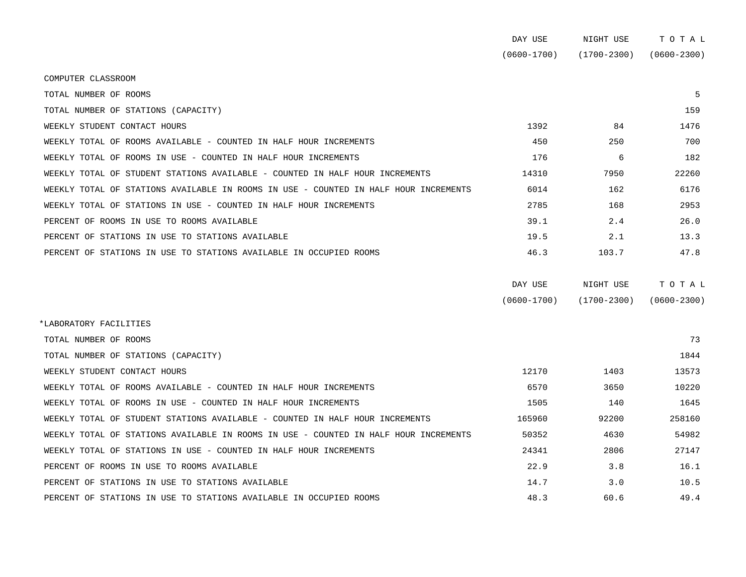| | DAY USE (0600-1700) | NIGHT USE (1700-2300) | T O T A L (0600-2300) |
|---|---|---|---|
| COMPUTER CLASSROOM | | | |
| TOTAL NUMBER OF ROOMS | | | 5 |
| TOTAL NUMBER OF STATIONS (CAPACITY) | | | 159 |
| WEEKLY STUDENT CONTACT HOURS | 1392 | 84 | 1476 |
| WEEKLY TOTAL OF ROOMS AVAILABLE - COUNTED IN HALF HOUR INCREMENTS | 450 | 250 | 700 |
| WEEKLY TOTAL OF ROOMS IN USE - COUNTED IN HALF HOUR INCREMENTS | 176 | 6 | 182 |
| WEEKLY TOTAL OF STUDENT STATIONS AVAILABLE - COUNTED IN HALF HOUR INCREMENTS | 14310 | 7950 | 22260 |
| WEEKLY TOTAL OF STATIONS AVAILABLE IN ROOMS IN USE - COUNTED IN HALF HOUR INCREMENTS | 6014 | 162 | 6176 |
| WEEKLY TOTAL OF STATIONS IN USE - COUNTED IN HALF HOUR INCREMENTS | 2785 | 168 | 2953 |
| PERCENT OF ROOMS IN USE TO ROOMS AVAILABLE | 39.1 | 2.4 | 26.0 |
| PERCENT OF STATIONS IN USE TO STATIONS AVAILABLE | 19.5 | 2.1 | 13.3 |
| PERCENT OF STATIONS IN USE TO STATIONS AVAILABLE IN OCCUPIED ROOMS | 46.3 | 103.7 | 47.8 |

| | DAY USE (0600-1700) | NIGHT USE (1700-2300) | T O T A L (0600-2300) |
|---|---|---|---|
| *LABORATORY FACILITIES | | | |
| TOTAL NUMBER OF ROOMS | | | 73 |
| TOTAL NUMBER OF STATIONS (CAPACITY) | | | 1844 |
| WEEKLY STUDENT CONTACT HOURS | 12170 | 1403 | 13573 |
| WEEKLY TOTAL OF ROOMS AVAILABLE - COUNTED IN HALF HOUR INCREMENTS | 6570 | 3650 | 10220 |
| WEEKLY TOTAL OF ROOMS IN USE - COUNTED IN HALF HOUR INCREMENTS | 1505 | 140 | 1645 |
| WEEKLY TOTAL OF STUDENT STATIONS AVAILABLE - COUNTED IN HALF HOUR INCREMENTS | 165960 | 92200 | 258160 |
| WEEKLY TOTAL OF STATIONS AVAILABLE IN ROOMS IN USE - COUNTED IN HALF HOUR INCREMENTS | 50352 | 4630 | 54982 |
| WEEKLY TOTAL OF STATIONS IN USE - COUNTED IN HALF HOUR INCREMENTS | 24341 | 2806 | 27147 |
| PERCENT OF ROOMS IN USE TO ROOMS AVAILABLE | 22.9 | 3.8 | 16.1 |
| PERCENT OF STATIONS IN USE TO STATIONS AVAILABLE | 14.7 | 3.0 | 10.5 |
| PERCENT OF STATIONS IN USE TO STATIONS AVAILABLE IN OCCUPIED ROOMS | 48.3 | 60.6 | 49.4 |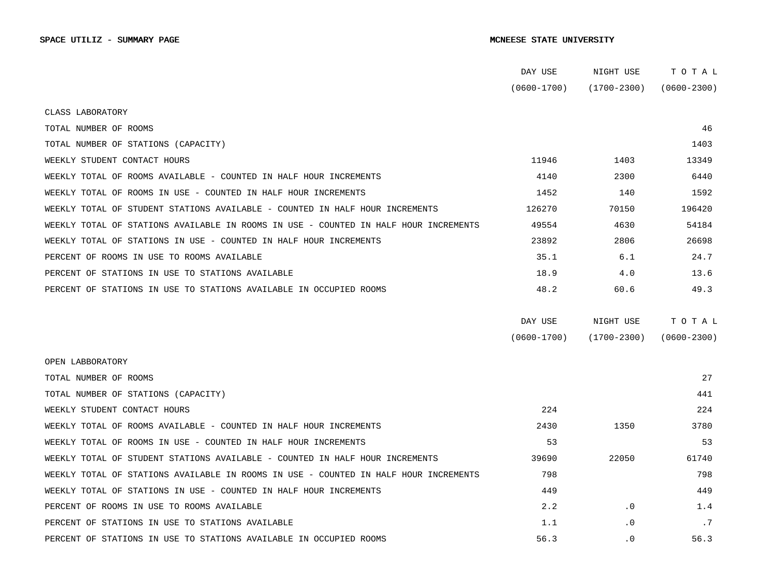**SPACE UTILIZ - SUMMARY PAGE** **MCNEESE STATE UNIVERSITY**

| | DAY USE (0600-1700) | NIGHT USE (1700-2300) | T O T A L (0600-2300) |
|---|---|---|---|
| CLASS LABORATORY | | | |
| TOTAL NUMBER OF ROOMS | | | 46 |
| TOTAL NUMBER OF STATIONS (CAPACITY) | | | 1403 |
| WEEKLY STUDENT CONTACT HOURS | 11946 | 1403 | 13349 |
| WEEKLY TOTAL OF ROOMS AVAILABLE - COUNTED IN HALF HOUR INCREMENTS | 4140 | 2300 | 6440 |
| WEEKLY TOTAL OF ROOMS IN USE - COUNTED IN HALF HOUR INCREMENTS | 1452 | 140 | 1592 |
| WEEKLY TOTAL OF STUDENT STATIONS AVAILABLE - COUNTED IN HALF HOUR INCREMENTS | 126270 | 70150 | 196420 |
| WEEKLY TOTAL OF STATIONS AVAILABLE IN ROOMS IN USE - COUNTED IN HALF HOUR INCREMENTS | 49554 | 4630 | 54184 |
| WEEKLY TOTAL OF STATIONS IN USE - COUNTED IN HALF HOUR INCREMENTS | 23892 | 2806 | 26698 |
| PERCENT OF ROOMS IN USE TO ROOMS AVAILABLE | 35.1 | 6.1 | 24.7 |
| PERCENT OF STATIONS IN USE TO STATIONS AVAILABLE | 18.9 | 4.0 | 13.6 |
| PERCENT OF STATIONS IN USE TO STATIONS AVAILABLE IN OCCUPIED ROOMS | 48.2 | 60.6 | 49.3 |

| | DAY USE (0600-1700) | NIGHT USE (1700-2300) | T O T A L (0600-2300) |
|---|---|---|---|
| OPEN LABBORATORY | | | |
| TOTAL NUMBER OF ROOMS | | | 27 |
| TOTAL NUMBER OF STATIONS (CAPACITY) | | | 441 |
| WEEKLY STUDENT CONTACT HOURS | 224 | | 224 |
| WEEKLY TOTAL OF ROOMS AVAILABLE - COUNTED IN HALF HOUR INCREMENTS | 2430 | 1350 | 3780 |
| WEEKLY TOTAL OF ROOMS IN USE - COUNTED IN HALF HOUR INCREMENTS | 53 | | 53 |
| WEEKLY TOTAL OF STUDENT STATIONS AVAILABLE - COUNTED IN HALF HOUR INCREMENTS | 39690 | 22050 | 61740 |
| WEEKLY TOTAL OF STATIONS AVAILABLE IN ROOMS IN USE - COUNTED IN HALF HOUR INCREMENTS | 798 | | 798 |
| WEEKLY TOTAL OF STATIONS IN USE - COUNTED IN HALF HOUR INCREMENTS | 449 | | 449 |
| PERCENT OF ROOMS IN USE TO ROOMS AVAILABLE | 2.2 | .0 | 1.4 |
| PERCENT OF STATIONS IN USE TO STATIONS AVAILABLE | 1.1 | .0 | .7 |
| PERCENT OF STATIONS IN USE TO STATIONS AVAILABLE IN OCCUPIED ROOMS | 56.3 | .0 | 56.3 |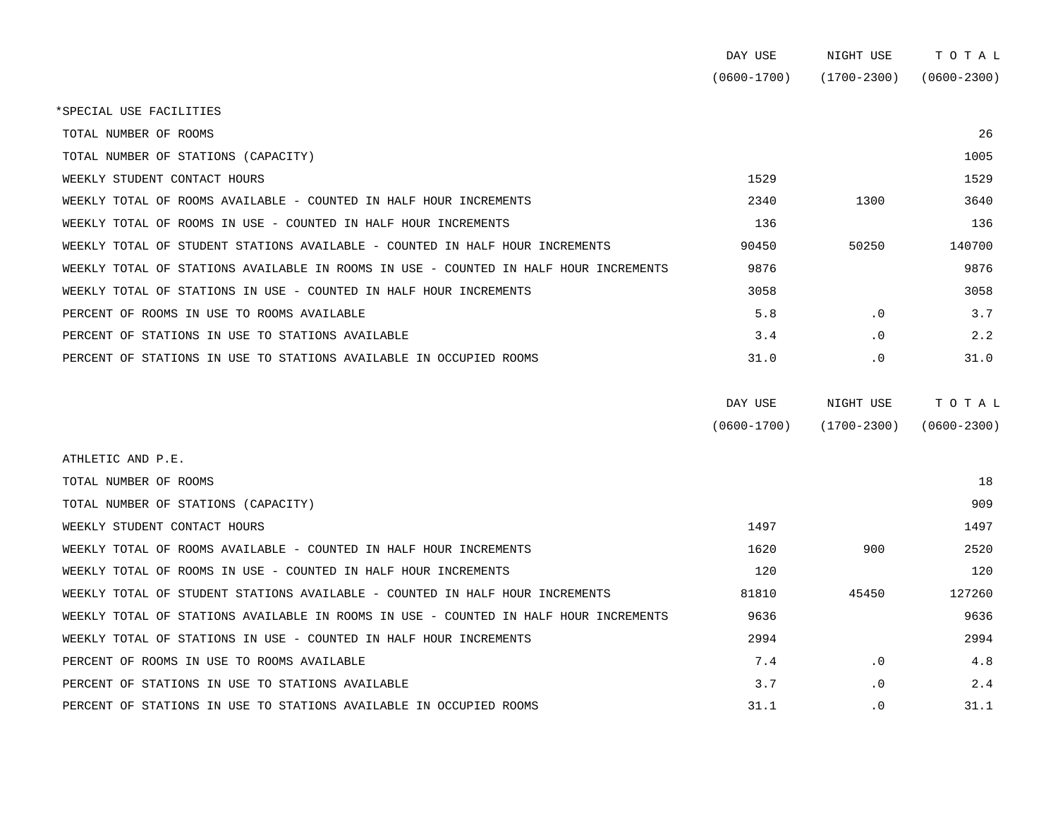| | DAY USE (0600-1700) | NIGHT USE (1700-2300) | T O T A L (0600-2300) |
|---|---|---|---|
| *SPECIAL USE FACILITIES | | | |
| TOTAL NUMBER OF ROOMS | | | 26 |
| TOTAL NUMBER OF STATIONS (CAPACITY) | | | 1005 |
| WEEKLY STUDENT CONTACT HOURS | 1529 | | 1529 |
| WEEKLY TOTAL OF ROOMS AVAILABLE - COUNTED IN HALF HOUR INCREMENTS | 2340 | 1300 | 3640 |
| WEEKLY TOTAL OF ROOMS IN USE - COUNTED IN HALF HOUR INCREMENTS | 136 | | 136 |
| WEEKLY TOTAL OF STUDENT STATIONS AVAILABLE - COUNTED IN HALF HOUR INCREMENTS | 90450 | 50250 | 140700 |
| WEEKLY TOTAL OF STATIONS AVAILABLE IN ROOMS IN USE - COUNTED IN HALF HOUR INCREMENTS | 9876 | | 9876 |
| WEEKLY TOTAL OF STATIONS IN USE - COUNTED IN HALF HOUR INCREMENTS | 3058 | | 3058 |
| PERCENT OF ROOMS IN USE TO ROOMS AVAILABLE | 5.8 | .0 | 3.7 |
| PERCENT OF STATIONS IN USE TO STATIONS AVAILABLE | 3.4 | .0 | 2.2 |
| PERCENT OF STATIONS IN USE TO STATIONS AVAILABLE IN OCCUPIED ROOMS | 31.0 | .0 | 31.0 |

| | DAY USE (0600-1700) | NIGHT USE (1700-2300) | T O T A L (0600-2300) |
|---|---|---|---|
| ATHLETIC AND P.E. | | | |
| TOTAL NUMBER OF ROOMS | | | 18 |
| TOTAL NUMBER OF STATIONS (CAPACITY) | | | 909 |
| WEEKLY STUDENT CONTACT HOURS | 1497 | | 1497 |
| WEEKLY TOTAL OF ROOMS AVAILABLE - COUNTED IN HALF HOUR INCREMENTS | 1620 | 900 | 2520 |
| WEEKLY TOTAL OF ROOMS IN USE - COUNTED IN HALF HOUR INCREMENTS | 120 | | 120 |
| WEEKLY TOTAL OF STUDENT STATIONS AVAILABLE - COUNTED IN HALF HOUR INCREMENTS | 81810 | 45450 | 127260 |
| WEEKLY TOTAL OF STATIONS AVAILABLE IN ROOMS IN USE - COUNTED IN HALF HOUR INCREMENTS | 9636 | | 9636 |
| WEEKLY TOTAL OF STATIONS IN USE - COUNTED IN HALF HOUR INCREMENTS | 2994 | | 2994 |
| PERCENT OF ROOMS IN USE TO ROOMS AVAILABLE | 7.4 | .0 | 4.8 |
| PERCENT OF STATIONS IN USE TO STATIONS AVAILABLE | 3.7 | .0 | 2.4 |
| PERCENT OF STATIONS IN USE TO STATIONS AVAILABLE IN OCCUPIED ROOMS | 31.1 | .0 | 31.1 |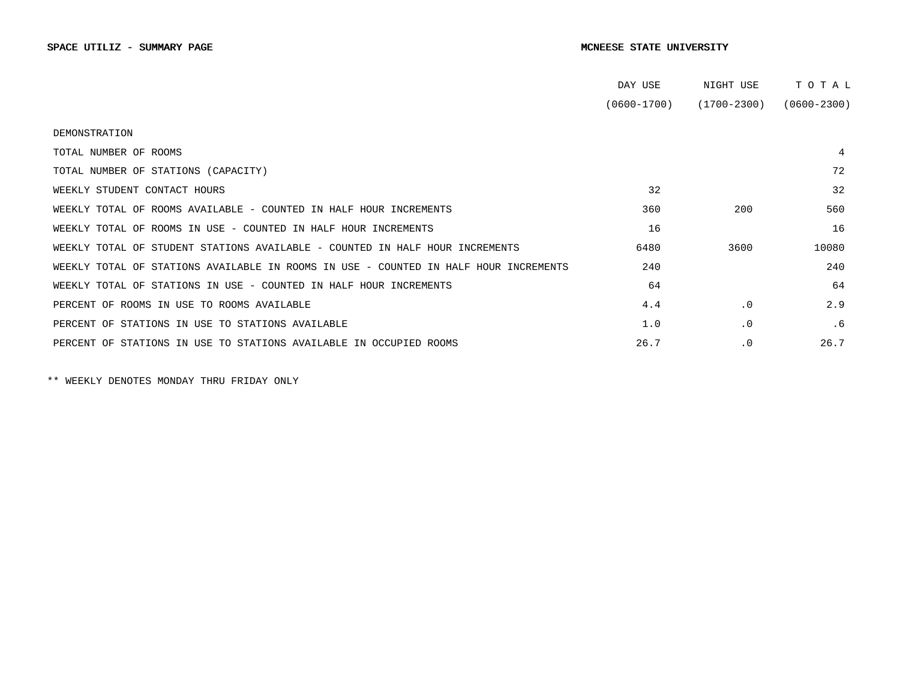**SPACE UTILIZ - SUMMARY PAGE** **MCNEESE STATE UNIVERSITY**

| | DAY USE (0600-1700) | NIGHT USE (1700-2300) | T O T A L (0600-2300) |
|---|---|---|---|
| DEMONSTRATION | | | |
| TOTAL NUMBER OF ROOMS | | | 4 |
| TOTAL NUMBER OF STATIONS (CAPACITY) | | | 72 |
| WEEKLY STUDENT CONTACT HOURS | 32 | | 32 |
| WEEKLY TOTAL OF ROOMS AVAILABLE - COUNTED IN HALF HOUR INCREMENTS | 360 | 200 | 560 |
| WEEKLY TOTAL OF ROOMS IN USE - COUNTED IN HALF HOUR INCREMENTS | 16 | | 16 |
| WEEKLY TOTAL OF STUDENT STATIONS AVAILABLE - COUNTED IN HALF HOUR INCREMENTS | 6480 | 3600 | 10080 |
| WEEKLY TOTAL OF STATIONS AVAILABLE IN ROOMS IN USE - COUNTED IN HALF HOUR INCREMENTS | 240 | | 240 |
| WEEKLY TOTAL OF STATIONS IN USE - COUNTED IN HALF HOUR INCREMENTS | 64 | | 64 |
| PERCENT OF ROOMS IN USE TO ROOMS AVAILABLE | 4.4 | .0 | 2.9 |
| PERCENT OF STATIONS IN USE TO STATIONS AVAILABLE | 1.0 | .0 | .6 |
| PERCENT OF STATIONS IN USE TO STATIONS AVAILABLE IN OCCUPIED ROOMS | 26.7 | .0 | 26.7 |

** WEEKLY DENOTES MONDAY THRU FRIDAY ONLY